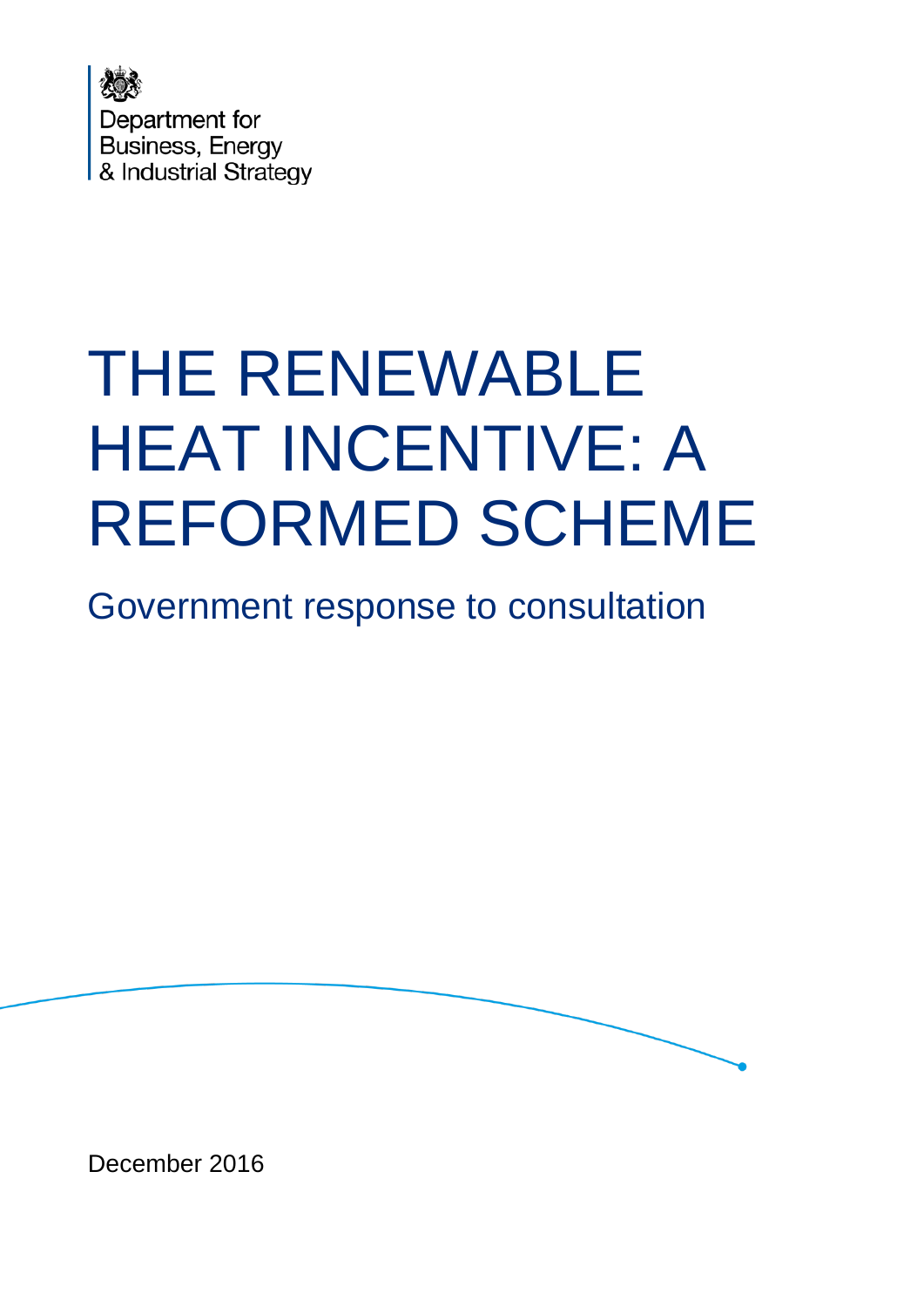Department for
Business, Energy
& Industrial Strategy

# THE RENEWABLE HEAT INCENTIVE: A REFORMED SCHEME

## Government response to consultation

December 2016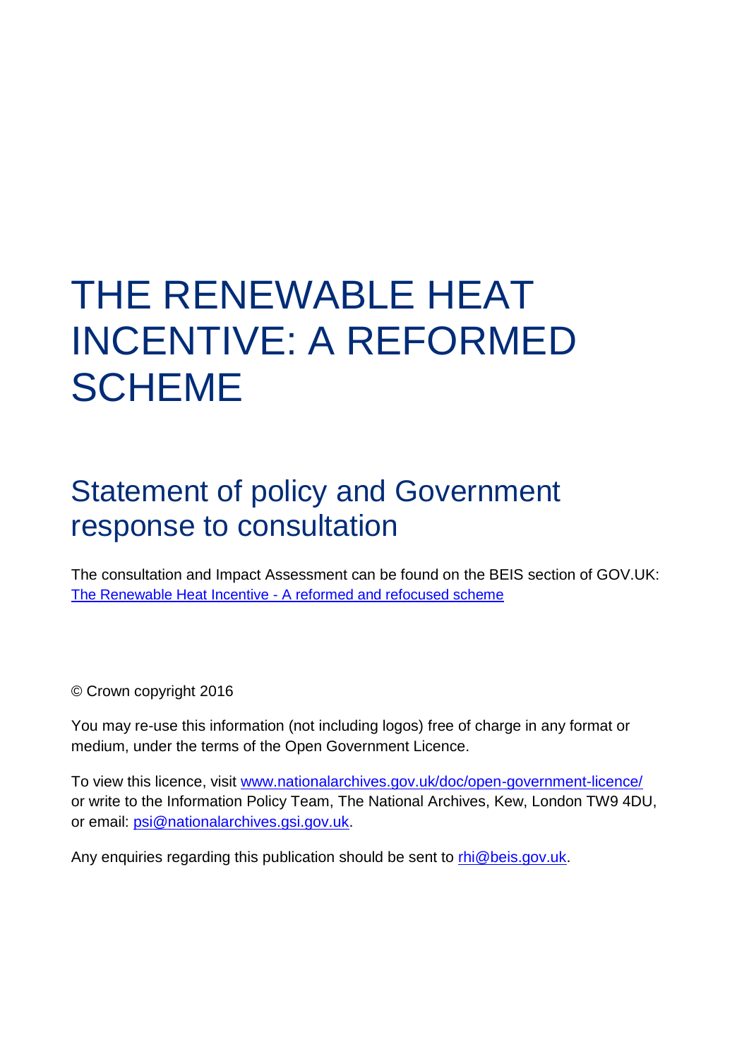# THE RENEWABLE HEAT INCENTIVE: A REFORMED SCHEME

## Statement of policy and Government response to consultation

The consultation and Impact Assessment can be found on the BEIS section of GOV.UK: The Renewable Heat Incentive - A reformed and refocused scheme

© Crown copyright 2016

You may re-use this information (not including logos) free of charge in any format or medium, under the terms of the Open Government Licence.

To view this licence, visit www.nationalarchives.gov.uk/doc/open-government-licence/ or write to the Information Policy Team, The National Archives, Kew, London TW9 4DU, or email: psi@nationalarchives.gsi.gov.uk.

Any enquiries regarding this publication should be sent to rhi@beis.gov.uk.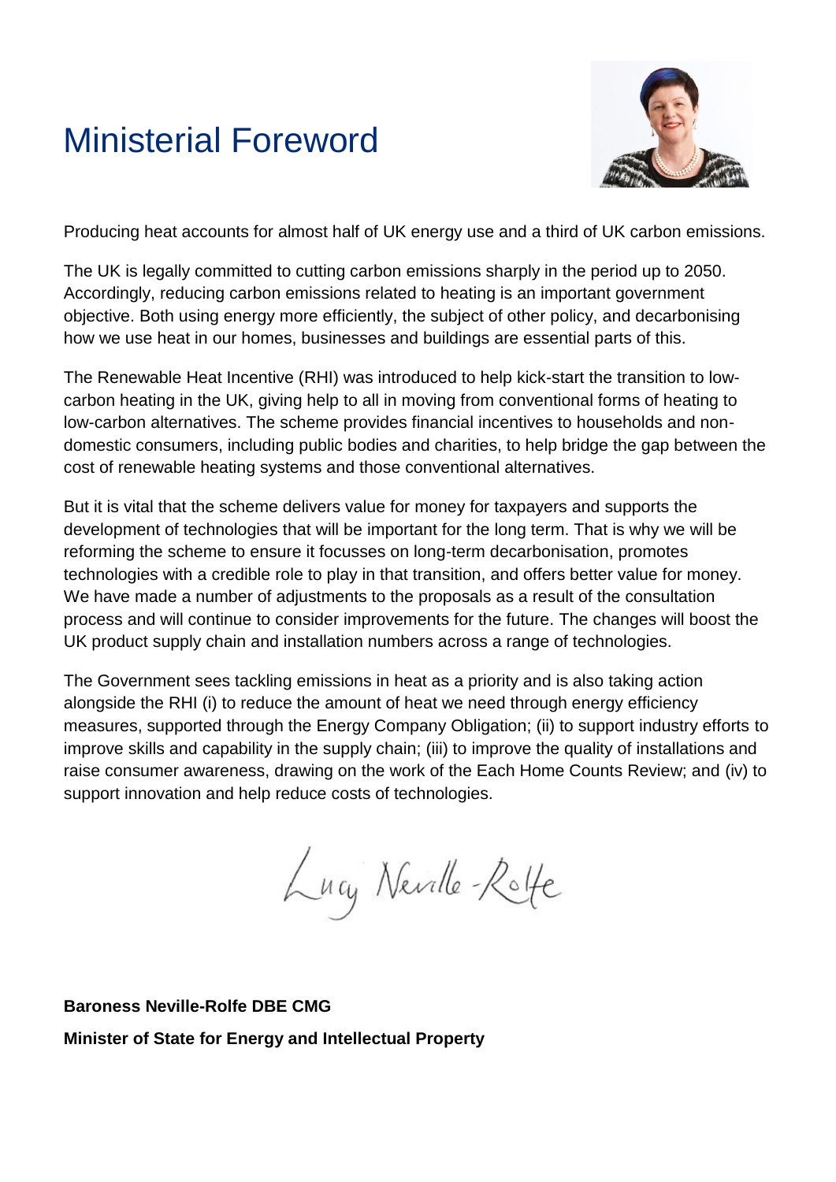# Ministerial Foreword

Producing heat accounts for almost half of UK energy use and a third of UK carbon emissions.

The UK is legally committed to cutting carbon emissions sharply in the period up to 2050. Accordingly, reducing carbon emissions related to heating is an important government objective. Both using energy more efficiently, the subject of other policy, and decarbonising how we use heat in our homes, businesses and buildings are essential parts of this.

The Renewable Heat Incentive (RHI) was introduced to help kick-start the transition to low-carbon heating in the UK, giving help to all in moving from conventional forms of heating to low-carbon alternatives. The scheme provides financial incentives to households and non-domestic consumers, including public bodies and charities, to help bridge the gap between the cost of renewable heating systems and those conventional alternatives.

But it is vital that the scheme delivers value for money for taxpayers and supports the development of technologies that will be important for the long term. That is why we will be reforming the scheme to ensure it focusses on long-term decarbonisation, promotes technologies with a credible role to play in that transition, and offers better value for money. We have made a number of adjustments to the proposals as a result of the consultation process and will continue to consider improvements for the future. The changes will boost the UK product supply chain and installation numbers across a range of technologies.

The Government sees tackling emissions in heat as a priority and is also taking action alongside the RHI (i) to reduce the amount of heat we need through energy efficiency measures, supported through the Energy Company Obligation; (ii) to support industry efforts to improve skills and capability in the supply chain; (iii) to improve the quality of installations and raise consumer awareness, drawing on the work of the Each Home Counts Review; and (iv) to support innovation and help reduce costs of technologies.

Lucy Neville-Rolfe

**Baroness Neville-Rolfe DBE CMG**

**Minister of State for Energy and Intellectual Property**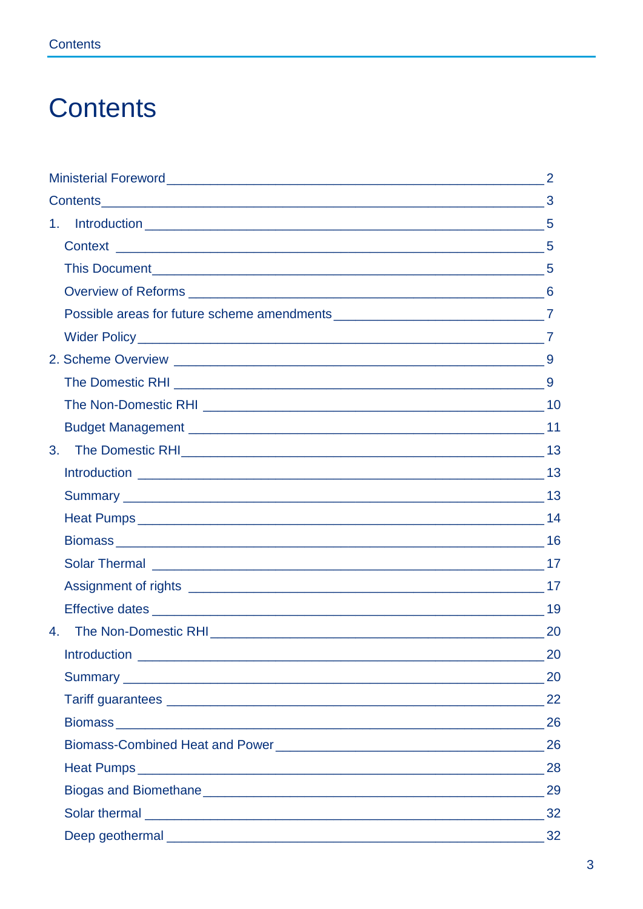# Contents

Ministerial Foreword 2

Contents 3

1. Introduction 5
   - Context 5
   - This Document 5
   - Overview of Reforms 6
   - Possible areas for future scheme amendments 7
   - Wider Policy 7

2. Scheme Overview 9
   - The Domestic RHI 9
   - The Non-Domestic RHI 10
   - Budget Management 11

3. The Domestic RHI 13
   - Introduction 13
   - Summary 13
   - Heat Pumps 14
   - Biomass 16
   - Solar Thermal 17
   - Assignment of rights 17
   - Effective dates 19

4. The Non-Domestic RHI 20
   - Introduction 20
   - Summary 20
   - Tariff guarantees 22
   - Biomass 26
   - Biomass-Combined Heat and Power 26
   - Heat Pumps 28
   - Biogas and Biomethane 29
   - Solar thermal 32
   - Deep geothermal 32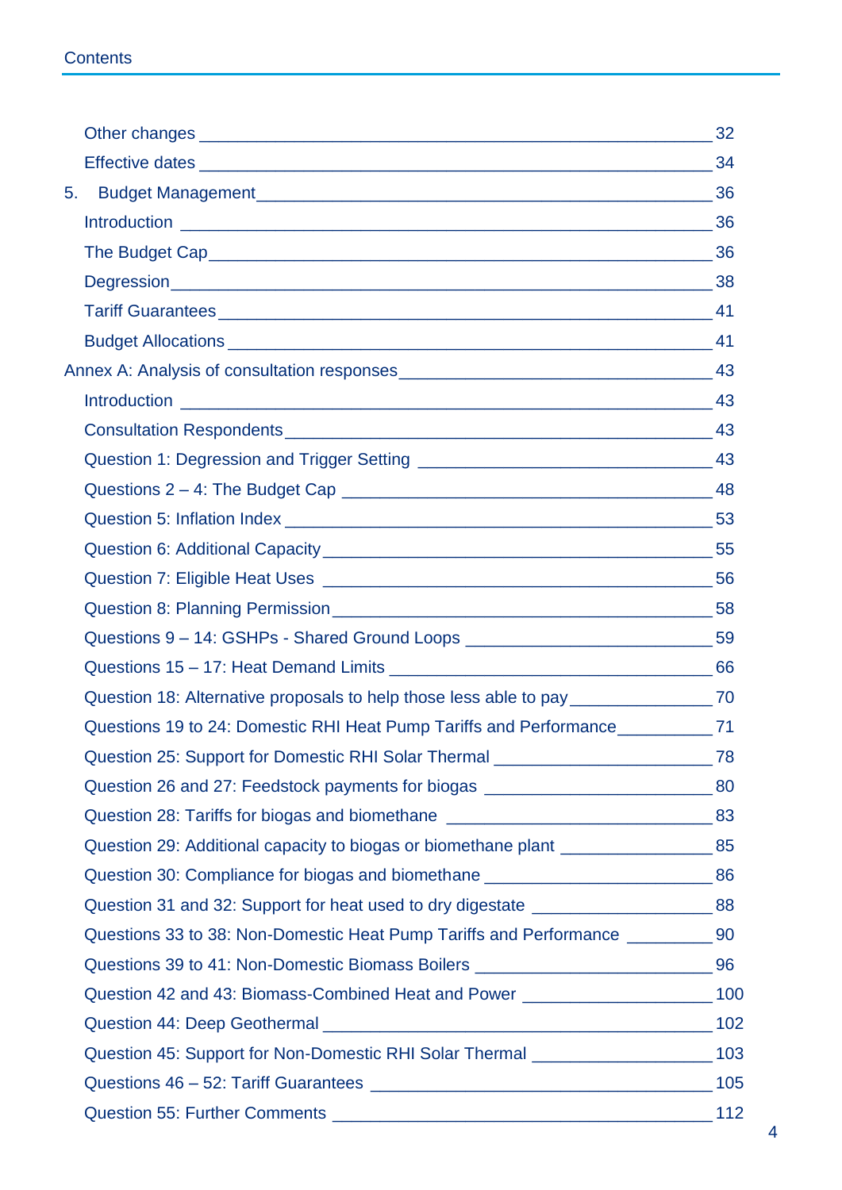Other changes \_\_\_ 32

Effective dates \_\_\_ 34

5. Budget Management \_\_\_ 36

Introduction \_\_\_ 36

The Budget Cap \_\_\_ 36

Degression \_\_\_ 38

Tariff Guarantees \_\_\_ 41

Budget Allocations \_\_\_ 41

Annex A: Analysis of consultation responses \_\_\_ 43

Introduction \_\_\_ 43

Consultation Respondents \_\_\_ 43

Question 1: Degression and Trigger Setting \_\_\_ 43

Questions 2 – 4: The Budget Cap \_\_\_ 48

Question 5: Inflation Index \_\_\_ 53

Question 6: Additional Capacity \_\_\_ 55

Question 7: Eligible Heat Uses \_\_\_ 56

Question 8: Planning Permission \_\_\_ 58

Questions 9 – 14: GSHPs - Shared Ground Loops \_\_\_ 59

Questions 15 – 17: Heat Demand Limits \_\_\_ 66

Question 18: Alternative proposals to help those less able to pay \_\_\_ 70

Questions 19 to 24: Domestic RHI Heat Pump Tariffs and Performance \_\_\_ 71

Question 25: Support for Domestic RHI Solar Thermal \_\_\_ 78

Question 26 and 27: Feedstock payments for biogas \_\_\_ 80

Question 28: Tariffs for biogas and biomethane \_\_\_ 83

Question 29: Additional capacity to biogas or biomethane plant \_\_\_ 85

Question 30: Compliance for biogas and biomethane \_\_\_ 86

Question 31 and 32: Support for heat used to dry digestate \_\_\_ 88

Questions 33 to 38: Non-Domestic Heat Pump Tariffs and Performance \_\_\_ 90

Questions 39 to 41: Non-Domestic Biomass Boilers \_\_\_ 96

Question 42 and 43: Biomass-Combined Heat and Power \_\_\_ 100

Question 44: Deep Geothermal \_\_\_ 102

Question 45: Support for Non-Domestic RHI Solar Thermal \_\_\_ 103

Questions 46 – 52: Tariff Guarantees \_\_\_ 105

Question 55: Further Comments \_\_\_ 112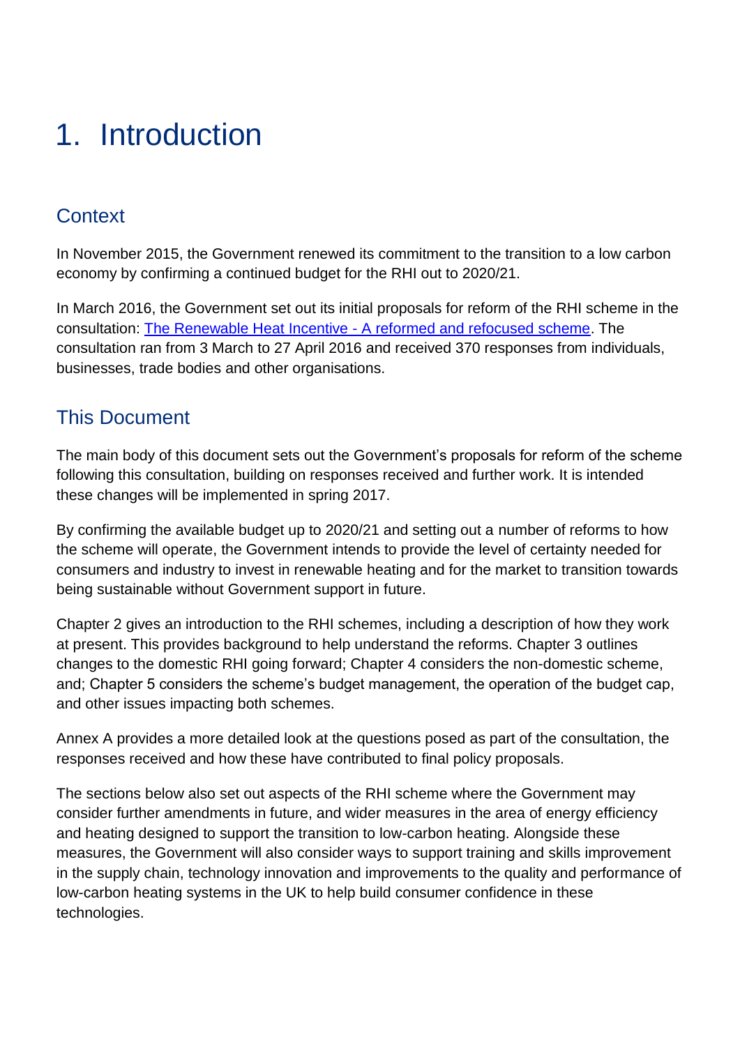# 1. Introduction

## Context

In November 2015, the Government renewed its commitment to the transition to a low carbon economy by confirming a continued budget for the RHI out to 2020/21.

In March 2016, the Government set out its initial proposals for reform of the RHI scheme in the consultation: [The Renewable Heat Incentive - A reformed and refocused scheme](). The consultation ran from 3 March to 27 April 2016 and received 370 responses from individuals, businesses, trade bodies and other organisations.

## This Document

The main body of this document sets out the Government's proposals for reform of the scheme following this consultation, building on responses received and further work. It is intended these changes will be implemented in spring 2017.

By confirming the available budget up to 2020/21 and setting out a number of reforms to how the scheme will operate, the Government intends to provide the level of certainty needed for consumers and industry to invest in renewable heating and for the market to transition towards being sustainable without Government support in future.

Chapter 2 gives an introduction to the RHI schemes, including a description of how they work at present. This provides background to help understand the reforms. Chapter 3 outlines changes to the domestic RHI going forward; Chapter 4 considers the non-domestic scheme, and; Chapter 5 considers the scheme's budget management, the operation of the budget cap, and other issues impacting both schemes.

Annex A provides a more detailed look at the questions posed as part of the consultation, the responses received and how these have contributed to final policy proposals.

The sections below also set out aspects of the RHI scheme where the Government may consider further amendments in future, and wider measures in the area of energy efficiency and heating designed to support the transition to low-carbon heating. Alongside these measures, the Government will also consider ways to support training and skills improvement in the supply chain, technology innovation and improvements to the quality and performance of low-carbon heating systems in the UK to help build consumer confidence in these technologies.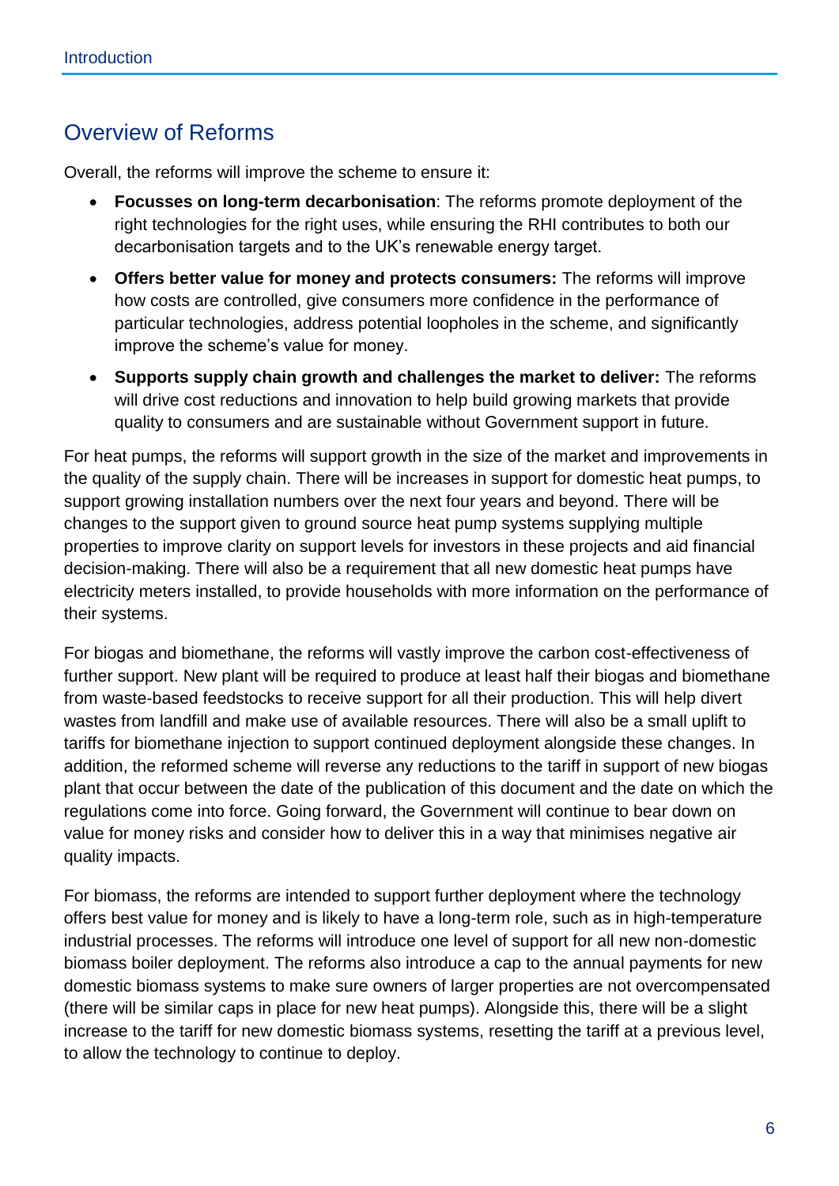## Overview of Reforms

Overall, the reforms will improve the scheme to ensure it:

- **Focusses on long-term decarbonisation**: The reforms promote deployment of the right technologies for the right uses, while ensuring the RHI contributes to both our decarbonisation targets and to the UK's renewable energy target.
- **Offers better value for money and protects consumers:** The reforms will improve how costs are controlled, give consumers more confidence in the performance of particular technologies, address potential loopholes in the scheme, and significantly improve the scheme's value for money.
- **Supports supply chain growth and challenges the market to deliver:** The reforms will drive cost reductions and innovation to help build growing markets that provide quality to consumers and are sustainable without Government support in future.

For heat pumps, the reforms will support growth in the size of the market and improvements in the quality of the supply chain. There will be increases in support for domestic heat pumps, to support growing installation numbers over the next four years and beyond. There will be changes to the support given to ground source heat pump systems supplying multiple properties to improve clarity on support levels for investors in these projects and aid financial decision-making. There will also be a requirement that all new domestic heat pumps have electricity meters installed, to provide households with more information on the performance of their systems.

For biogas and biomethane, the reforms will vastly improve the carbon cost-effectiveness of further support. New plant will be required to produce at least half their biogas and biomethane from waste-based feedstocks to receive support for all their production. This will help divert wastes from landfill and make use of available resources. There will also be a small uplift to tariffs for biomethane injection to support continued deployment alongside these changes. In addition, the reformed scheme will reverse any reductions to the tariff in support of new biogas plant that occur between the date of the publication of this document and the date on which the regulations come into force. Going forward, the Government will continue to bear down on value for money risks and consider how to deliver this in a way that minimises negative air quality impacts.

For biomass, the reforms are intended to support further deployment where the technology offers best value for money and is likely to have a long-term role, such as in high-temperature industrial processes. The reforms will introduce one level of support for all new non-domestic biomass boiler deployment. The reforms also introduce a cap to the annual payments for new domestic biomass systems to make sure owners of larger properties are not overcompensated (there will be similar caps in place for new heat pumps). Alongside this, there will be a slight increase to the tariff for new domestic biomass systems, resetting the tariff at a previous level, to allow the technology to continue to deploy.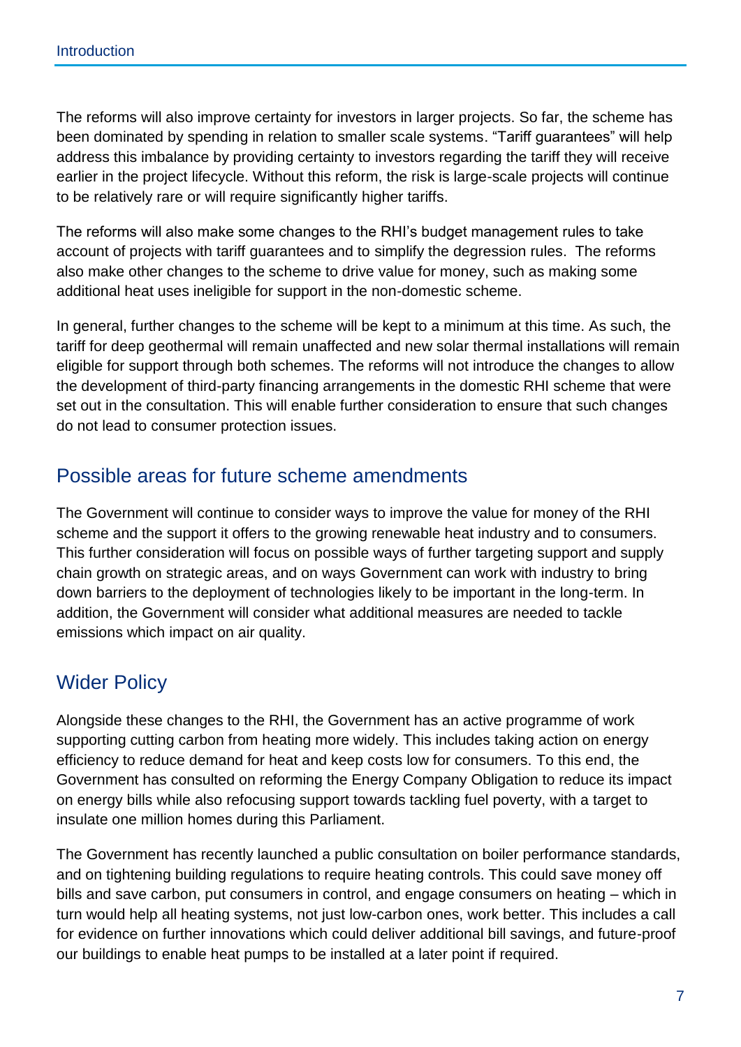The reforms will also improve certainty for investors in larger projects. So far, the scheme has been dominated by spending in relation to smaller scale systems. "Tariff guarantees" will help address this imbalance by providing certainty to investors regarding the tariff they will receive earlier in the project lifecycle. Without this reform, the risk is large-scale projects will continue to be relatively rare or will require significantly higher tariffs.

The reforms will also make some changes to the RHI's budget management rules to take account of projects with tariff guarantees and to simplify the degression rules. The reforms also make other changes to the scheme to drive value for money, such as making some additional heat uses ineligible for support in the non-domestic scheme.

In general, further changes to the scheme will be kept to a minimum at this time. As such, the tariff for deep geothermal will remain unaffected and new solar thermal installations will remain eligible for support through both schemes. The reforms will not introduce the changes to allow the development of third-party financing arrangements in the domestic RHI scheme that were set out in the consultation. This will enable further consideration to ensure that such changes do not lead to consumer protection issues.

## Possible areas for future scheme amendments

The Government will continue to consider ways to improve the value for money of the RHI scheme and the support it offers to the growing renewable heat industry and to consumers. This further consideration will focus on possible ways of further targeting support and supply chain growth on strategic areas, and on ways Government can work with industry to bring down barriers to the deployment of technologies likely to be important in the long-term. In addition, the Government will consider what additional measures are needed to tackle emissions which impact on air quality.

## Wider Policy

Alongside these changes to the RHI, the Government has an active programme of work supporting cutting carbon from heating more widely. This includes taking action on energy efficiency to reduce demand for heat and keep costs low for consumers. To this end, the Government has consulted on reforming the Energy Company Obligation to reduce its impact on energy bills while also refocusing support towards tackling fuel poverty, with a target to insulate one million homes during this Parliament.

The Government has recently launched a public consultation on boiler performance standards, and on tightening building regulations to require heating controls. This could save money off bills and save carbon, put consumers in control, and engage consumers on heating – which in turn would help all heating systems, not just low-carbon ones, work better. This includes a call for evidence on further innovations which could deliver additional bill savings, and future-proof our buildings to enable heat pumps to be installed at a later point if required.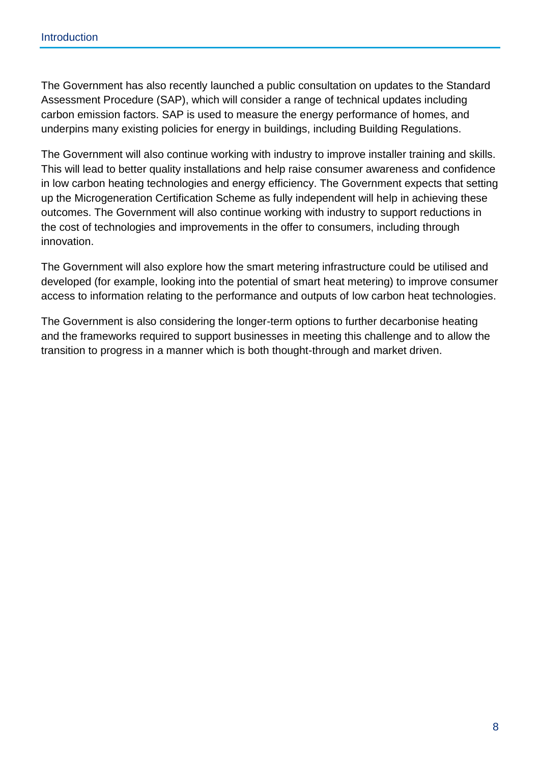The Government has also recently launched a public consultation on updates to the Standard Assessment Procedure (SAP), which will consider a range of technical updates including carbon emission factors. SAP is used to measure the energy performance of homes, and underpins many existing policies for energy in buildings, including Building Regulations.

The Government will also continue working with industry to improve installer training and skills. This will lead to better quality installations and help raise consumer awareness and confidence in low carbon heating technologies and energy efficiency. The Government expects that setting up the Microgeneration Certification Scheme as fully independent will help in achieving these outcomes. The Government will also continue working with industry to support reductions in the cost of technologies and improvements in the offer to consumers, including through innovation.

The Government will also explore how the smart metering infrastructure could be utilised and developed (for example, looking into the potential of smart heat metering) to improve consumer access to information relating to the performance and outputs of low carbon heat technologies.

The Government is also considering the longer-term options to further decarbonise heating and the frameworks required to support businesses in meeting this challenge and to allow the transition to progress in a manner which is both thought-through and market driven.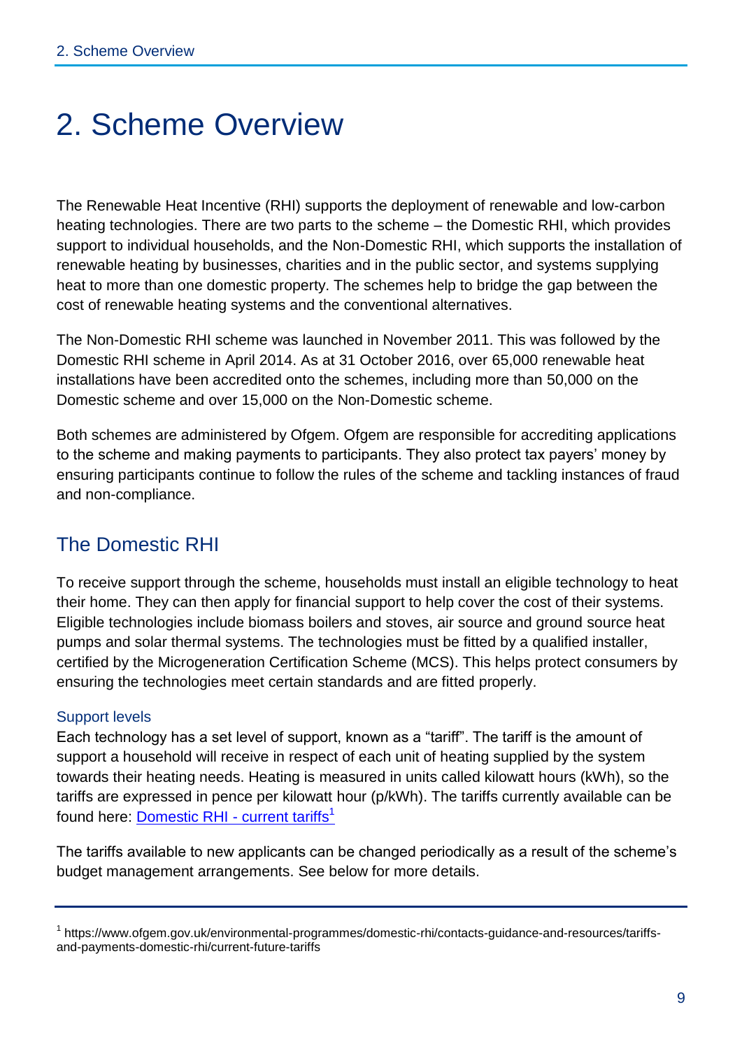# 2. Scheme Overview

The Renewable Heat Incentive (RHI) supports the deployment of renewable and low-carbon heating technologies. There are two parts to the scheme – the Domestic RHI, which provides support to individual households, and the Non-Domestic RHI, which supports the installation of renewable heating by businesses, charities and in the public sector, and systems supplying heat to more than one domestic property. The schemes help to bridge the gap between the cost of renewable heating systems and the conventional alternatives.

The Non-Domestic RHI scheme was launched in November 2011. This was followed by the Domestic RHI scheme in April 2014. As at 31 October 2016, over 65,000 renewable heat installations have been accredited onto the schemes, including more than 50,000 on the Domestic scheme and over 15,000 on the Non-Domestic scheme.

Both schemes are administered by Ofgem. Ofgem are responsible for accrediting applications to the scheme and making payments to participants. They also protect tax payers' money by ensuring participants continue to follow the rules of the scheme and tackling instances of fraud and non-compliance.

## The Domestic RHI

To receive support through the scheme, households must install an eligible technology to heat their home. They can then apply for financial support to help cover the cost of their systems. Eligible technologies include biomass boilers and stoves, air source and ground source heat pumps and solar thermal systems. The technologies must be fitted by a qualified installer, certified by the Microgeneration Certification Scheme (MCS). This helps protect consumers by ensuring the technologies meet certain standards and are fitted properly.

### Support levels

Each technology has a set level of support, known as a "tariff". The tariff is the amount of support a household will receive in respect of each unit of heating supplied by the system towards their heating needs. Heating is measured in units called kilowatt hours (kWh), so the tariffs are expressed in pence per kilowatt hour (p/kWh). The tariffs currently available can be found here: Domestic RHI - current tariffs[1]

The tariffs available to new applicants can be changed periodically as a result of the scheme's budget management arrangements. See below for more details.

[1] https://www.ofgem.gov.uk/environmental-programmes/domestic-rhi/contacts-guidance-and-resources/tariffs-and-payments-domestic-rhi/current-future-tariffs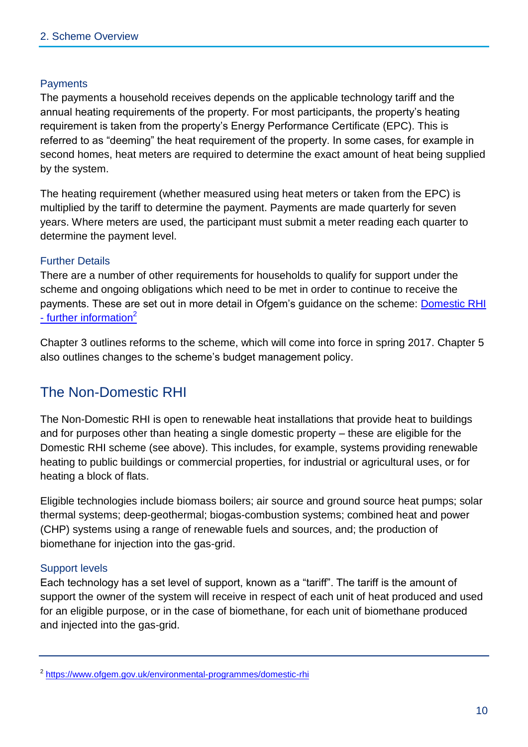### Payments

The payments a household receives depends on the applicable technology tariff and the annual heating requirements of the property. For most participants, the property's heating requirement is taken from the property's Energy Performance Certificate (EPC). This is referred to as "deeming" the heat requirement of the property. In some cases, for example in second homes, heat meters are required to determine the exact amount of heat being supplied by the system.

The heating requirement (whether measured using heat meters or taken from the EPC) is multiplied by the tariff to determine the payment. Payments are made quarterly for seven years. Where meters are used, the participant must submit a meter reading each quarter to determine the payment level.

### Further Details

There are a number of other requirements for households to qualify for support under the scheme and ongoing obligations which need to be met in order to continue to receive the payments. These are set out in more detail in Ofgem's guidance on the scheme: Domestic RHI - further information[2]

Chapter 3 outlines reforms to the scheme, which will come into force in spring 2017. Chapter 5 also outlines changes to the scheme's budget management policy.

## The Non-Domestic RHI

The Non-Domestic RHI is open to renewable heat installations that provide heat to buildings and for purposes other than heating a single domestic property – these are eligible for the Domestic RHI scheme (see above). This includes, for example, systems providing renewable heating to public buildings or commercial properties, for industrial or agricultural uses, or for heating a block of flats.

Eligible technologies include biomass boilers; air source and ground source heat pumps; solar thermal systems; deep-geothermal; biogas-combustion systems; combined heat and power (CHP) systems using a range of renewable fuels and sources, and; the production of biomethane for injection into the gas-grid.

### Support levels

Each technology has a set level of support, known as a "tariff". The tariff is the amount of support the owner of the system will receive in respect of each unit of heat produced and used for an eligible purpose, or in the case of biomethane, for each unit of biomethane produced and injected into the gas-grid.

[2] https://www.ofgem.gov.uk/environmental-programmes/domestic-rhi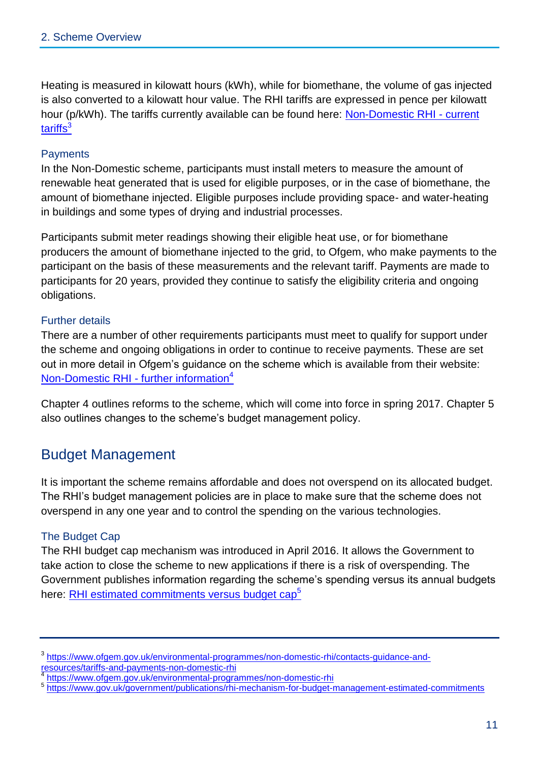Heating is measured in kilowatt hours (kWh), while for biomethane, the volume of gas injected is also converted to a kilowatt hour value. The RHI tariffs are expressed in pence per kilowatt hour (p/kWh). The tariffs currently available can be found here: [Non-Domestic RHI - current tariffs](https://www.ofgem.gov.uk/environmental-programmes/non-domestic-rhi/contacts-guidance-and-resources/tariffs-and-payments-non-domestic-rhi)[3]

### Payments

In the Non-Domestic scheme, participants must install meters to measure the amount of renewable heat generated that is used for eligible purposes, or in the case of biomethane, the amount of biomethane injected. Eligible purposes include providing space- and water-heating in buildings and some types of drying and industrial processes.

Participants submit meter readings showing their eligible heat use, or for biomethane producers the amount of biomethane injected to the grid, to Ofgem, who make payments to the participant on the basis of these measurements and the relevant tariff. Payments are made to participants for 20 years, provided they continue to satisfy the eligibility criteria and ongoing obligations.

### Further details

There are a number of other requirements participants must meet to qualify for support under the scheme and ongoing obligations in order to continue to receive payments. These are set out in more detail in Ofgem's guidance on the scheme which is available from their website: [Non-Domestic RHI - further information](https://www.ofgem.gov.uk/environmental-programmes/non-domestic-rhi)[4]

Chapter 4 outlines reforms to the scheme, which will come into force in spring 2017. Chapter 5 also outlines changes to the scheme's budget management policy.

## Budget Management

It is important the scheme remains affordable and does not overspend on its allocated budget. The RHI's budget management policies are in place to make sure that the scheme does not overspend in any one year and to control the spending on the various technologies.

### The Budget Cap

The RHI budget cap mechanism was introduced in April 2016. It allows the Government to take action to close the scheme to new applications if there is a risk of overspending. The Government publishes information regarding the scheme's spending versus its annual budgets here: [RHI estimated commitments versus budget cap](https://www.gov.uk/government/publications/rhi-mechanism-for-budget-management-estimated-commitments)[5]

---

[3] https://www.ofgem.gov.uk/environmental-programmes/non-domestic-rhi/contacts-guidance-and-resources/tariffs-and-payments-non-domestic-rhi

[4] https://www.ofgem.gov.uk/environmental-programmes/non-domestic-rhi

[5] https://www.gov.uk/government/publications/rhi-mechanism-for-budget-management-estimated-commitments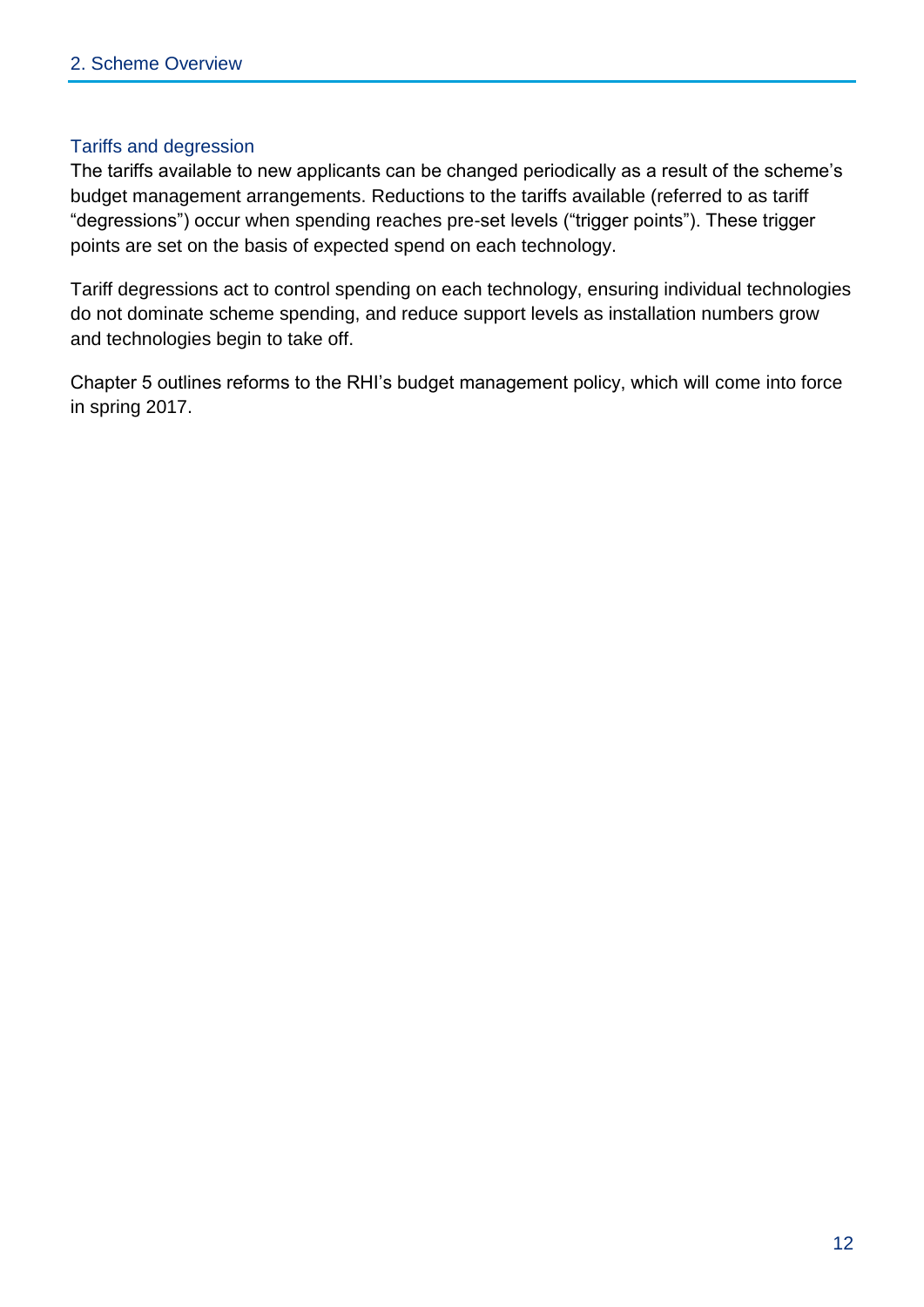### Tariffs and degression

The tariffs available to new applicants can be changed periodically as a result of the scheme's budget management arrangements. Reductions to the tariffs available (referred to as tariff "degressions") occur when spending reaches pre-set levels ("trigger points"). These trigger points are set on the basis of expected spend on each technology.

Tariff degressions act to control spending on each technology, ensuring individual technologies do not dominate scheme spending, and reduce support levels as installation numbers grow and technologies begin to take off.

Chapter 5 outlines reforms to the RHI's budget management policy, which will come into force in spring 2017.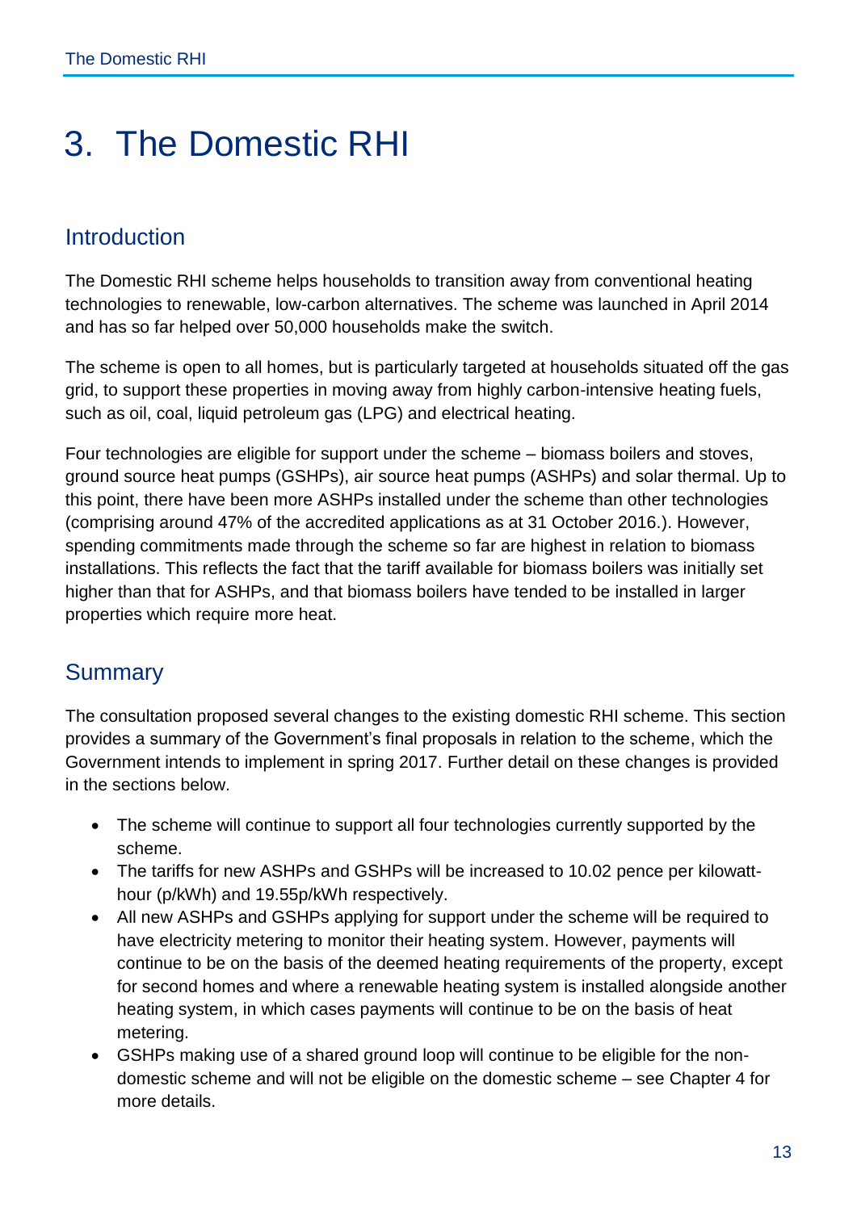# 3. The Domestic RHI

## Introduction

The Domestic RHI scheme helps households to transition away from conventional heating technologies to renewable, low-carbon alternatives. The scheme was launched in April 2014 and has so far helped over 50,000 households make the switch.

The scheme is open to all homes, but is particularly targeted at households situated off the gas grid, to support these properties in moving away from highly carbon-intensive heating fuels, such as oil, coal, liquid petroleum gas (LPG) and electrical heating.

Four technologies are eligible for support under the scheme – biomass boilers and stoves, ground source heat pumps (GSHPs), air source heat pumps (ASHPs) and solar thermal. Up to this point, there have been more ASHPs installed under the scheme than other technologies (comprising around 47% of the accredited applications as at 31 October 2016.). However, spending commitments made through the scheme so far are highest in relation to biomass installations. This reflects the fact that the tariff available for biomass boilers was initially set higher than that for ASHPs, and that biomass boilers have tended to be installed in larger properties which require more heat.

## Summary

The consultation proposed several changes to the existing domestic RHI scheme. This section provides a summary of the Government's final proposals in relation to the scheme, which the Government intends to implement in spring 2017. Further detail on these changes is provided in the sections below.

- The scheme will continue to support all four technologies currently supported by the scheme.
- The tariffs for new ASHPs and GSHPs will be increased to 10.02 pence per kilowatt-hour (p/kWh) and 19.55p/kWh respectively.
- All new ASHPs and GSHPs applying for support under the scheme will be required to have electricity metering to monitor their heating system. However, payments will continue to be on the basis of the deemed heating requirements of the property, except for second homes and where a renewable heating system is installed alongside another heating system, in which cases payments will continue to be on the basis of heat metering.
- GSHPs making use of a shared ground loop will continue to be eligible for the non-domestic scheme and will not be eligible on the domestic scheme – see Chapter 4 for more details.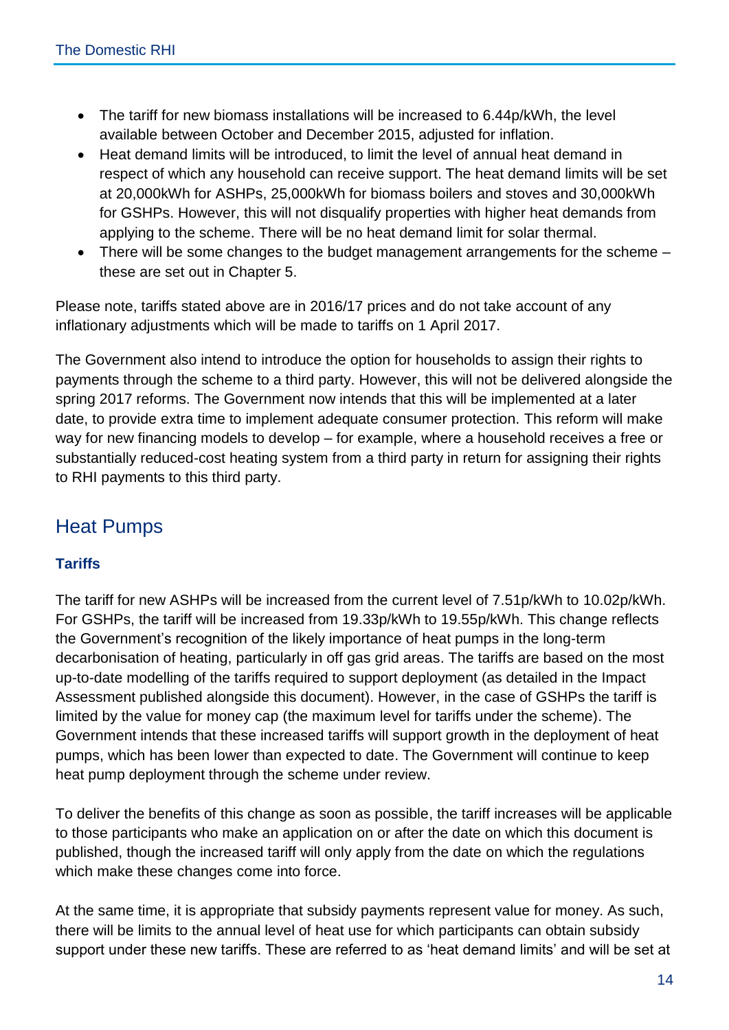- The tariff for new biomass installations will be increased to 6.44p/kWh, the level available between October and December 2015, adjusted for inflation.
- Heat demand limits will be introduced, to limit the level of annual heat demand in respect of which any household can receive support. The heat demand limits will be set at 20,000kWh for ASHPs, 25,000kWh for biomass boilers and stoves and 30,000kWh for GSHPs. However, this will not disqualify properties with higher heat demands from applying to the scheme. There will be no heat demand limit for solar thermal.
- There will be some changes to the budget management arrangements for the scheme – these are set out in Chapter 5.

Please note, tariffs stated above are in 2016/17 prices and do not take account of any inflationary adjustments which will be made to tariffs on 1 April 2017.

The Government also intend to introduce the option for households to assign their rights to payments through the scheme to a third party. However, this will not be delivered alongside the spring 2017 reforms. The Government now intends that this will be implemented at a later date, to provide extra time to implement adequate consumer protection. This reform will make way for new financing models to develop – for example, where a household receives a free or substantially reduced-cost heating system from a third party in return for assigning their rights to RHI payments to this third party.

## Heat Pumps

### Tariffs

The tariff for new ASHPs will be increased from the current level of 7.51p/kWh to 10.02p/kWh. For GSHPs, the tariff will be increased from 19.33p/kWh to 19.55p/kWh. This change reflects the Government's recognition of the likely importance of heat pumps in the long-term decarbonisation of heating, particularly in off gas grid areas. The tariffs are based on the most up-to-date modelling of the tariffs required to support deployment (as detailed in the Impact Assessment published alongside this document). However, in the case of GSHPs the tariff is limited by the value for money cap (the maximum level for tariffs under the scheme). The Government intends that these increased tariffs will support growth in the deployment of heat pumps, which has been lower than expected to date. The Government will continue to keep heat pump deployment through the scheme under review.

To deliver the benefits of this change as soon as possible, the tariff increases will be applicable to those participants who make an application on or after the date on which this document is published, though the increased tariff will only apply from the date on which the regulations which make these changes come into force.

At the same time, it is appropriate that subsidy payments represent value for money. As such, there will be limits to the annual level of heat use for which participants can obtain subsidy support under these new tariffs. These are referred to as 'heat demand limits' and will be set at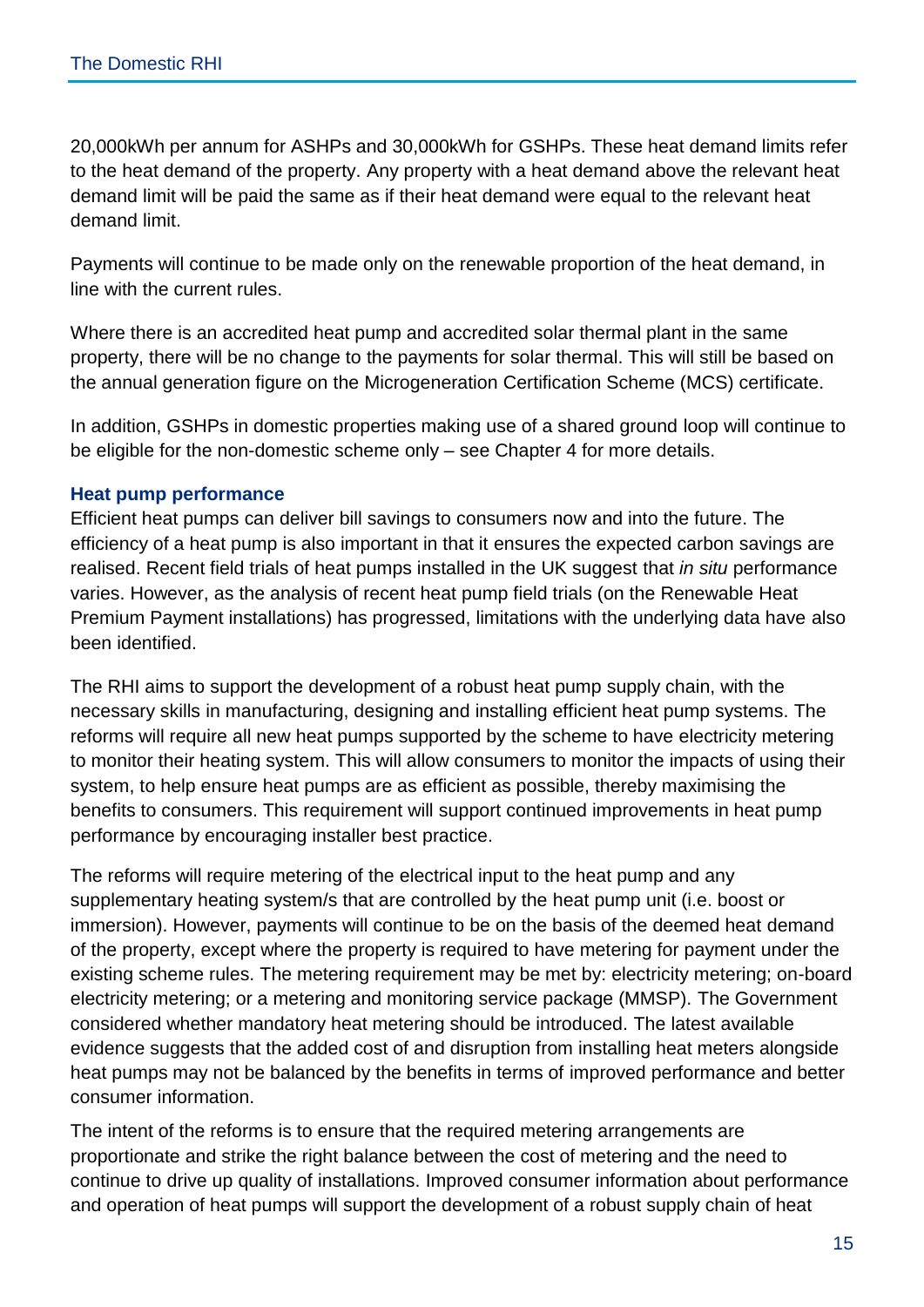20,000kWh per annum for ASHPs and 30,000kWh for GSHPs. These heat demand limits refer to the heat demand of the property. Any property with a heat demand above the relevant heat demand limit will be paid the same as if their heat demand were equal to the relevant heat demand limit.

Payments will continue to be made only on the renewable proportion of the heat demand, in line with the current rules.

Where there is an accredited heat pump and accredited solar thermal plant in the same property, there will be no change to the payments for solar thermal. This will still be based on the annual generation figure on the Microgeneration Certification Scheme (MCS) certificate.

In addition, GSHPs in domestic properties making use of a shared ground loop will continue to be eligible for the non-domestic scheme only – see Chapter 4 for more details.

### Heat pump performance

Efficient heat pumps can deliver bill savings to consumers now and into the future. The efficiency of a heat pump is also important in that it ensures the expected carbon savings are realised. Recent field trials of heat pumps installed in the UK suggest that *in situ* performance varies. However, as the analysis of recent heat pump field trials (on the Renewable Heat Premium Payment installations) has progressed, limitations with the underlying data have also been identified.

The RHI aims to support the development of a robust heat pump supply chain, with the necessary skills in manufacturing, designing and installing efficient heat pump systems. The reforms will require all new heat pumps supported by the scheme to have electricity metering to monitor their heating system. This will allow consumers to monitor the impacts of using their system, to help ensure heat pumps are as efficient as possible, thereby maximising the benefits to consumers. This requirement will support continued improvements in heat pump performance by encouraging installer best practice.

The reforms will require metering of the electrical input to the heat pump and any supplementary heating system/s that are controlled by the heat pump unit (i.e. boost or immersion). However, payments will continue to be on the basis of the deemed heat demand of the property, except where the property is required to have metering for payment under the existing scheme rules. The metering requirement may be met by: electricity metering; on-board electricity metering; or a metering and monitoring service package (MMSP). The Government considered whether mandatory heat metering should be introduced. The latest available evidence suggests that the added cost of and disruption from installing heat meters alongside heat pumps may not be balanced by the benefits in terms of improved performance and better consumer information.

The intent of the reforms is to ensure that the required metering arrangements are proportionate and strike the right balance between the cost of metering and the need to continue to drive up quality of installations. Improved consumer information about performance and operation of heat pumps will support the development of a robust supply chain of heat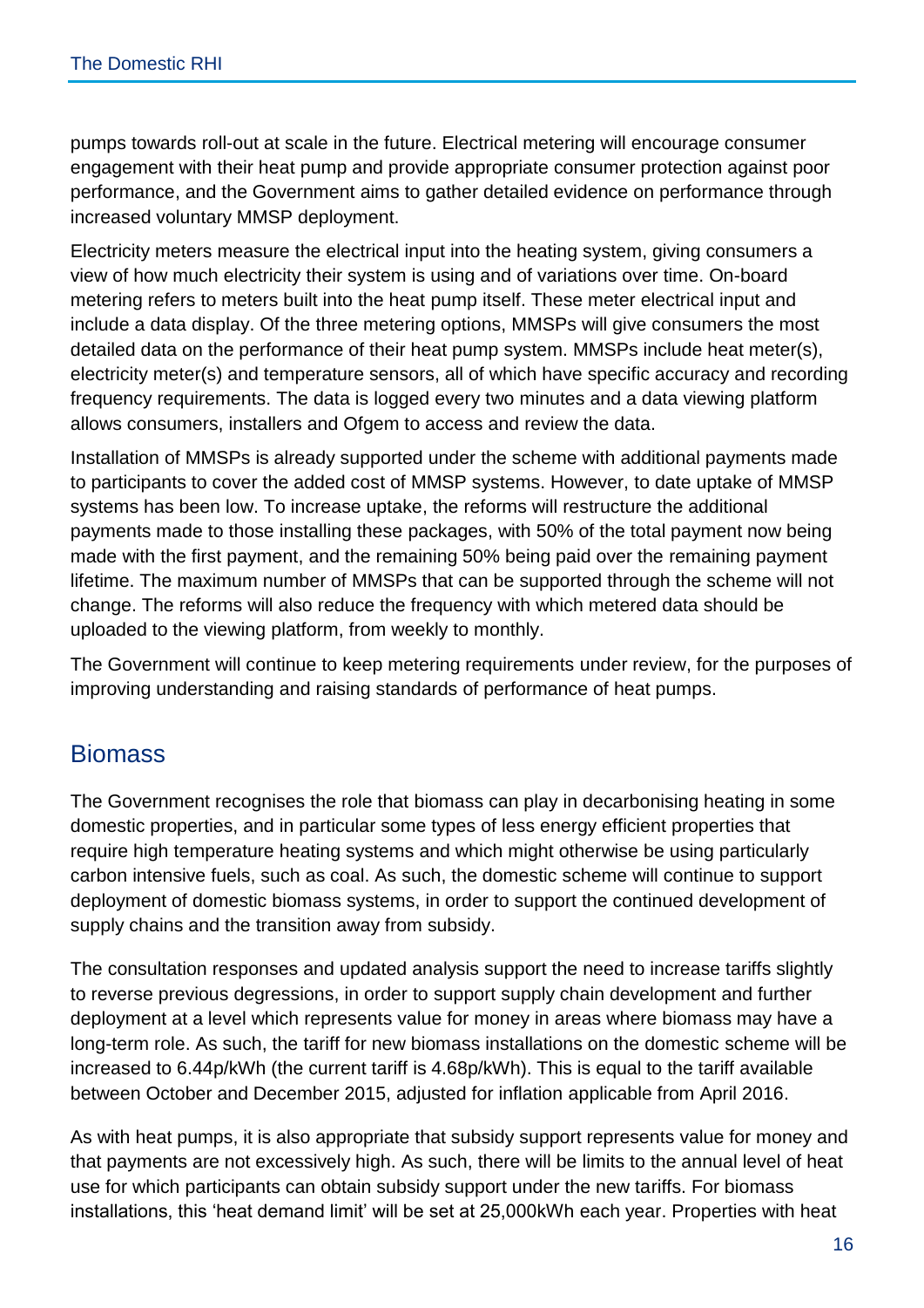pumps towards roll-out at scale in the future. Electrical metering will encourage consumer engagement with their heat pump and provide appropriate consumer protection against poor performance, and the Government aims to gather detailed evidence on performance through increased voluntary MMSP deployment.

Electricity meters measure the electrical input into the heating system, giving consumers a view of how much electricity their system is using and of variations over time. On-board metering refers to meters built into the heat pump itself. These meter electrical input and include a data display. Of the three metering options, MMSPs will give consumers the most detailed data on the performance of their heat pump system. MMSPs include heat meter(s), electricity meter(s) and temperature sensors, all of which have specific accuracy and recording frequency requirements. The data is logged every two minutes and a data viewing platform allows consumers, installers and Ofgem to access and review the data.

Installation of MMSPs is already supported under the scheme with additional payments made to participants to cover the added cost of MMSP systems. However, to date uptake of MMSP systems has been low. To increase uptake, the reforms will restructure the additional payments made to those installing these packages, with 50% of the total payment now being made with the first payment, and the remaining 50% being paid over the remaining payment lifetime. The maximum number of MMSPs that can be supported through the scheme will not change. The reforms will also reduce the frequency with which metered data should be uploaded to the viewing platform, from weekly to monthly.

The Government will continue to keep metering requirements under review, for the purposes of improving understanding and raising standards of performance of heat pumps.

## Biomass

The Government recognises the role that biomass can play in decarbonising heating in some domestic properties, and in particular some types of less energy efficient properties that require high temperature heating systems and which might otherwise be using particularly carbon intensive fuels, such as coal. As such, the domestic scheme will continue to support deployment of domestic biomass systems, in order to support the continued development of supply chains and the transition away from subsidy.

The consultation responses and updated analysis support the need to increase tariffs slightly to reverse previous degressions, in order to support supply chain development and further deployment at a level which represents value for money in areas where biomass may have a long-term role. As such, the tariff for new biomass installations on the domestic scheme will be increased to 6.44p/kWh (the current tariff is 4.68p/kWh). This is equal to the tariff available between October and December 2015, adjusted for inflation applicable from April 2016.

As with heat pumps, it is also appropriate that subsidy support represents value for money and that payments are not excessively high. As such, there will be limits to the annual level of heat use for which participants can obtain subsidy support under the new tariffs. For biomass installations, this 'heat demand limit' will be set at 25,000kWh each year. Properties with heat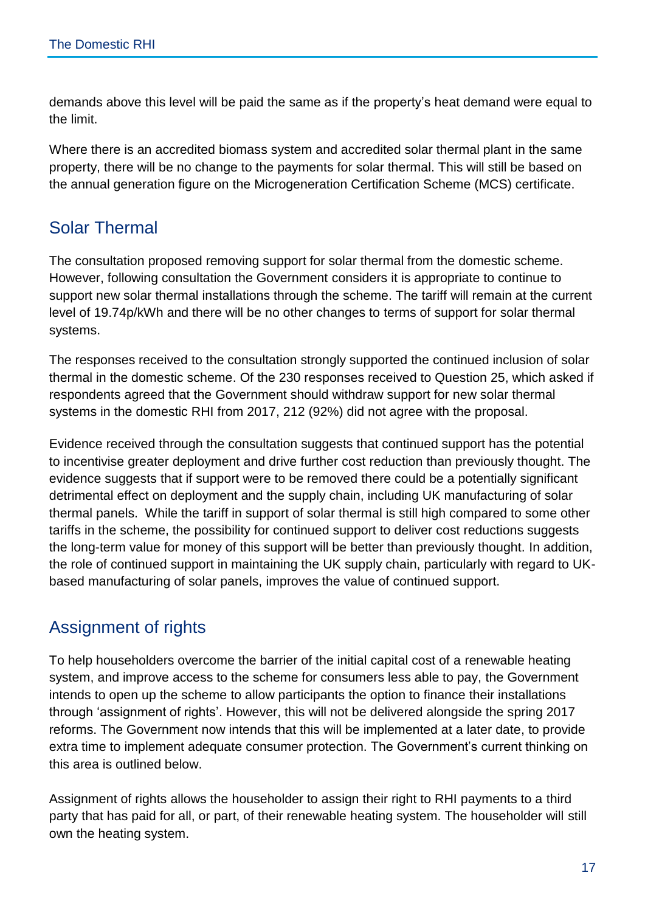demands above this level will be paid the same as if the property's heat demand were equal to the limit.

Where there is an accredited biomass system and accredited solar thermal plant in the same property, there will be no change to the payments for solar thermal. This will still be based on the annual generation figure on the Microgeneration Certification Scheme (MCS) certificate.

## Solar Thermal

The consultation proposed removing support for solar thermal from the domestic scheme. However, following consultation the Government considers it is appropriate to continue to support new solar thermal installations through the scheme. The tariff will remain at the current level of 19.74p/kWh and there will be no other changes to terms of support for solar thermal systems.

The responses received to the consultation strongly supported the continued inclusion of solar thermal in the domestic scheme. Of the 230 responses received to Question 25, which asked if respondents agreed that the Government should withdraw support for new solar thermal systems in the domestic RHI from 2017, 212 (92%) did not agree with the proposal.

Evidence received through the consultation suggests that continued support has the potential to incentivise greater deployment and drive further cost reduction than previously thought. The evidence suggests that if support were to be removed there could be a potentially significant detrimental effect on deployment and the supply chain, including UK manufacturing of solar thermal panels. While the tariff in support of solar thermal is still high compared to some other tariffs in the scheme, the possibility for continued support to deliver cost reductions suggests the long-term value for money of this support will be better than previously thought. In addition, the role of continued support in maintaining the UK supply chain, particularly with regard to UK-based manufacturing of solar panels, improves the value of continued support.

## Assignment of rights

To help householders overcome the barrier of the initial capital cost of a renewable heating system, and improve access to the scheme for consumers less able to pay, the Government intends to open up the scheme to allow participants the option to finance their installations through 'assignment of rights'. However, this will not be delivered alongside the spring 2017 reforms. The Government now intends that this will be implemented at a later date, to provide extra time to implement adequate consumer protection. The Government's current thinking on this area is outlined below.

Assignment of rights allows the householder to assign their right to RHI payments to a third party that has paid for all, or part, of their renewable heating system. The householder will still own the heating system.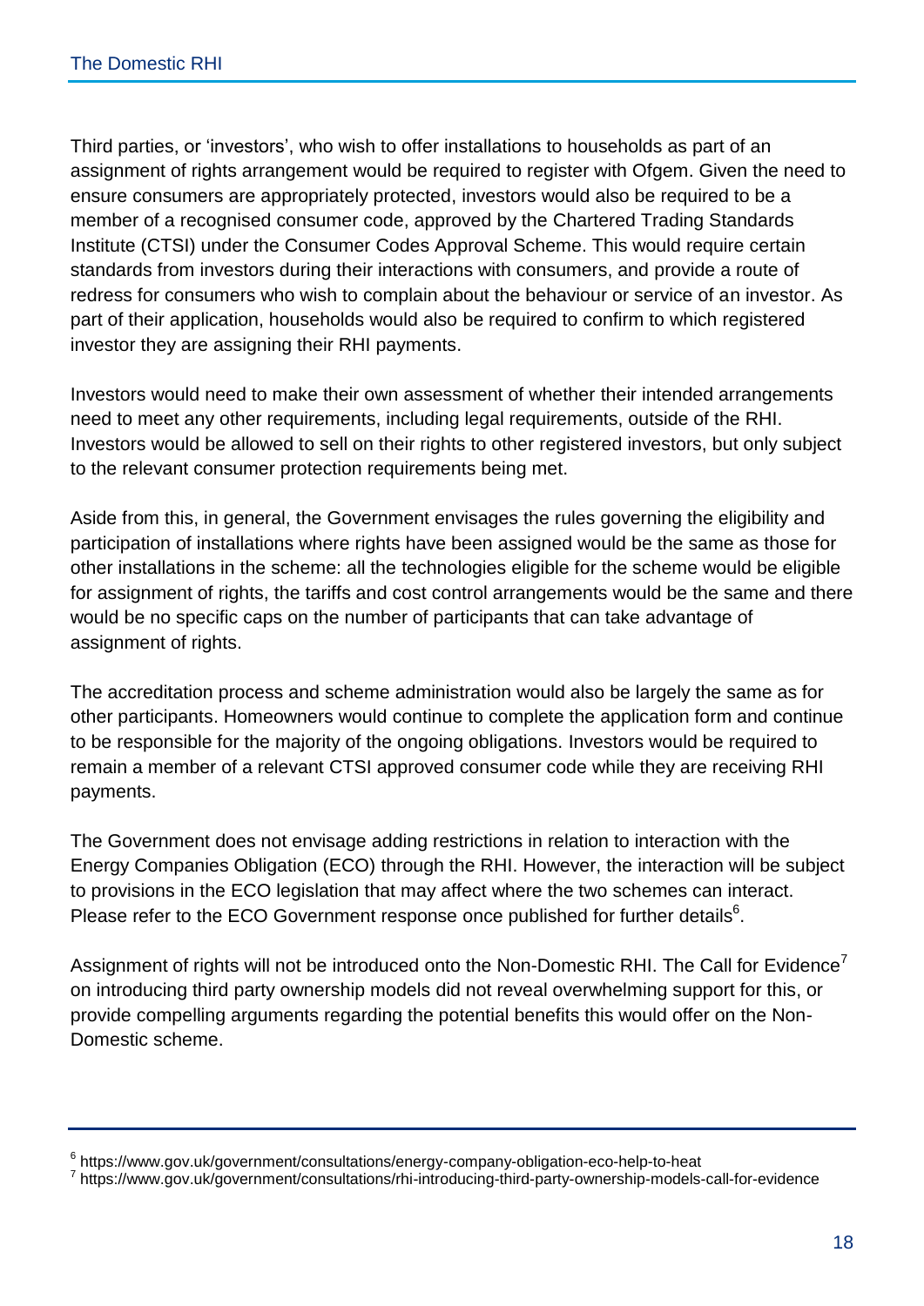Third parties, or 'investors', who wish to offer installations to households as part of an assignment of rights arrangement would be required to register with Ofgem. Given the need to ensure consumers are appropriately protected, investors would also be required to be a member of a recognised consumer code, approved by the Chartered Trading Standards Institute (CTSI) under the Consumer Codes Approval Scheme. This would require certain standards from investors during their interactions with consumers, and provide a route of redress for consumers who wish to complain about the behaviour or service of an investor. As part of their application, households would also be required to confirm to which registered investor they are assigning their RHI payments.

Investors would need to make their own assessment of whether their intended arrangements need to meet any other requirements, including legal requirements, outside of the RHI. Investors would be allowed to sell on their rights to other registered investors, but only subject to the relevant consumer protection requirements being met.

Aside from this, in general, the Government envisages the rules governing the eligibility and participation of installations where rights have been assigned would be the same as those for other installations in the scheme: all the technologies eligible for the scheme would be eligible for assignment of rights, the tariffs and cost control arrangements would be the same and there would be no specific caps on the number of participants that can take advantage of assignment of rights.

The accreditation process and scheme administration would also be largely the same as for other participants. Homeowners would continue to complete the application form and continue to be responsible for the majority of the ongoing obligations. Investors would be required to remain a member of a relevant CTSI approved consumer code while they are receiving RHI payments.

The Government does not envisage adding restrictions in relation to interaction with the Energy Companies Obligation (ECO) through the RHI. However, the interaction will be subject to provisions in the ECO legislation that may affect where the two schemes can interact. Please refer to the ECO Government response once published for further details[6].

Assignment of rights will not be introduced onto the Non-Domestic RHI. The Call for Evidence[7] on introducing third party ownership models did not reveal overwhelming support for this, or provide compelling arguments regarding the potential benefits this would offer on the Non-Domestic scheme.

---

[6] https://www.gov.uk/government/consultations/energy-company-obligation-eco-help-to-heat

[7] https://www.gov.uk/government/consultations/rhi-introducing-third-party-ownership-models-call-for-evidence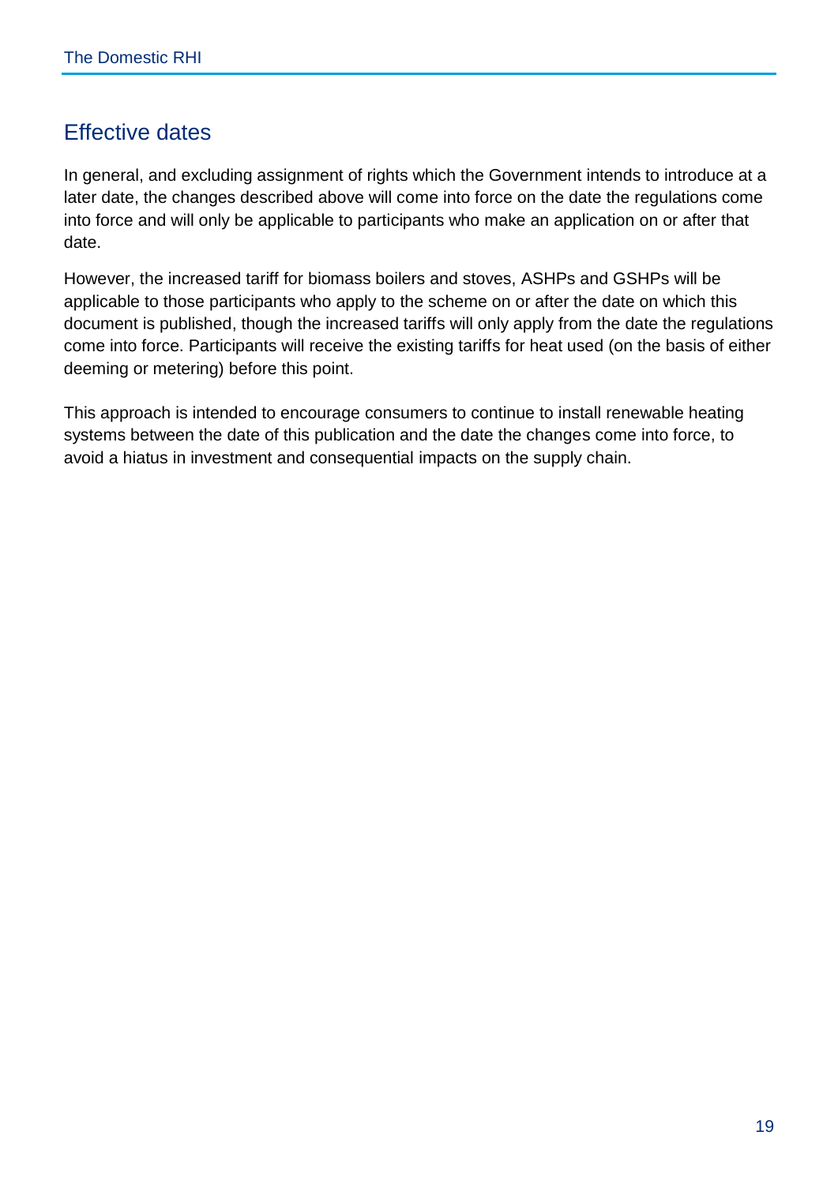## Effective dates

In general, and excluding assignment of rights which the Government intends to introduce at a later date, the changes described above will come into force on the date the regulations come into force and will only be applicable to participants who make an application on or after that date.

However, the increased tariff for biomass boilers and stoves, ASHPs and GSHPs will be applicable to those participants who apply to the scheme on or after the date on which this document is published, though the increased tariffs will only apply from the date the regulations come into force. Participants will receive the existing tariffs for heat used (on the basis of either deeming or metering) before this point.

This approach is intended to encourage consumers to continue to install renewable heating systems between the date of this publication and the date the changes come into force, to avoid a hiatus in investment and consequential impacts on the supply chain.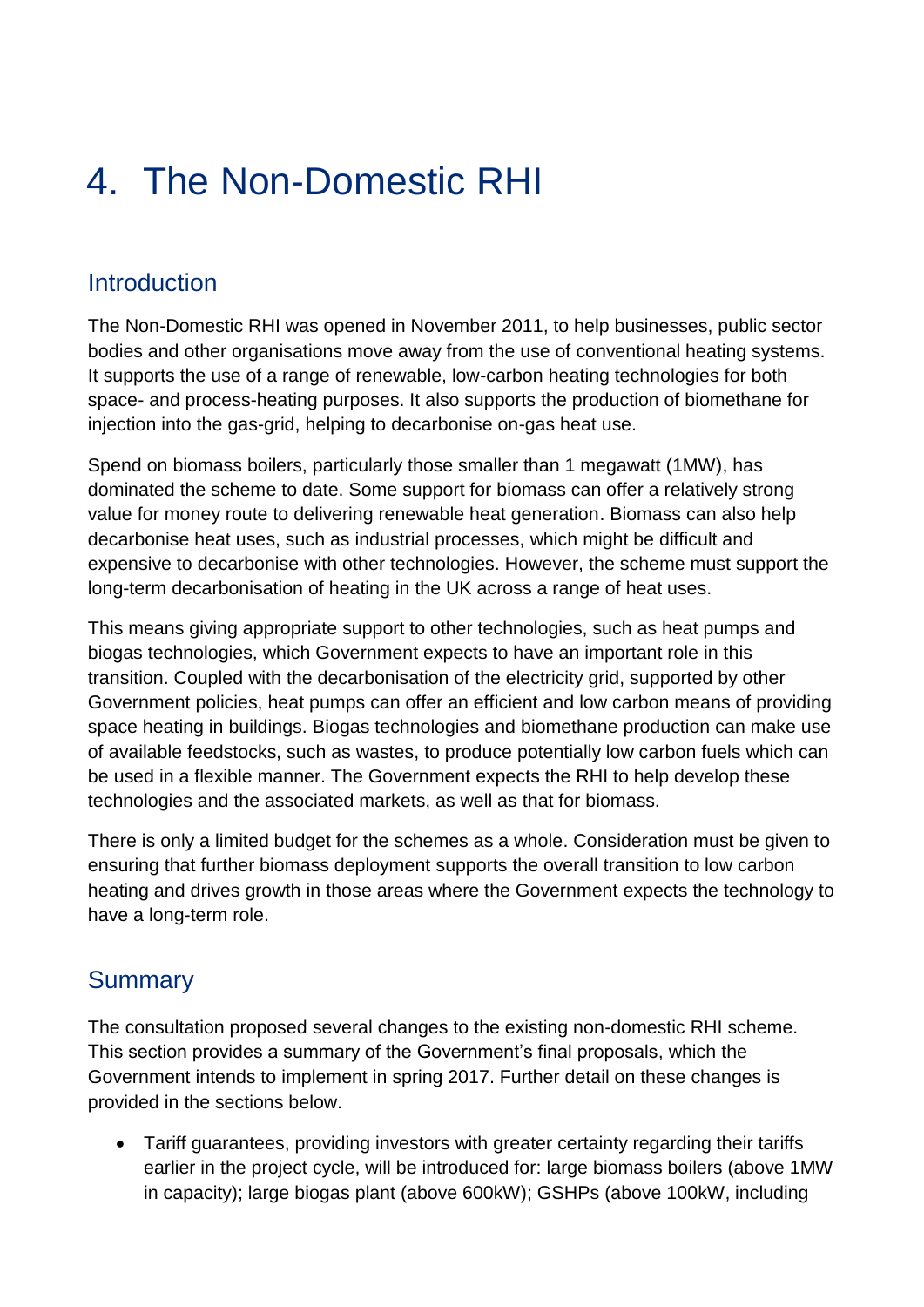# 4. The Non-Domestic RHI

## Introduction

The Non-Domestic RHI was opened in November 2011, to help businesses, public sector bodies and other organisations move away from the use of conventional heating systems. It supports the use of a range of renewable, low-carbon heating technologies for both space- and process-heating purposes. It also supports the production of biomethane for injection into the gas-grid, helping to decarbonise on-gas heat use.

Spend on biomass boilers, particularly those smaller than 1 megawatt (1MW), has dominated the scheme to date. Some support for biomass can offer a relatively strong value for money route to delivering renewable heat generation. Biomass can also help decarbonise heat uses, such as industrial processes, which might be difficult and expensive to decarbonise with other technologies. However, the scheme must support the long-term decarbonisation of heating in the UK across a range of heat uses.

This means giving appropriate support to other technologies, such as heat pumps and biogas technologies, which Government expects to have an important role in this transition. Coupled with the decarbonisation of the electricity grid, supported by other Government policies, heat pumps can offer an efficient and low carbon means of providing space heating in buildings. Biogas technologies and biomethane production can make use of available feedstocks, such as wastes, to produce potentially low carbon fuels which can be used in a flexible manner. The Government expects the RHI to help develop these technologies and the associated markets, as well as that for biomass.

There is only a limited budget for the schemes as a whole. Consideration must be given to ensuring that further biomass deployment supports the overall transition to low carbon heating and drives growth in those areas where the Government expects the technology to have a long-term role.

## Summary

The consultation proposed several changes to the existing non-domestic RHI scheme. This section provides a summary of the Government's final proposals, which the Government intends to implement in spring 2017. Further detail on these changes is provided in the sections below.

- Tariff guarantees, providing investors with greater certainty regarding their tariffs earlier in the project cycle, will be introduced for: large biomass boilers (above 1MW in capacity); large biogas plant (above 600kW); GSHPs (above 100kW, including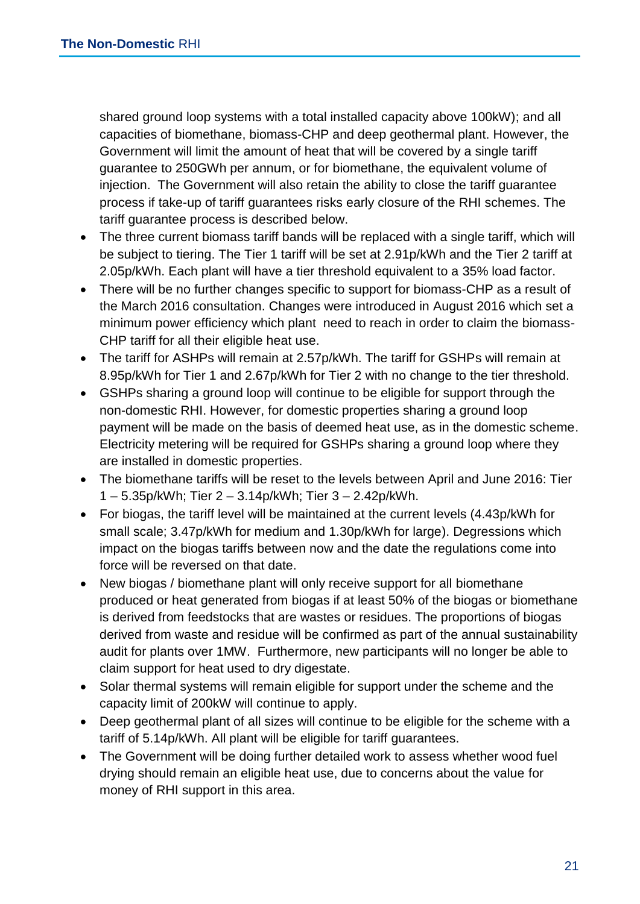shared ground loop systems with a total installed capacity above 100kW); and all capacities of biomethane, biomass-CHP and deep geothermal plant. However, the Government will limit the amount of heat that will be covered by a single tariff guarantee to 250GWh per annum, or for biomethane, the equivalent volume of injection. The Government will also retain the ability to close the tariff guarantee process if take-up of tariff guarantees risks early closure of the RHI schemes. The tariff guarantee process is described below.

- The three current biomass tariff bands will be replaced with a single tariff, which will be subject to tiering. The Tier 1 tariff will be set at 2.91p/kWh and the Tier 2 tariff at 2.05p/kWh. Each plant will have a tier threshold equivalent to a 35% load factor.
- There will be no further changes specific to support for biomass-CHP as a result of the March 2016 consultation. Changes were introduced in August 2016 which set a minimum power efficiency which plant need to reach in order to claim the biomass-CHP tariff for all their eligible heat use.
- The tariff for ASHPs will remain at 2.57p/kWh. The tariff for GSHPs will remain at 8.95p/kWh for Tier 1 and 2.67p/kWh for Tier 2 with no change to the tier threshold.
- GSHPs sharing a ground loop will continue to be eligible for support through the non-domestic RHI. However, for domestic properties sharing a ground loop payment will be made on the basis of deemed heat use, as in the domestic scheme. Electricity metering will be required for GSHPs sharing a ground loop where they are installed in domestic properties.
- The biomethane tariffs will be reset to the levels between April and June 2016: Tier 1 – 5.35p/kWh; Tier 2 – 3.14p/kWh; Tier 3 – 2.42p/kWh.
- For biogas, the tariff level will be maintained at the current levels (4.43p/kWh for small scale; 3.47p/kWh for medium and 1.30p/kWh for large). Degressions which impact on the biogas tariffs between now and the date the regulations come into force will be reversed on that date.
- New biogas / biomethane plant will only receive support for all biomethane produced or heat generated from biogas if at least 50% of the biogas or biomethane is derived from feedstocks that are wastes or residues. The proportions of biogas derived from waste and residue will be confirmed as part of the annual sustainability audit for plants over 1MW. Furthermore, new participants will no longer be able to claim support for heat used to dry digestate.
- Solar thermal systems will remain eligible for support under the scheme and the capacity limit of 200kW will continue to apply.
- Deep geothermal plant of all sizes will continue to be eligible for the scheme with a tariff of 5.14p/kWh. All plant will be eligible for tariff guarantees.
- The Government will be doing further detailed work to assess whether wood fuel drying should remain an eligible heat use, due to concerns about the value for money of RHI support in this area.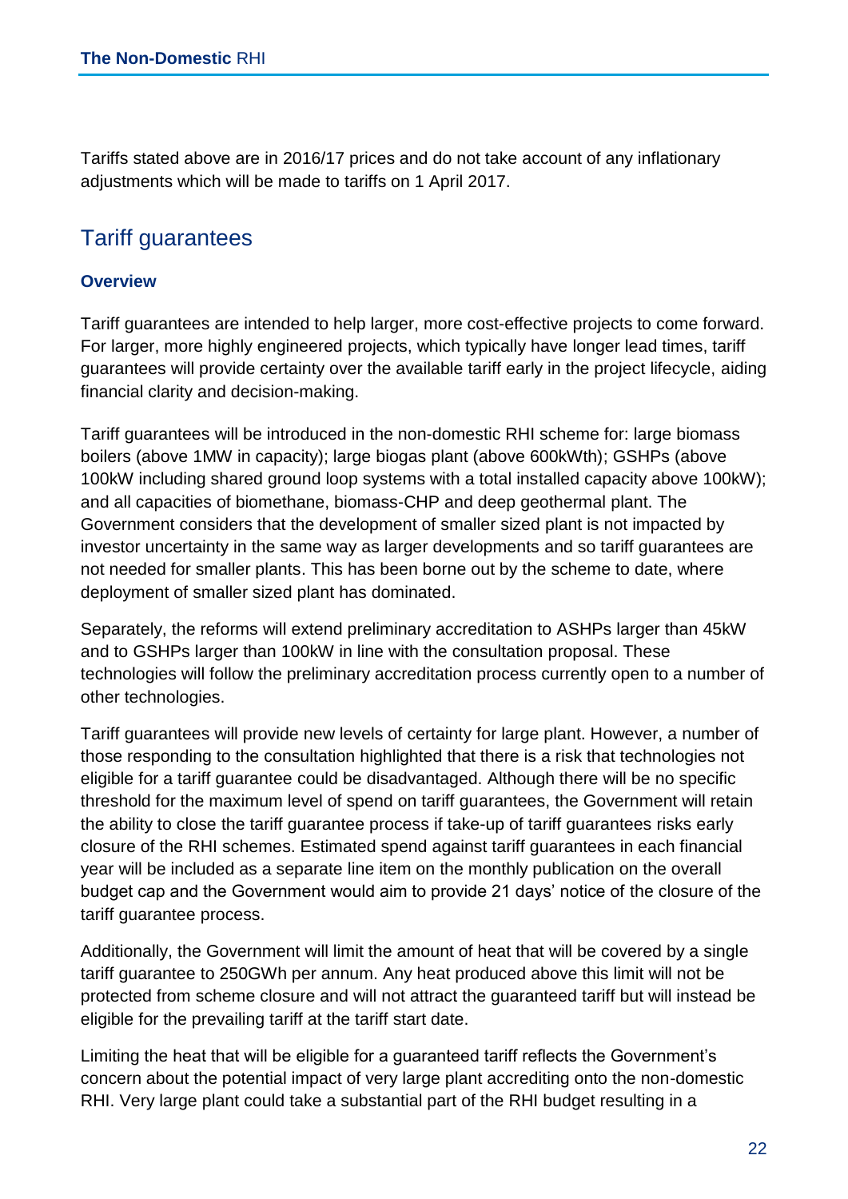Tariffs stated above are in 2016/17 prices and do not take account of any inflationary adjustments which will be made to tariffs on 1 April 2017.

## Tariff guarantees

### Overview

Tariff guarantees are intended to help larger, more cost-effective projects to come forward. For larger, more highly engineered projects, which typically have longer lead times, tariff guarantees will provide certainty over the available tariff early in the project lifecycle, aiding financial clarity and decision-making.

Tariff guarantees will be introduced in the non-domestic RHI scheme for: large biomass boilers (above 1MW in capacity); large biogas plant (above 600kWth); GSHPs (above 100kW including shared ground loop systems with a total installed capacity above 100kW); and all capacities of biomethane, biomass-CHP and deep geothermal plant. The Government considers that the development of smaller sized plant is not impacted by investor uncertainty in the same way as larger developments and so tariff guarantees are not needed for smaller plants. This has been borne out by the scheme to date, where deployment of smaller sized plant has dominated.

Separately, the reforms will extend preliminary accreditation to ASHPs larger than 45kW and to GSHPs larger than 100kW in line with the consultation proposal. These technologies will follow the preliminary accreditation process currently open to a number of other technologies.

Tariff guarantees will provide new levels of certainty for large plant. However, a number of those responding to the consultation highlighted that there is a risk that technologies not eligible for a tariff guarantee could be disadvantaged. Although there will be no specific threshold for the maximum level of spend on tariff guarantees, the Government will retain the ability to close the tariff guarantee process if take-up of tariff guarantees risks early closure of the RHI schemes. Estimated spend against tariff guarantees in each financial year will be included as a separate line item on the monthly publication on the overall budget cap and the Government would aim to provide 21 days' notice of the closure of the tariff guarantee process.

Additionally, the Government will limit the amount of heat that will be covered by a single tariff guarantee to 250GWh per annum. Any heat produced above this limit will not be protected from scheme closure and will not attract the guaranteed tariff but will instead be eligible for the prevailing tariff at the tariff start date.

Limiting the heat that will be eligible for a guaranteed tariff reflects the Government's concern about the potential impact of very large plant accrediting onto the non-domestic RHI. Very large plant could take a substantial part of the RHI budget resulting in a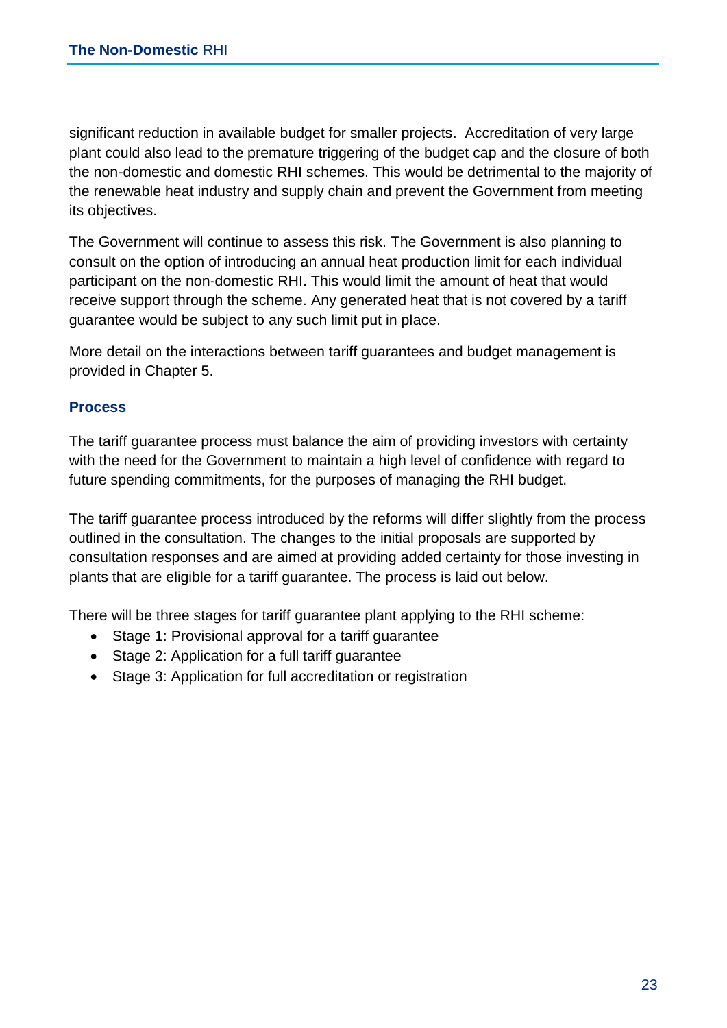significant reduction in available budget for smaller projects. Accreditation of very large plant could also lead to the premature triggering of the budget cap and the closure of both the non-domestic and domestic RHI schemes. This would be detrimental to the majority of the renewable heat industry and supply chain and prevent the Government from meeting its objectives.

The Government will continue to assess this risk. The Government is also planning to consult on the option of introducing an annual heat production limit for each individual participant on the non-domestic RHI. This would limit the amount of heat that would receive support through the scheme. Any generated heat that is not covered by a tariff guarantee would be subject to any such limit put in place.

More detail on the interactions between tariff guarantees and budget management is provided in Chapter 5.

### Process

The tariff guarantee process must balance the aim of providing investors with certainty with the need for the Government to maintain a high level of confidence with regard to future spending commitments, for the purposes of managing the RHI budget.

The tariff guarantee process introduced by the reforms will differ slightly from the process outlined in the consultation. The changes to the initial proposals are supported by consultation responses and are aimed at providing added certainty for those investing in plants that are eligible for a tariff guarantee. The process is laid out below.

There will be three stages for tariff guarantee plant applying to the RHI scheme:

- Stage 1: Provisional approval for a tariff guarantee
- Stage 2: Application for a full tariff guarantee
- Stage 3: Application for full accreditation or registration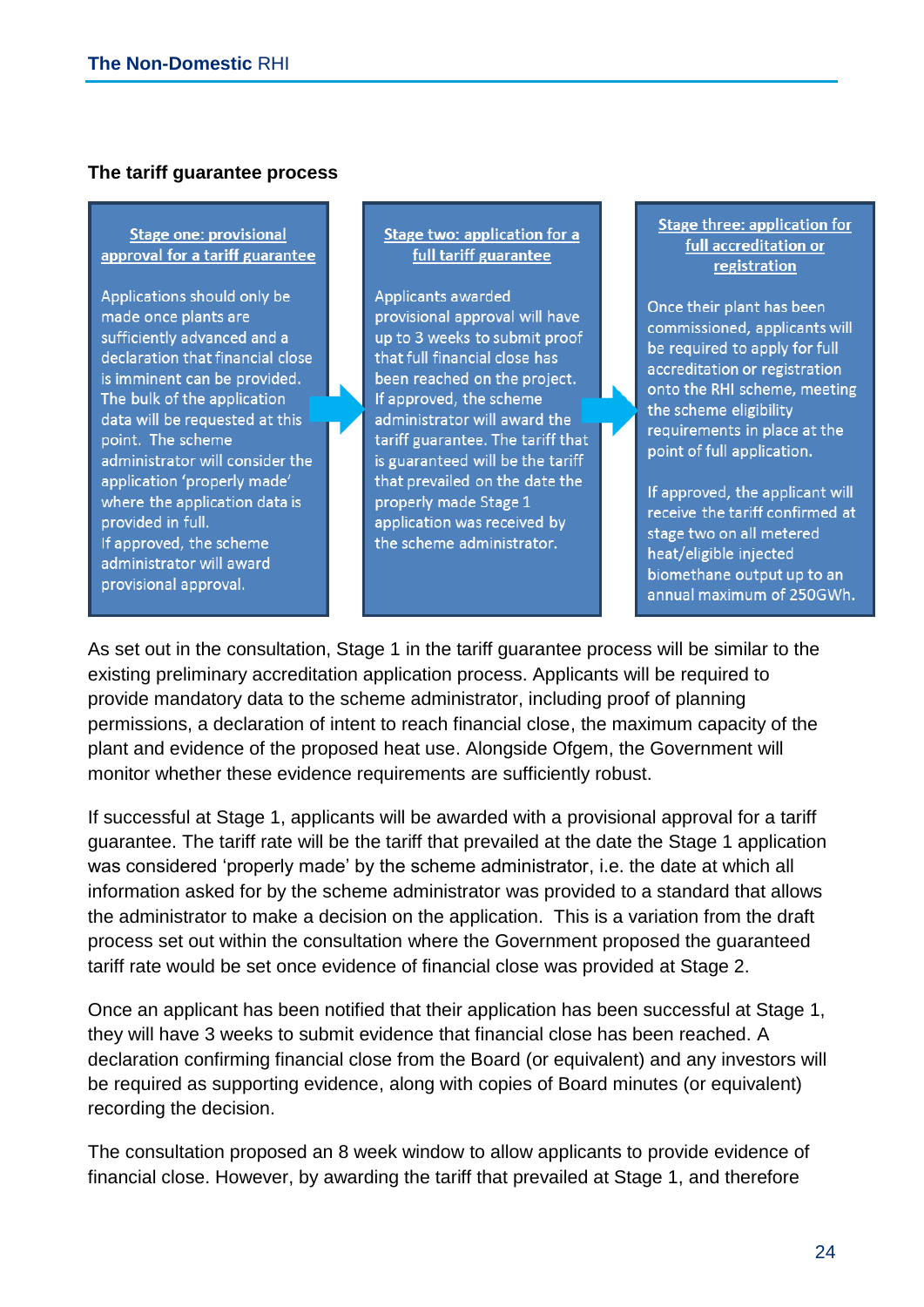**The tariff guarantee process**

**Stage one: provisional approval for a tariff guarantee**

Applications should only be made once plants are sufficiently advanced and a declaration that financial close is imminent can be provided. The bulk of the application data will be requested at this point. The scheme administrator will consider the application 'properly made' where the application data is provided in full.
If approved, the scheme administrator will award provisional approval.

**Stage two: application for a full tariff guarantee**

Applicants awarded provisional approval will have up to 3 weeks to submit proof that full financial close has been reached on the project. If approved, the scheme administrator will award the tariff guarantee. The tariff that is guaranteed will be the tariff that prevailed on the date the properly made Stage 1 application was received by the scheme administrator.

**Stage three: application for full accreditation or registration**

Once their plant has been commissioned, applicants will be required to apply for full accreditation or registration onto the RHI scheme, meeting the scheme eligibility requirements in place at the point of full application.

If approved, the applicant will receive the tariff confirmed at stage two on all metered heat/eligible injected biomethane output up to an annual maximum of 250GWh.

As set out in the consultation, Stage 1 in the tariff guarantee process will be similar to the existing preliminary accreditation application process. Applicants will be required to provide mandatory data to the scheme administrator, including proof of planning permissions, a declaration of intent to reach financial close, the maximum capacity of the plant and evidence of the proposed heat use. Alongside Ofgem, the Government will monitor whether these evidence requirements are sufficiently robust.

If successful at Stage 1, applicants will be awarded with a provisional approval for a tariff guarantee. The tariff rate will be the tariff that prevailed at the date the Stage 1 application was considered 'properly made' by the scheme administrator, i.e. the date at which all information asked for by the scheme administrator was provided to a standard that allows the administrator to make a decision on the application. This is a variation from the draft process set out within the consultation where the Government proposed the guaranteed tariff rate would be set once evidence of financial close was provided at Stage 2.

Once an applicant has been notified that their application has been successful at Stage 1, they will have 3 weeks to submit evidence that financial close has been reached. A declaration confirming financial close from the Board (or equivalent) and any investors will be required as supporting evidence, along with copies of Board minutes (or equivalent) recording the decision.

The consultation proposed an 8 week window to allow applicants to provide evidence of financial close. However, by awarding the tariff that prevailed at Stage 1, and therefore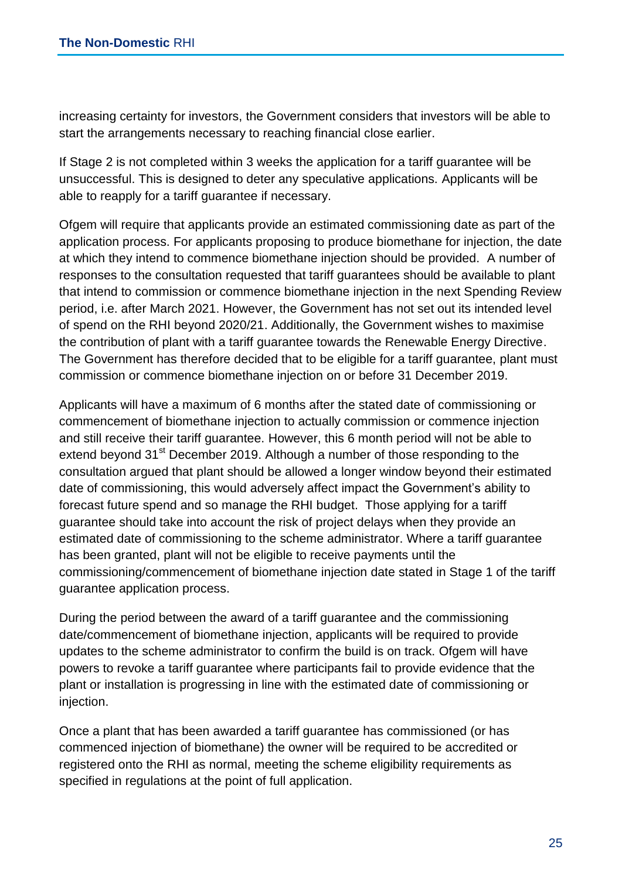increasing certainty for investors, the Government considers that investors will be able to start the arrangements necessary to reaching financial close earlier.

If Stage 2 is not completed within 3 weeks the application for a tariff guarantee will be unsuccessful. This is designed to deter any speculative applications. Applicants will be able to reapply for a tariff guarantee if necessary.

Ofgem will require that applicants provide an estimated commissioning date as part of the application process. For applicants proposing to produce biomethane for injection, the date at which they intend to commence biomethane injection should be provided. A number of responses to the consultation requested that tariff guarantees should be available to plant that intend to commission or commence biomethane injection in the next Spending Review period, i.e. after March 2021. However, the Government has not set out its intended level of spend on the RHI beyond 2020/21. Additionally, the Government wishes to maximise the contribution of plant with a tariff guarantee towards the Renewable Energy Directive. The Government has therefore decided that to be eligible for a tariff guarantee, plant must commission or commence biomethane injection on or before 31 December 2019.

Applicants will have a maximum of 6 months after the stated date of commissioning or commencement of biomethane injection to actually commission or commence injection and still receive their tariff guarantee. However, this 6 month period will not be able to extend beyond 31st December 2019. Although a number of those responding to the consultation argued that plant should be allowed a longer window beyond their estimated date of commissioning, this would adversely affect impact the Government's ability to forecast future spend and so manage the RHI budget. Those applying for a tariff guarantee should take into account the risk of project delays when they provide an estimated date of commissioning to the scheme administrator. Where a tariff guarantee has been granted, plant will not be eligible to receive payments until the commissioning/commencement of biomethane injection date stated in Stage 1 of the tariff guarantee application process.

During the period between the award of a tariff guarantee and the commissioning date/commencement of biomethane injection, applicants will be required to provide updates to the scheme administrator to confirm the build is on track. Ofgem will have powers to revoke a tariff guarantee where participants fail to provide evidence that the plant or installation is progressing in line with the estimated date of commissioning or injection.

Once a plant that has been awarded a tariff guarantee has commissioned (or has commenced injection of biomethane) the owner will be required to be accredited or registered onto the RHI as normal, meeting the scheme eligibility requirements as specified in regulations at the point of full application.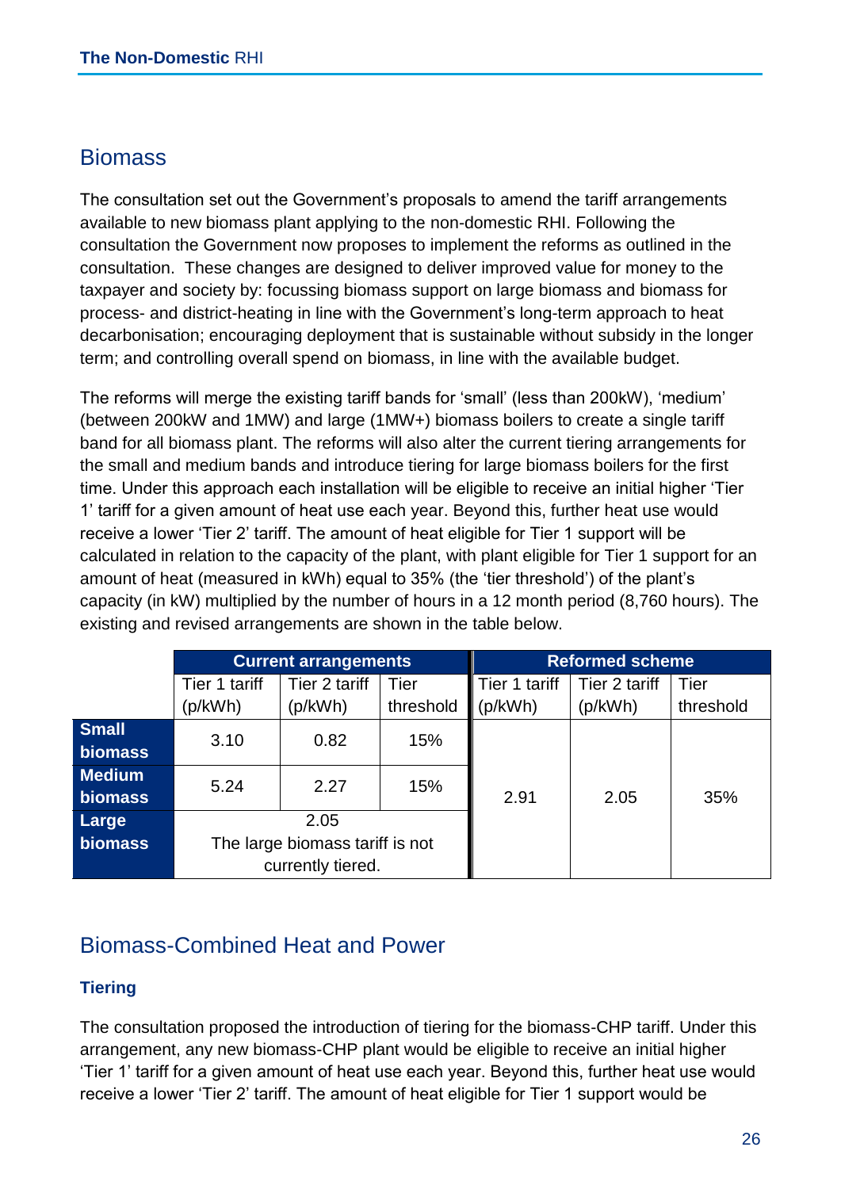## Biomass

The consultation set out the Government's proposals to amend the tariff arrangements available to new biomass plant applying to the non-domestic RHI. Following the consultation the Government now proposes to implement the reforms as outlined in the consultation. These changes are designed to deliver improved value for money to the taxpayer and society by: focussing biomass support on large biomass and biomass for process- and district-heating in line with the Government's long-term approach to heat decarbonisation; encouraging deployment that is sustainable without subsidy in the longer term; and controlling overall spend on biomass, in line with the available budget.

The reforms will merge the existing tariff bands for 'small' (less than 200kW), 'medium' (between 200kW and 1MW) and large (1MW+) biomass boilers to create a single tariff band for all biomass plant. The reforms will also alter the current tiering arrangements for the small and medium bands and introduce tiering for large biomass boilers for the first time. Under this approach each installation will be eligible to receive an initial higher 'Tier 1' tariff for a given amount of heat use each year. Beyond this, further heat use would receive a lower 'Tier 2' tariff. The amount of heat eligible for Tier 1 support will be calculated in relation to the capacity of the plant, with plant eligible for Tier 1 support for an amount of heat (measured in kWh) equal to 35% (the 'tier threshold') of the plant's capacity (in kW) multiplied by the number of hours in a 12 month period (8,760 hours). The existing and revised arrangements are shown in the table below.

| | Current arrangements | | | Reformed scheme | | |
|---|---|---|---|---|---|---|
| | Tier 1 tariff (p/kWh) | Tier 2 tariff (p/kWh) | Tier threshold | Tier 1 tariff (p/kWh) | Tier 2 tariff (p/kWh) | Tier threshold |
| **Small biomass** | 3.10 | 0.82 | 15% | 2.91 | 2.05 | 35% |
| **Medium biomass** | 5.24 | 2.27 | 15% | | | |
| **Large biomass** | 2.05 The large biomass tariff is not currently tiered. | | | | | |

## Biomass-Combined Heat and Power

### Tiering

The consultation proposed the introduction of tiering for the biomass-CHP tariff. Under this arrangement, any new biomass-CHP plant would be eligible to receive an initial higher 'Tier 1' tariff for a given amount of heat use each year. Beyond this, further heat use would receive a lower 'Tier 2' tariff. The amount of heat eligible for Tier 1 support would be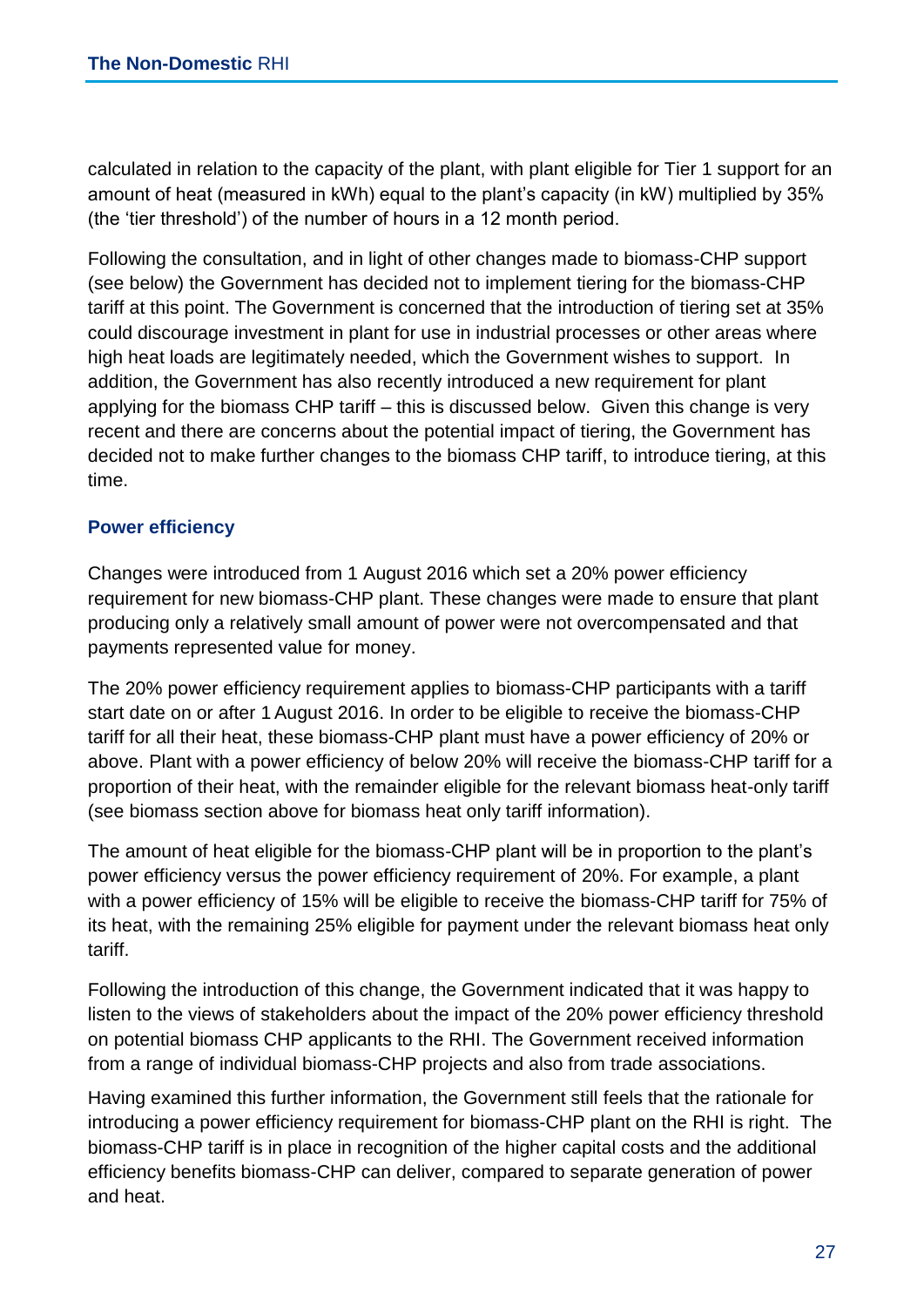calculated in relation to the capacity of the plant, with plant eligible for Tier 1 support for an amount of heat (measured in kWh) equal to the plant's capacity (in kW) multiplied by 35% (the 'tier threshold') of the number of hours in a 12 month period.

Following the consultation, and in light of other changes made to biomass-CHP support (see below) the Government has decided not to implement tiering for the biomass-CHP tariff at this point. The Government is concerned that the introduction of tiering set at 35% could discourage investment in plant for use in industrial processes or other areas where high heat loads are legitimately needed, which the Government wishes to support. In addition, the Government has also recently introduced a new requirement for plant applying for the biomass CHP tariff – this is discussed below. Given this change is very recent and there are concerns about the potential impact of tiering, the Government has decided not to make further changes to the biomass CHP tariff, to introduce tiering, at this time.

### Power efficiency

Changes were introduced from 1 August 2016 which set a 20% power efficiency requirement for new biomass-CHP plant. These changes were made to ensure that plant producing only a relatively small amount of power were not overcompensated and that payments represented value for money.

The 20% power efficiency requirement applies to biomass-CHP participants with a tariff start date on or after 1 August 2016. In order to be eligible to receive the biomass-CHP tariff for all their heat, these biomass-CHP plant must have a power efficiency of 20% or above. Plant with a power efficiency of below 20% will receive the biomass-CHP tariff for a proportion of their heat, with the remainder eligible for the relevant biomass heat-only tariff (see biomass section above for biomass heat only tariff information).

The amount of heat eligible for the biomass-CHP plant will be in proportion to the plant's power efficiency versus the power efficiency requirement of 20%. For example, a plant with a power efficiency of 15% will be eligible to receive the biomass-CHP tariff for 75% of its heat, with the remaining 25% eligible for payment under the relevant biomass heat only tariff.

Following the introduction of this change, the Government indicated that it was happy to listen to the views of stakeholders about the impact of the 20% power efficiency threshold on potential biomass CHP applicants to the RHI. The Government received information from a range of individual biomass-CHP projects and also from trade associations.

Having examined this further information, the Government still feels that the rationale for introducing a power efficiency requirement for biomass-CHP plant on the RHI is right. The biomass-CHP tariff is in place in recognition of the higher capital costs and the additional efficiency benefits biomass-CHP can deliver, compared to separate generation of power and heat.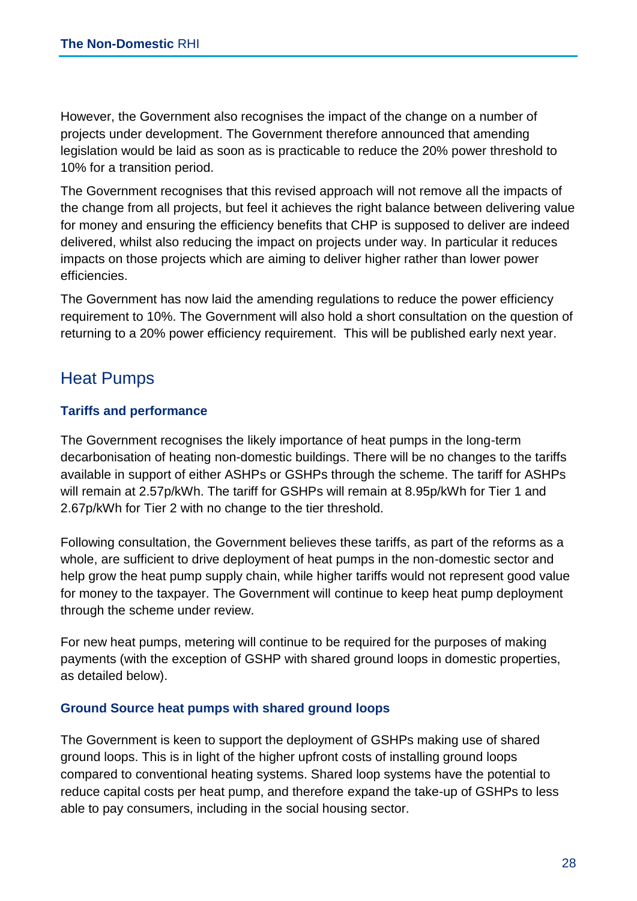However, the Government also recognises the impact of the change on a number of projects under development. The Government therefore announced that amending legislation would be laid as soon as is practicable to reduce the 20% power threshold to 10% for a transition period.

The Government recognises that this revised approach will not remove all the impacts of the change from all projects, but feel it achieves the right balance between delivering value for money and ensuring the efficiency benefits that CHP is supposed to deliver are indeed delivered, whilst also reducing the impact on projects under way. In particular it reduces impacts on those projects which are aiming to deliver higher rather than lower power efficiencies.

The Government has now laid the amending regulations to reduce the power efficiency requirement to 10%. The Government will also hold a short consultation on the question of returning to a 20% power efficiency requirement. This will be published early next year.

## Heat Pumps

### Tariffs and performance

The Government recognises the likely importance of heat pumps in the long-term decarbonisation of heating non-domestic buildings. There will be no changes to the tariffs available in support of either ASHPs or GSHPs through the scheme. The tariff for ASHPs will remain at 2.57p/kWh. The tariff for GSHPs will remain at 8.95p/kWh for Tier 1 and 2.67p/kWh for Tier 2 with no change to the tier threshold.

Following consultation, the Government believes these tariffs, as part of the reforms as a whole, are sufficient to drive deployment of heat pumps in the non-domestic sector and help grow the heat pump supply chain, while higher tariffs would not represent good value for money to the taxpayer. The Government will continue to keep heat pump deployment through the scheme under review.

For new heat pumps, metering will continue to be required for the purposes of making payments (with the exception of GSHP with shared ground loops in domestic properties, as detailed below).

### Ground Source heat pumps with shared ground loops

The Government is keen to support the deployment of GSHPs making use of shared ground loops. This is in light of the higher upfront costs of installing ground loops compared to conventional heating systems. Shared loop systems have the potential to reduce capital costs per heat pump, and therefore expand the take-up of GSHPs to less able to pay consumers, including in the social housing sector.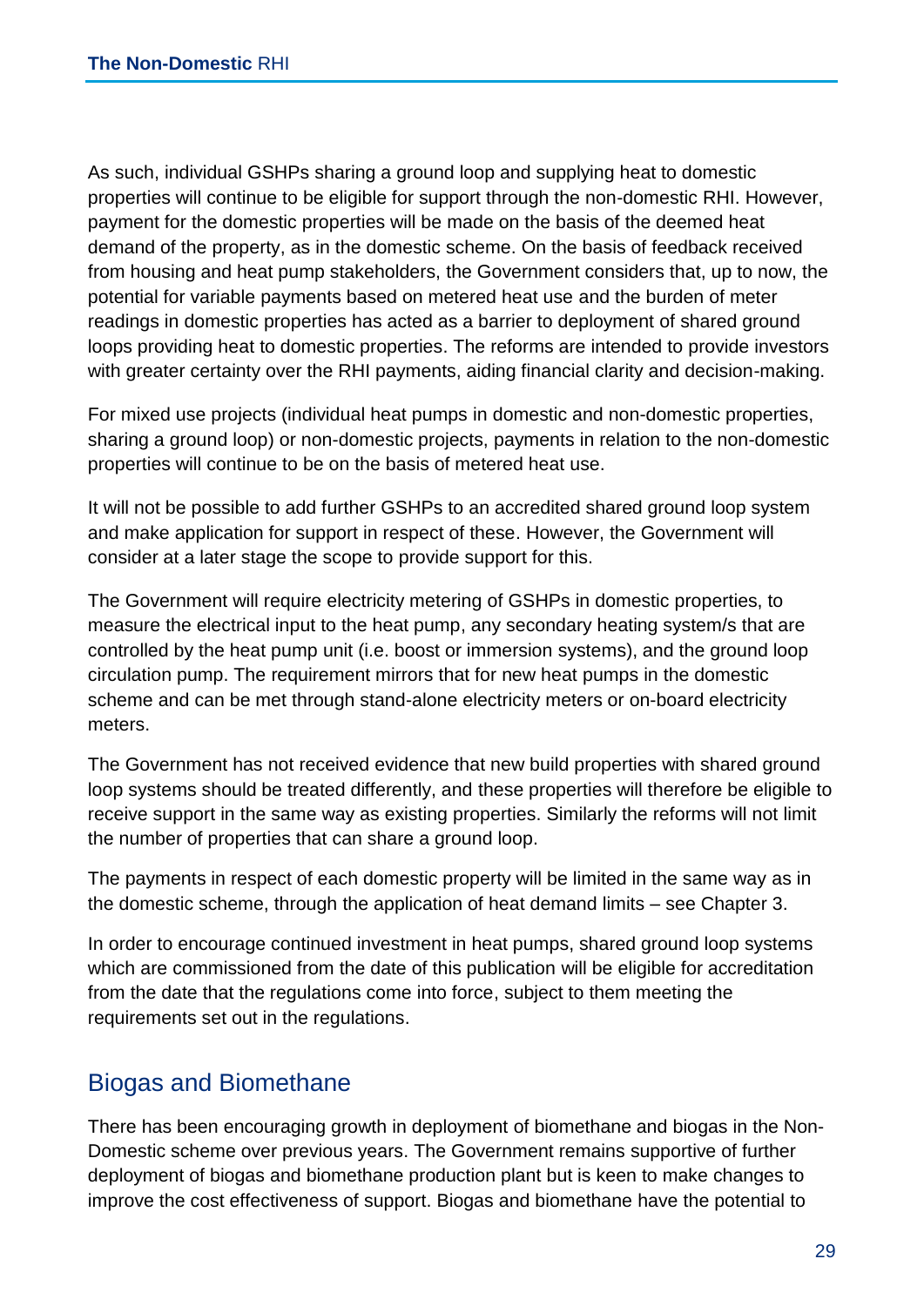As such, individual GSHPs sharing a ground loop and supplying heat to domestic properties will continue to be eligible for support through the non-domestic RHI. However, payment for the domestic properties will be made on the basis of the deemed heat demand of the property, as in the domestic scheme. On the basis of feedback received from housing and heat pump stakeholders, the Government considers that, up to now, the potential for variable payments based on metered heat use and the burden of meter readings in domestic properties has acted as a barrier to deployment of shared ground loops providing heat to domestic properties. The reforms are intended to provide investors with greater certainty over the RHI payments, aiding financial clarity and decision-making.

For mixed use projects (individual heat pumps in domestic and non-domestic properties, sharing a ground loop) or non-domestic projects, payments in relation to the non-domestic properties will continue to be on the basis of metered heat use.

It will not be possible to add further GSHPs to an accredited shared ground loop system and make application for support in respect of these. However, the Government will consider at a later stage the scope to provide support for this.

The Government will require electricity metering of GSHPs in domestic properties, to measure the electrical input to the heat pump, any secondary heating system/s that are controlled by the heat pump unit (i.e. boost or immersion systems), and the ground loop circulation pump. The requirement mirrors that for new heat pumps in the domestic scheme and can be met through stand-alone electricity meters or on-board electricity meters.

The Government has not received evidence that new build properties with shared ground loop systems should be treated differently, and these properties will therefore be eligible to receive support in the same way as existing properties. Similarly the reforms will not limit the number of properties that can share a ground loop.

The payments in respect of each domestic property will be limited in the same way as in the domestic scheme, through the application of heat demand limits – see Chapter 3.

In order to encourage continued investment in heat pumps, shared ground loop systems which are commissioned from the date of this publication will be eligible for accreditation from the date that the regulations come into force, subject to them meeting the requirements set out in the regulations.

## Biogas and Biomethane

There has been encouraging growth in deployment of biomethane and biogas in the Non-Domestic scheme over previous years. The Government remains supportive of further deployment of biogas and biomethane production plant but is keen to make changes to improve the cost effectiveness of support. Biogas and biomethane have the potential to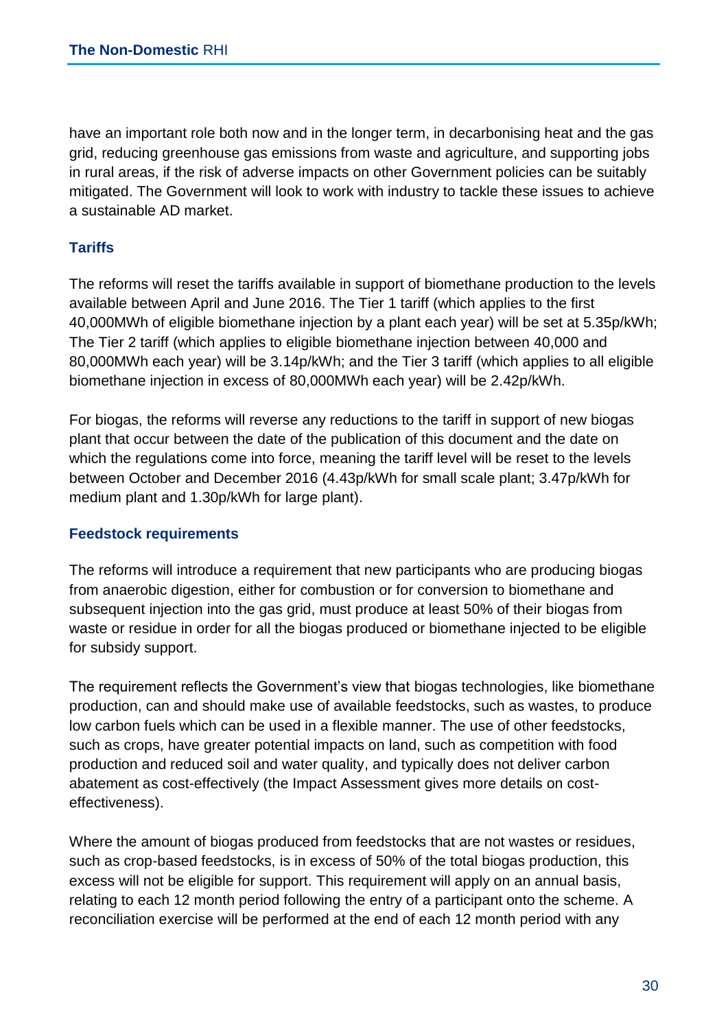have an important role both now and in the longer term, in decarbonising heat and the gas grid, reducing greenhouse gas emissions from waste and agriculture, and supporting jobs in rural areas, if the risk of adverse impacts on other Government policies can be suitably mitigated. The Government will look to work with industry to tackle these issues to achieve a sustainable AD market.

### Tariffs

The reforms will reset the tariffs available in support of biomethane production to the levels available between April and June 2016. The Tier 1 tariff (which applies to the first 40,000MWh of eligible biomethane injection by a plant each year) will be set at 5.35p/kWh; The Tier 2 tariff (which applies to eligible biomethane injection between 40,000 and 80,000MWh each year) will be 3.14p/kWh; and the Tier 3 tariff (which applies to all eligible biomethane injection in excess of 80,000MWh each year) will be 2.42p/kWh.

For biogas, the reforms will reverse any reductions to the tariff in support of new biogas plant that occur between the date of the publication of this document and the date on which the regulations come into force, meaning the tariff level will be reset to the levels between October and December 2016 (4.43p/kWh for small scale plant; 3.47p/kWh for medium plant and 1.30p/kWh for large plant).

### Feedstock requirements

The reforms will introduce a requirement that new participants who are producing biogas from anaerobic digestion, either for combustion or for conversion to biomethane and subsequent injection into the gas grid, must produce at least 50% of their biogas from waste or residue in order for all the biogas produced or biomethane injected to be eligible for subsidy support.

The requirement reflects the Government's view that biogas technologies, like biomethane production, can and should make use of available feedstocks, such as wastes, to produce low carbon fuels which can be used in a flexible manner. The use of other feedstocks, such as crops, have greater potential impacts on land, such as competition with food production and reduced soil and water quality, and typically does not deliver carbon abatement as cost-effectively (the Impact Assessment gives more details on cost-effectiveness).

Where the amount of biogas produced from feedstocks that are not wastes or residues, such as crop-based feedstocks, is in excess of 50% of the total biogas production, this excess will not be eligible for support. This requirement will apply on an annual basis, relating to each 12 month period following the entry of a participant onto the scheme. A reconciliation exercise will be performed at the end of each 12 month period with any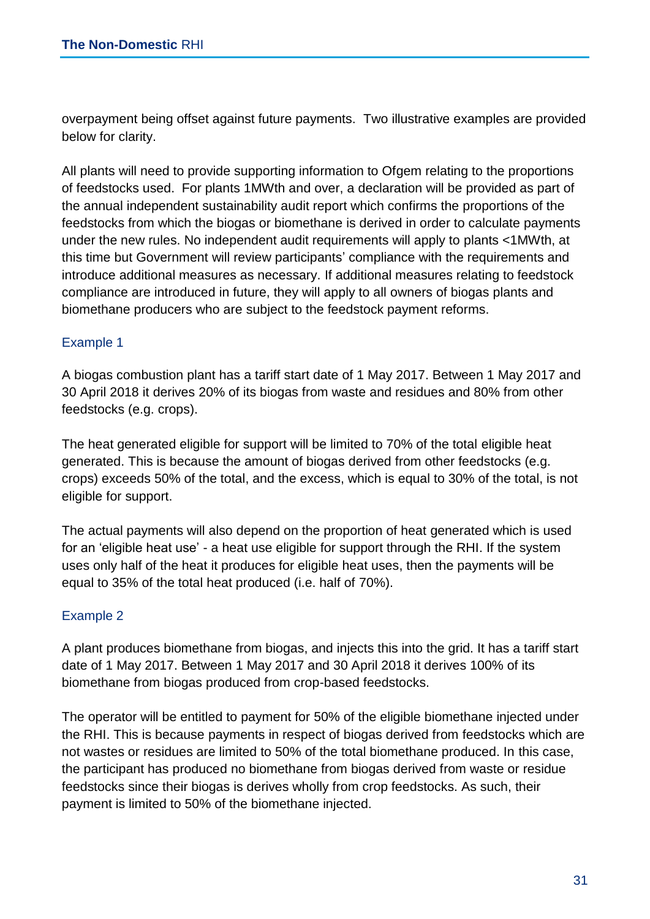overpayment being offset against future payments. Two illustrative examples are provided below for clarity.

All plants will need to provide supporting information to Ofgem relating to the proportions of feedstocks used. For plants 1MWth and over, a declaration will be provided as part of the annual independent sustainability audit report which confirms the proportions of the feedstocks from which the biogas or biomethane is derived in order to calculate payments under the new rules. No independent audit requirements will apply to plants <1MWth, at this time but Government will review participants' compliance with the requirements and introduce additional measures as necessary. If additional measures relating to feedstock compliance are introduced in future, they will apply to all owners of biogas plants and biomethane producers who are subject to the feedstock payment reforms.

### Example 1

A biogas combustion plant has a tariff start date of 1 May 2017. Between 1 May 2017 and 30 April 2018 it derives 20% of its biogas from waste and residues and 80% from other feedstocks (e.g. crops).

The heat generated eligible for support will be limited to 70% of the total eligible heat generated. This is because the amount of biogas derived from other feedstocks (e.g. crops) exceeds 50% of the total, and the excess, which is equal to 30% of the total, is not eligible for support.

The actual payments will also depend on the proportion of heat generated which is used for an 'eligible heat use' - a heat use eligible for support through the RHI. If the system uses only half of the heat it produces for eligible heat uses, then the payments will be equal to 35% of the total heat produced (i.e. half of 70%).

### Example 2

A plant produces biomethane from biogas, and injects this into the grid. It has a tariff start date of 1 May 2017. Between 1 May 2017 and 30 April 2018 it derives 100% of its biomethane from biogas produced from crop-based feedstocks.

The operator will be entitled to payment for 50% of the eligible biomethane injected under the RHI. This is because payments in respect of biogas derived from feedstocks which are not wastes or residues are limited to 50% of the total biomethane produced. In this case, the participant has produced no biomethane from biogas derived from waste or residue feedstocks since their biogas is derives wholly from crop feedstocks. As such, their payment is limited to 50% of the biomethane injected.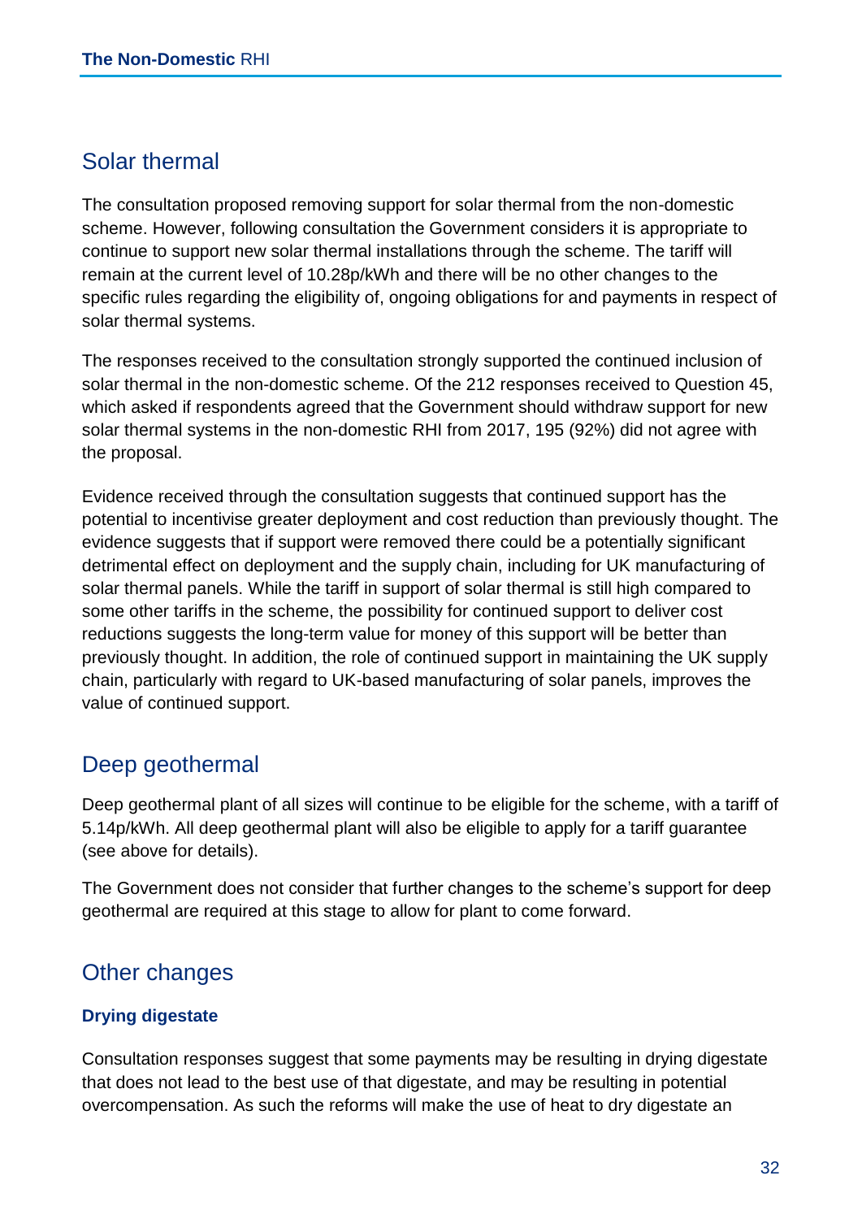## Solar thermal

The consultation proposed removing support for solar thermal from the non-domestic scheme. However, following consultation the Government considers it is appropriate to continue to support new solar thermal installations through the scheme. The tariff will remain at the current level of 10.28p/kWh and there will be no other changes to the specific rules regarding the eligibility of, ongoing obligations for and payments in respect of solar thermal systems.

The responses received to the consultation strongly supported the continued inclusion of solar thermal in the non-domestic scheme. Of the 212 responses received to Question 45, which asked if respondents agreed that the Government should withdraw support for new solar thermal systems in the non-domestic RHI from 2017, 195 (92%) did not agree with the proposal.

Evidence received through the consultation suggests that continued support has the potential to incentivise greater deployment and cost reduction than previously thought. The evidence suggests that if support were removed there could be a potentially significant detrimental effect on deployment and the supply chain, including for UK manufacturing of solar thermal panels. While the tariff in support of solar thermal is still high compared to some other tariffs in the scheme, the possibility for continued support to deliver cost reductions suggests the long-term value for money of this support will be better than previously thought. In addition, the role of continued support in maintaining the UK supply chain, particularly with regard to UK-based manufacturing of solar panels, improves the value of continued support.

## Deep geothermal

Deep geothermal plant of all sizes will continue to be eligible for the scheme, with a tariff of 5.14p/kWh. All deep geothermal plant will also be eligible to apply for a tariff guarantee (see above for details).

The Government does not consider that further changes to the scheme's support for deep geothermal are required at this stage to allow for plant to come forward.

## Other changes

### Drying digestate

Consultation responses suggest that some payments may be resulting in drying digestate that does not lead to the best use of that digestate, and may be resulting in potential overcompensation. As such the reforms will make the use of heat to dry digestate an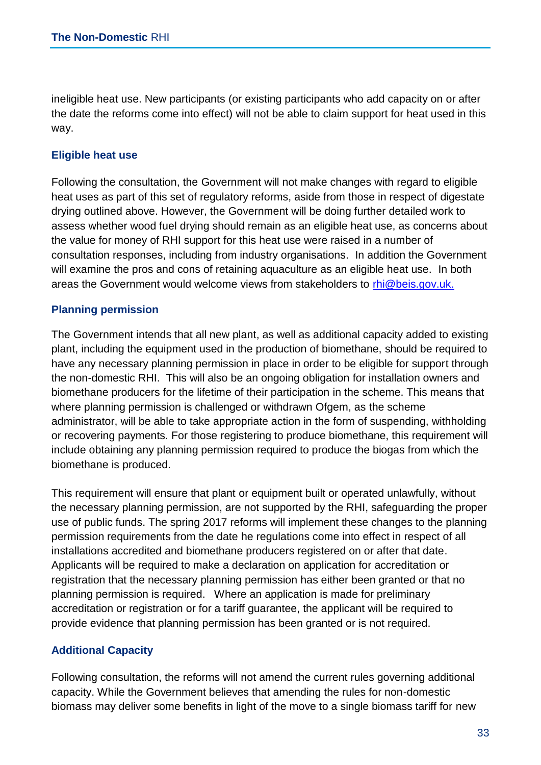ineligible heat use. New participants (or existing participants who add capacity on or after the date the reforms come into effect) will not be able to claim support for heat used in this way.

### Eligible heat use

Following the consultation, the Government will not make changes with regard to eligible heat uses as part of this set of regulatory reforms, aside from those in respect of digestate drying outlined above. However, the Government will be doing further detailed work to assess whether wood fuel drying should remain as an eligible heat use, as concerns about the value for money of RHI support for this heat use were raised in a number of consultation responses, including from industry organisations. In addition the Government will examine the pros and cons of retaining aquaculture as an eligible heat use. In both areas the Government would welcome views from stakeholders to rhi@beis.gov.uk.

### Planning permission

The Government intends that all new plant, as well as additional capacity added to existing plant, including the equipment used in the production of biomethane, should be required to have any necessary planning permission in place in order to be eligible for support through the non-domestic RHI. This will also be an ongoing obligation for installation owners and biomethane producers for the lifetime of their participation in the scheme. This means that where planning permission is challenged or withdrawn Ofgem, as the scheme administrator, will be able to take appropriate action in the form of suspending, withholding or recovering payments. For those registering to produce biomethane, this requirement will include obtaining any planning permission required to produce the biogas from which the biomethane is produced.

This requirement will ensure that plant or equipment built or operated unlawfully, without the necessary planning permission, are not supported by the RHI, safeguarding the proper use of public funds. The spring 2017 reforms will implement these changes to the planning permission requirements from the date he regulations come into effect in respect of all installations accredited and biomethane producers registered on or after that date. Applicants will be required to make a declaration on application for accreditation or registration that the necessary planning permission has either been granted or that no planning permission is required. Where an application is made for preliminary accreditation or registration or for a tariff guarantee, the applicant will be required to provide evidence that planning permission has been granted or is not required.

### Additional Capacity

Following consultation, the reforms will not amend the current rules governing additional capacity. While the Government believes that amending the rules for non-domestic biomass may deliver some benefits in light of the move to a single biomass tariff for new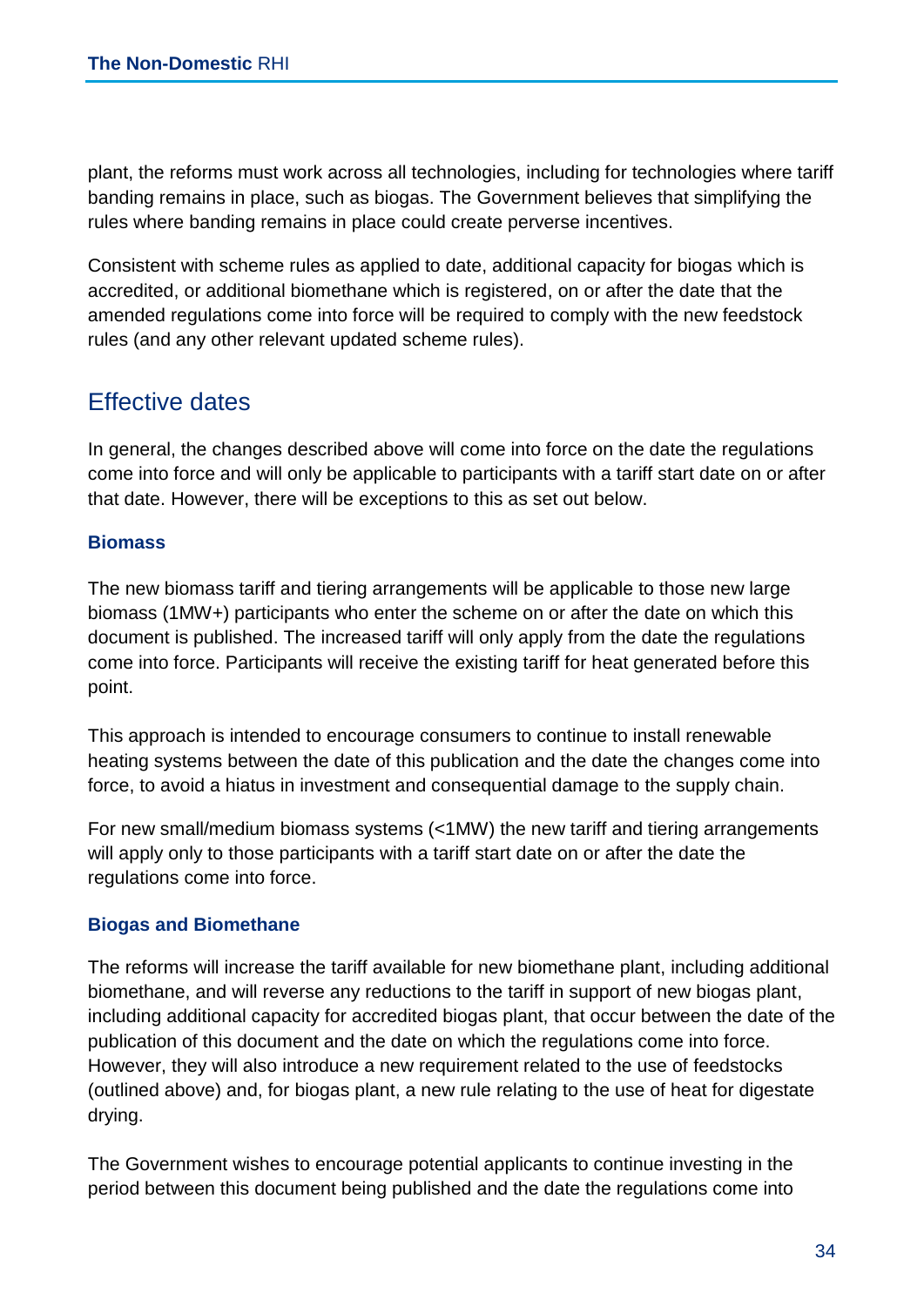plant, the reforms must work across all technologies, including for technologies where tariff banding remains in place, such as biogas. The Government believes that simplifying the rules where banding remains in place could create perverse incentives.

Consistent with scheme rules as applied to date, additional capacity for biogas which is accredited, or additional biomethane which is registered, on or after the date that the amended regulations come into force will be required to comply with the new feedstock rules (and any other relevant updated scheme rules).

## Effective dates

In general, the changes described above will come into force on the date the regulations come into force and will only be applicable to participants with a tariff start date on or after that date. However, there will be exceptions to this as set out below.

### Biomass

The new biomass tariff and tiering arrangements will be applicable to those new large biomass (1MW+) participants who enter the scheme on or after the date on which this document is published. The increased tariff will only apply from the date the regulations come into force. Participants will receive the existing tariff for heat generated before this point.

This approach is intended to encourage consumers to continue to install renewable heating systems between the date of this publication and the date the changes come into force, to avoid a hiatus in investment and consequential damage to the supply chain.

For new small/medium biomass systems (<1MW) the new tariff and tiering arrangements will apply only to those participants with a tariff start date on or after the date the regulations come into force.

### Biogas and Biomethane

The reforms will increase the tariff available for new biomethane plant, including additional biomethane, and will reverse any reductions to the tariff in support of new biogas plant, including additional capacity for accredited biogas plant, that occur between the date of the publication of this document and the date on which the regulations come into force. However, they will also introduce a new requirement related to the use of feedstocks (outlined above) and, for biogas plant, a new rule relating to the use of heat for digestate drying.

The Government wishes to encourage potential applicants to continue investing in the period between this document being published and the date the regulations come into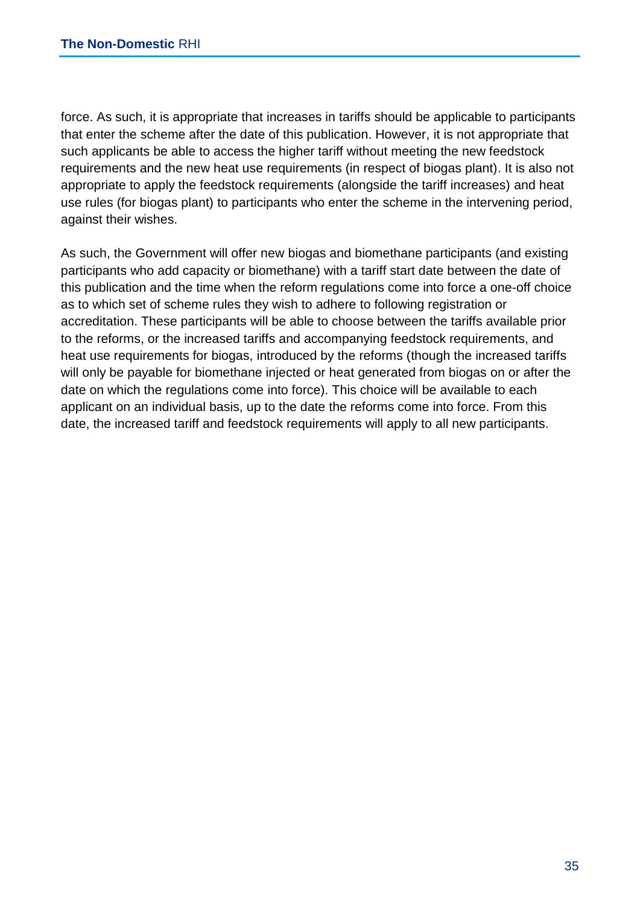force. As such, it is appropriate that increases in tariffs should be applicable to participants that enter the scheme after the date of this publication. However, it is not appropriate that such applicants be able to access the higher tariff without meeting the new feedstock requirements and the new heat use requirements (in respect of biogas plant). It is also not appropriate to apply the feedstock requirements (alongside the tariff increases) and heat use rules (for biogas plant) to participants who enter the scheme in the intervening period, against their wishes.

As such, the Government will offer new biogas and biomethane participants (and existing participants who add capacity or biomethane) with a tariff start date between the date of this publication and the time when the reform regulations come into force a one-off choice as to which set of scheme rules they wish to adhere to following registration or accreditation. These participants will be able to choose between the tariffs available prior to the reforms, or the increased tariffs and accompanying feedstock requirements, and heat use requirements for biogas, introduced by the reforms (though the increased tariffs will only be payable for biomethane injected or heat generated from biogas on or after the date on which the regulations come into force). This choice will be available to each applicant on an individual basis, up to the date the reforms come into force. From this date, the increased tariff and feedstock requirements will apply to all new participants.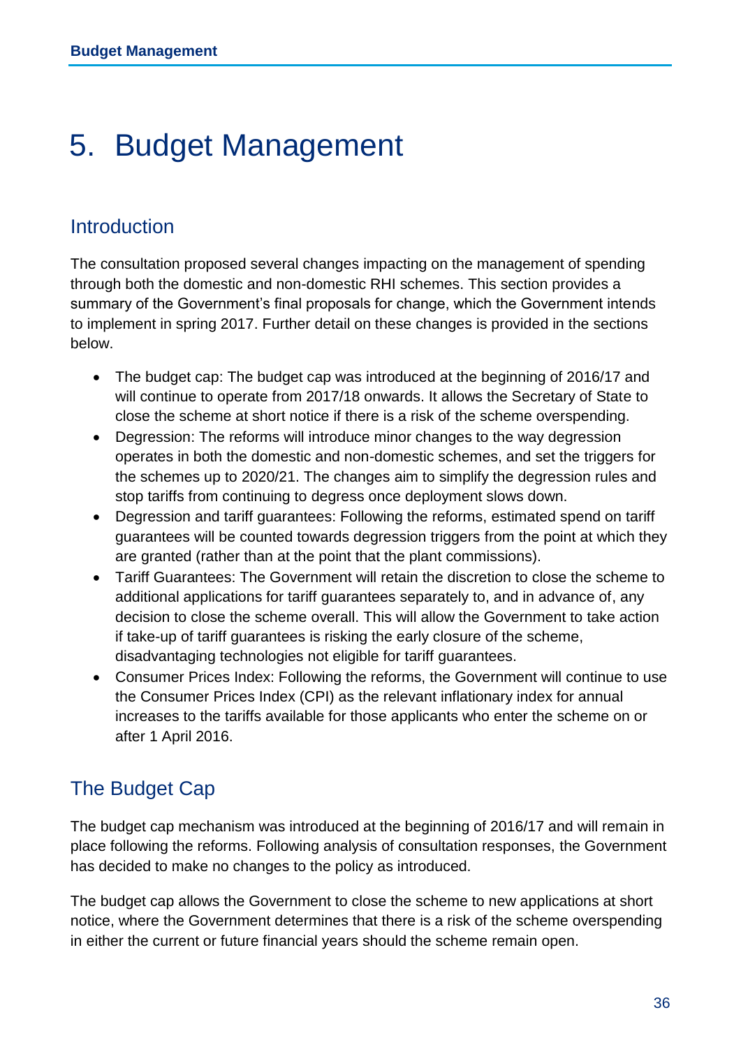# 5. Budget Management

## Introduction

The consultation proposed several changes impacting on the management of spending through both the domestic and non-domestic RHI schemes. This section provides a summary of the Government's final proposals for change, which the Government intends to implement in spring 2017. Further detail on these changes is provided in the sections below.

- The budget cap: The budget cap was introduced at the beginning of 2016/17 and will continue to operate from 2017/18 onwards. It allows the Secretary of State to close the scheme at short notice if there is a risk of the scheme overspending.
- Degression: The reforms will introduce minor changes to the way degression operates in both the domestic and non-domestic schemes, and set the triggers for the schemes up to 2020/21. The changes aim to simplify the degression rules and stop tariffs from continuing to degress once deployment slows down.
- Degression and tariff guarantees: Following the reforms, estimated spend on tariff guarantees will be counted towards degression triggers from the point at which they are granted (rather than at the point that the plant commissions).
- Tariff Guarantees: The Government will retain the discretion to close the scheme to additional applications for tariff guarantees separately to, and in advance of, any decision to close the scheme overall. This will allow the Government to take action if take-up of tariff guarantees is risking the early closure of the scheme, disadvantaging technologies not eligible for tariff guarantees.
- Consumer Prices Index: Following the reforms, the Government will continue to use the Consumer Prices Index (CPI) as the relevant inflationary index for annual increases to the tariffs available for those applicants who enter the scheme on or after 1 April 2016.

## The Budget Cap

The budget cap mechanism was introduced at the beginning of 2016/17 and will remain in place following the reforms. Following analysis of consultation responses, the Government has decided to make no changes to the policy as introduced.

The budget cap allows the Government to close the scheme to new applications at short notice, where the Government determines that there is a risk of the scheme overspending in either the current or future financial years should the scheme remain open.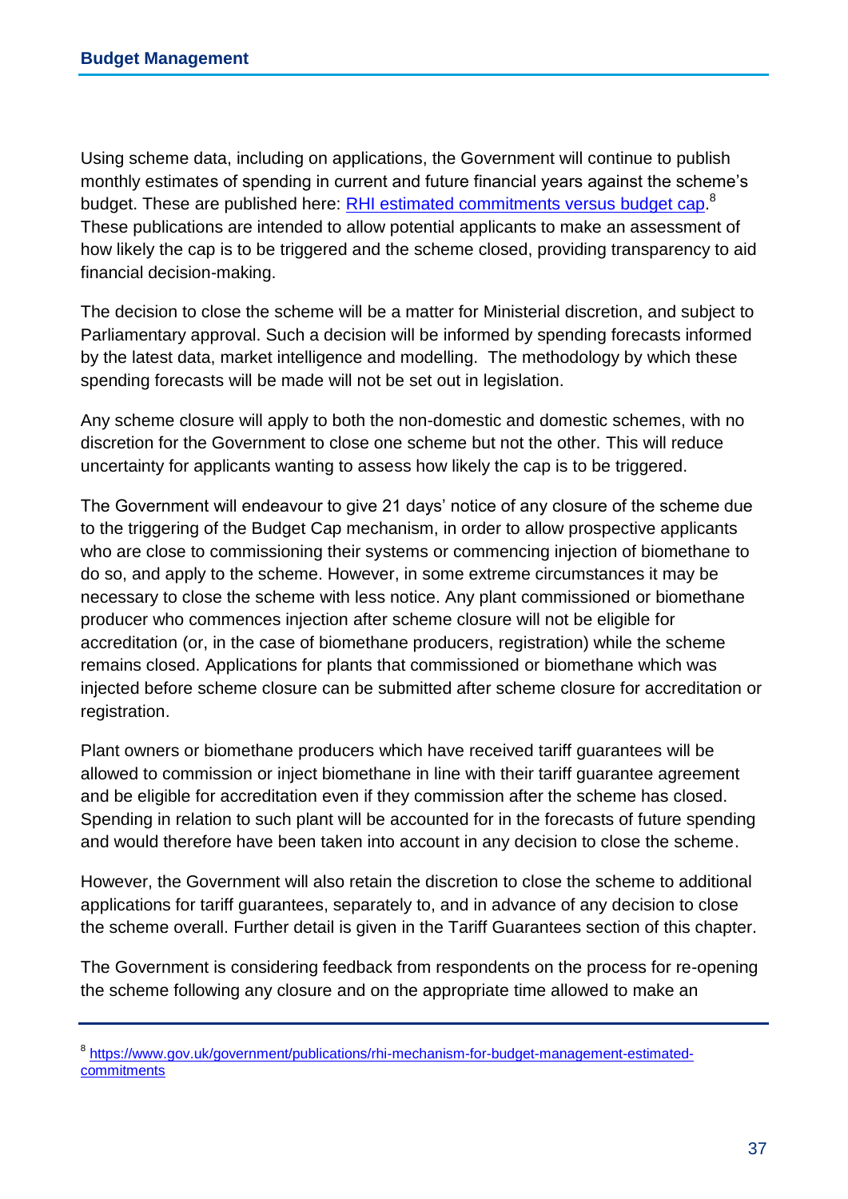Using scheme data, including on applications, the Government will continue to publish monthly estimates of spending in current and future financial years against the scheme's budget. These are published here: [RHI estimated commitments versus budget cap](https://www.gov.uk/government/publications/rhi-mechanism-for-budget-management-estimated-commitments).[8] These publications are intended to allow potential applicants to make an assessment of how likely the cap is to be triggered and the scheme closed, providing transparency to aid financial decision-making.

The decision to close the scheme will be a matter for Ministerial discretion, and subject to Parliamentary approval. Such a decision will be informed by spending forecasts informed by the latest data, market intelligence and modelling. The methodology by which these spending forecasts will be made will not be set out in legislation.

Any scheme closure will apply to both the non-domestic and domestic schemes, with no discretion for the Government to close one scheme but not the other. This will reduce uncertainty for applicants wanting to assess how likely the cap is to be triggered.

The Government will endeavour to give 21 days' notice of any closure of the scheme due to the triggering of the Budget Cap mechanism, in order to allow prospective applicants who are close to commissioning their systems or commencing injection of biomethane to do so, and apply to the scheme. However, in some extreme circumstances it may be necessary to close the scheme with less notice. Any plant commissioned or biomethane producer who commences injection after scheme closure will not be eligible for accreditation (or, in the case of biomethane producers, registration) while the scheme remains closed. Applications for plants that commissioned or biomethane which was injected before scheme closure can be submitted after scheme closure for accreditation or registration.

Plant owners or biomethane producers which have received tariff guarantees will be allowed to commission or inject biomethane in line with their tariff guarantee agreement and be eligible for accreditation even if they commission after the scheme has closed. Spending in relation to such plant will be accounted for in the forecasts of future spending and would therefore have been taken into account in any decision to close the scheme.

However, the Government will also retain the discretion to close the scheme to additional applications for tariff guarantees, separately to, and in advance of any decision to close the scheme overall. Further detail is given in the Tariff Guarantees section of this chapter.

The Government is considering feedback from respondents on the process for re-opening the scheme following any closure and on the appropriate time allowed to make an

[8] https://www.gov.uk/government/publications/rhi-mechanism-for-budget-management-estimated-commitments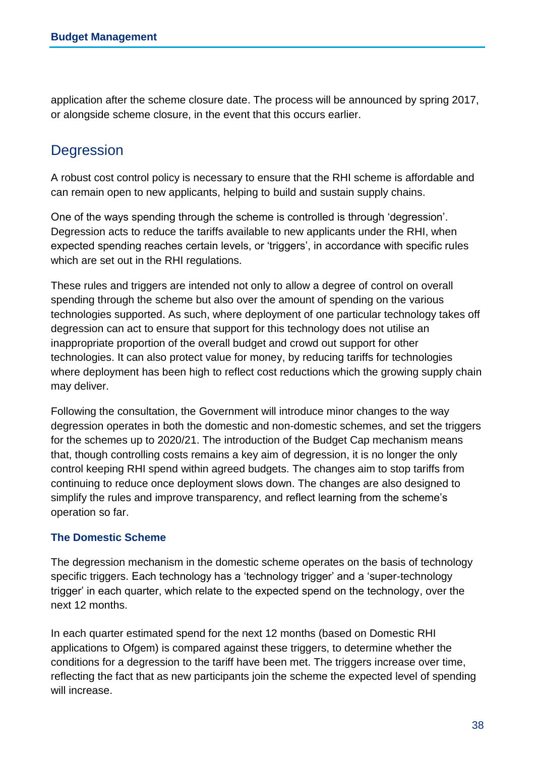application after the scheme closure date. The process will be announced by spring 2017, or alongside scheme closure, in the event that this occurs earlier.

## Degression

A robust cost control policy is necessary to ensure that the RHI scheme is affordable and can remain open to new applicants, helping to build and sustain supply chains.

One of the ways spending through the scheme is controlled is through 'degression'. Degression acts to reduce the tariffs available to new applicants under the RHI, when expected spending reaches certain levels, or 'triggers', in accordance with specific rules which are set out in the RHI regulations.

These rules and triggers are intended not only to allow a degree of control on overall spending through the scheme but also over the amount of spending on the various technologies supported. As such, where deployment of one particular technology takes off degression can act to ensure that support for this technology does not utilise an inappropriate proportion of the overall budget and crowd out support for other technologies. It can also protect value for money, by reducing tariffs for technologies where deployment has been high to reflect cost reductions which the growing supply chain may deliver.

Following the consultation, the Government will introduce minor changes to the way degression operates in both the domestic and non-domestic schemes, and set the triggers for the schemes up to 2020/21. The introduction of the Budget Cap mechanism means that, though controlling costs remains a key aim of degression, it is no longer the only control keeping RHI spend within agreed budgets. The changes aim to stop tariffs from continuing to reduce once deployment slows down. The changes are also designed to simplify the rules and improve transparency, and reflect learning from the scheme's operation so far.

### The Domestic Scheme

The degression mechanism in the domestic scheme operates on the basis of technology specific triggers. Each technology has a 'technology trigger' and a 'super-technology trigger' in each quarter, which relate to the expected spend on the technology, over the next 12 months.

In each quarter estimated spend for the next 12 months (based on Domestic RHI applications to Ofgem) is compared against these triggers, to determine whether the conditions for a degression to the tariff have been met. The triggers increase over time, reflecting the fact that as new participants join the scheme the expected level of spending will increase.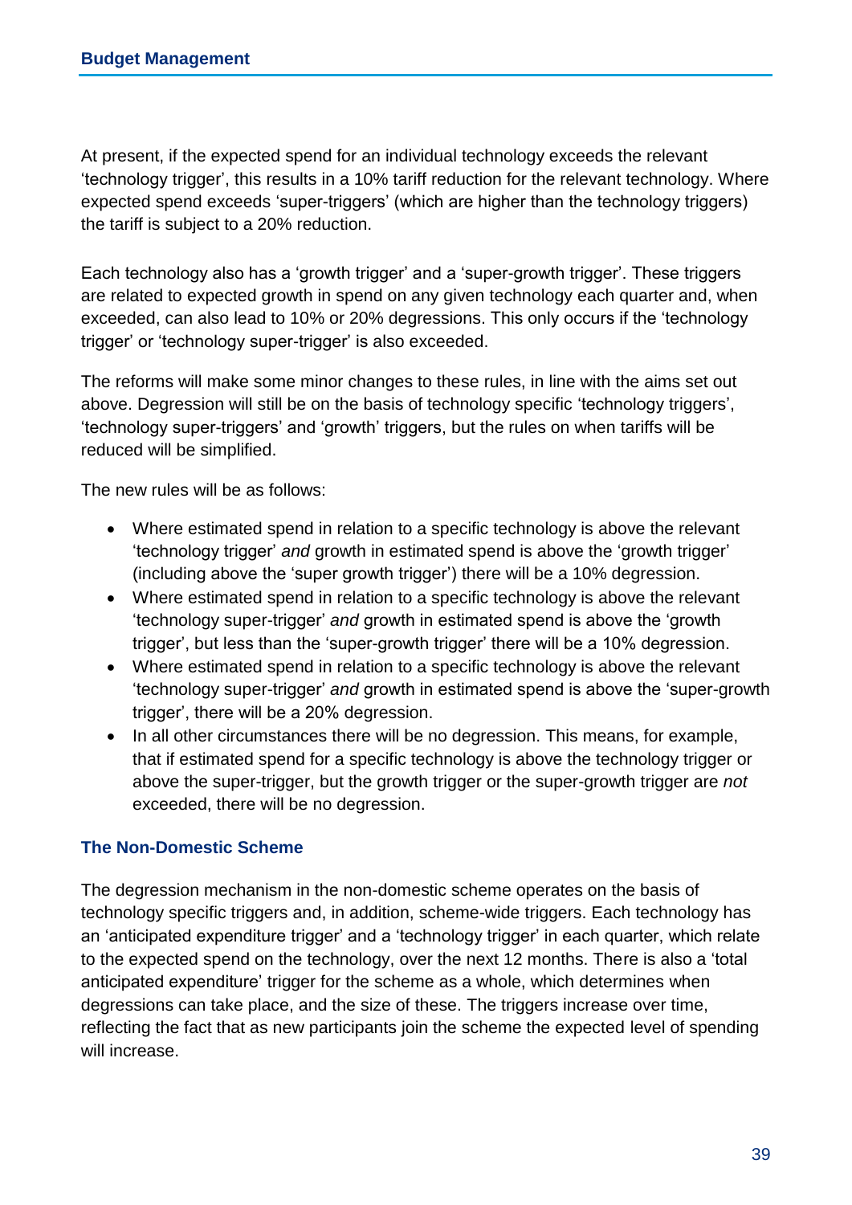At present, if the expected spend for an individual technology exceeds the relevant 'technology trigger', this results in a 10% tariff reduction for the relevant technology. Where expected spend exceeds 'super-triggers' (which are higher than the technology triggers) the tariff is subject to a 20% reduction.

Each technology also has a 'growth trigger' and a 'super-growth trigger'. These triggers are related to expected growth in spend on any given technology each quarter and, when exceeded, can also lead to 10% or 20% degressions. This only occurs if the 'technology trigger' or 'technology super-trigger' is also exceeded.

The reforms will make some minor changes to these rules, in line with the aims set out above. Degression will still be on the basis of technology specific 'technology triggers', 'technology super-triggers' and 'growth' triggers, but the rules on when tariffs will be reduced will be simplified.

The new rules will be as follows:

- Where estimated spend in relation to a specific technology is above the relevant 'technology trigger' *and* growth in estimated spend is above the 'growth trigger' (including above the 'super growth trigger') there will be a 10% degression.
- Where estimated spend in relation to a specific technology is above the relevant 'technology super-trigger' *and* growth in estimated spend is above the 'growth trigger', but less than the 'super-growth trigger' there will be a 10% degression.
- Where estimated spend in relation to a specific technology is above the relevant 'technology super-trigger' *and* growth in estimated spend is above the 'super-growth trigger', there will be a 20% degression.
- In all other circumstances there will be no degression. This means, for example, that if estimated spend for a specific technology is above the technology trigger or above the super-trigger, but the growth trigger or the super-growth trigger are *not* exceeded, there will be no degression.

### The Non-Domestic Scheme

The degression mechanism in the non-domestic scheme operates on the basis of technology specific triggers and, in addition, scheme-wide triggers. Each technology has an 'anticipated expenditure trigger' and a 'technology trigger' in each quarter, which relate to the expected spend on the technology, over the next 12 months. There is also a 'total anticipated expenditure' trigger for the scheme as a whole, which determines when degressions can take place, and the size of these. The triggers increase over time, reflecting the fact that as new participants join the scheme the expected level of spending will increase.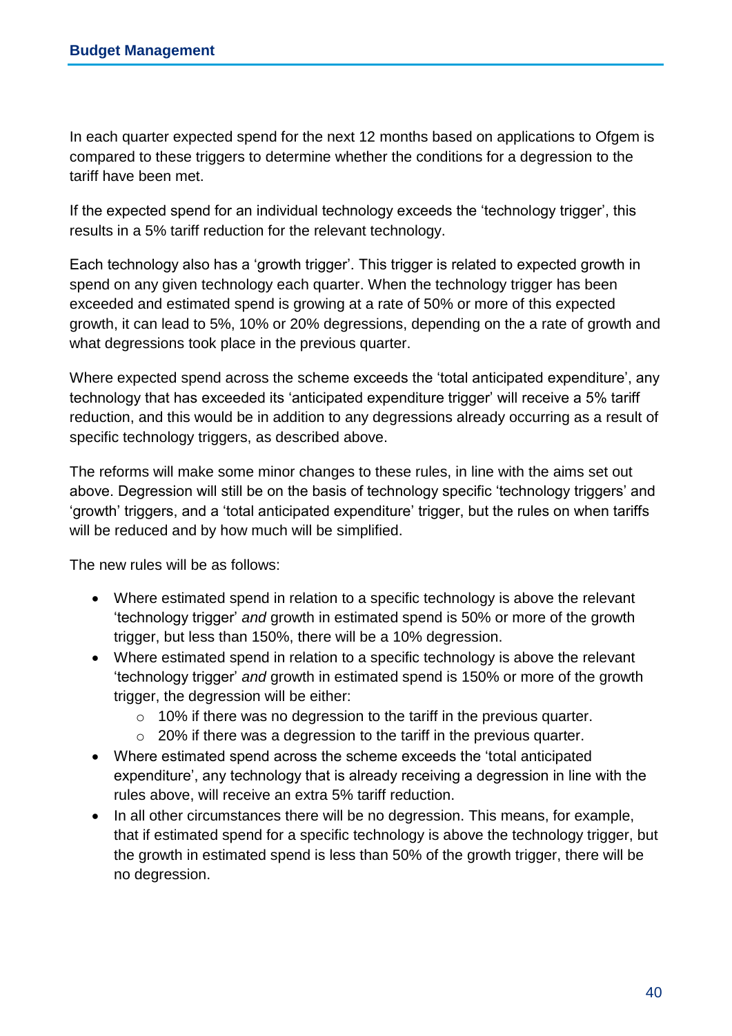In each quarter expected spend for the next 12 months based on applications to Ofgem is compared to these triggers to determine whether the conditions for a degression to the tariff have been met.

If the expected spend for an individual technology exceeds the 'technology trigger', this results in a 5% tariff reduction for the relevant technology.

Each technology also has a 'growth trigger'. This trigger is related to expected growth in spend on any given technology each quarter. When the technology trigger has been exceeded and estimated spend is growing at a rate of 50% or more of this expected growth, it can lead to 5%, 10% or 20% degressions, depending on the a rate of growth and what degressions took place in the previous quarter.

Where expected spend across the scheme exceeds the 'total anticipated expenditure', any technology that has exceeded its 'anticipated expenditure trigger' will receive a 5% tariff reduction, and this would be in addition to any degressions already occurring as a result of specific technology triggers, as described above.

The reforms will make some minor changes to these rules, in line with the aims set out above. Degression will still be on the basis of technology specific 'technology triggers' and 'growth' triggers, and a 'total anticipated expenditure' trigger, but the rules on when tariffs will be reduced and by how much will be simplified.

The new rules will be as follows:

- Where estimated spend in relation to a specific technology is above the relevant 'technology trigger' *and* growth in estimated spend is 50% or more of the growth trigger, but less than 150%, there will be a 10% degression.
- Where estimated spend in relation to a specific technology is above the relevant 'technology trigger' *and* growth in estimated spend is 150% or more of the growth trigger, the degression will be either:
  - 10% if there was no degression to the tariff in the previous quarter.
  - 20% if there was a degression to the tariff in the previous quarter.
- Where estimated spend across the scheme exceeds the 'total anticipated expenditure', any technology that is already receiving a degression in line with the rules above, will receive an extra 5% tariff reduction.
- In all other circumstances there will be no degression. This means, for example, that if estimated spend for a specific technology is above the technology trigger, but the growth in estimated spend is less than 50% of the growth trigger, there will be no degression.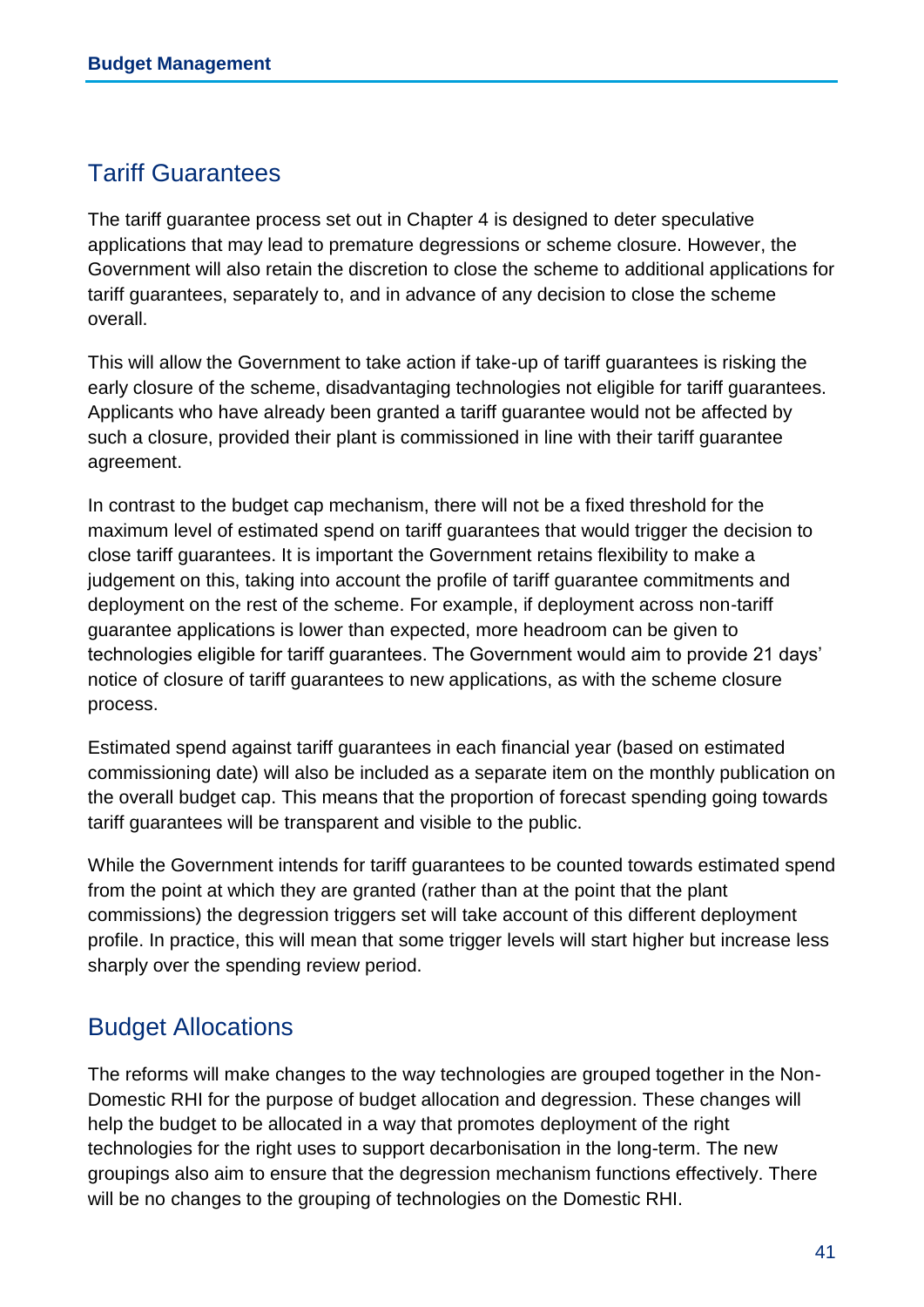## Tariff Guarantees

The tariff guarantee process set out in Chapter 4 is designed to deter speculative applications that may lead to premature degressions or scheme closure. However, the Government will also retain the discretion to close the scheme to additional applications for tariff guarantees, separately to, and in advance of any decision to close the scheme overall.

This will allow the Government to take action if take-up of tariff guarantees is risking the early closure of the scheme, disadvantaging technologies not eligible for tariff guarantees. Applicants who have already been granted a tariff guarantee would not be affected by such a closure, provided their plant is commissioned in line with their tariff guarantee agreement.

In contrast to the budget cap mechanism, there will not be a fixed threshold for the maximum level of estimated spend on tariff guarantees that would trigger the decision to close tariff guarantees. It is important the Government retains flexibility to make a judgement on this, taking into account the profile of tariff guarantee commitments and deployment on the rest of the scheme. For example, if deployment across non-tariff guarantee applications is lower than expected, more headroom can be given to technologies eligible for tariff guarantees. The Government would aim to provide 21 days' notice of closure of tariff guarantees to new applications, as with the scheme closure process.

Estimated spend against tariff guarantees in each financial year (based on estimated commissioning date) will also be included as a separate item on the monthly publication on the overall budget cap. This means that the proportion of forecast spending going towards tariff guarantees will be transparent and visible to the public.

While the Government intends for tariff guarantees to be counted towards estimated spend from the point at which they are granted (rather than at the point that the plant commissions) the degression triggers set will take account of this different deployment profile. In practice, this will mean that some trigger levels will start higher but increase less sharply over the spending review period.

## Budget Allocations

The reforms will make changes to the way technologies are grouped together in the Non-Domestic RHI for the purpose of budget allocation and degression. These changes will help the budget to be allocated in a way that promotes deployment of the right technologies for the right uses to support decarbonisation in the long-term. The new groupings also aim to ensure that the degression mechanism functions effectively. There will be no changes to the grouping of technologies on the Domestic RHI.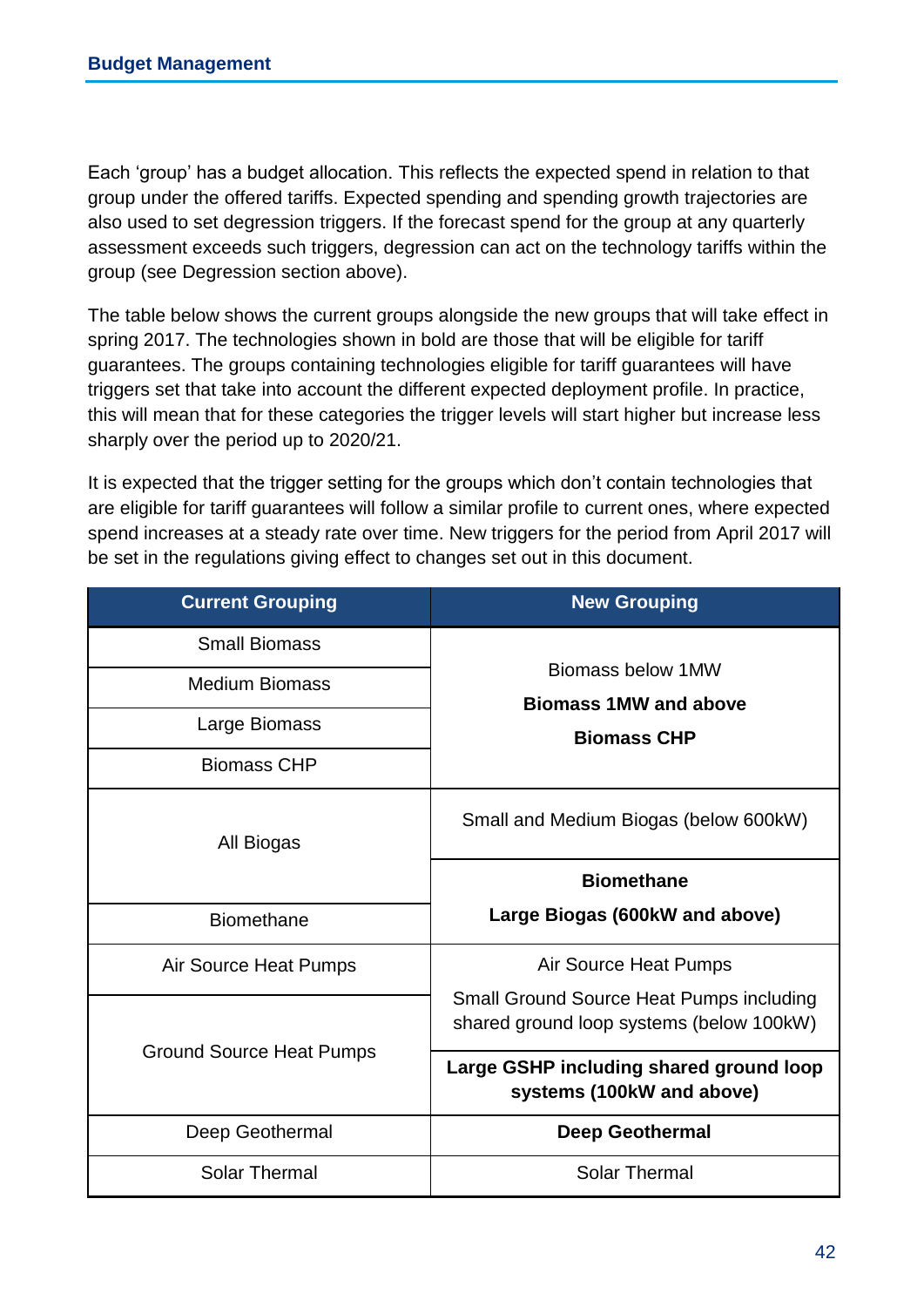# Budget Management

Each 'group' has a budget allocation. This reflects the expected spend in relation to that group under the offered tariffs. Expected spending and spending growth trajectories are also used to set degression triggers. If the forecast spend for the group at any quarterly assessment exceeds such triggers, degression can act on the technology tariffs within the group (see Degression section above).

The table below shows the current groups alongside the new groups that will take effect in spring 2017. The technologies shown in bold are those that will be eligible for tariff guarantees. The groups containing technologies eligible for tariff guarantees will have triggers set that take into account the different expected deployment profile. In practice, this will mean that for these categories the trigger levels will start higher but increase less sharply over the period up to 2020/21.

It is expected that the trigger setting for the groups which don't contain technologies that are eligible for tariff guarantees will follow a similar profile to current ones, where expected spend increases at a steady rate over time. New triggers for the period from April 2017 will be set in the regulations giving effect to changes set out in this document.

| Current Grouping | New Grouping |
|---|---|
| Small Biomass<br>Medium Biomass<br>Large Biomass<br>Biomass CHP | Biomass below 1MW<br>**Biomass 1MW and above**<br>**Biomass CHP** |
| All Biogas | Small and Medium Biogas (below 600kW) |
| All Biogas<br>Biomethane | **Biomethane**<br>**Large Biogas (600kW and above)** |
| Air Source Heat Pumps<br>Ground Source Heat Pumps | Air Source Heat Pumps<br>Small Ground Source Heat Pumps including shared ground loop systems (below 100kW) |
| Ground Source Heat Pumps | **Large GSHP including shared ground loop systems (100kW and above)** |
| Deep Geothermal | **Deep Geothermal** |
| Solar Thermal | Solar Thermal |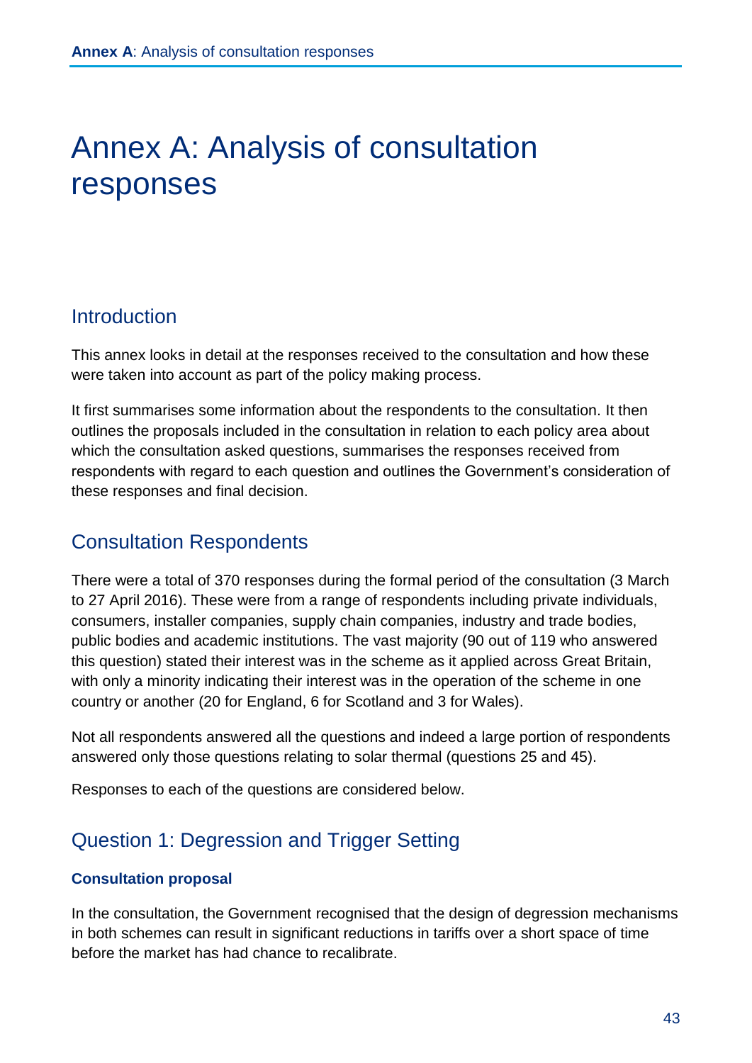# Annex A: Analysis of consultation responses

## Introduction

This annex looks in detail at the responses received to the consultation and how these were taken into account as part of the policy making process.

It first summarises some information about the respondents to the consultation. It then outlines the proposals included in the consultation in relation to each policy area about which the consultation asked questions, summarises the responses received from respondents with regard to each question and outlines the Government's consideration of these responses and final decision.

## Consultation Respondents

There were a total of 370 responses during the formal period of the consultation (3 March to 27 April 2016). These were from a range of respondents including private individuals, consumers, installer companies, supply chain companies, industry and trade bodies, public bodies and academic institutions. The vast majority (90 out of 119 who answered this question) stated their interest was in the scheme as it applied across Great Britain, with only a minority indicating their interest was in the operation of the scheme in one country or another (20 for England, 6 for Scotland and 3 for Wales).

Not all respondents answered all the questions and indeed a large portion of respondents answered only those questions relating to solar thermal (questions 25 and 45).

Responses to each of the questions are considered below.

## Question 1: Degression and Trigger Setting

### Consultation proposal

In the consultation, the Government recognised that the design of degression mechanisms in both schemes can result in significant reductions in tariffs over a short space of time before the market has had chance to recalibrate.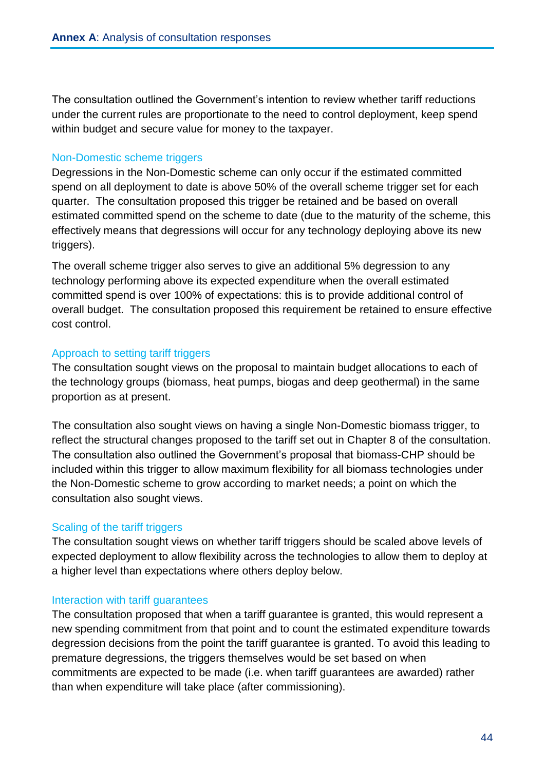The consultation outlined the Government's intention to review whether tariff reductions under the current rules are proportionate to the need to control deployment, keep spend within budget and secure value for money to the taxpayer.

### Non-Domestic scheme triggers

Degressions in the Non-Domestic scheme can only occur if the estimated committed spend on all deployment to date is above 50% of the overall scheme trigger set for each quarter. The consultation proposed this trigger be retained and be based on overall estimated committed spend on the scheme to date (due to the maturity of the scheme, this effectively means that degressions will occur for any technology deploying above its new triggers).

The overall scheme trigger also serves to give an additional 5% degression to any technology performing above its expected expenditure when the overall estimated committed spend is over 100% of expectations: this is to provide additional control of overall budget. The consultation proposed this requirement be retained to ensure effective cost control.

### Approach to setting tariff triggers

The consultation sought views on the proposal to maintain budget allocations to each of the technology groups (biomass, heat pumps, biogas and deep geothermal) in the same proportion as at present.

The consultation also sought views on having a single Non-Domestic biomass trigger, to reflect the structural changes proposed to the tariff set out in Chapter 8 of the consultation. The consultation also outlined the Government's proposal that biomass-CHP should be included within this trigger to allow maximum flexibility for all biomass technologies under the Non-Domestic scheme to grow according to market needs; a point on which the consultation also sought views.

### Scaling of the tariff triggers

The consultation sought views on whether tariff triggers should be scaled above levels of expected deployment to allow flexibility across the technologies to allow them to deploy at a higher level than expectations where others deploy below.

### Interaction with tariff guarantees

The consultation proposed that when a tariff guarantee is granted, this would represent a new spending commitment from that point and to count the estimated expenditure towards degression decisions from the point the tariff guarantee is granted. To avoid this leading to premature degressions, the triggers themselves would be set based on when commitments are expected to be made (i.e. when tariff guarantees are awarded) rather than when expenditure will take place (after commissioning).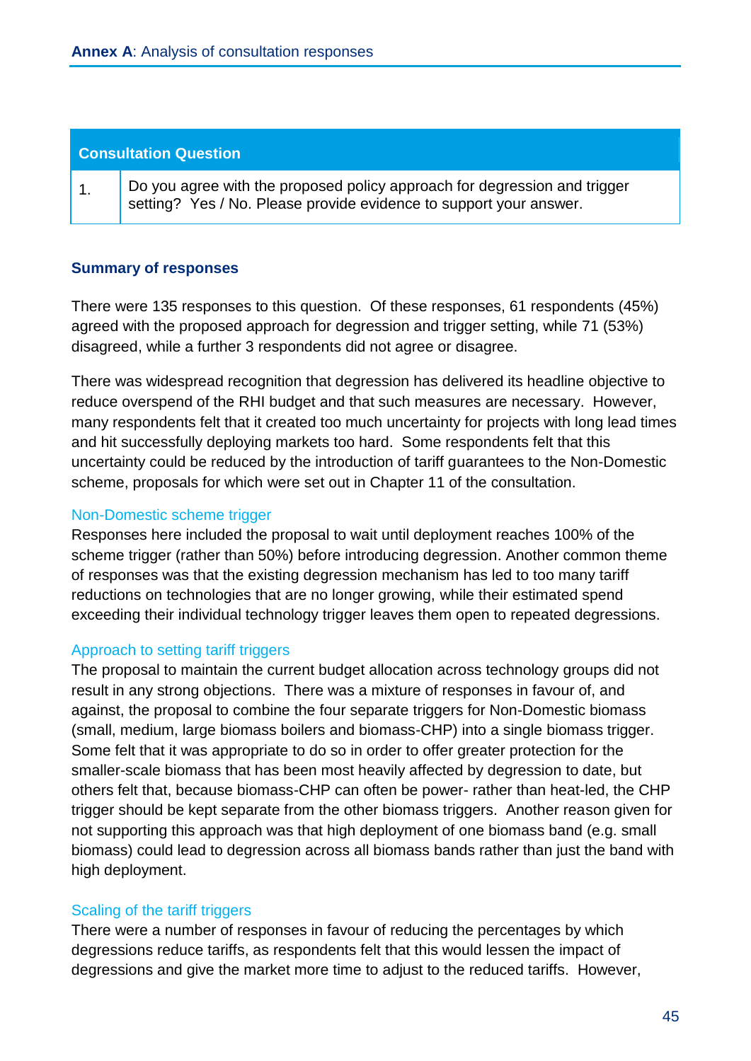| Consultation Question | |
|---|---|
| 1. | Do you agree with the proposed policy approach for degression and trigger setting? Yes / No. Please provide evidence to support your answer. |

### Summary of responses

There were 135 responses to this question. Of these responses, 61 respondents (45%) agreed with the proposed approach for degression and trigger setting, while 71 (53%) disagreed, while a further 3 respondents did not agree or disagree.

There was widespread recognition that degression has delivered its headline objective to reduce overspend of the RHI budget and that such measures are necessary. However, many respondents felt that it created too much uncertainty for projects with long lead times and hit successfully deploying markets too hard. Some respondents felt that this uncertainty could be reduced by the introduction of tariff guarantees to the Non-Domestic scheme, proposals for which were set out in Chapter 11 of the consultation.

#### Non-Domestic scheme trigger

Responses here included the proposal to wait until deployment reaches 100% of the scheme trigger (rather than 50%) before introducing degression. Another common theme of responses was that the existing degression mechanism has led to too many tariff reductions on technologies that are no longer growing, while their estimated spend exceeding their individual technology trigger leaves them open to repeated degressions.

#### Approach to setting tariff triggers

The proposal to maintain the current budget allocation across technology groups did not result in any strong objections. There was a mixture of responses in favour of, and against, the proposal to combine the four separate triggers for Non-Domestic biomass (small, medium, large biomass boilers and biomass-CHP) into a single biomass trigger. Some felt that it was appropriate to do so in order to offer greater protection for the smaller-scale biomass that has been most heavily affected by degression to date, but others felt that, because biomass-CHP can often be power- rather than heat-led, the CHP trigger should be kept separate from the other biomass triggers. Another reason given for not supporting this approach was that high deployment of one biomass band (e.g. small biomass) could lead to degression across all biomass bands rather than just the band with high deployment.

#### Scaling of the tariff triggers

There were a number of responses in favour of reducing the percentages by which degressions reduce tariffs, as respondents felt that this would lessen the impact of degressions and give the market more time to adjust to the reduced tariffs. However,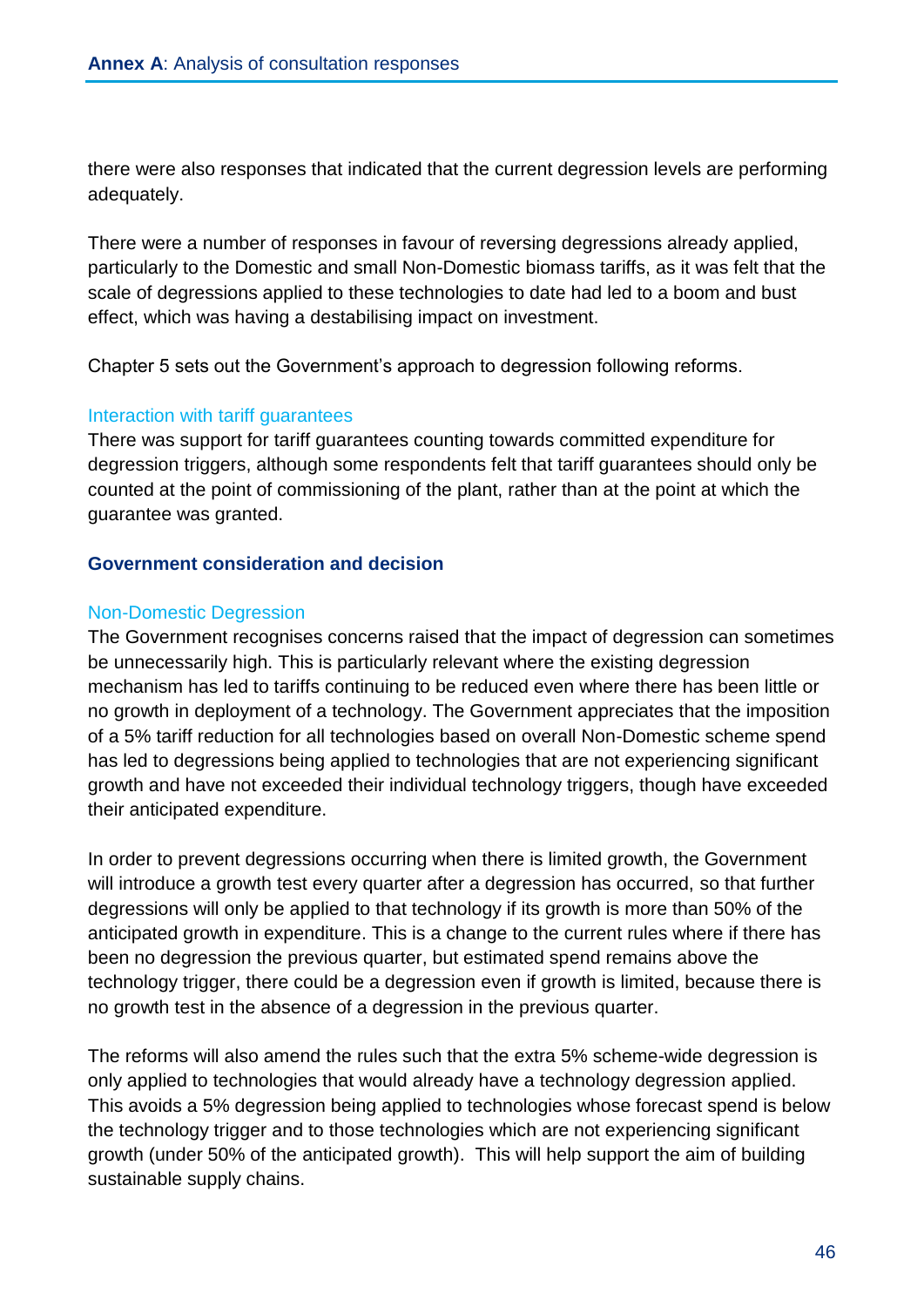there were also responses that indicated that the current degression levels are performing adequately.

There were a number of responses in favour of reversing degressions already applied, particularly to the Domestic and small Non-Domestic biomass tariffs, as it was felt that the scale of degressions applied to these technologies to date had led to a boom and bust effect, which was having a destabilising impact on investment.

Chapter 5 sets out the Government's approach to degression following reforms.

### Interaction with tariff guarantees

There was support for tariff guarantees counting towards committed expenditure for degression triggers, although some respondents felt that tariff guarantees should only be counted at the point of commissioning of the plant, rather than at the point at which the guarantee was granted.

## Government consideration and decision

### Non-Domestic Degression

The Government recognises concerns raised that the impact of degression can sometimes be unnecessarily high. This is particularly relevant where the existing degression mechanism has led to tariffs continuing to be reduced even where there has been little or no growth in deployment of a technology. The Government appreciates that the imposition of a 5% tariff reduction for all technologies based on overall Non-Domestic scheme spend has led to degressions being applied to technologies that are not experiencing significant growth and have not exceeded their individual technology triggers, though have exceeded their anticipated expenditure.

In order to prevent degressions occurring when there is limited growth, the Government will introduce a growth test every quarter after a degression has occurred, so that further degressions will only be applied to that technology if its growth is more than 50% of the anticipated growth in expenditure. This is a change to the current rules where if there has been no degression the previous quarter, but estimated spend remains above the technology trigger, there could be a degression even if growth is limited, because there is no growth test in the absence of a degression in the previous quarter.

The reforms will also amend the rules such that the extra 5% scheme-wide degression is only applied to technologies that would already have a technology degression applied. This avoids a 5% degression being applied to technologies whose forecast spend is below the technology trigger and to those technologies which are not experiencing significant growth (under 50% of the anticipated growth). This will help support the aim of building sustainable supply chains.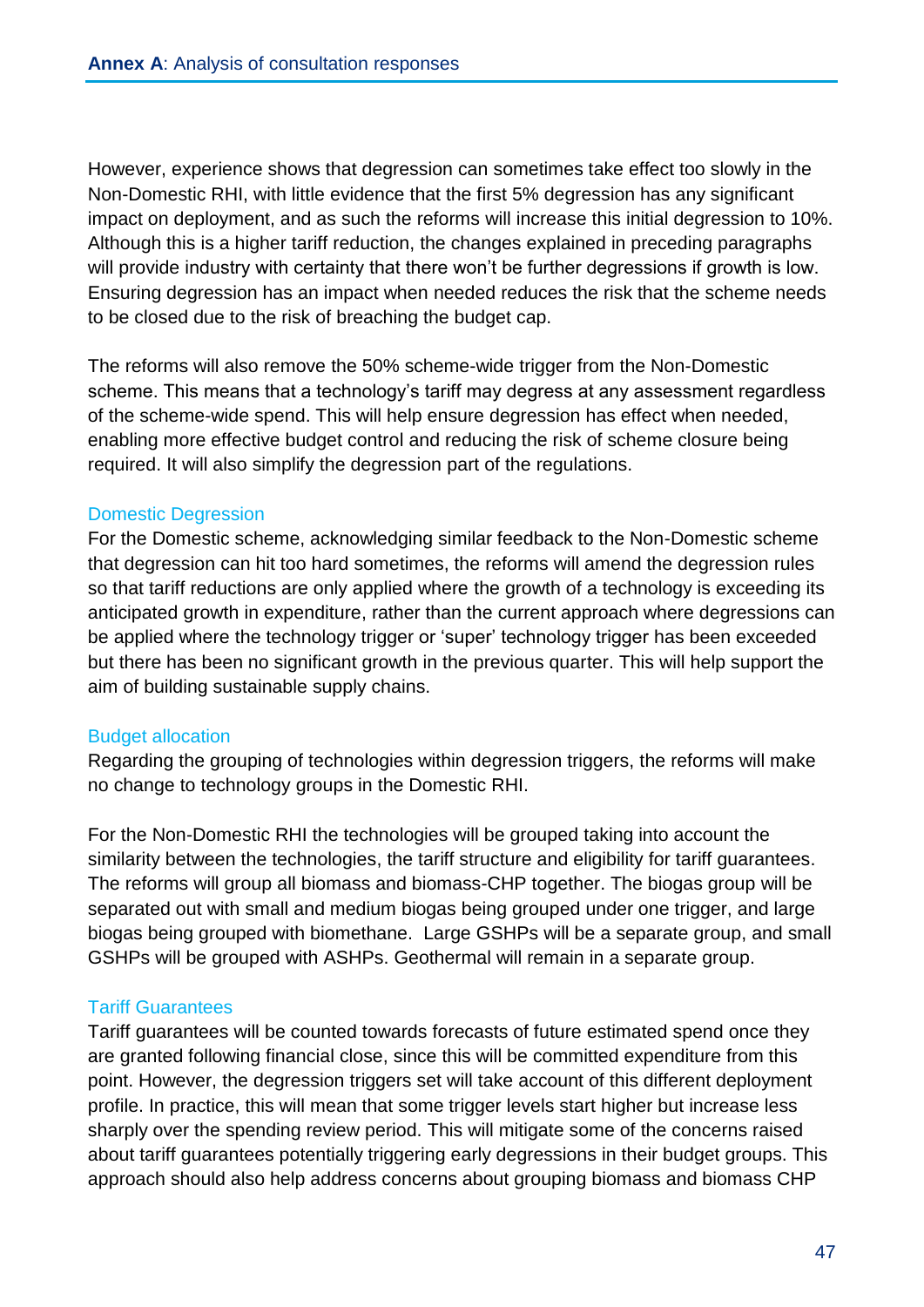However, experience shows that degression can sometimes take effect too slowly in the Non-Domestic RHI, with little evidence that the first 5% degression has any significant impact on deployment, and as such the reforms will increase this initial degression to 10%. Although this is a higher tariff reduction, the changes explained in preceding paragraphs will provide industry with certainty that there won't be further degressions if growth is low. Ensuring degression has an impact when needed reduces the risk that the scheme needs to be closed due to the risk of breaching the budget cap.

The reforms will also remove the 50% scheme-wide trigger from the Non-Domestic scheme. This means that a technology's tariff may degress at any assessment regardless of the scheme-wide spend. This will help ensure degression has effect when needed, enabling more effective budget control and reducing the risk of scheme closure being required. It will also simplify the degression part of the regulations.

### Domestic Degression

For the Domestic scheme, acknowledging similar feedback to the Non-Domestic scheme that degression can hit too hard sometimes, the reforms will amend the degression rules so that tariff reductions are only applied where the growth of a technology is exceeding its anticipated growth in expenditure, rather than the current approach where degressions can be applied where the technology trigger or 'super' technology trigger has been exceeded but there has been no significant growth in the previous quarter. This will help support the aim of building sustainable supply chains.

### Budget allocation

Regarding the grouping of technologies within degression triggers, the reforms will make no change to technology groups in the Domestic RHI.

For the Non-Domestic RHI the technologies will be grouped taking into account the similarity between the technologies, the tariff structure and eligibility for tariff guarantees. The reforms will group all biomass and biomass-CHP together. The biogas group will be separated out with small and medium biogas being grouped under one trigger, and large biogas being grouped with biomethane. Large GSHPs will be a separate group, and small GSHPs will be grouped with ASHPs. Geothermal will remain in a separate group.

### Tariff Guarantees

Tariff guarantees will be counted towards forecasts of future estimated spend once they are granted following financial close, since this will be committed expenditure from this point. However, the degression triggers set will take account of this different deployment profile. In practice, this will mean that some trigger levels start higher but increase less sharply over the spending review period. This will mitigate some of the concerns raised about tariff guarantees potentially triggering early degressions in their budget groups. This approach should also help address concerns about grouping biomass and biomass CHP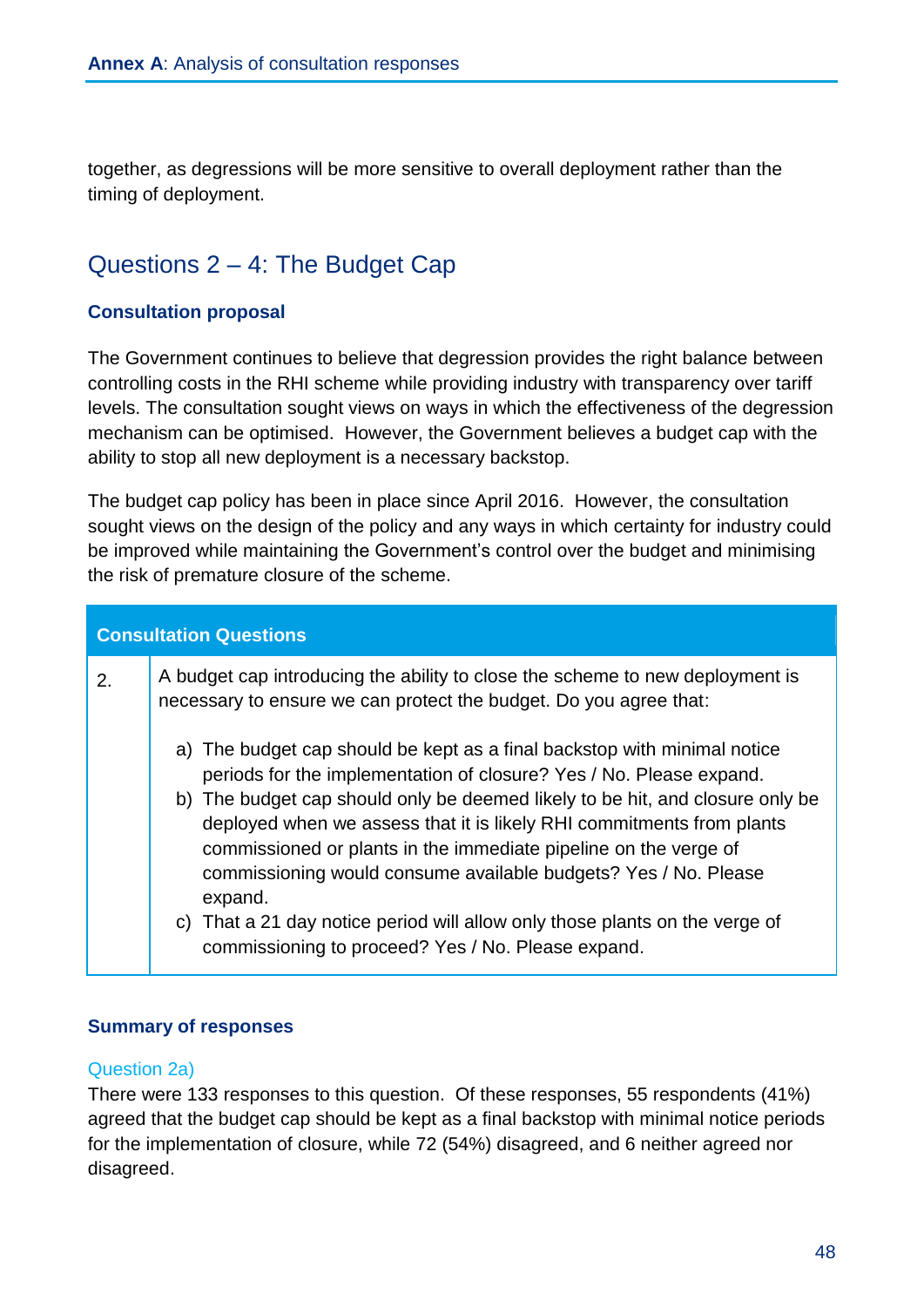together, as degressions will be more sensitive to overall deployment rather than the timing of deployment.

## Questions 2 – 4: The Budget Cap

### Consultation proposal

The Government continues to believe that degression provides the right balance between controlling costs in the RHI scheme while providing industry with transparency over tariff levels. The consultation sought views on ways in which the effectiveness of the degression mechanism can be optimised. However, the Government believes a budget cap with the ability to stop all new deployment is a necessary backstop.

The budget cap policy has been in place since April 2016. However, the consultation sought views on the design of the policy and any ways in which certainty for industry could be improved while maintaining the Government's control over the budget and minimising the risk of premature closure of the scheme.

| **Consultation Questions** | |
|---|---|
| 2. | A budget cap introducing the ability to close the scheme to new deployment is necessary to ensure we can protect the budget. Do you agree that:<br><br>a) The budget cap should be kept as a final backstop with minimal notice periods for the implementation of closure? Yes / No. Please expand.<br>b) The budget cap should only be deemed likely to be hit, and closure only be deployed when we assess that it is likely RHI commitments from plants commissioned or plants in the immediate pipeline on the verge of commissioning would consume available budgets? Yes / No. Please expand.<br>c) That a 21 day notice period will allow only those plants on the verge of commissioning to proceed? Yes / No. Please expand. |

### Summary of responses

#### Question 2a)

There were 133 responses to this question. Of these responses, 55 respondents (41%) agreed that the budget cap should be kept as a final backstop with minimal notice periods for the implementation of closure, while 72 (54%) disagreed, and 6 neither agreed nor disagreed.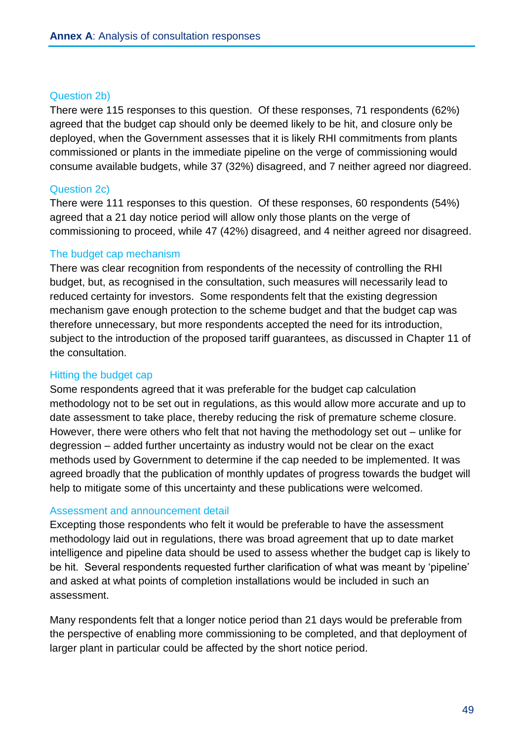### Question 2b)

There were 115 responses to this question. Of these responses, 71 respondents (62%) agreed that the budget cap should only be deemed likely to be hit, and closure only be deployed, when the Government assesses that it is likely RHI commitments from plants commissioned or plants in the immediate pipeline on the verge of commissioning would consume available budgets, while 37 (32%) disagreed, and 7 neither agreed nor diagreed.

### Question 2c)

There were 111 responses to this question. Of these responses, 60 respondents (54%) agreed that a 21 day notice period will allow only those plants on the verge of commissioning to proceed, while 47 (42%) disagreed, and 4 neither agreed nor disagreed.

### The budget cap mechanism

There was clear recognition from respondents of the necessity of controlling the RHI budget, but, as recognised in the consultation, such measures will necessarily lead to reduced certainty for investors. Some respondents felt that the existing degression mechanism gave enough protection to the scheme budget and that the budget cap was therefore unnecessary, but more respondents accepted the need for its introduction, subject to the introduction of the proposed tariff guarantees, as discussed in Chapter 11 of the consultation.

### Hitting the budget cap

Some respondents agreed that it was preferable for the budget cap calculation methodology not to be set out in regulations, as this would allow more accurate and up to date assessment to take place, thereby reducing the risk of premature scheme closure. However, there were others who felt that not having the methodology set out – unlike for degression – added further uncertainty as industry would not be clear on the exact methods used by Government to determine if the cap needed to be implemented. It was agreed broadly that the publication of monthly updates of progress towards the budget will help to mitigate some of this uncertainty and these publications were welcomed.

### Assessment and announcement detail

Excepting those respondents who felt it would be preferable to have the assessment methodology laid out in regulations, there was broad agreement that up to date market intelligence and pipeline data should be used to assess whether the budget cap is likely to be hit. Several respondents requested further clarification of what was meant by 'pipeline' and asked at what points of completion installations would be included in such an assessment.

Many respondents felt that a longer notice period than 21 days would be preferable from the perspective of enabling more commissioning to be completed, and that deployment of larger plant in particular could be affected by the short notice period.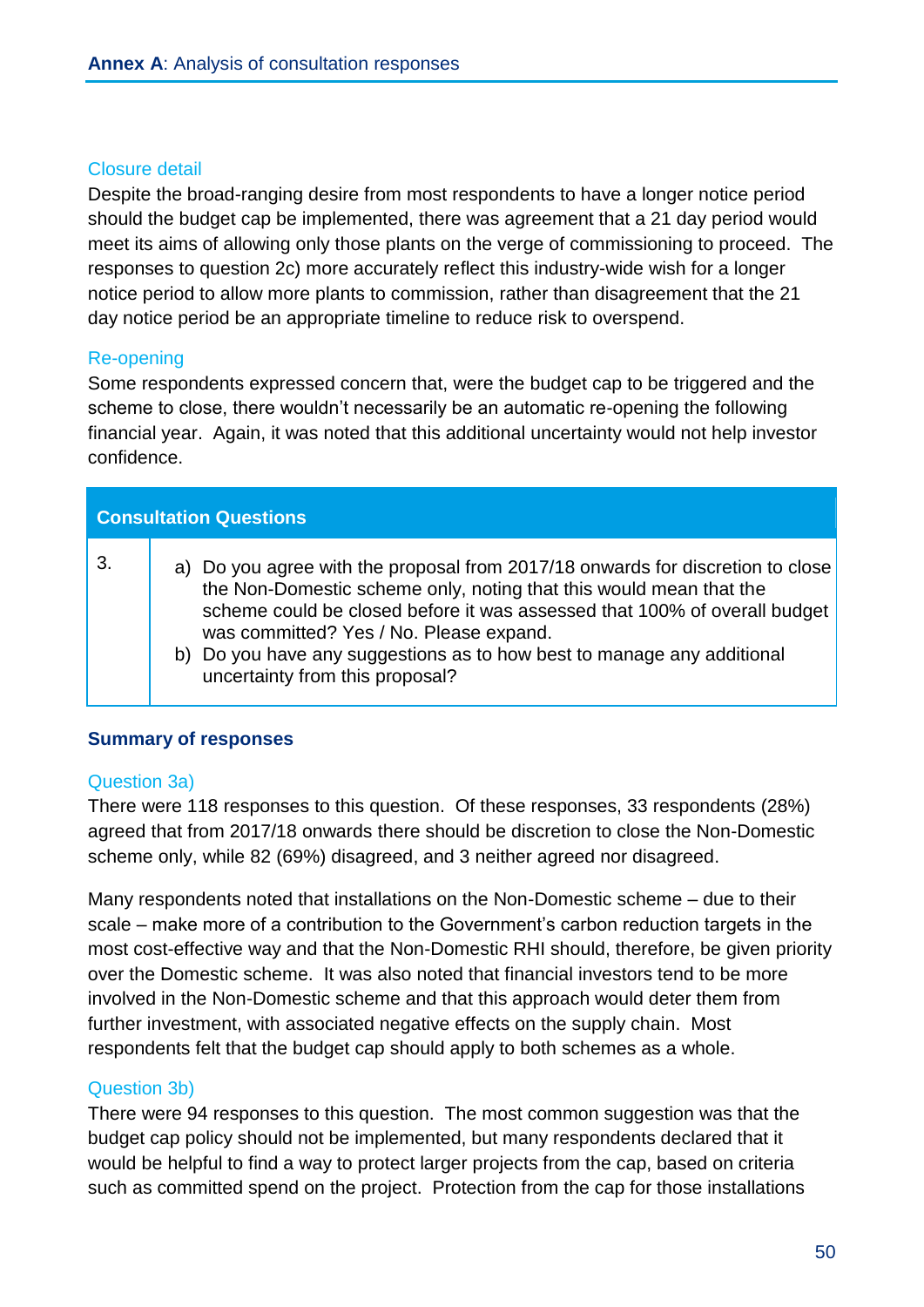### Closure detail

Despite the broad-ranging desire from most respondents to have a longer notice period should the budget cap be implemented, there was agreement that a 21 day period would meet its aims of allowing only those plants on the verge of commissioning to proceed. The responses to question 2c) more accurately reflect this industry-wide wish for a longer notice period to allow more plants to commission, rather than disagreement that the 21 day notice period be an appropriate timeline to reduce risk to overspend.

### Re-opening

Some respondents expressed concern that, were the budget cap to be triggered and the scheme to close, there wouldn't necessarily be an automatic re-opening the following financial year. Again, it was noted that this additional uncertainty would not help investor confidence.

| Consultation Questions | |
|---|---|
| 3. | a) Do you agree with the proposal from 2017/18 onwards for discretion to close the Non-Domestic scheme only, noting that this would mean that the scheme could be closed before it was assessed that 100% of overall budget was committed? Yes / No. Please expand.<br>b) Do you have any suggestions as to how best to manage any additional uncertainty from this proposal? |

## Summary of responses

### Question 3a)

There were 118 responses to this question. Of these responses, 33 respondents (28%) agreed that from 2017/18 onwards there should be discretion to close the Non-Domestic scheme only, while 82 (69%) disagreed, and 3 neither agreed nor disagreed.

Many respondents noted that installations on the Non-Domestic scheme – due to their scale – make more of a contribution to the Government's carbon reduction targets in the most cost-effective way and that the Non-Domestic RHI should, therefore, be given priority over the Domestic scheme. It was also noted that financial investors tend to be more involved in the Non-Domestic scheme and that this approach would deter them from further investment, with associated negative effects on the supply chain. Most respondents felt that the budget cap should apply to both schemes as a whole.

### Question 3b)

There were 94 responses to this question. The most common suggestion was that the budget cap policy should not be implemented, but many respondents declared that it would be helpful to find a way to protect larger projects from the cap, based on criteria such as committed spend on the project. Protection from the cap for those installations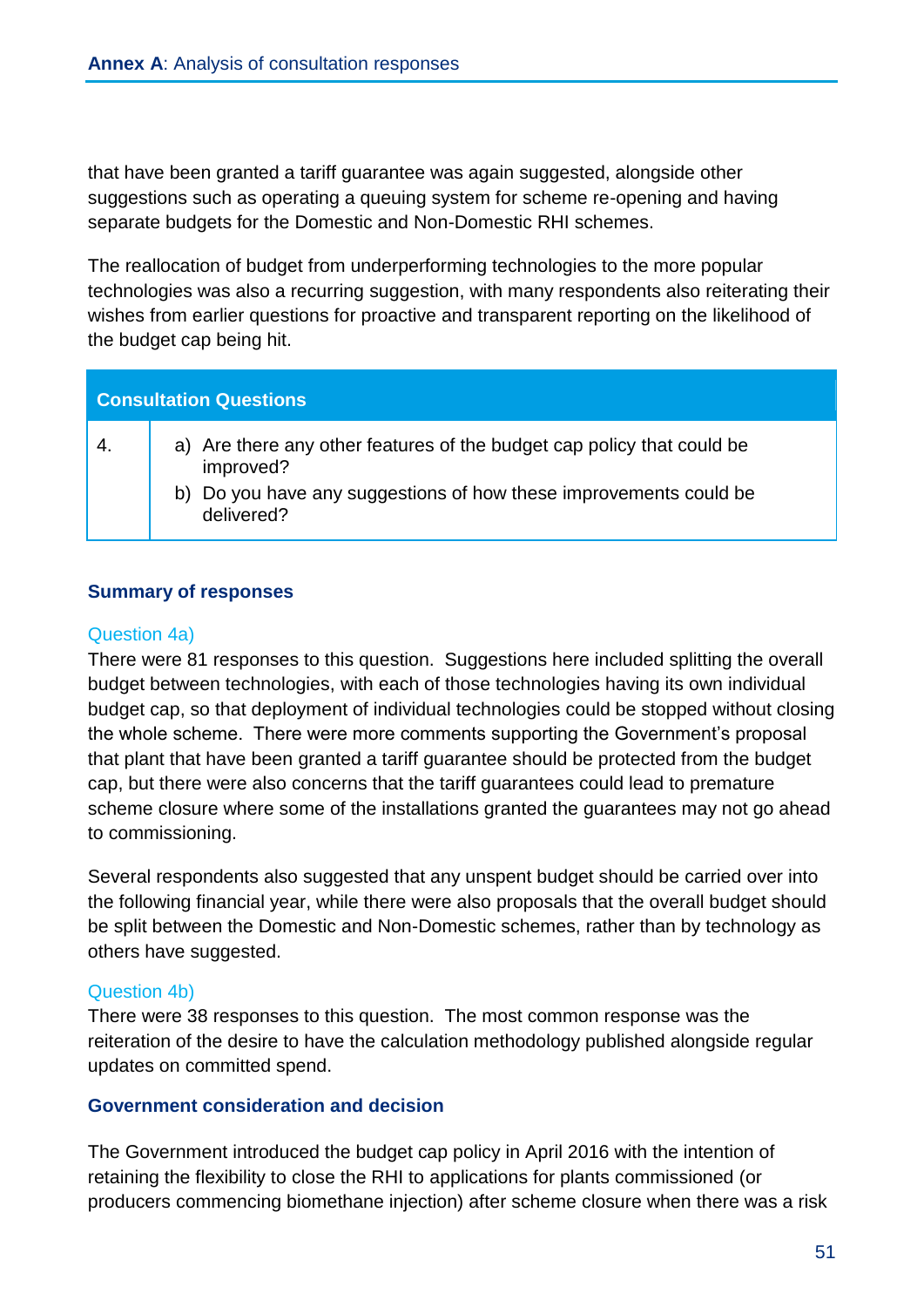that have been granted a tariff guarantee was again suggested, alongside other suggestions such as operating a queuing system for scheme re-opening and having separate budgets for the Domestic and Non-Domestic RHI schemes.

The reallocation of budget from underperforming technologies to the more popular technologies was also a recurring suggestion, with many respondents also reiterating their wishes from earlier questions for proactive and transparent reporting on the likelihood of the budget cap being hit.

| Consultation Questions | |
|---|---|
| 4. | a) Are there any other features of the budget cap policy that could be improved?<br>b) Do you have any suggestions of how these improvements could be delivered? |

### Summary of responses

#### Question 4a)

There were 81 responses to this question. Suggestions here included splitting the overall budget between technologies, with each of those technologies having its own individual budget cap, so that deployment of individual technologies could be stopped without closing the whole scheme. There were more comments supporting the Government's proposal that plant that have been granted a tariff guarantee should be protected from the budget cap, but there were also concerns that the tariff guarantees could lead to premature scheme closure where some of the installations granted the guarantees may not go ahead to commissioning.

Several respondents also suggested that any unspent budget should be carried over into the following financial year, while there were also proposals that the overall budget should be split between the Domestic and Non-Domestic schemes, rather than by technology as others have suggested.

#### Question 4b)

There were 38 responses to this question. The most common response was the reiteration of the desire to have the calculation methodology published alongside regular updates on committed spend.

### Government consideration and decision

The Government introduced the budget cap policy in April 2016 with the intention of retaining the flexibility to close the RHI to applications for plants commissioned (or producers commencing biomethane injection) after scheme closure when there was a risk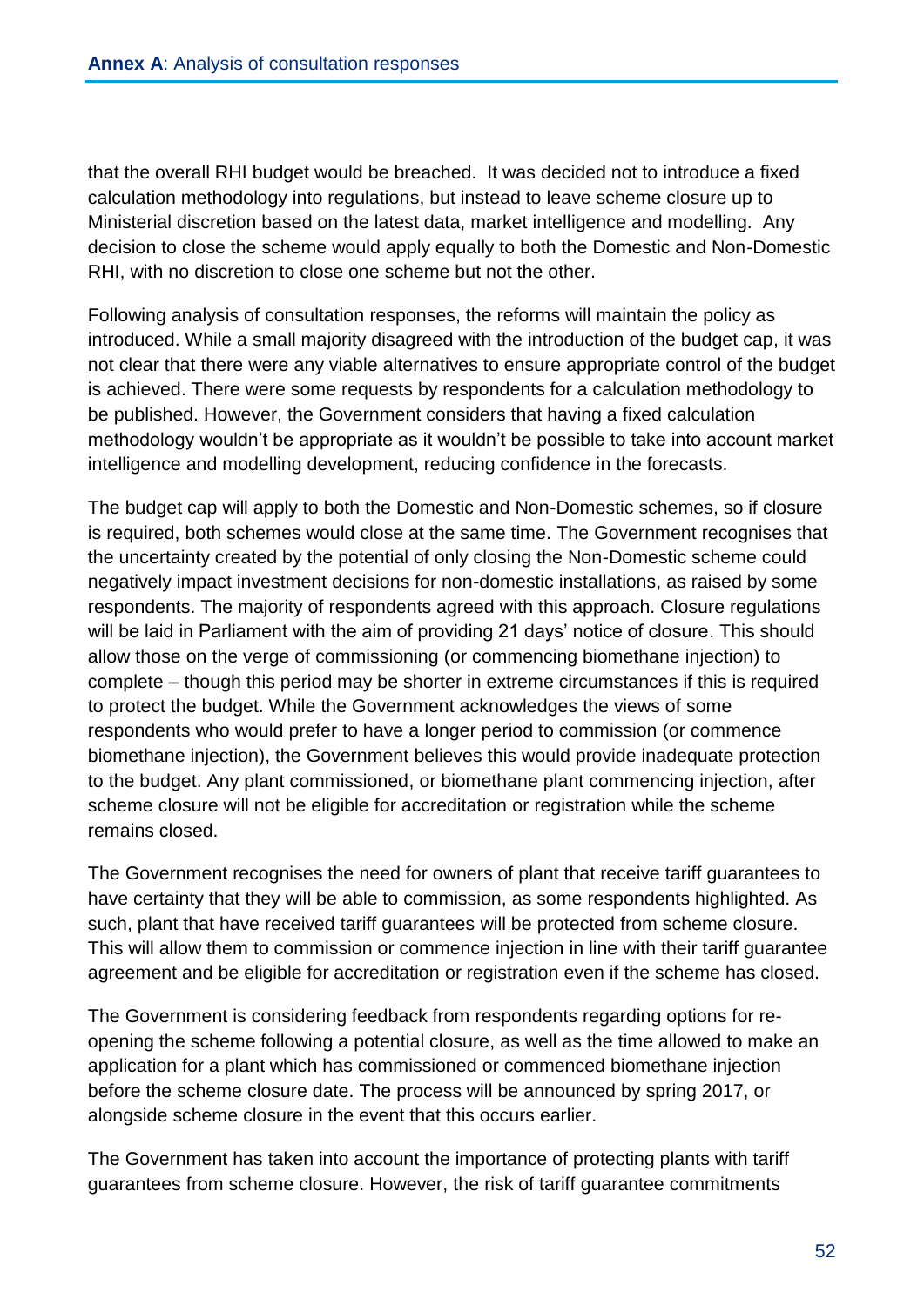that the overall RHI budget would be breached. It was decided not to introduce a fixed calculation methodology into regulations, but instead to leave scheme closure up to Ministerial discretion based on the latest data, market intelligence and modelling. Any decision to close the scheme would apply equally to both the Domestic and Non-Domestic RHI, with no discretion to close one scheme but not the other.

Following analysis of consultation responses, the reforms will maintain the policy as introduced. While a small majority disagreed with the introduction of the budget cap, it was not clear that there were any viable alternatives to ensure appropriate control of the budget is achieved. There were some requests by respondents for a calculation methodology to be published. However, the Government considers that having a fixed calculation methodology wouldn't be appropriate as it wouldn't be possible to take into account market intelligence and modelling development, reducing confidence in the forecasts.

The budget cap will apply to both the Domestic and Non-Domestic schemes, so if closure is required, both schemes would close at the same time. The Government recognises that the uncertainty created by the potential of only closing the Non-Domestic scheme could negatively impact investment decisions for non-domestic installations, as raised by some respondents. The majority of respondents agreed with this approach. Closure regulations will be laid in Parliament with the aim of providing 21 days' notice of closure. This should allow those on the verge of commissioning (or commencing biomethane injection) to complete – though this period may be shorter in extreme circumstances if this is required to protect the budget. While the Government acknowledges the views of some respondents who would prefer to have a longer period to commission (or commence biomethane injection), the Government believes this would provide inadequate protection to the budget. Any plant commissioned, or biomethane plant commencing injection, after scheme closure will not be eligible for accreditation or registration while the scheme remains closed.

The Government recognises the need for owners of plant that receive tariff guarantees to have certainty that they will be able to commission, as some respondents highlighted. As such, plant that have received tariff guarantees will be protected from scheme closure. This will allow them to commission or commence injection in line with their tariff guarantee agreement and be eligible for accreditation or registration even if the scheme has closed.

The Government is considering feedback from respondents regarding options for re-opening the scheme following a potential closure, as well as the time allowed to make an application for a plant which has commissioned or commenced biomethane injection before the scheme closure date. The process will be announced by spring 2017, or alongside scheme closure in the event that this occurs earlier.

The Government has taken into account the importance of protecting plants with tariff guarantees from scheme closure. However, the risk of tariff guarantee commitments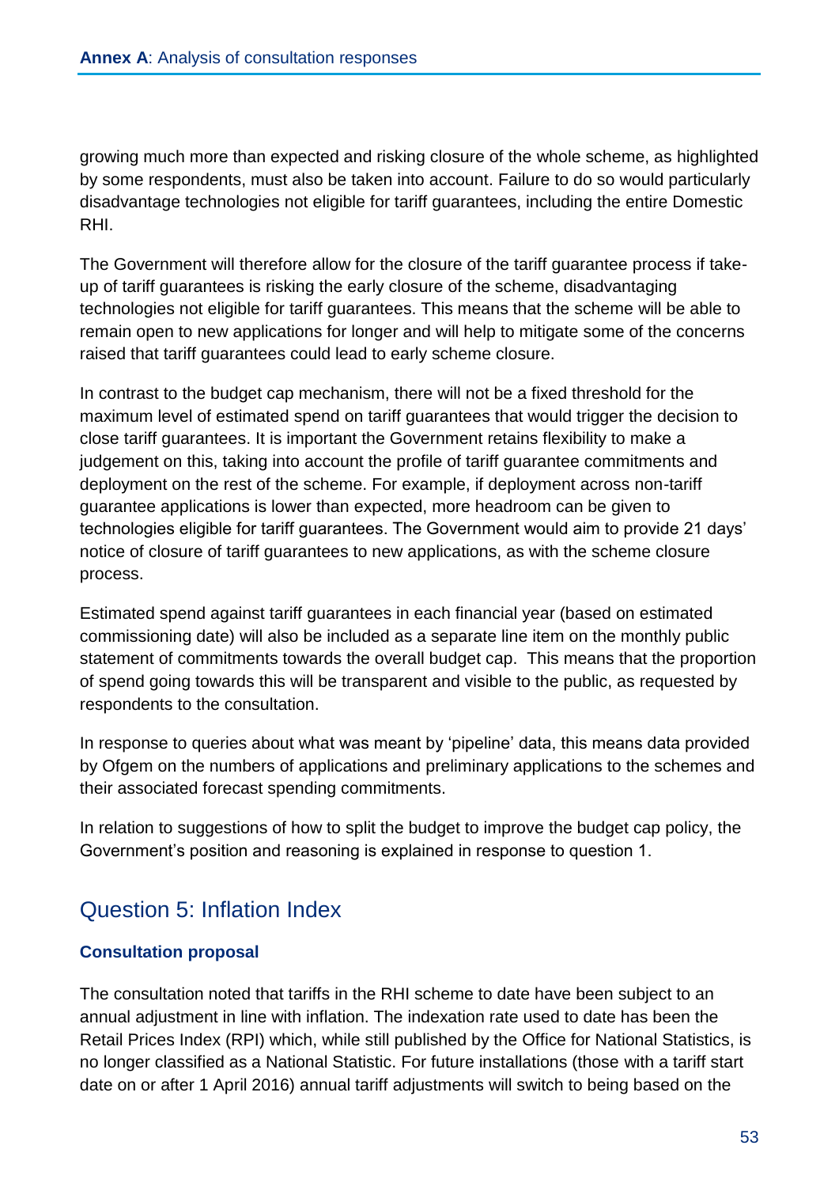growing much more than expected and risking closure of the whole scheme, as highlighted by some respondents, must also be taken into account. Failure to do so would particularly disadvantage technologies not eligible for tariff guarantees, including the entire Domestic RHI.

The Government will therefore allow for the closure of the tariff guarantee process if take-up of tariff guarantees is risking the early closure of the scheme, disadvantaging technologies not eligible for tariff guarantees. This means that the scheme will be able to remain open to new applications for longer and will help to mitigate some of the concerns raised that tariff guarantees could lead to early scheme closure.

In contrast to the budget cap mechanism, there will not be a fixed threshold for the maximum level of estimated spend on tariff guarantees that would trigger the decision to close tariff guarantees. It is important the Government retains flexibility to make a judgement on this, taking into account the profile of tariff guarantee commitments and deployment on the rest of the scheme. For example, if deployment across non-tariff guarantee applications is lower than expected, more headroom can be given to technologies eligible for tariff guarantees. The Government would aim to provide 21 days' notice of closure of tariff guarantees to new applications, as with the scheme closure process.

Estimated spend against tariff guarantees in each financial year (based on estimated commissioning date) will also be included as a separate line item on the monthly public statement of commitments towards the overall budget cap. This means that the proportion of spend going towards this will be transparent and visible to the public, as requested by respondents to the consultation.

In response to queries about what was meant by 'pipeline' data, this means data provided by Ofgem on the numbers of applications and preliminary applications to the schemes and their associated forecast spending commitments.

In relation to suggestions of how to split the budget to improve the budget cap policy, the Government's position and reasoning is explained in response to question 1.

## Question 5: Inflation Index

### Consultation proposal

The consultation noted that tariffs in the RHI scheme to date have been subject to an annual adjustment in line with inflation. The indexation rate used to date has been the Retail Prices Index (RPI) which, while still published by the Office for National Statistics, is no longer classified as a National Statistic. For future installations (those with a tariff start date on or after 1 April 2016) annual tariff adjustments will switch to being based on the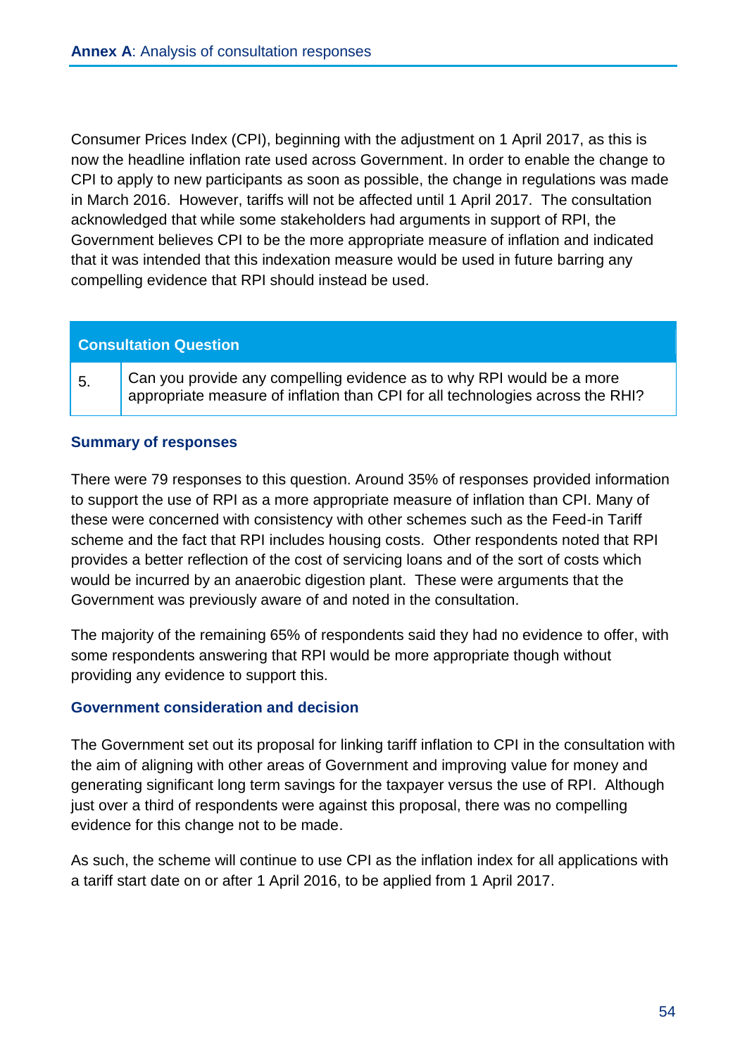Consumer Prices Index (CPI), beginning with the adjustment on 1 April 2017, as this is now the headline inflation rate used across Government. In order to enable the change to CPI to apply to new participants as soon as possible, the change in regulations was made in March 2016. However, tariffs will not be affected until 1 April 2017. The consultation acknowledged that while some stakeholders had arguments in support of RPI, the Government believes CPI to be the more appropriate measure of inflation and indicated that it was intended that this indexation measure would be used in future barring any compelling evidence that RPI should instead be used.

| Consultation Question | |
|---|---|
| 5. | Can you provide any compelling evidence as to why RPI would be a more appropriate measure of inflation than CPI for all technologies across the RHI? |

### Summary of responses

There were 79 responses to this question. Around 35% of responses provided information to support the use of RPI as a more appropriate measure of inflation than CPI. Many of these were concerned with consistency with other schemes such as the Feed-in Tariff scheme and the fact that RPI includes housing costs. Other respondents noted that RPI provides a better reflection of the cost of servicing loans and of the sort of costs which would be incurred by an anaerobic digestion plant. These were arguments that the Government was previously aware of and noted in the consultation.

The majority of the remaining 65% of respondents said they had no evidence to offer, with some respondents answering that RPI would be more appropriate though without providing any evidence to support this.

### Government consideration and decision

The Government set out its proposal for linking tariff inflation to CPI in the consultation with the aim of aligning with other areas of Government and improving value for money and generating significant long term savings for the taxpayer versus the use of RPI. Although just over a third of respondents were against this proposal, there was no compelling evidence for this change not to be made.

As such, the scheme will continue to use CPI as the inflation index for all applications with a tariff start date on or after 1 April 2016, to be applied from 1 April 2017.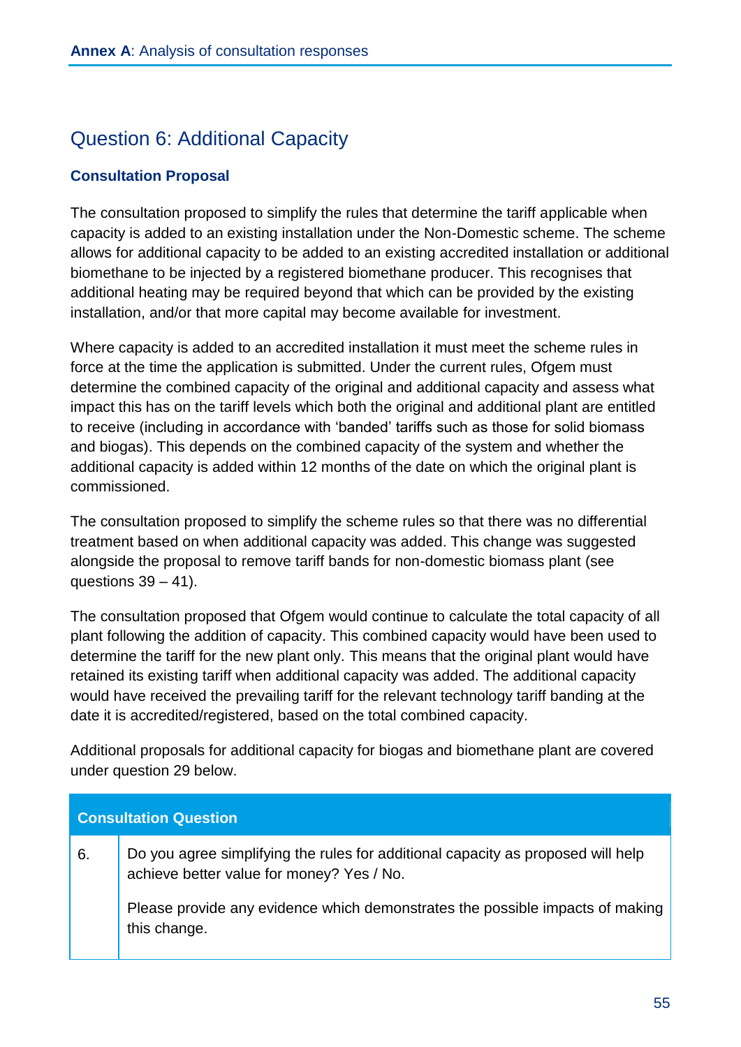## Question 6: Additional Capacity

### Consultation Proposal

The consultation proposed to simplify the rules that determine the tariff applicable when capacity is added to an existing installation under the Non-Domestic scheme. The scheme allows for additional capacity to be added to an existing accredited installation or additional biomethane to be injected by a registered biomethane producer. This recognises that additional heating may be required beyond that which can be provided by the existing installation, and/or that more capital may become available for investment.

Where capacity is added to an accredited installation it must meet the scheme rules in force at the time the application is submitted. Under the current rules, Ofgem must determine the combined capacity of the original and additional capacity and assess what impact this has on the tariff levels which both the original and additional plant are entitled to receive (including in accordance with 'banded' tariffs such as those for solid biomass and biogas). This depends on the combined capacity of the system and whether the additional capacity is added within 12 months of the date on which the original plant is commissioned.

The consultation proposed to simplify the scheme rules so that there was no differential treatment based on when additional capacity was added. This change was suggested alongside the proposal to remove tariff bands for non-domestic biomass plant (see questions 39 – 41).

The consultation proposed that Ofgem would continue to calculate the total capacity of all plant following the addition of capacity. This combined capacity would have been used to determine the tariff for the new plant only. This means that the original plant would have retained its existing tariff when additional capacity was added. The additional capacity would have received the prevailing tariff for the relevant technology tariff banding at the date it is accredited/registered, based on the total combined capacity.

Additional proposals for additional capacity for biogas and biomethane plant are covered under question 29 below.

| Consultation Question | |
|---|---|
| 6. | Do you agree simplifying the rules for additional capacity as proposed will help achieve better value for money? Yes / No.<br><br>Please provide any evidence which demonstrates the possible impacts of making this change. |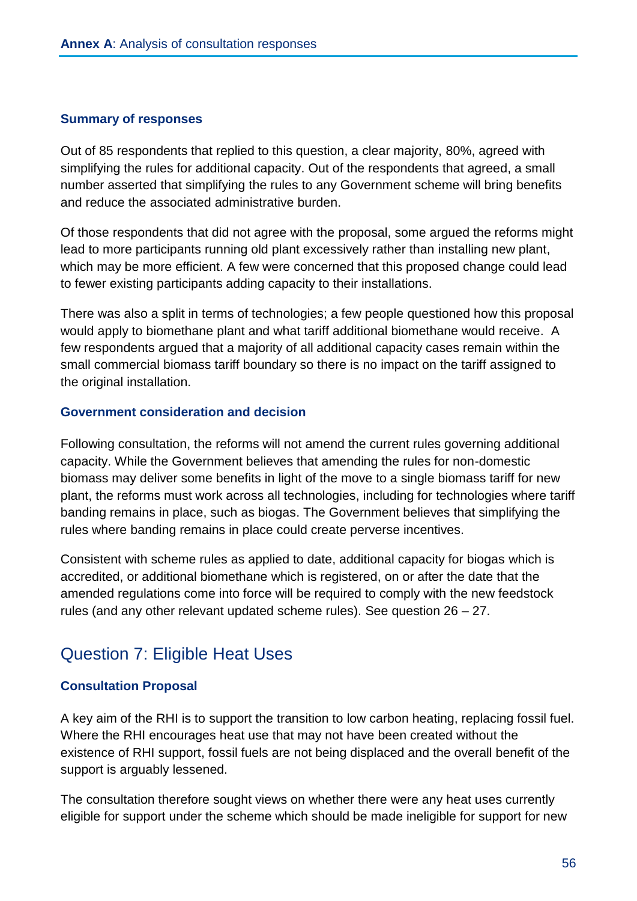#### Summary of responses

Out of 85 respondents that replied to this question, a clear majority, 80%, agreed with simplifying the rules for additional capacity. Out of the respondents that agreed, a small number asserted that simplifying the rules to any Government scheme will bring benefits and reduce the associated administrative burden.

Of those respondents that did not agree with the proposal, some argued the reforms might lead to more participants running old plant excessively rather than installing new plant, which may be more efficient. A few were concerned that this proposed change could lead to fewer existing participants adding capacity to their installations.

There was also a split in terms of technologies; a few people questioned how this proposal would apply to biomethane plant and what tariff additional biomethane would receive. A few respondents argued that a majority of all additional capacity cases remain within the small commercial biomass tariff boundary so there is no impact on the tariff assigned to the original installation.

#### Government consideration and decision

Following consultation, the reforms will not amend the current rules governing additional capacity. While the Government believes that amending the rules for non-domestic biomass may deliver some benefits in light of the move to a single biomass tariff for new plant, the reforms must work across all technologies, including for technologies where tariff banding remains in place, such as biogas. The Government believes that simplifying the rules where banding remains in place could create perverse incentives.

Consistent with scheme rules as applied to date, additional capacity for biogas which is accredited, or additional biomethane which is registered, on or after the date that the amended regulations come into force will be required to comply with the new feedstock rules (and any other relevant updated scheme rules). See question 26 – 27.

## Question 7: Eligible Heat Uses

#### Consultation Proposal

A key aim of the RHI is to support the transition to low carbon heating, replacing fossil fuel. Where the RHI encourages heat use that may not have been created without the existence of RHI support, fossil fuels are not being displaced and the overall benefit of the support is arguably lessened.

The consultation therefore sought views on whether there were any heat uses currently eligible for support under the scheme which should be made ineligible for support for new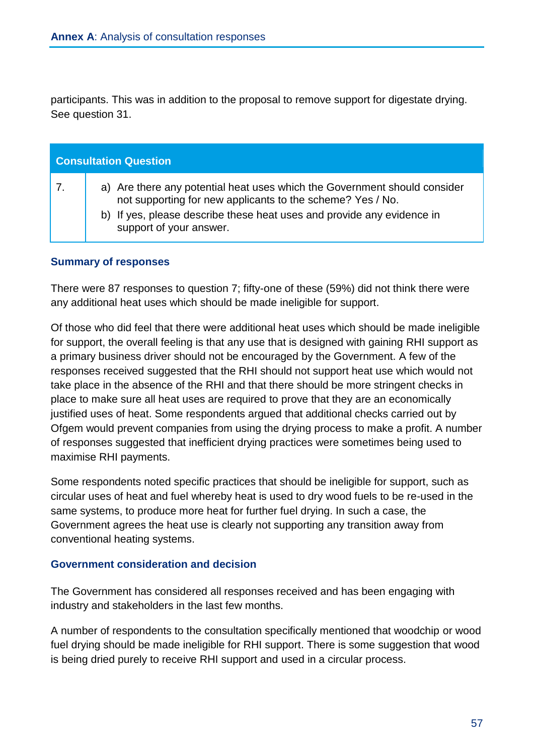participants. This was in addition to the proposal to remove support for digestate drying. See question 31.

| Consultation Question | |
|---|---|
| 7. | a) Are there any potential heat uses which the Government should consider not supporting for new applicants to the scheme? Yes / No.<br>b) If yes, please describe these heat uses and provide any evidence in support of your answer. |

### Summary of responses

There were 87 responses to question 7; fifty-one of these (59%) did not think there were any additional heat uses which should be made ineligible for support.

Of those who did feel that there were additional heat uses which should be made ineligible for support, the overall feeling is that any use that is designed with gaining RHI support as a primary business driver should not be encouraged by the Government. A few of the responses received suggested that the RHI should not support heat use which would not take place in the absence of the RHI and that there should be more stringent checks in place to make sure all heat uses are required to prove that they are an economically justified uses of heat. Some respondents argued that additional checks carried out by Ofgem would prevent companies from using the drying process to make a profit. A number of responses suggested that inefficient drying practices were sometimes being used to maximise RHI payments.

Some respondents noted specific practices that should be ineligible for support, such as circular uses of heat and fuel whereby heat is used to dry wood fuels to be re-used in the same systems, to produce more heat for further fuel drying. In such a case, the Government agrees the heat use is clearly not supporting any transition away from conventional heating systems.

### Government consideration and decision

The Government has considered all responses received and has been engaging with industry and stakeholders in the last few months.

A number of respondents to the consultation specifically mentioned that woodchip or wood fuel drying should be made ineligible for RHI support. There is some suggestion that wood is being dried purely to receive RHI support and used in a circular process.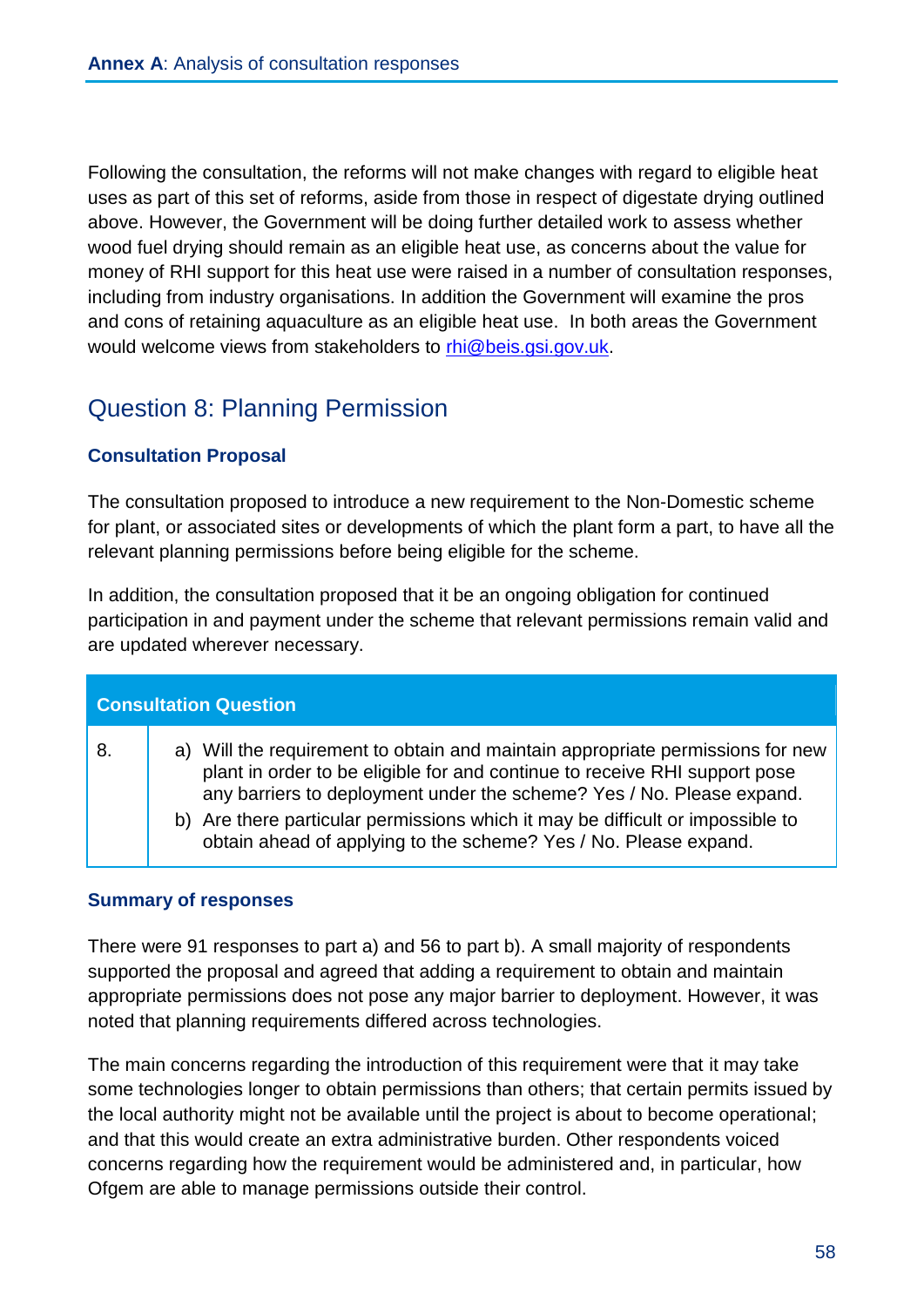Following the consultation, the reforms will not make changes with regard to eligible heat uses as part of this set of reforms, aside from those in respect of digestate drying outlined above. However, the Government will be doing further detailed work to assess whether wood fuel drying should remain as an eligible heat use, as concerns about the value for money of RHI support for this heat use were raised in a number of consultation responses, including from industry organisations. In addition the Government will examine the pros and cons of retaining aquaculture as an eligible heat use. In both areas the Government would welcome views from stakeholders to rhi@beis.gsi.gov.uk.

## Question 8: Planning Permission

### Consultation Proposal

The consultation proposed to introduce a new requirement to the Non-Domestic scheme for plant, or associated sites or developments of which the plant form a part, to have all the relevant planning permissions before being eligible for the scheme.

In addition, the consultation proposed that it be an ongoing obligation for continued participation in and payment under the scheme that relevant permissions remain valid and are updated wherever necessary.

| Consultation Question | |
|---|---|
| 8. | a) Will the requirement to obtain and maintain appropriate permissions for new plant in order to be eligible for and continue to receive RHI support pose any barriers to deployment under the scheme? Yes / No. Please expand.<br>b) Are there particular permissions which it may be difficult or impossible to obtain ahead of applying to the scheme? Yes / No. Please expand. |

### Summary of responses

There were 91 responses to part a) and 56 to part b). A small majority of respondents supported the proposal and agreed that adding a requirement to obtain and maintain appropriate permissions does not pose any major barrier to deployment. However, it was noted that planning requirements differed across technologies.

The main concerns regarding the introduction of this requirement were that it may take some technologies longer to obtain permissions than others; that certain permits issued by the local authority might not be available until the project is about to become operational; and that this would create an extra administrative burden. Other respondents voiced concerns regarding how the requirement would be administered and, in particular, how Ofgem are able to manage permissions outside their control.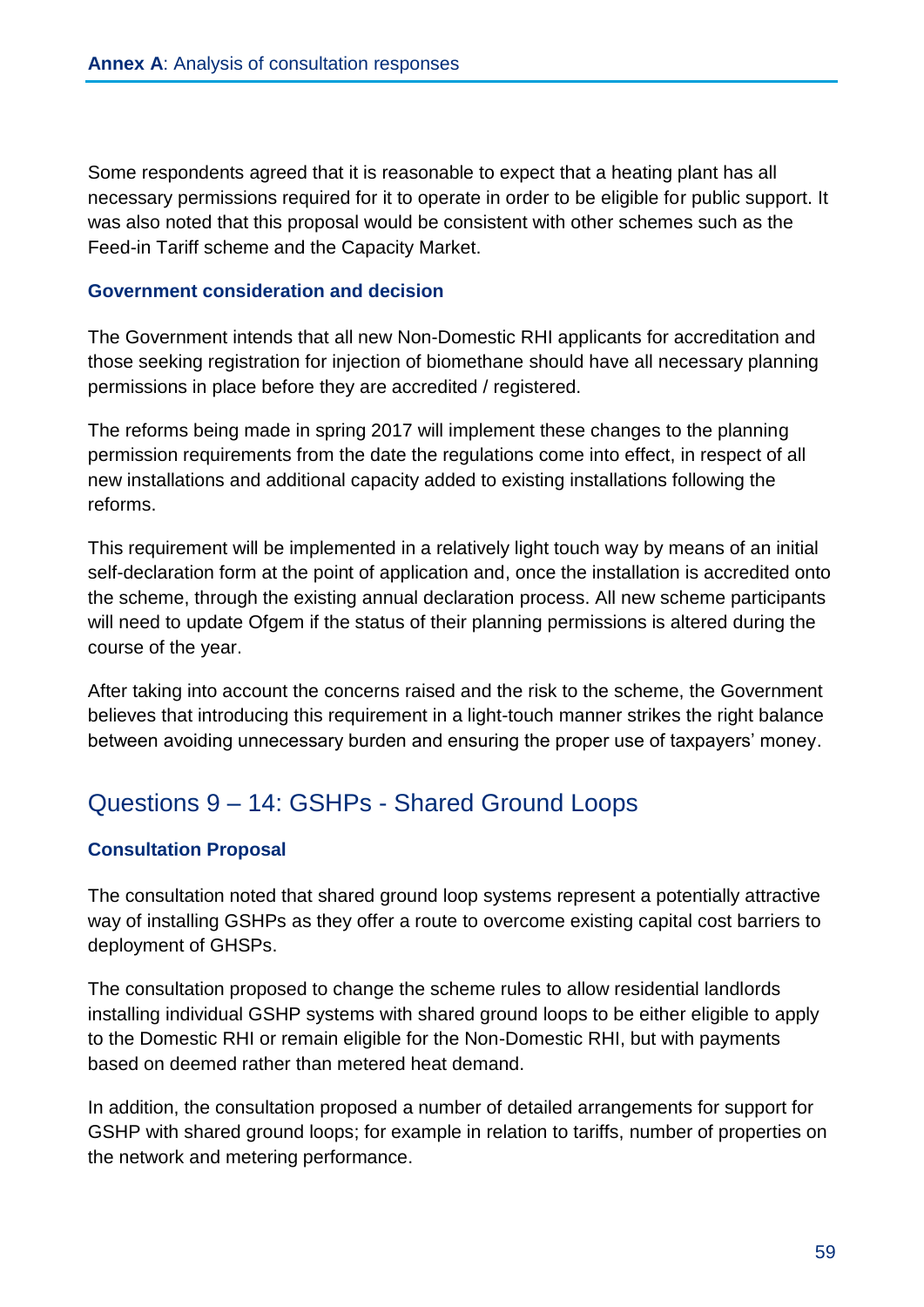Some respondents agreed that it is reasonable to expect that a heating plant has all necessary permissions required for it to operate in order to be eligible for public support. It was also noted that this proposal would be consistent with other schemes such as the Feed-in Tariff scheme and the Capacity Market.

### Government consideration and decision

The Government intends that all new Non-Domestic RHI applicants for accreditation and those seeking registration for injection of biomethane should have all necessary planning permissions in place before they are accredited / registered.

The reforms being made in spring 2017 will implement these changes to the planning permission requirements from the date the regulations come into effect, in respect of all new installations and additional capacity added to existing installations following the reforms.

This requirement will be implemented in a relatively light touch way by means of an initial self-declaration form at the point of application and, once the installation is accredited onto the scheme, through the existing annual declaration process. All new scheme participants will need to update Ofgem if the status of their planning permissions is altered during the course of the year.

After taking into account the concerns raised and the risk to the scheme, the Government believes that introducing this requirement in a light-touch manner strikes the right balance between avoiding unnecessary burden and ensuring the proper use of taxpayers' money.

## Questions 9 – 14: GSHPs - Shared Ground Loops

### Consultation Proposal

The consultation noted that shared ground loop systems represent a potentially attractive way of installing GSHPs as they offer a route to overcome existing capital cost barriers to deployment of GHSPs.

The consultation proposed to change the scheme rules to allow residential landlords installing individual GSHP systems with shared ground loops to be either eligible to apply to the Domestic RHI or remain eligible for the Non-Domestic RHI, but with payments based on deemed rather than metered heat demand.

In addition, the consultation proposed a number of detailed arrangements for support for GSHP with shared ground loops; for example in relation to tariffs, number of properties on the network and metering performance.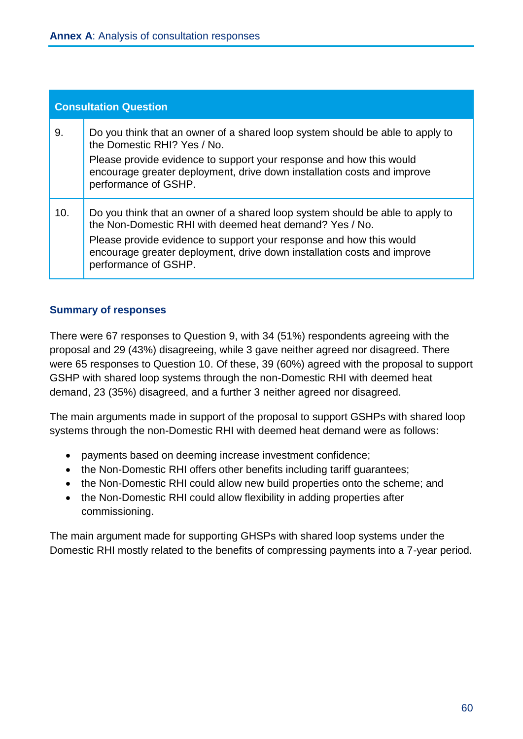| Consultation Question | |
|---|---|
| 9. | Do you think that an owner of a shared loop system should be able to apply to the Domestic RHI? Yes / No.<br>Please provide evidence to support your response and how this would encourage greater deployment, drive down installation costs and improve performance of GSHP. |
| 10. | Do you think that an owner of a shared loop system should be able to apply to the Non-Domestic RHI with deemed heat demand? Yes / No.<br>Please provide evidence to support your response and how this would encourage greater deployment, drive down installation costs and improve performance of GSHP. |

### Summary of responses

There were 67 responses to Question 9, with 34 (51%) respondents agreeing with the proposal and 29 (43%) disagreeing, while 3 gave neither agreed nor disagreed. There were 65 responses to Question 10. Of these, 39 (60%) agreed with the proposal to support GSHP with shared loop systems through the non-Domestic RHI with deemed heat demand, 23 (35%) disagreed, and a further 3 neither agreed nor disagreed.

The main arguments made in support of the proposal to support GSHPs with shared loop systems through the non-Domestic RHI with deemed heat demand were as follows:

- payments based on deeming increase investment confidence;
- the Non-Domestic RHI offers other benefits including tariff guarantees;
- the Non-Domestic RHI could allow new build properties onto the scheme; and
- the Non-Domestic RHI could allow flexibility in adding properties after commissioning.

The main argument made for supporting GHSPs with shared loop systems under the Domestic RHI mostly related to the benefits of compressing payments into a 7-year period.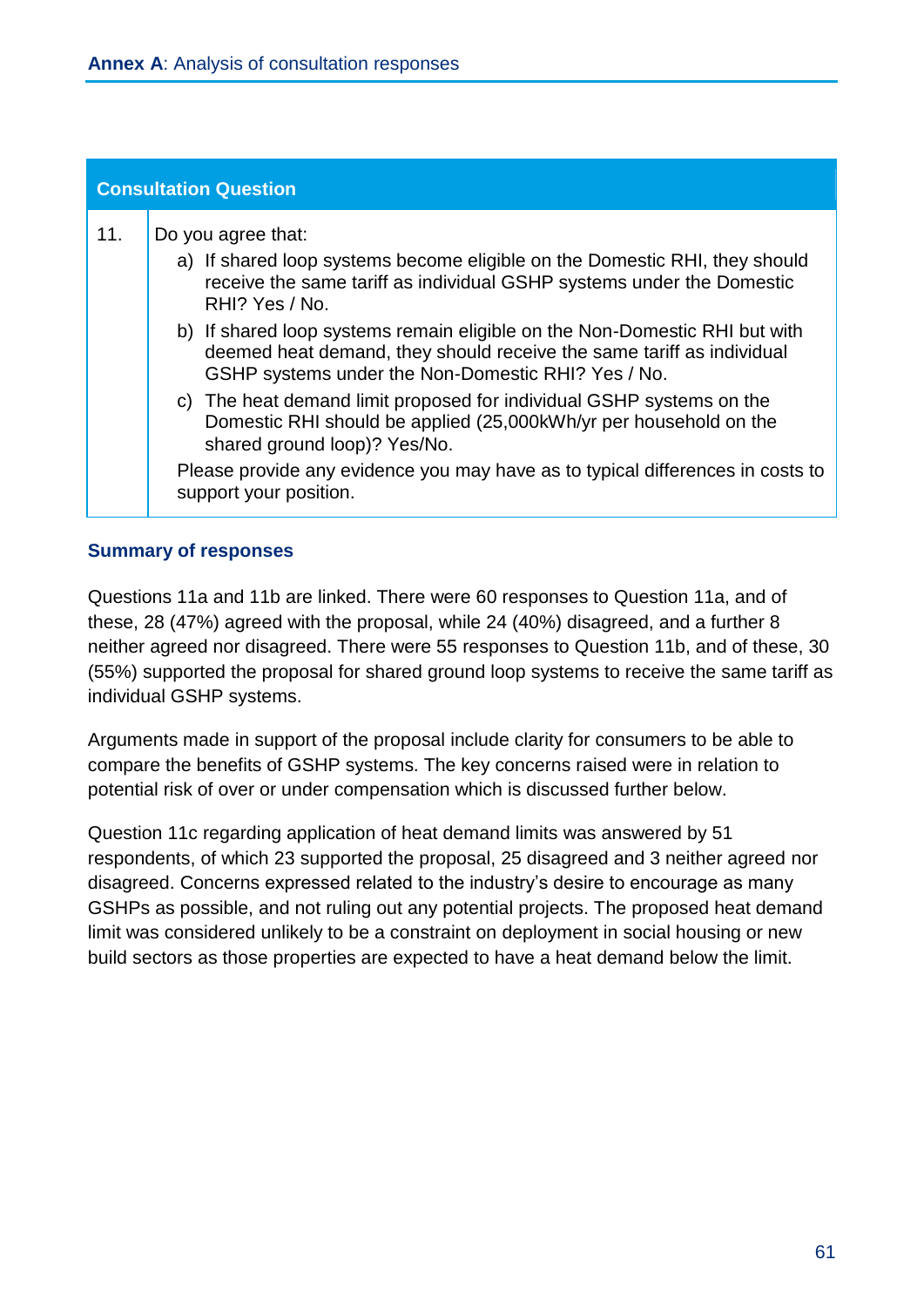| Consultation Question | |
|---|---|
| 11. | Do you agree that:<br>a) If shared loop systems become eligible on the Domestic RHI, they should receive the same tariff as individual GSHP systems under the Domestic RHI? Yes / No.<br>b) If shared loop systems remain eligible on the Non-Domestic RHI but with deemed heat demand, they should receive the same tariff as individual GSHP systems under the Non-Domestic RHI? Yes / No.<br>c) The heat demand limit proposed for individual GSHP systems on the Domestic RHI should be applied (25,000kWh/yr per household on the shared ground loop)? Yes/No.<br>Please provide any evidence you may have as to typical differences in costs to support your position. |

### Summary of responses

Questions 11a and 11b are linked. There were 60 responses to Question 11a, and of these, 28 (47%) agreed with the proposal, while 24 (40%) disagreed, and a further 8 neither agreed nor disagreed. There were 55 responses to Question 11b, and of these, 30 (55%) supported the proposal for shared ground loop systems to receive the same tariff as individual GSHP systems.

Arguments made in support of the proposal include clarity for consumers to be able to compare the benefits of GSHP systems. The key concerns raised were in relation to potential risk of over or under compensation which is discussed further below.

Question 11c regarding application of heat demand limits was answered by 51 respondents, of which 23 supported the proposal, 25 disagreed and 3 neither agreed nor disagreed. Concerns expressed related to the industry's desire to encourage as many GSHPs as possible, and not ruling out any potential projects. The proposed heat demand limit was considered unlikely to be a constraint on deployment in social housing or new build sectors as those properties are expected to have a heat demand below the limit.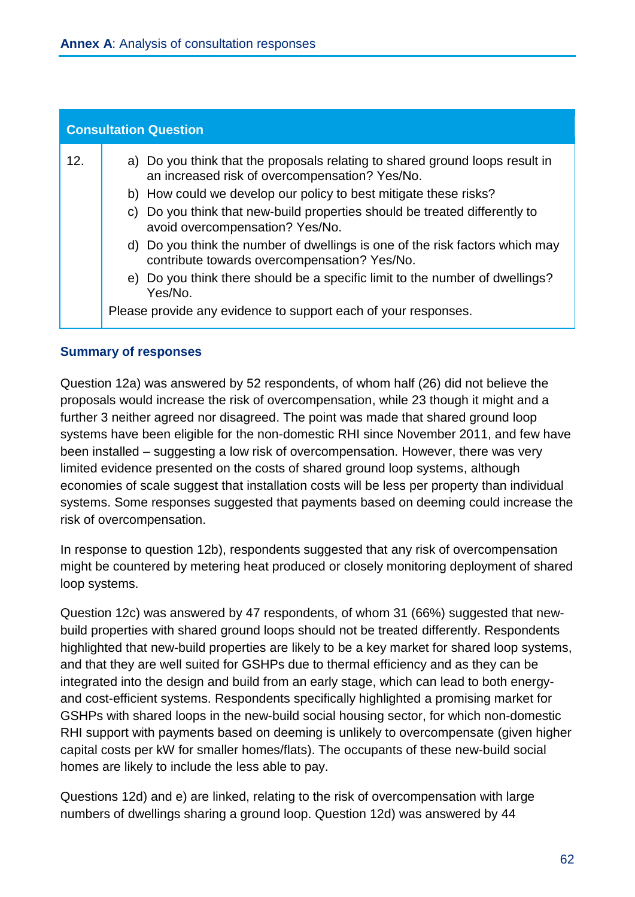| Consultation Question | |
|---|---|
| 12. | a) Do you think that the proposals relating to shared ground loops result in an increased risk of overcompensation? Yes/No.<br>b) How could we develop our policy to best mitigate these risks?<br>c) Do you think that new-build properties should be treated differently to avoid overcompensation? Yes/No.<br>d) Do you think the number of dwellings is one of the risk factors which may contribute towards overcompensation? Yes/No.<br>e) Do you think there should be a specific limit to the number of dwellings? Yes/No.<br>Please provide any evidence to support each of your responses. |

### Summary of responses

Question 12a) was answered by 52 respondents, of whom half (26) did not believe the proposals would increase the risk of overcompensation, while 23 though it might and a further 3 neither agreed nor disagreed. The point was made that shared ground loop systems have been eligible for the non-domestic RHI since November 2011, and few have been installed – suggesting a low risk of overcompensation. However, there was very limited evidence presented on the costs of shared ground loop systems, although economies of scale suggest that installation costs will be less per property than individual systems. Some responses suggested that payments based on deeming could increase the risk of overcompensation.

In response to question 12b), respondents suggested that any risk of overcompensation might be countered by metering heat produced or closely monitoring deployment of shared loop systems.

Question 12c) was answered by 47 respondents, of whom 31 (66%) suggested that new-build properties with shared ground loops should not be treated differently. Respondents highlighted that new-build properties are likely to be a key market for shared loop systems, and that they are well suited for GSHPs due to thermal efficiency and as they can be integrated into the design and build from an early stage, which can lead to both energy- and cost-efficient systems. Respondents specifically highlighted a promising market for GSHPs with shared loops in the new-build social housing sector, for which non-domestic RHI support with payments based on deeming is unlikely to overcompensate (given higher capital costs per kW for smaller homes/flats). The occupants of these new-build social homes are likely to include the less able to pay.

Questions 12d) and e) are linked, relating to the risk of overcompensation with large numbers of dwellings sharing a ground loop. Question 12d) was answered by 44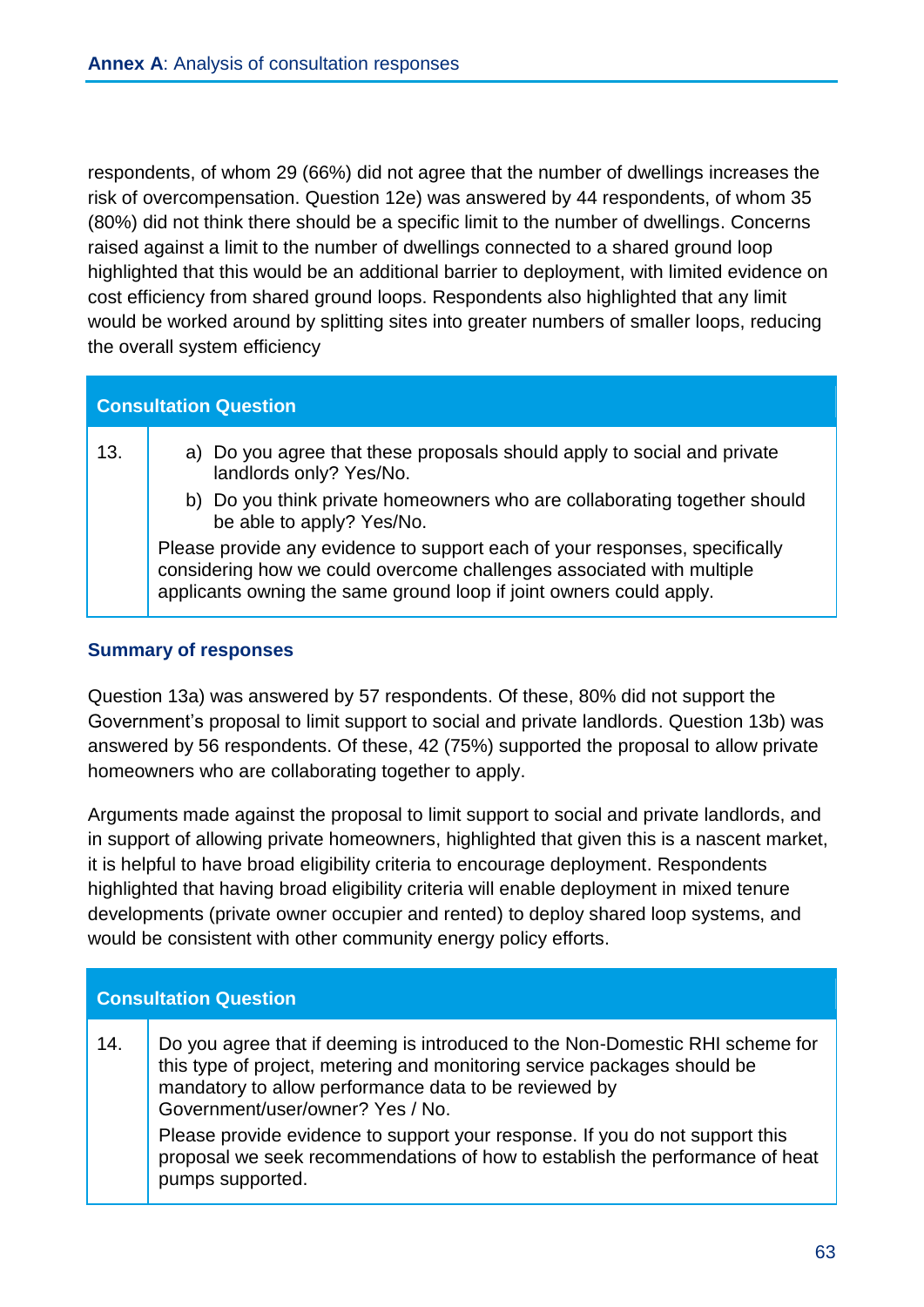respondents, of whom 29 (66%) did not agree that the number of dwellings increases the risk of overcompensation. Question 12e) was answered by 44 respondents, of whom 35 (80%) did not think there should be a specific limit to the number of dwellings. Concerns raised against a limit to the number of dwellings connected to a shared ground loop highlighted that this would be an additional barrier to deployment, with limited evidence on cost efficiency from shared ground loops. Respondents also highlighted that any limit would be worked around by splitting sites into greater numbers of smaller loops, reducing the overall system efficiency

| Consultation Question | |
|---|---|
| 13. | a) Do you agree that these proposals should apply to social and private landlords only? Yes/No.<br>b) Do you think private homeowners who are collaborating together should be able to apply? Yes/No.<br>Please provide any evidence to support each of your responses, specifically considering how we could overcome challenges associated with multiple applicants owning the same ground loop if joint owners could apply. |

### Summary of responses

Question 13a) was answered by 57 respondents. Of these, 80% did not support the Government's proposal to limit support to social and private landlords. Question 13b) was answered by 56 respondents. Of these, 42 (75%) supported the proposal to allow private homeowners who are collaborating together to apply.

Arguments made against the proposal to limit support to social and private landlords, and in support of allowing private homeowners, highlighted that given this is a nascent market, it is helpful to have broad eligibility criteria to encourage deployment. Respondents highlighted that having broad eligibility criteria will enable deployment in mixed tenure developments (private owner occupier and rented) to deploy shared loop systems, and would be consistent with other community energy policy efforts.

| Consultation Question | |
|---|---|
| 14. | Do you agree that if deeming is introduced to the Non-Domestic RHI scheme for this type of project, metering and monitoring service packages should be mandatory to allow performance data to be reviewed by Government/user/owner? Yes / No.<br>Please provide evidence to support your response. If you do not support this proposal we seek recommendations of how to establish the performance of heat pumps supported. |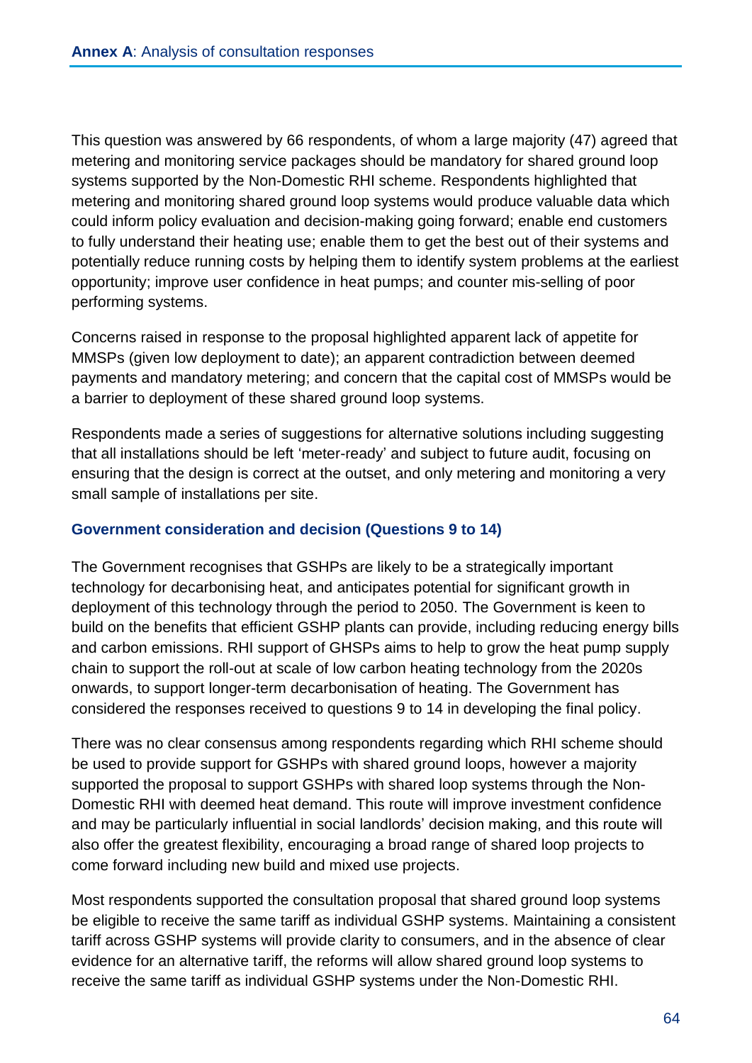This question was answered by 66 respondents, of whom a large majority (47) agreed that metering and monitoring service packages should be mandatory for shared ground loop systems supported by the Non-Domestic RHI scheme. Respondents highlighted that metering and monitoring shared ground loop systems would produce valuable data which could inform policy evaluation and decision-making going forward; enable end customers to fully understand their heating use; enable them to get the best out of their systems and potentially reduce running costs by helping them to identify system problems at the earliest opportunity; improve user confidence in heat pumps; and counter mis-selling of poor performing systems.

Concerns raised in response to the proposal highlighted apparent lack of appetite for MMSPs (given low deployment to date); an apparent contradiction between deemed payments and mandatory metering; and concern that the capital cost of MMSPs would be a barrier to deployment of these shared ground loop systems.

Respondents made a series of suggestions for alternative solutions including suggesting that all installations should be left 'meter-ready' and subject to future audit, focusing on ensuring that the design is correct at the outset, and only metering and monitoring a very small sample of installations per site.

### Government consideration and decision (Questions 9 to 14)

The Government recognises that GSHPs are likely to be a strategically important technology for decarbonising heat, and anticipates potential for significant growth in deployment of this technology through the period to 2050. The Government is keen to build on the benefits that efficient GSHP plants can provide, including reducing energy bills and carbon emissions. RHI support of GHSPs aims to help to grow the heat pump supply chain to support the roll-out at scale of low carbon heating technology from the 2020s onwards, to support longer-term decarbonisation of heating. The Government has considered the responses received to questions 9 to 14 in developing the final policy.

There was no clear consensus among respondents regarding which RHI scheme should be used to provide support for GSHPs with shared ground loops, however a majority supported the proposal to support GSHPs with shared loop systems through the Non-Domestic RHI with deemed heat demand. This route will improve investment confidence and may be particularly influential in social landlords' decision making, and this route will also offer the greatest flexibility, encouraging a broad range of shared loop projects to come forward including new build and mixed use projects.

Most respondents supported the consultation proposal that shared ground loop systems be eligible to receive the same tariff as individual GSHP systems. Maintaining a consistent tariff across GSHP systems will provide clarity to consumers, and in the absence of clear evidence for an alternative tariff, the reforms will allow shared ground loop systems to receive the same tariff as individual GSHP systems under the Non-Domestic RHI.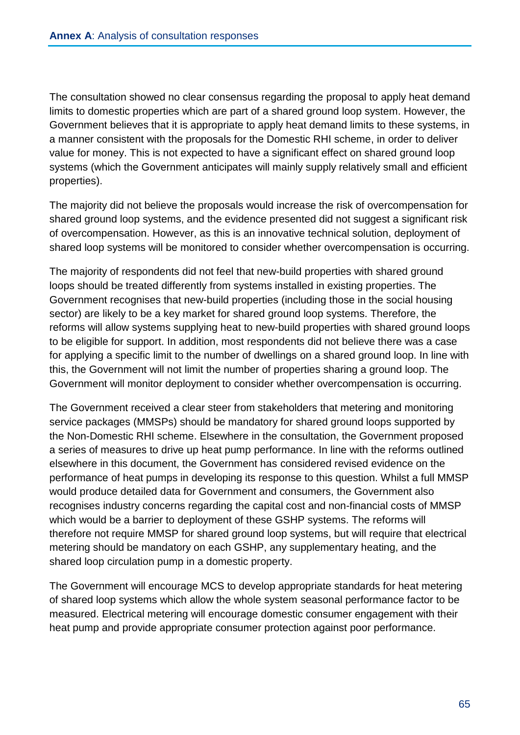The consultation showed no clear consensus regarding the proposal to apply heat demand limits to domestic properties which are part of a shared ground loop system. However, the Government believes that it is appropriate to apply heat demand limits to these systems, in a manner consistent with the proposals for the Domestic RHI scheme, in order to deliver value for money. This is not expected to have a significant effect on shared ground loop systems (which the Government anticipates will mainly supply relatively small and efficient properties).

The majority did not believe the proposals would increase the risk of overcompensation for shared ground loop systems, and the evidence presented did not suggest a significant risk of overcompensation. However, as this is an innovative technical solution, deployment of shared loop systems will be monitored to consider whether overcompensation is occurring.

The majority of respondents did not feel that new-build properties with shared ground loops should be treated differently from systems installed in existing properties. The Government recognises that new-build properties (including those in the social housing sector) are likely to be a key market for shared ground loop systems. Therefore, the reforms will allow systems supplying heat to new-build properties with shared ground loops to be eligible for support. In addition, most respondents did not believe there was a case for applying a specific limit to the number of dwellings on a shared ground loop. In line with this, the Government will not limit the number of properties sharing a ground loop. The Government will monitor deployment to consider whether overcompensation is occurring.

The Government received a clear steer from stakeholders that metering and monitoring service packages (MMSPs) should be mandatory for shared ground loops supported by the Non-Domestic RHI scheme. Elsewhere in the consultation, the Government proposed a series of measures to drive up heat pump performance. In line with the reforms outlined elsewhere in this document, the Government has considered revised evidence on the performance of heat pumps in developing its response to this question. Whilst a full MMSP would produce detailed data for Government and consumers, the Government also recognises industry concerns regarding the capital cost and non-financial costs of MMSP which would be a barrier to deployment of these GSHP systems. The reforms will therefore not require MMSP for shared ground loop systems, but will require that electrical metering should be mandatory on each GSHP, any supplementary heating, and the shared loop circulation pump in a domestic property.

The Government will encourage MCS to develop appropriate standards for heat metering of shared loop systems which allow the whole system seasonal performance factor to be measured. Electrical metering will encourage domestic consumer engagement with their heat pump and provide appropriate consumer protection against poor performance.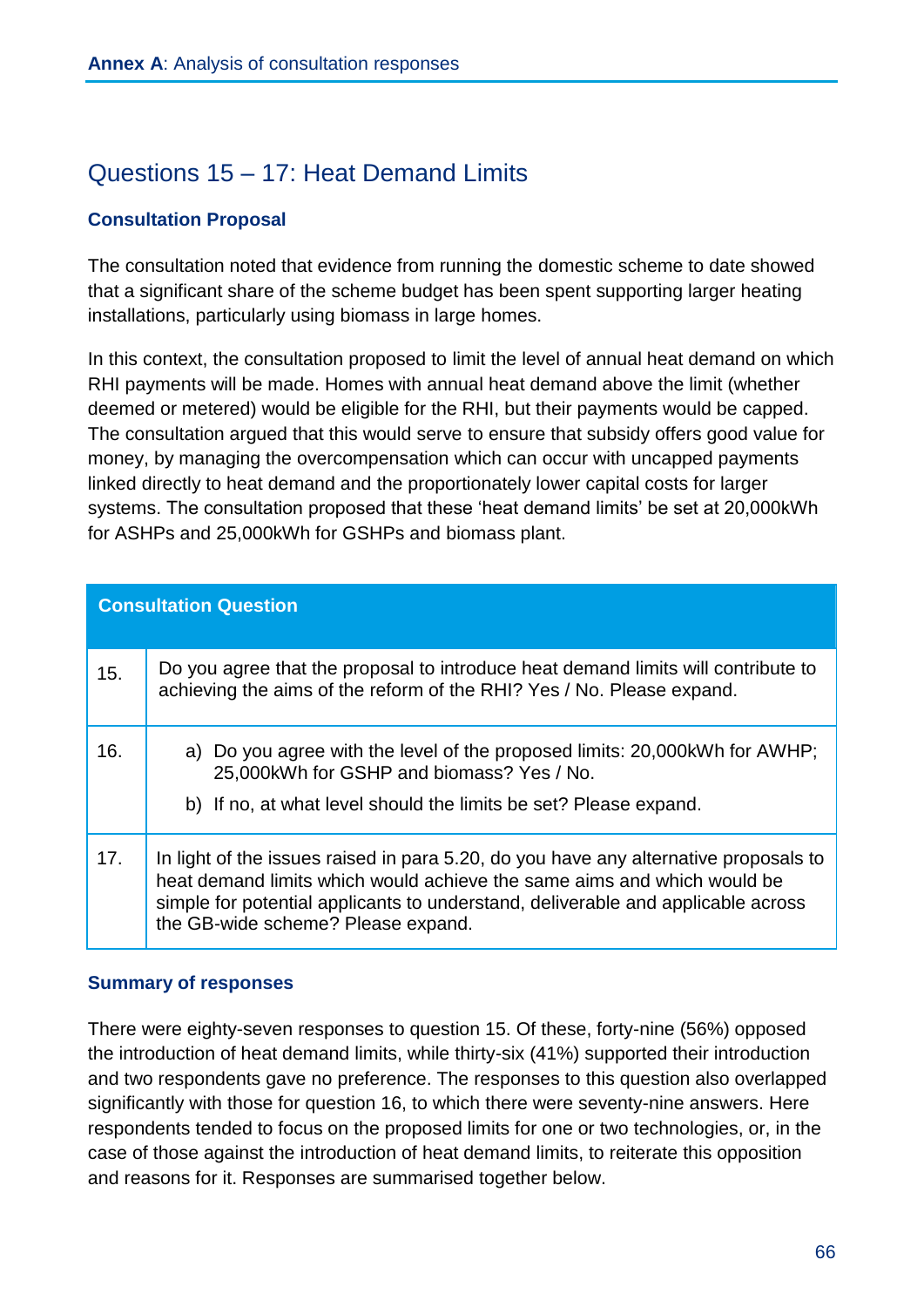## Questions 15 – 17: Heat Demand Limits

### Consultation Proposal

The consultation noted that evidence from running the domestic scheme to date showed that a significant share of the scheme budget has been spent supporting larger heating installations, particularly using biomass in large homes.

In this context, the consultation proposed to limit the level of annual heat demand on which RHI payments will be made. Homes with annual heat demand above the limit (whether deemed or metered) would be eligible for the RHI, but their payments would be capped. The consultation argued that this would serve to ensure that subsidy offers good value for money, by managing the overcompensation which can occur with uncapped payments linked directly to heat demand and the proportionately lower capital costs for larger systems. The consultation proposed that these 'heat demand limits' be set at 20,000kWh for ASHPs and 25,000kWh for GSHPs and biomass plant.

| Consultation Question | |
|---|---|
| 15. | Do you agree that the proposal to introduce heat demand limits will contribute to achieving the aims of the reform of the RHI? Yes / No. Please expand. |
| 16. | a) Do you agree with the level of the proposed limits: 20,000kWh for AWHP; 25,000kWh for GSHP and biomass? Yes / No.<br>b) If no, at what level should the limits be set? Please expand. |
| 17. | In light of the issues raised in para 5.20, do you have any alternative proposals to heat demand limits which would achieve the same aims and which would be simple for potential applicants to understand, deliverable and applicable across the GB-wide scheme? Please expand. |

### Summary of responses

There were eighty-seven responses to question 15. Of these, forty-nine (56%) opposed the introduction of heat demand limits, while thirty-six (41%) supported their introduction and two respondents gave no preference. The responses to this question also overlapped significantly with those for question 16, to which there were seventy-nine answers. Here respondents tended to focus on the proposed limits for one or two technologies, or, in the case of those against the introduction of heat demand limits, to reiterate this opposition and reasons for it. Responses are summarised together below.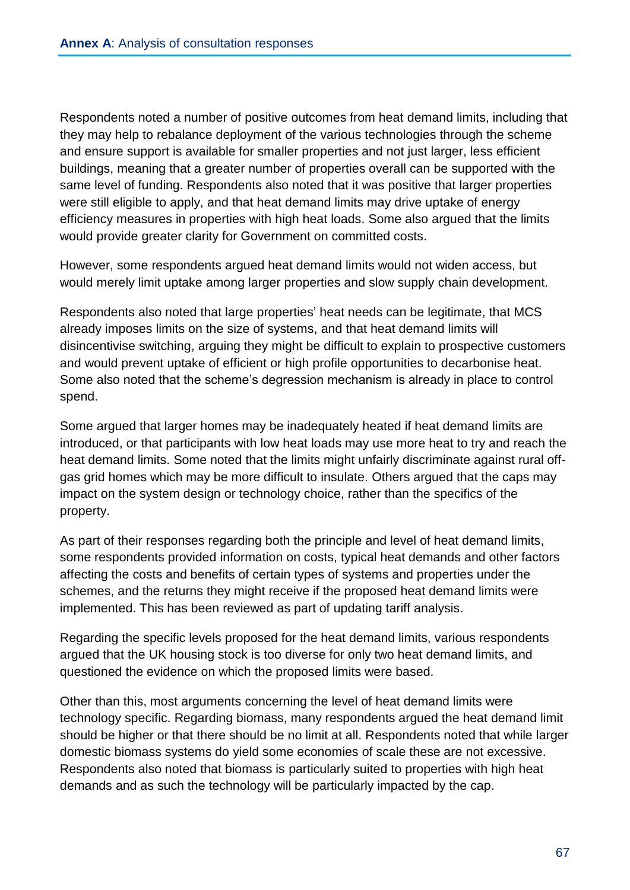Respondents noted a number of positive outcomes from heat demand limits, including that they may help to rebalance deployment of the various technologies through the scheme and ensure support is available for smaller properties and not just larger, less efficient buildings, meaning that a greater number of properties overall can be supported with the same level of funding. Respondents also noted that it was positive that larger properties were still eligible to apply, and that heat demand limits may drive uptake of energy efficiency measures in properties with high heat loads. Some also argued that the limits would provide greater clarity for Government on committed costs.

However, some respondents argued heat demand limits would not widen access, but would merely limit uptake among larger properties and slow supply chain development.

Respondents also noted that large properties' heat needs can be legitimate, that MCS already imposes limits on the size of systems, and that heat demand limits will disincentivise switching, arguing they might be difficult to explain to prospective customers and would prevent uptake of efficient or high profile opportunities to decarbonise heat. Some also noted that the scheme's degression mechanism is already in place to control spend.

Some argued that larger homes may be inadequately heated if heat demand limits are introduced, or that participants with low heat loads may use more heat to try and reach the heat demand limits. Some noted that the limits might unfairly discriminate against rural off-gas grid homes which may be more difficult to insulate. Others argued that the caps may impact on the system design or technology choice, rather than the specifics of the property.

As part of their responses regarding both the principle and level of heat demand limits, some respondents provided information on costs, typical heat demands and other factors affecting the costs and benefits of certain types of systems and properties under the schemes, and the returns they might receive if the proposed heat demand limits were implemented. This has been reviewed as part of updating tariff analysis.

Regarding the specific levels proposed for the heat demand limits, various respondents argued that the UK housing stock is too diverse for only two heat demand limits, and questioned the evidence on which the proposed limits were based.

Other than this, most arguments concerning the level of heat demand limits were technology specific. Regarding biomass, many respondents argued the heat demand limit should be higher or that there should be no limit at all. Respondents noted that while larger domestic biomass systems do yield some economies of scale these are not excessive. Respondents also noted that biomass is particularly suited to properties with high heat demands and as such the technology will be particularly impacted by the cap.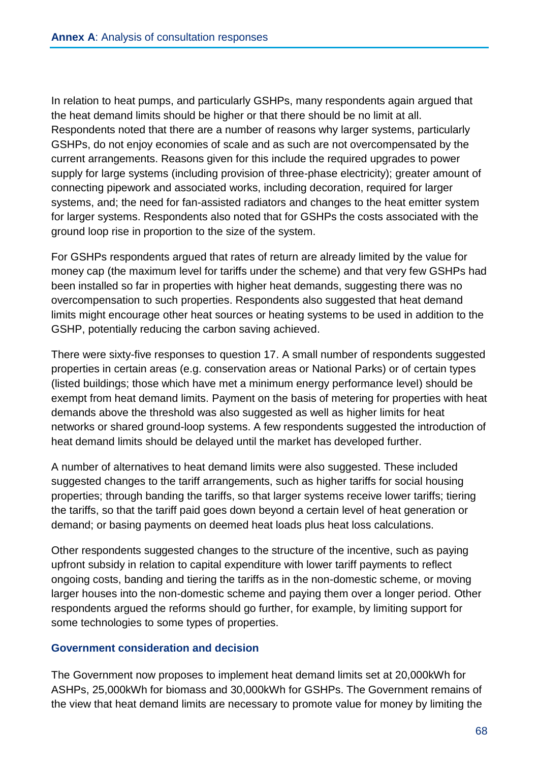In relation to heat pumps, and particularly GSHPs, many respondents again argued that the heat demand limits should be higher or that there should be no limit at all. Respondents noted that there are a number of reasons why larger systems, particularly GSHPs, do not enjoy economies of scale and as such are not overcompensated by the current arrangements. Reasons given for this include the required upgrades to power supply for large systems (including provision of three-phase electricity); greater amount of connecting pipework and associated works, including decoration, required for larger systems, and; the need for fan-assisted radiators and changes to the heat emitter system for larger systems. Respondents also noted that for GSHPs the costs associated with the ground loop rise in proportion to the size of the system.

For GSHPs respondents argued that rates of return are already limited by the value for money cap (the maximum level for tariffs under the scheme) and that very few GSHPs had been installed so far in properties with higher heat demands, suggesting there was no overcompensation to such properties. Respondents also suggested that heat demand limits might encourage other heat sources or heating systems to be used in addition to the GSHP, potentially reducing the carbon saving achieved.

There were sixty-five responses to question 17. A small number of respondents suggested properties in certain areas (e.g. conservation areas or National Parks) or of certain types (listed buildings; those which have met a minimum energy performance level) should be exempt from heat demand limits. Payment on the basis of metering for properties with heat demands above the threshold was also suggested as well as higher limits for heat networks or shared ground-loop systems. A few respondents suggested the introduction of heat demand limits should be delayed until the market has developed further.

A number of alternatives to heat demand limits were also suggested. These included suggested changes to the tariff arrangements, such as higher tariffs for social housing properties; through banding the tariffs, so that larger systems receive lower tariffs; tiering the tariffs, so that the tariff paid goes down beyond a certain level of heat generation or demand; or basing payments on deemed heat loads plus heat loss calculations.

Other respondents suggested changes to the structure of the incentive, such as paying upfront subsidy in relation to capital expenditure with lower tariff payments to reflect ongoing costs, banding and tiering the tariffs as in the non-domestic scheme, or moving larger houses into the non-domestic scheme and paying them over a longer period. Other respondents argued the reforms should go further, for example, by limiting support for some technologies to some types of properties.

### Government consideration and decision

The Government now proposes to implement heat demand limits set at 20,000kWh for ASHPs, 25,000kWh for biomass and 30,000kWh for GSHPs. The Government remains of the view that heat demand limits are necessary to promote value for money by limiting the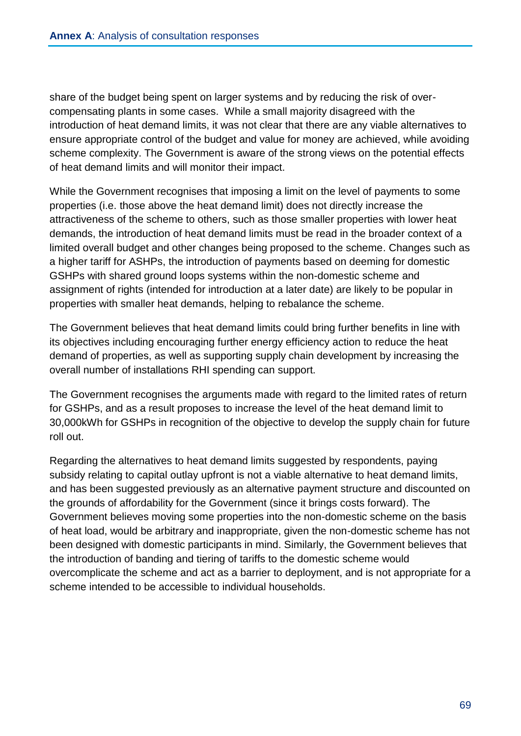share of the budget being spent on larger systems and by reducing the risk of over-compensating plants in some cases.  While a small majority disagreed with the introduction of heat demand limits, it was not clear that there are any viable alternatives to ensure appropriate control of the budget and value for money are achieved, while avoiding scheme complexity. The Government is aware of the strong views on the potential effects of heat demand limits and will monitor their impact.

While the Government recognises that imposing a limit on the level of payments to some properties (i.e. those above the heat demand limit) does not directly increase the attractiveness of the scheme to others, such as those smaller properties with lower heat demands, the introduction of heat demand limits must be read in the broader context of a limited overall budget and other changes being proposed to the scheme. Changes such as a higher tariff for ASHPs, the introduction of payments based on deeming for domestic GSHPs with shared ground loops systems within the non-domestic scheme and assignment of rights (intended for introduction at a later date) are likely to be popular in properties with smaller heat demands, helping to rebalance the scheme.

The Government believes that heat demand limits could bring further benefits in line with its objectives including encouraging further energy efficiency action to reduce the heat demand of properties, as well as supporting supply chain development by increasing the overall number of installations RHI spending can support.

The Government recognises the arguments made with regard to the limited rates of return for GSHPs, and as a result proposes to increase the level of the heat demand limit to 30,000kWh for GSHPs in recognition of the objective to develop the supply chain for future roll out.

Regarding the alternatives to heat demand limits suggested by respondents, paying subsidy relating to capital outlay upfront is not a viable alternative to heat demand limits, and has been suggested previously as an alternative payment structure and discounted on the grounds of affordability for the Government (since it brings costs forward). The Government believes moving some properties into the non-domestic scheme on the basis of heat load, would be arbitrary and inappropriate, given the non-domestic scheme has not been designed with domestic participants in mind. Similarly, the Government believes that the introduction of banding and tiering of tariffs to the domestic scheme would overcomplicate the scheme and act as a barrier to deployment, and is not appropriate for a scheme intended to be accessible to individual households.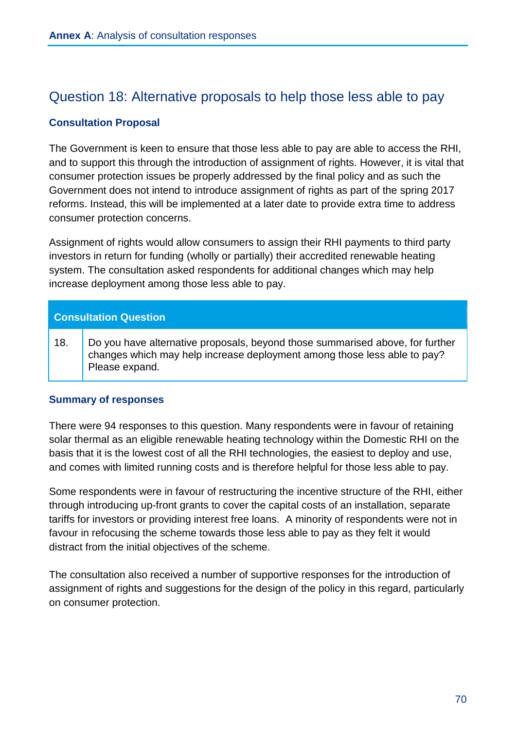## Question 18: Alternative proposals to help those less able to pay

### Consultation Proposal

The Government is keen to ensure that those less able to pay are able to access the RHI, and to support this through the introduction of assignment of rights. However, it is vital that consumer protection issues be properly addressed by the final policy and as such the Government does not intend to introduce assignment of rights as part of the spring 2017 reforms. Instead, this will be implemented at a later date to provide extra time to address consumer protection concerns.

Assignment of rights would allow consumers to assign their RHI payments to third party investors in return for funding (wholly or partially) their accredited renewable heating system. The consultation asked respondents for additional changes which may help increase deployment among those less able to pay.

| Consultation Question | |
|---|---|
| 18. | Do you have alternative proposals, beyond those summarised above, for further changes which may help increase deployment among those less able to pay? Please expand. |

### Summary of responses

There were 94 responses to this question. Many respondents were in favour of retaining solar thermal as an eligible renewable heating technology within the Domestic RHI on the basis that it is the lowest cost of all the RHI technologies, the easiest to deploy and use, and comes with limited running costs and is therefore helpful for those less able to pay.

Some respondents were in favour of restructuring the incentive structure of the RHI, either through introducing up-front grants to cover the capital costs of an installation, separate tariffs for investors or providing interest free loans. A minority of respondents were not in favour in refocusing the scheme towards those less able to pay as they felt it would distract from the initial objectives of the scheme.

The consultation also received a number of supportive responses for the introduction of assignment of rights and suggestions for the design of the policy in this regard, particularly on consumer protection.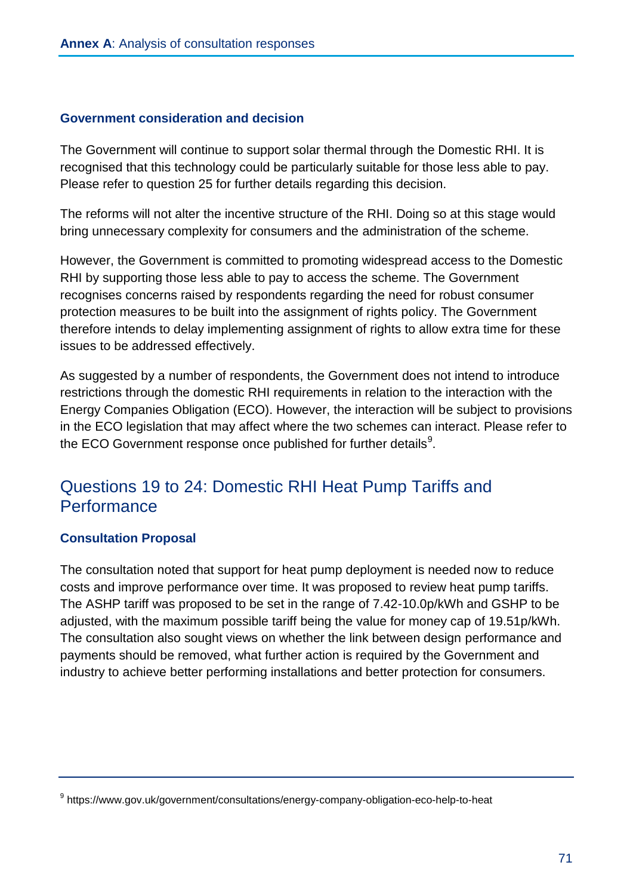### Government consideration and decision

The Government will continue to support solar thermal through the Domestic RHI. It is recognised that this technology could be particularly suitable for those less able to pay. Please refer to question 25 for further details regarding this decision.

The reforms will not alter the incentive structure of the RHI. Doing so at this stage would bring unnecessary complexity for consumers and the administration of the scheme.

However, the Government is committed to promoting widespread access to the Domestic RHI by supporting those less able to pay to access the scheme. The Government recognises concerns raised by respondents regarding the need for robust consumer protection measures to be built into the assignment of rights policy. The Government therefore intends to delay implementing assignment of rights to allow extra time for these issues to be addressed effectively.

As suggested by a number of respondents, the Government does not intend to introduce restrictions through the domestic RHI requirements in relation to the interaction with the Energy Companies Obligation (ECO). However, the interaction will be subject to provisions in the ECO legislation that may affect where the two schemes can interact. Please refer to the ECO Government response once published for further details[9].

## Questions 19 to 24: Domestic RHI Heat Pump Tariffs and Performance

### Consultation Proposal

The consultation noted that support for heat pump deployment is needed now to reduce costs and improve performance over time. It was proposed to review heat pump tariffs. The ASHP tariff was proposed to be set in the range of 7.42-10.0p/kWh and GSHP to be adjusted, with the maximum possible tariff being the value for money cap of 19.51p/kWh. The consultation also sought views on whether the link between design performance and payments should be removed, what further action is required by the Government and industry to achieve better performing installations and better protection for consumers.

---

[9] https://www.gov.uk/government/consultations/energy-company-obligation-eco-help-to-heat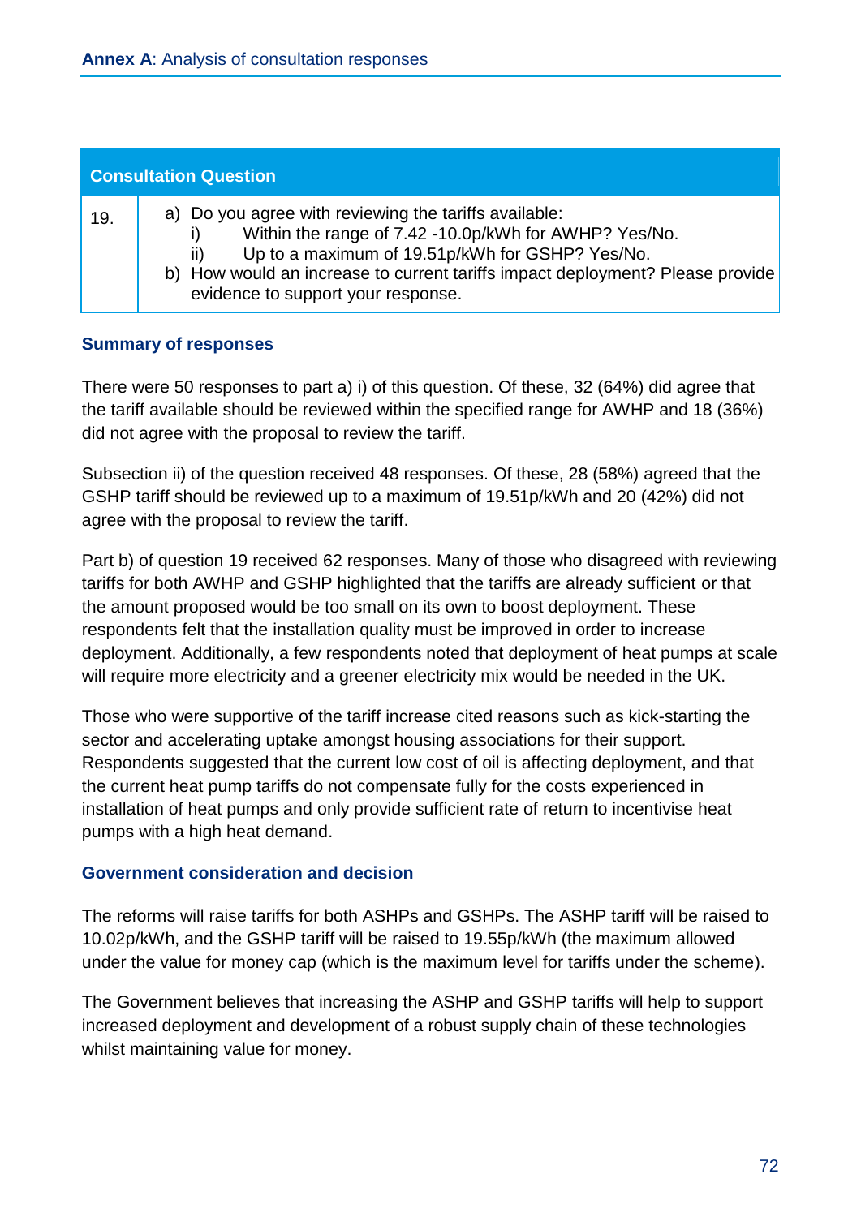| Consultation Question | |
|---|---|
| 19. | a) Do you agree with reviewing the tariffs available:<br>i) Within the range of 7.42 -10.0p/kWh for AWHP? Yes/No.<br>ii) Up to a maximum of 19.51p/kWh for GSHP? Yes/No.<br>b) How would an increase to current tariffs impact deployment? Please provide evidence to support your response. |

### Summary of responses

There were 50 responses to part a) i) of this question. Of these, 32 (64%) did agree that the tariff available should be reviewed within the specified range for AWHP and 18 (36%) did not agree with the proposal to review the tariff.

Subsection ii) of the question received 48 responses. Of these, 28 (58%) agreed that the GSHP tariff should be reviewed up to a maximum of 19.51p/kWh and 20 (42%) did not agree with the proposal to review the tariff.

Part b) of question 19 received 62 responses. Many of those who disagreed with reviewing tariffs for both AWHP and GSHP highlighted that the tariffs are already sufficient or that the amount proposed would be too small on its own to boost deployment. These respondents felt that the installation quality must be improved in order to increase deployment. Additionally, a few respondents noted that deployment of heat pumps at scale will require more electricity and a greener electricity mix would be needed in the UK.

Those who were supportive of the tariff increase cited reasons such as kick-starting the sector and accelerating uptake amongst housing associations for their support. Respondents suggested that the current low cost of oil is affecting deployment, and that the current heat pump tariffs do not compensate fully for the costs experienced in installation of heat pumps and only provide sufficient rate of return to incentivise heat pumps with a high heat demand.

### Government consideration and decision

The reforms will raise tariffs for both ASHPs and GSHPs. The ASHP tariff will be raised to 10.02p/kWh, and the GSHP tariff will be raised to 19.55p/kWh (the maximum allowed under the value for money cap (which is the maximum level for tariffs under the scheme).

The Government believes that increasing the ASHP and GSHP tariffs will help to support increased deployment and development of a robust supply chain of these technologies whilst maintaining value for money.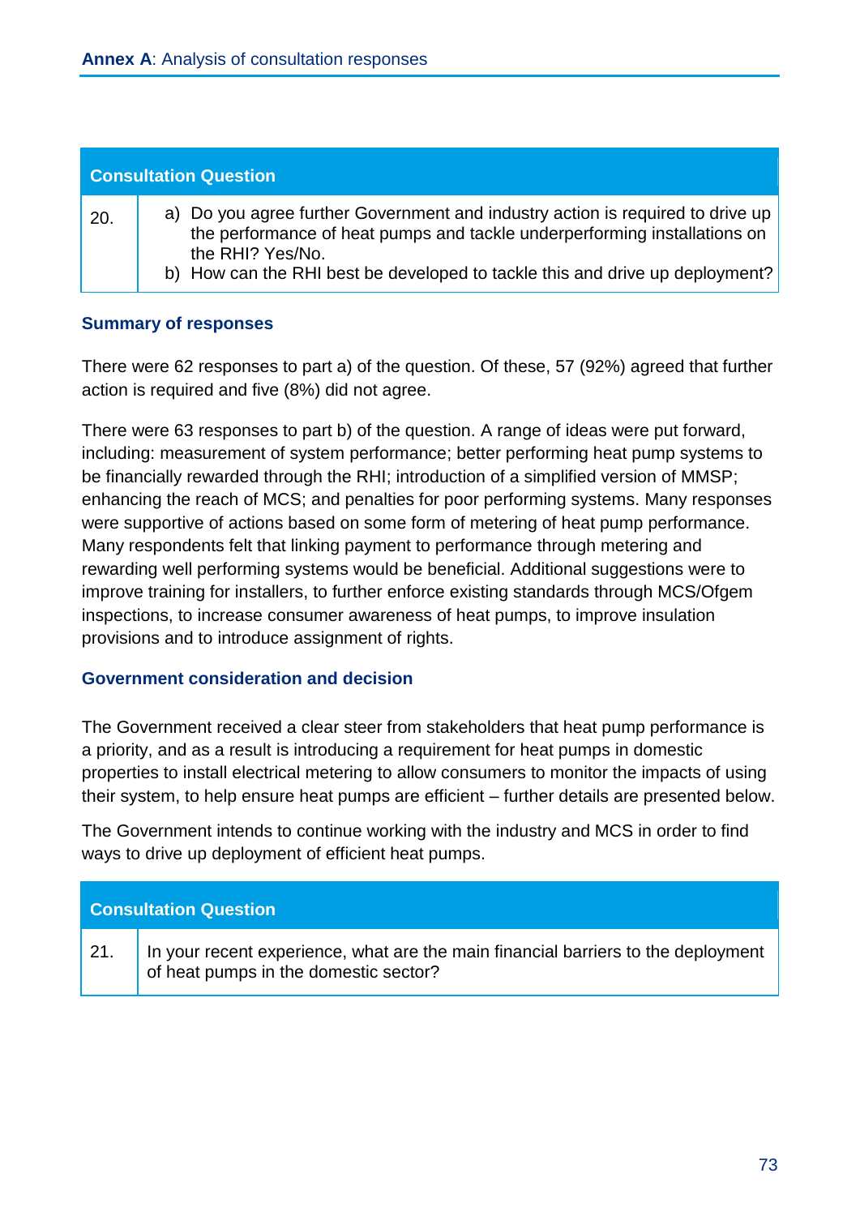| Consultation Question | |
|---|---|
| 20. | a) Do you agree further Government and industry action is required to drive up the performance of heat pumps and tackle underperforming installations on the RHI? Yes/No.<br>b) How can the RHI best be developed to tackle this and drive up deployment? |

### Summary of responses

There were 62 responses to part a) of the question. Of these, 57 (92%) agreed that further action is required and five (8%) did not agree.

There were 63 responses to part b) of the question. A range of ideas were put forward, including: measurement of system performance; better performing heat pump systems to be financially rewarded through the RHI; introduction of a simplified version of MMSP; enhancing the reach of MCS; and penalties for poor performing systems. Many responses were supportive of actions based on some form of metering of heat pump performance. Many respondents felt that linking payment to performance through metering and rewarding well performing systems would be beneficial. Additional suggestions were to improve training for installers, to further enforce existing standards through MCS/Ofgem inspections, to increase consumer awareness of heat pumps, to improve insulation provisions and to introduce assignment of rights.

### Government consideration and decision

The Government received a clear steer from stakeholders that heat pump performance is a priority, and as a result is introducing a requirement for heat pumps in domestic properties to install electrical metering to allow consumers to monitor the impacts of using their system, to help ensure heat pumps are efficient – further details are presented below.

The Government intends to continue working with the industry and MCS in order to find ways to drive up deployment of efficient heat pumps.

| Consultation Question | |
|---|---|
| 21. | In your recent experience, what are the main financial barriers to the deployment of heat pumps in the domestic sector? |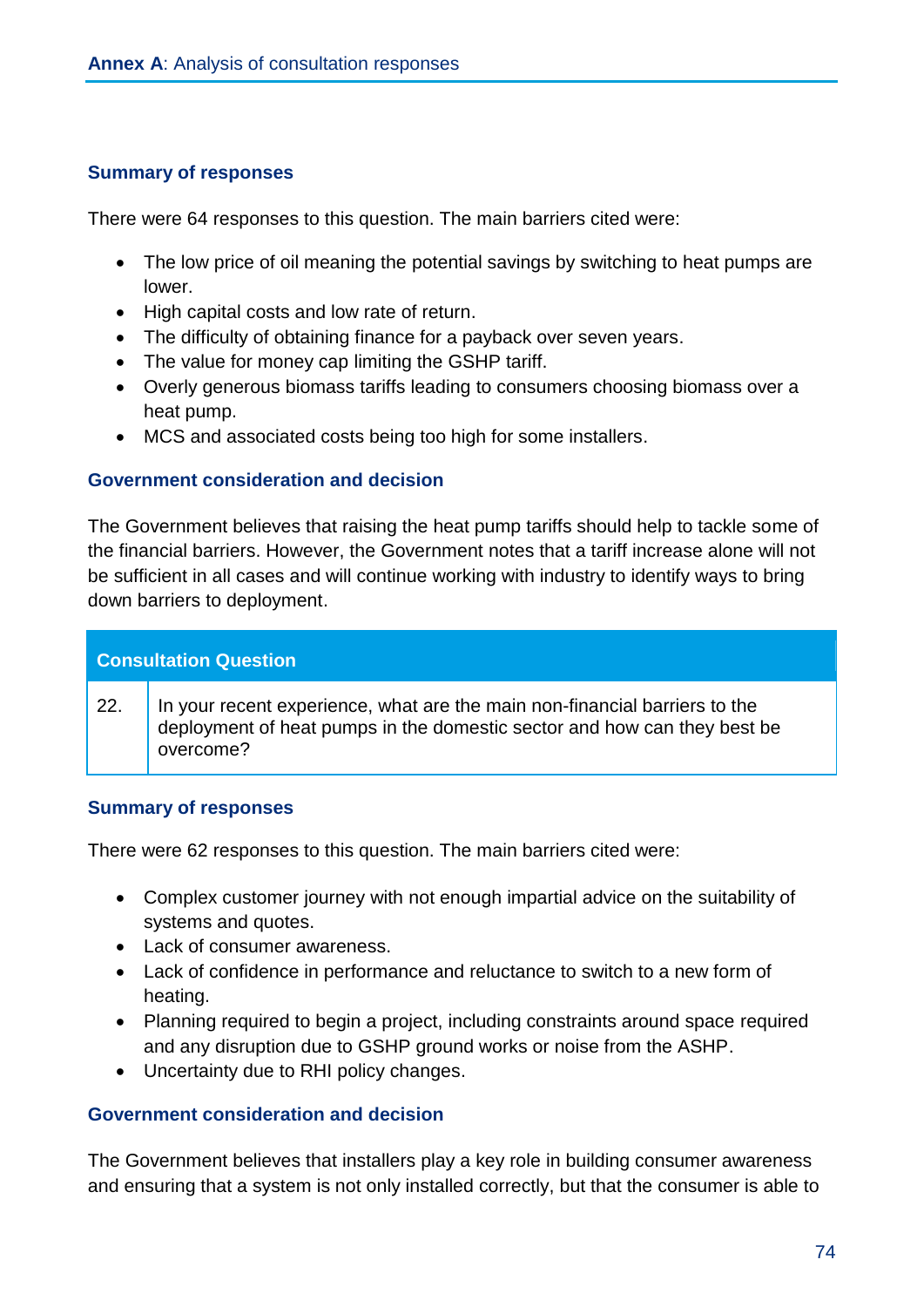### Summary of responses

There were 64 responses to this question. The main barriers cited were:

- The low price of oil meaning the potential savings by switching to heat pumps are lower.
- High capital costs and low rate of return.
- The difficulty of obtaining finance for a payback over seven years.
- The value for money cap limiting the GSHP tariff.
- Overly generous biomass tariffs leading to consumers choosing biomass over a heat pump.
- MCS and associated costs being too high for some installers.

### Government consideration and decision

The Government believes that raising the heat pump tariffs should help to tackle some of the financial barriers. However, the Government notes that a tariff increase alone will not be sufficient in all cases and will continue working with industry to identify ways to bring down barriers to deployment.

| Consultation Question | |
|---|---|
| 22. | In your recent experience, what are the main non-financial barriers to the deployment of heat pumps in the domestic sector and how can they best be overcome? |

### Summary of responses

There were 62 responses to this question. The main barriers cited were:

- Complex customer journey with not enough impartial advice on the suitability of systems and quotes.
- Lack of consumer awareness.
- Lack of confidence in performance and reluctance to switch to a new form of heating.
- Planning required to begin a project, including constraints around space required and any disruption due to GSHP ground works or noise from the ASHP.
- Uncertainty due to RHI policy changes.

### Government consideration and decision

The Government believes that installers play a key role in building consumer awareness and ensuring that a system is not only installed correctly, but that the consumer is able to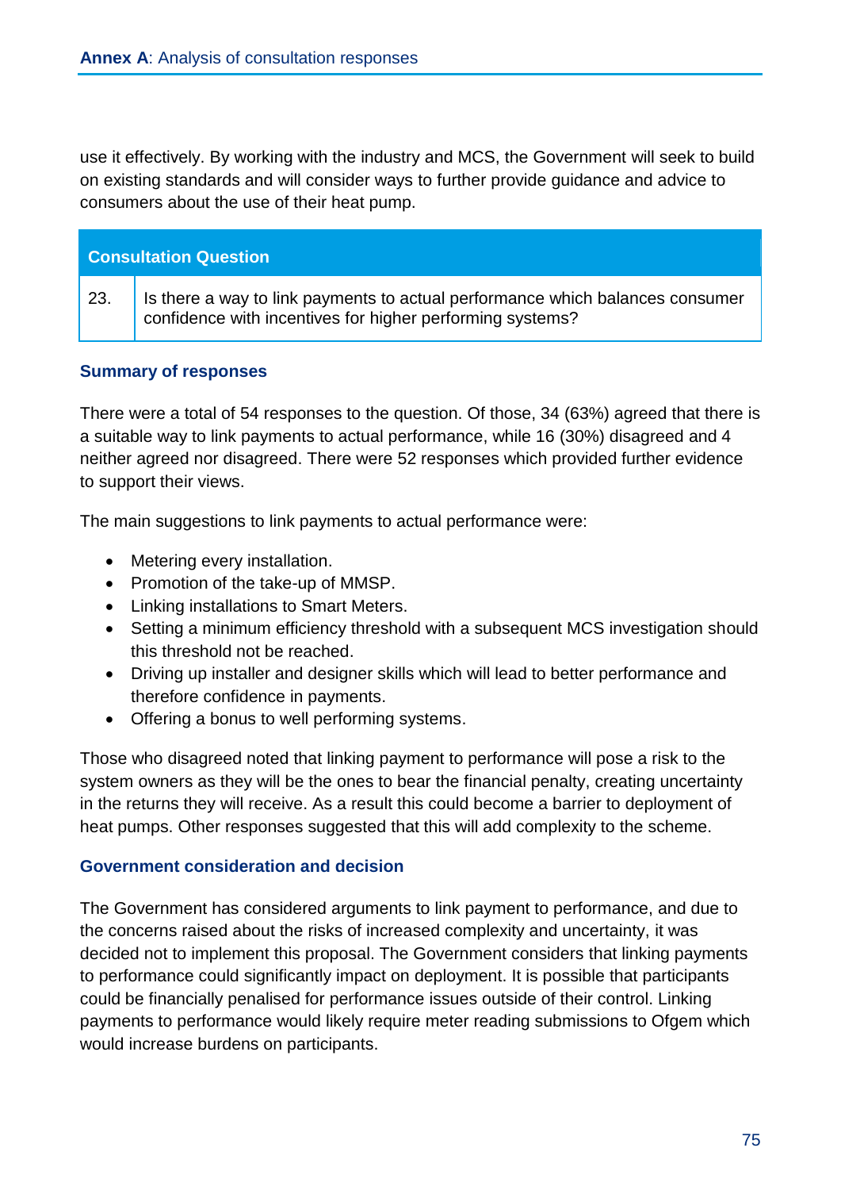use it effectively. By working with the industry and MCS, the Government will seek to build on existing standards and will consider ways to further provide guidance and advice to consumers about the use of their heat pump.

| Consultation Question | |
|---|---|
| 23. | Is there a way to link payments to actual performance which balances consumer confidence with incentives for higher performing systems? |

### Summary of responses

There were a total of 54 responses to the question. Of those, 34 (63%) agreed that there is a suitable way to link payments to actual performance, while 16 (30%) disagreed and 4 neither agreed nor disagreed. There were 52 responses which provided further evidence to support their views.

The main suggestions to link payments to actual performance were:

- Metering every installation.
- Promotion of the take-up of MMSP.
- Linking installations to Smart Meters.
- Setting a minimum efficiency threshold with a subsequent MCS investigation should this threshold not be reached.
- Driving up installer and designer skills which will lead to better performance and therefore confidence in payments.
- Offering a bonus to well performing systems.

Those who disagreed noted that linking payment to performance will pose a risk to the system owners as they will be the ones to bear the financial penalty, creating uncertainty in the returns they will receive. As a result this could become a barrier to deployment of heat pumps. Other responses suggested that this will add complexity to the scheme.

### Government consideration and decision

The Government has considered arguments to link payment to performance, and due to the concerns raised about the risks of increased complexity and uncertainty, it was decided not to implement this proposal. The Government considers that linking payments to performance could significantly impact on deployment. It is possible that participants could be financially penalised for performance issues outside of their control. Linking payments to performance would likely require meter reading submissions to Ofgem which would increase burdens on participants.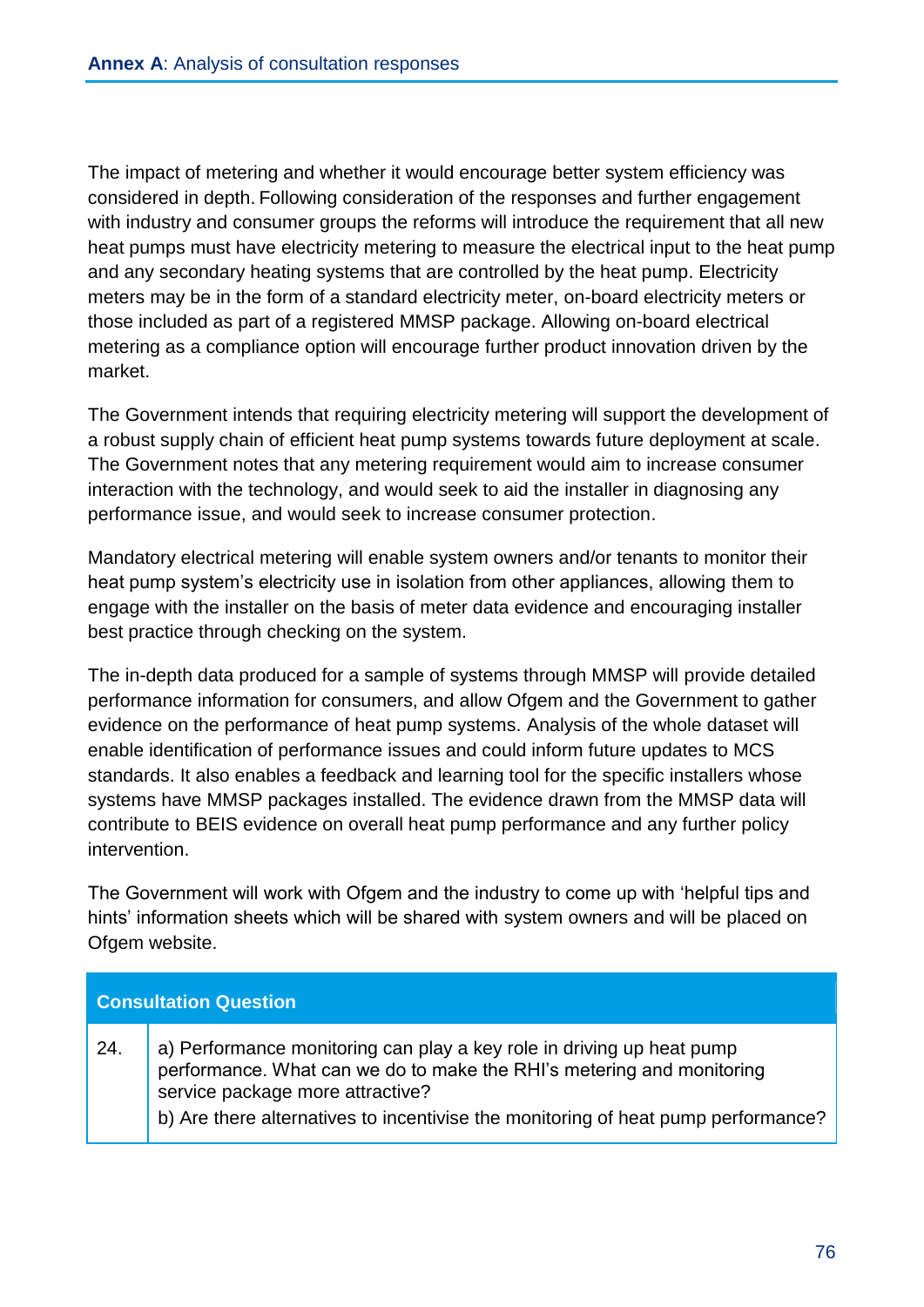The impact of metering and whether it would encourage better system efficiency was considered in depth. Following consideration of the responses and further engagement with industry and consumer groups the reforms will introduce the requirement that all new heat pumps must have electricity metering to measure the electrical input to the heat pump and any secondary heating systems that are controlled by the heat pump. Electricity meters may be in the form of a standard electricity meter, on-board electricity meters or those included as part of a registered MMSP package. Allowing on-board electrical metering as a compliance option will encourage further product innovation driven by the market.

The Government intends that requiring electricity metering will support the development of a robust supply chain of efficient heat pump systems towards future deployment at scale. The Government notes that any metering requirement would aim to increase consumer interaction with the technology, and would seek to aid the installer in diagnosing any performance issue, and would seek to increase consumer protection.

Mandatory electrical metering will enable system owners and/or tenants to monitor their heat pump system's electricity use in isolation from other appliances, allowing them to engage with the installer on the basis of meter data evidence and encouraging installer best practice through checking on the system.

The in-depth data produced for a sample of systems through MMSP will provide detailed performance information for consumers, and allow Ofgem and the Government to gather evidence on the performance of heat pump systems. Analysis of the whole dataset will enable identification of performance issues and could inform future updates to MCS standards. It also enables a feedback and learning tool for the specific installers whose systems have MMSP packages installed. The evidence drawn from the MMSP data will contribute to BEIS evidence on overall heat pump performance and any further policy intervention.

The Government will work with Ofgem and the industry to come up with 'helpful tips and hints' information sheets which will be shared with system owners and will be placed on Ofgem website.

| **Consultation Question** | |
|---|---|
| 24. | a) Performance monitoring can play a key role in driving up heat pump performance. What can we do to make the RHI's metering and monitoring service package more attractive?<br>b) Are there alternatives to incentivise the monitoring of heat pump performance? |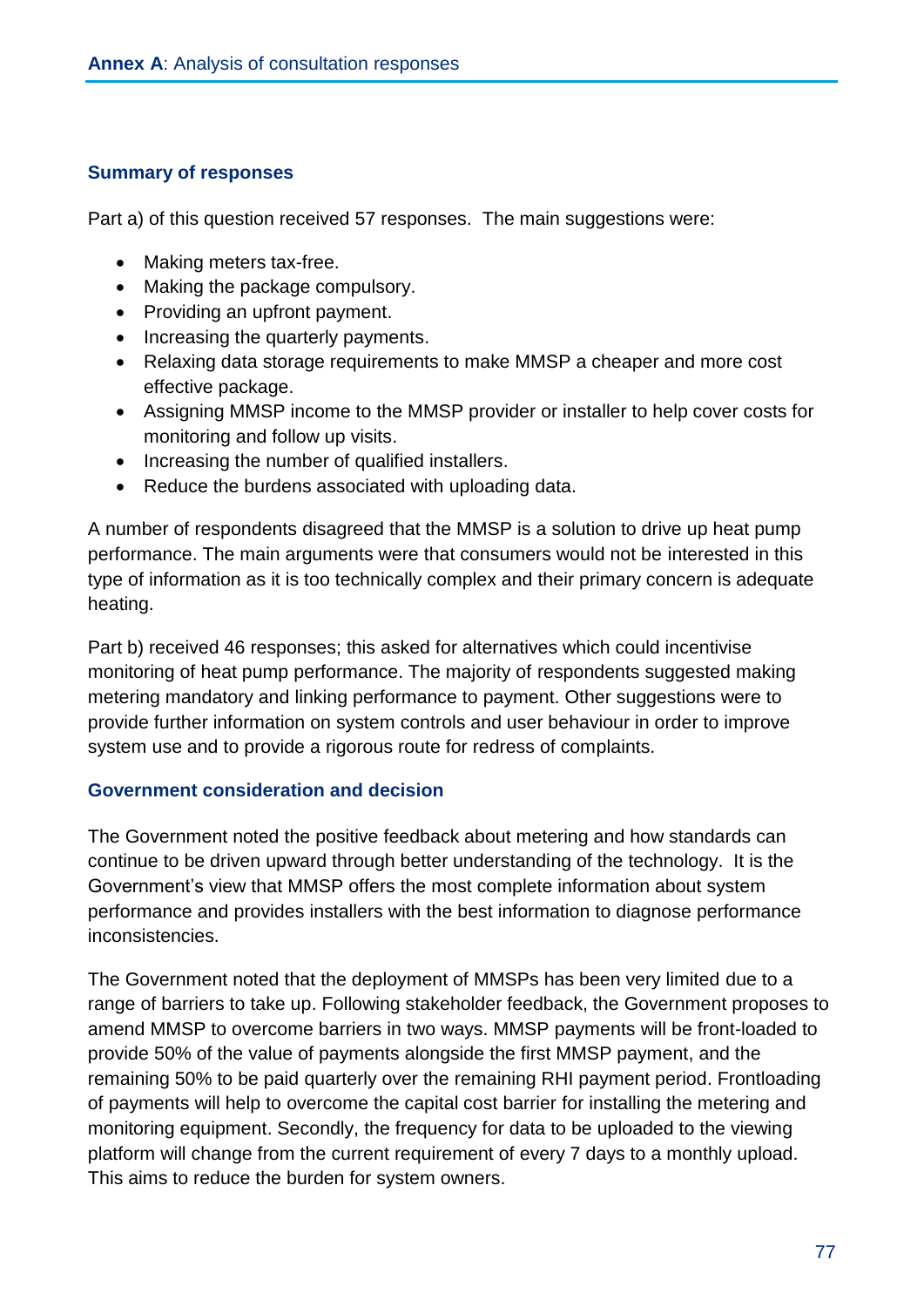### Summary of responses

Part a) of this question received 57 responses. The main suggestions were:

- Making meters tax-free.
- Making the package compulsory.
- Providing an upfront payment.
- Increasing the quarterly payments.
- Relaxing data storage requirements to make MMSP a cheaper and more cost effective package.
- Assigning MMSP income to the MMSP provider or installer to help cover costs for monitoring and follow up visits.
- Increasing the number of qualified installers.
- Reduce the burdens associated with uploading data.

A number of respondents disagreed that the MMSP is a solution to drive up heat pump performance. The main arguments were that consumers would not be interested in this type of information as it is too technically complex and their primary concern is adequate heating.

Part b) received 46 responses; this asked for alternatives which could incentivise monitoring of heat pump performance. The majority of respondents suggested making metering mandatory and linking performance to payment. Other suggestions were to provide further information on system controls and user behaviour in order to improve system use and to provide a rigorous route for redress of complaints.

### Government consideration and decision

The Government noted the positive feedback about metering and how standards can continue to be driven upward through better understanding of the technology. It is the Government's view that MMSP offers the most complete information about system performance and provides installers with the best information to diagnose performance inconsistencies.

The Government noted that the deployment of MMSPs has been very limited due to a range of barriers to take up. Following stakeholder feedback, the Government proposes to amend MMSP to overcome barriers in two ways. MMSP payments will be front-loaded to provide 50% of the value of payments alongside the first MMSP payment, and the remaining 50% to be paid quarterly over the remaining RHI payment period. Frontloading of payments will help to overcome the capital cost barrier for installing the metering and monitoring equipment. Secondly, the frequency for data to be uploaded to the viewing platform will change from the current requirement of every 7 days to a monthly upload. This aims to reduce the burden for system owners.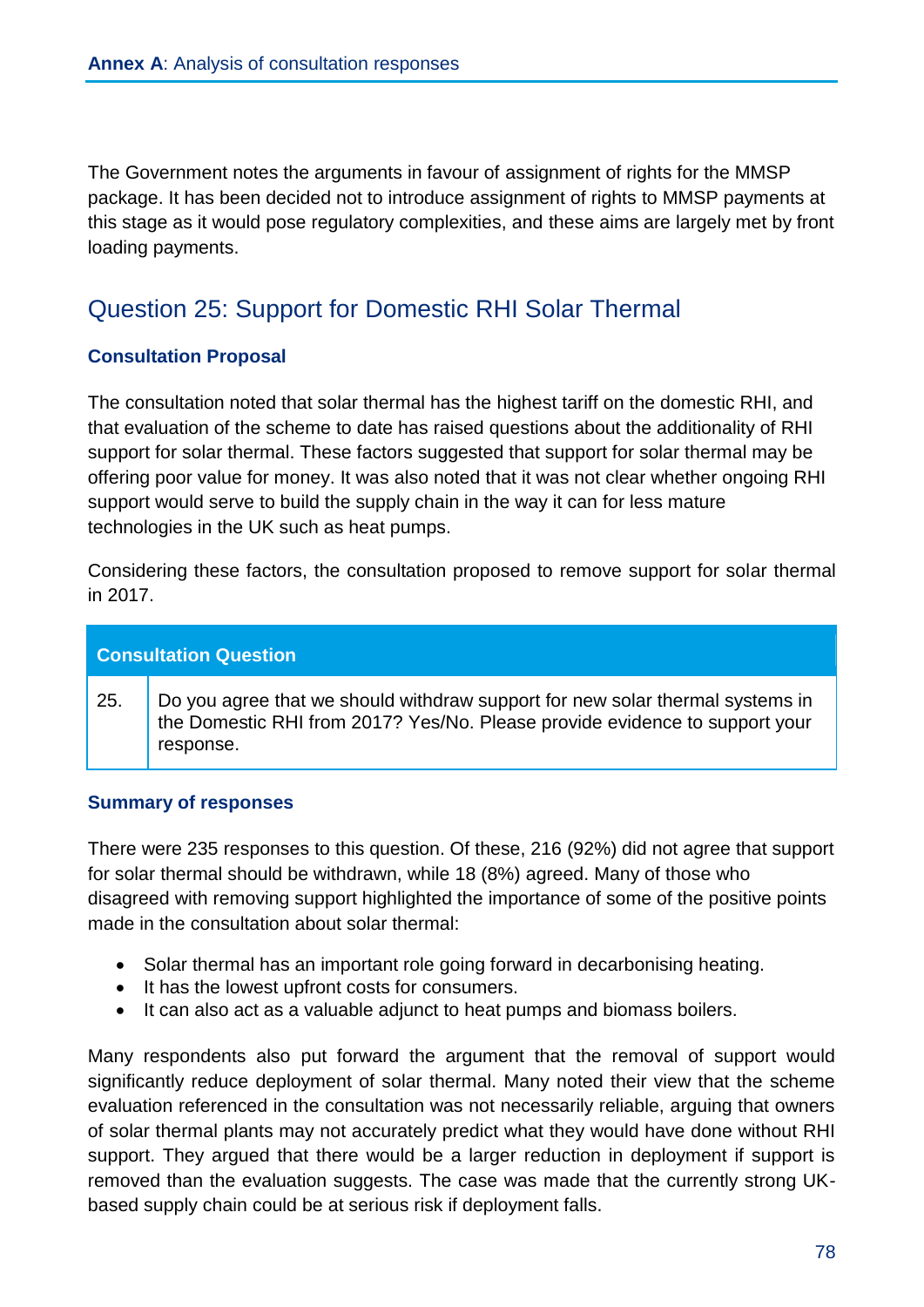The Government notes the arguments in favour of assignment of rights for the MMSP package. It has been decided not to introduce assignment of rights to MMSP payments at this stage as it would pose regulatory complexities, and these aims are largely met by front loading payments.

## Question 25: Support for Domestic RHI Solar Thermal

### Consultation Proposal

The consultation noted that solar thermal has the highest tariff on the domestic RHI, and that evaluation of the scheme to date has raised questions about the additionality of RHI support for solar thermal. These factors suggested that support for solar thermal may be offering poor value for money. It was also noted that it was not clear whether ongoing RHI support would serve to build the supply chain in the way it can for less mature technologies in the UK such as heat pumps.

Considering these factors, the consultation proposed to remove support for solar thermal in 2017.

| Consultation Question | |
|---|---|
| 25. | Do you agree that we should withdraw support for new solar thermal systems in the Domestic RHI from 2017? Yes/No. Please provide evidence to support your response. |

### Summary of responses

There were 235 responses to this question. Of these, 216 (92%) did not agree that support for solar thermal should be withdrawn, while 18 (8%) agreed. Many of those who disagreed with removing support highlighted the importance of some of the positive points made in the consultation about solar thermal:

- Solar thermal has an important role going forward in decarbonising heating.
- It has the lowest upfront costs for consumers.
- It can also act as a valuable adjunct to heat pumps and biomass boilers.

Many respondents also put forward the argument that the removal of support would significantly reduce deployment of solar thermal. Many noted their view that the scheme evaluation referenced in the consultation was not necessarily reliable, arguing that owners of solar thermal plants may not accurately predict what they would have done without RHI support. They argued that there would be a larger reduction in deployment if support is removed than the evaluation suggests. The case was made that the currently strong UK-based supply chain could be at serious risk if deployment falls.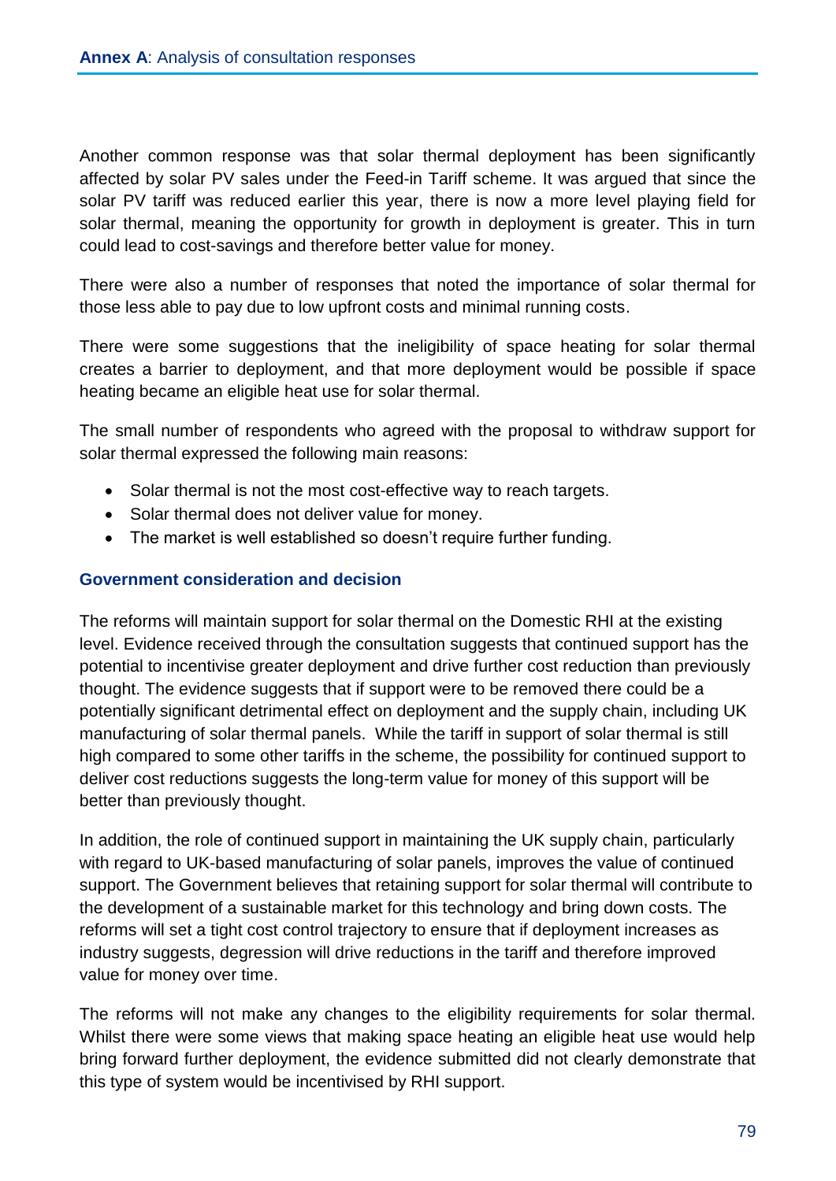Another common response was that solar thermal deployment has been significantly affected by solar PV sales under the Feed-in Tariff scheme. It was argued that since the solar PV tariff was reduced earlier this year, there is now a more level playing field for solar thermal, meaning the opportunity for growth in deployment is greater. This in turn could lead to cost-savings and therefore better value for money.

There were also a number of responses that noted the importance of solar thermal for those less able to pay due to low upfront costs and minimal running costs.

There were some suggestions that the ineligibility of space heating for solar thermal creates a barrier to deployment, and that more deployment would be possible if space heating became an eligible heat use for solar thermal.

The small number of respondents who agreed with the proposal to withdraw support for solar thermal expressed the following main reasons:

- Solar thermal is not the most cost-effective way to reach targets.
- Solar thermal does not deliver value for money.
- The market is well established so doesn't require further funding.

### Government consideration and decision

The reforms will maintain support for solar thermal on the Domestic RHI at the existing level. Evidence received through the consultation suggests that continued support has the potential to incentivise greater deployment and drive further cost reduction than previously thought. The evidence suggests that if support were to be removed there could be a potentially significant detrimental effect on deployment and the supply chain, including UK manufacturing of solar thermal panels. While the tariff in support of solar thermal is still high compared to some other tariffs in the scheme, the possibility for continued support to deliver cost reductions suggests the long-term value for money of this support will be better than previously thought.

In addition, the role of continued support in maintaining the UK supply chain, particularly with regard to UK-based manufacturing of solar panels, improves the value of continued support. The Government believes that retaining support for solar thermal will contribute to the development of a sustainable market for this technology and bring down costs. The reforms will set a tight cost control trajectory to ensure that if deployment increases as industry suggests, degression will drive reductions in the tariff and therefore improved value for money over time.

The reforms will not make any changes to the eligibility requirements for solar thermal. Whilst there were some views that making space heating an eligible heat use would help bring forward further deployment, the evidence submitted did not clearly demonstrate that this type of system would be incentivised by RHI support.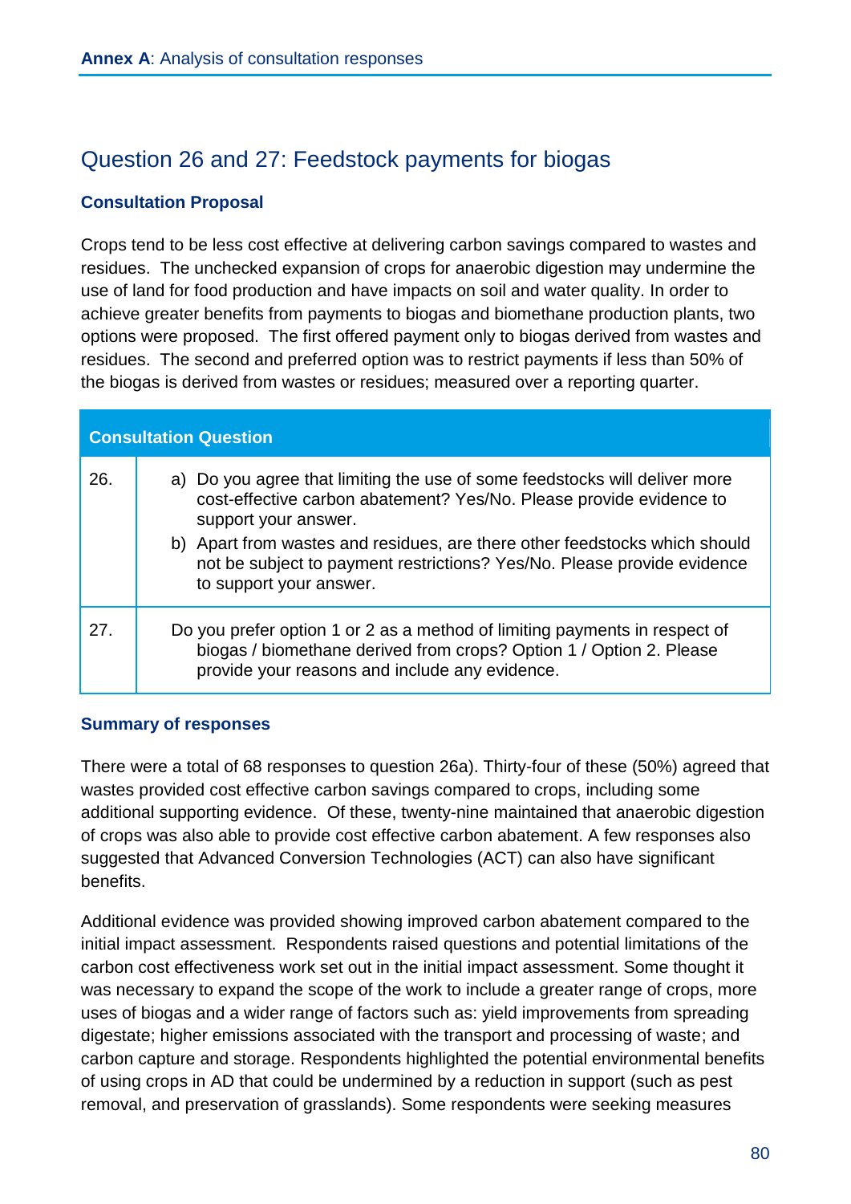## Question 26 and 27: Feedstock payments for biogas

### Consultation Proposal

Crops tend to be less cost effective at delivering carbon savings compared to wastes and residues. The unchecked expansion of crops for anaerobic digestion may undermine the use of land for food production and have impacts on soil and water quality. In order to achieve greater benefits from payments to biogas and biomethane production plants, two options were proposed. The first offered payment only to biogas derived from wastes and residues. The second and preferred option was to restrict payments if less than 50% of the biogas is derived from wastes or residues; measured over a reporting quarter.

| Consultation Question | |
|---|---|
| 26. | a) Do you agree that limiting the use of some feedstocks will deliver more cost-effective carbon abatement? Yes/No. Please provide evidence to support your answer.<br>b) Apart from wastes and residues, are there other feedstocks which should not be subject to payment restrictions? Yes/No. Please provide evidence to support your answer. |
| 27. | Do you prefer option 1 or 2 as a method of limiting payments in respect of biogas / biomethane derived from crops? Option 1 / Option 2. Please provide your reasons and include any evidence. |

### Summary of responses

There were a total of 68 responses to question 26a). Thirty-four of these (50%) agreed that wastes provided cost effective carbon savings compared to crops, including some additional supporting evidence. Of these, twenty-nine maintained that anaerobic digestion of crops was also able to provide cost effective carbon abatement. A few responses also suggested that Advanced Conversion Technologies (ACT) can also have significant benefits.

Additional evidence was provided showing improved carbon abatement compared to the initial impact assessment. Respondents raised questions and potential limitations of the carbon cost effectiveness work set out in the initial impact assessment. Some thought it was necessary to expand the scope of the work to include a greater range of crops, more uses of biogas and a wider range of factors such as: yield improvements from spreading digestate; higher emissions associated with the transport and processing of waste; and carbon capture and storage. Respondents highlighted the potential environmental benefits of using crops in AD that could be undermined by a reduction in support (such as pest removal, and preservation of grasslands). Some respondents were seeking measures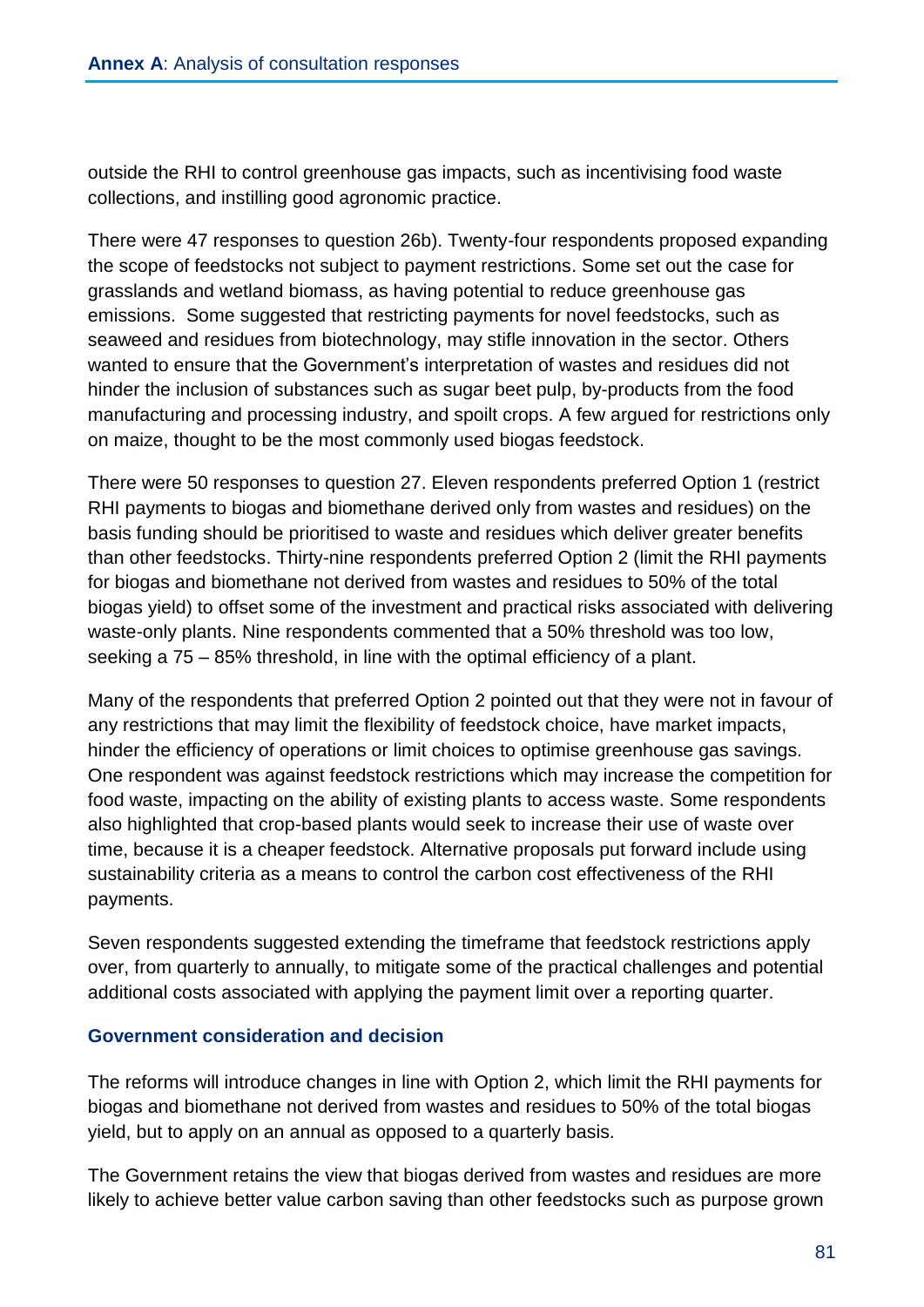outside the RHI to control greenhouse gas impacts, such as incentivising food waste collections, and instilling good agronomic practice.

There were 47 responses to question 26b). Twenty-four respondents proposed expanding the scope of feedstocks not subject to payment restrictions. Some set out the case for grasslands and wetland biomass, as having potential to reduce greenhouse gas emissions. Some suggested that restricting payments for novel feedstocks, such as seaweed and residues from biotechnology, may stifle innovation in the sector. Others wanted to ensure that the Government's interpretation of wastes and residues did not hinder the inclusion of substances such as sugar beet pulp, by-products from the food manufacturing and processing industry, and spoilt crops. A few argued for restrictions only on maize, thought to be the most commonly used biogas feedstock.

There were 50 responses to question 27. Eleven respondents preferred Option 1 (restrict RHI payments to biogas and biomethane derived only from wastes and residues) on the basis funding should be prioritised to waste and residues which deliver greater benefits than other feedstocks. Thirty-nine respondents preferred Option 2 (limit the RHI payments for biogas and biomethane not derived from wastes and residues to 50% of the total biogas yield) to offset some of the investment and practical risks associated with delivering waste-only plants. Nine respondents commented that a 50% threshold was too low, seeking a 75 – 85% threshold, in line with the optimal efficiency of a plant.

Many of the respondents that preferred Option 2 pointed out that they were not in favour of any restrictions that may limit the flexibility of feedstock choice, have market impacts, hinder the efficiency of operations or limit choices to optimise greenhouse gas savings. One respondent was against feedstock restrictions which may increase the competition for food waste, impacting on the ability of existing plants to access waste. Some respondents also highlighted that crop-based plants would seek to increase their use of waste over time, because it is a cheaper feedstock. Alternative proposals put forward include using sustainability criteria as a means to control the carbon cost effectiveness of the RHI payments.

Seven respondents suggested extending the timeframe that feedstock restrictions apply over, from quarterly to annually, to mitigate some of the practical challenges and potential additional costs associated with applying the payment limit over a reporting quarter.

### Government consideration and decision

The reforms will introduce changes in line with Option 2, which limit the RHI payments for biogas and biomethane not derived from wastes and residues to 50% of the total biogas yield, but to apply on an annual as opposed to a quarterly basis.

The Government retains the view that biogas derived from wastes and residues are more likely to achieve better value carbon saving than other feedstocks such as purpose grown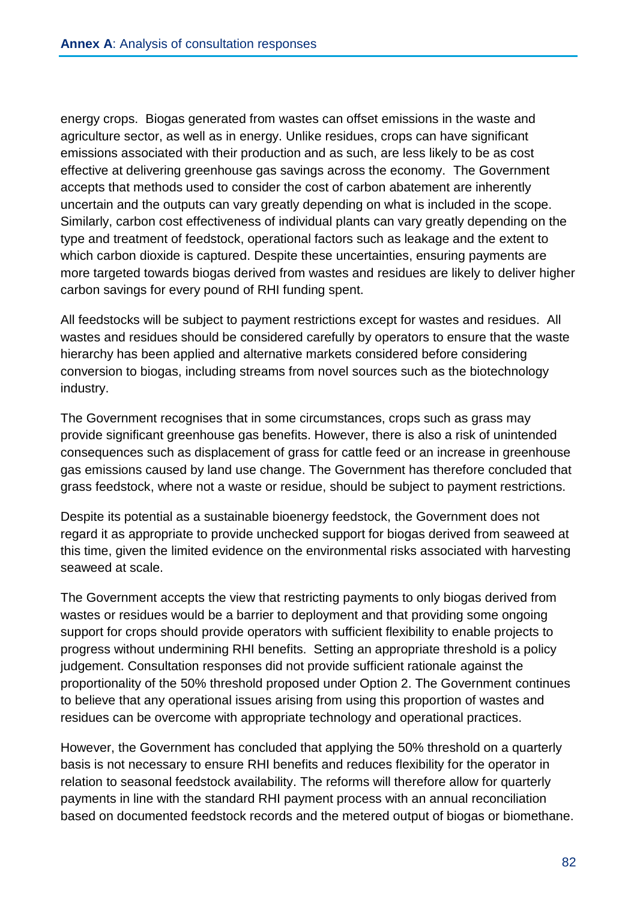energy crops. Biogas generated from wastes can offset emissions in the waste and agriculture sector, as well as in energy. Unlike residues, crops can have significant emissions associated with their production and as such, are less likely to be as cost effective at delivering greenhouse gas savings across the economy. The Government accepts that methods used to consider the cost of carbon abatement are inherently uncertain and the outputs can vary greatly depending on what is included in the scope. Similarly, carbon cost effectiveness of individual plants can vary greatly depending on the type and treatment of feedstock, operational factors such as leakage and the extent to which carbon dioxide is captured. Despite these uncertainties, ensuring payments are more targeted towards biogas derived from wastes and residues are likely to deliver higher carbon savings for every pound of RHI funding spent.

All feedstocks will be subject to payment restrictions except for wastes and residues. All wastes and residues should be considered carefully by operators to ensure that the waste hierarchy has been applied and alternative markets considered before considering conversion to biogas, including streams from novel sources such as the biotechnology industry.

The Government recognises that in some circumstances, crops such as grass may provide significant greenhouse gas benefits. However, there is also a risk of unintended consequences such as displacement of grass for cattle feed or an increase in greenhouse gas emissions caused by land use change. The Government has therefore concluded that grass feedstock, where not a waste or residue, should be subject to payment restrictions.

Despite its potential as a sustainable bioenergy feedstock, the Government does not regard it as appropriate to provide unchecked support for biogas derived from seaweed at this time, given the limited evidence on the environmental risks associated with harvesting seaweed at scale.

The Government accepts the view that restricting payments to only biogas derived from wastes or residues would be a barrier to deployment and that providing some ongoing support for crops should provide operators with sufficient flexibility to enable projects to progress without undermining RHI benefits. Setting an appropriate threshold is a policy judgement. Consultation responses did not provide sufficient rationale against the proportionality of the 50% threshold proposed under Option 2. The Government continues to believe that any operational issues arising from using this proportion of wastes and residues can be overcome with appropriate technology and operational practices.

However, the Government has concluded that applying the 50% threshold on a quarterly basis is not necessary to ensure RHI benefits and reduces flexibility for the operator in relation to seasonal feedstock availability. The reforms will therefore allow for quarterly payments in line with the standard RHI payment process with an annual reconciliation based on documented feedstock records and the metered output of biogas or biomethane.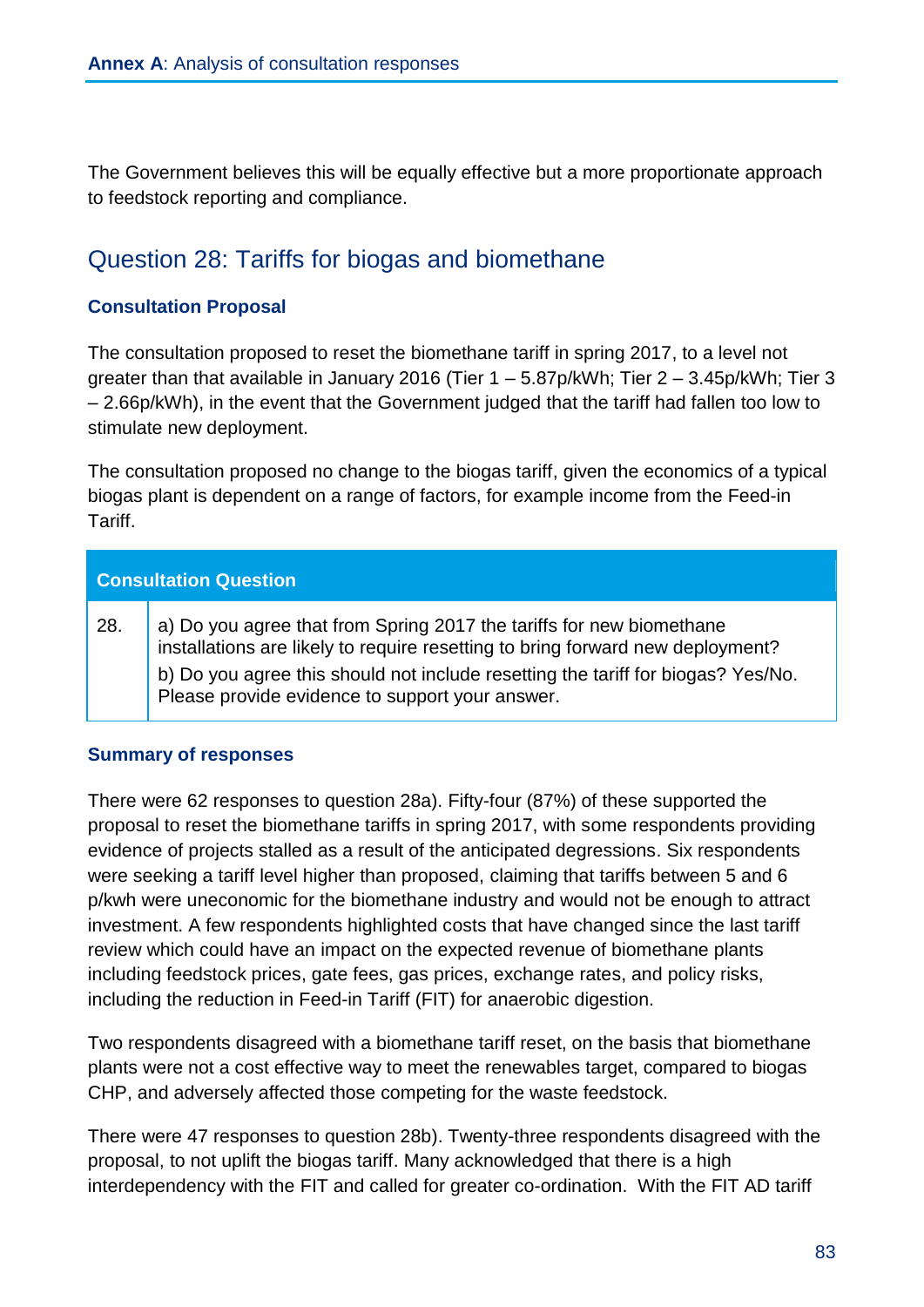The Government believes this will be equally effective but a more proportionate approach to feedstock reporting and compliance.

## Question 28: Tariffs for biogas and biomethane

### Consultation Proposal

The consultation proposed to reset the biomethane tariff in spring 2017, to a level not greater than that available in January 2016 (Tier 1 – 5.87p/kWh; Tier 2 – 3.45p/kWh; Tier 3 – 2.66p/kWh), in the event that the Government judged that the tariff had fallen too low to stimulate new deployment.

The consultation proposed no change to the biogas tariff, given the economics of a typical biogas plant is dependent on a range of factors, for example income from the Feed-in Tariff.

| Consultation Question | |
|---|---|
| 28. | a) Do you agree that from Spring 2017 the tariffs for new biomethane installations are likely to require resetting to bring forward new deployment?<br>b) Do you agree this should not include resetting the tariff for biogas? Yes/No. Please provide evidence to support your answer. |

### Summary of responses

There were 62 responses to question 28a). Fifty-four (87%) of these supported the proposal to reset the biomethane tariffs in spring 2017, with some respondents providing evidence of projects stalled as a result of the anticipated degressions. Six respondents were seeking a tariff level higher than proposed, claiming that tariffs between 5 and 6 p/kwh were uneconomic for the biomethane industry and would not be enough to attract investment. A few respondents highlighted costs that have changed since the last tariff review which could have an impact on the expected revenue of biomethane plants including feedstock prices, gate fees, gas prices, exchange rates, and policy risks, including the reduction in Feed-in Tariff (FIT) for anaerobic digestion.

Two respondents disagreed with a biomethane tariff reset, on the basis that biomethane plants were not a cost effective way to meet the renewables target, compared to biogas CHP, and adversely affected those competing for the waste feedstock.

There were 47 responses to question 28b). Twenty-three respondents disagreed with the proposal, to not uplift the biogas tariff. Many acknowledged that there is a high interdependency with the FIT and called for greater co-ordination. With the FIT AD tariff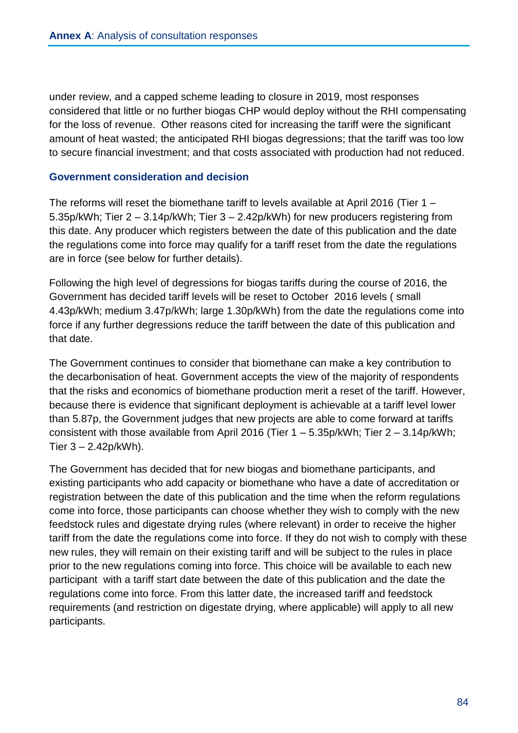under review, and a capped scheme leading to closure in 2019, most responses considered that little or no further biogas CHP would deploy without the RHI compensating for the loss of revenue. Other reasons cited for increasing the tariff were the significant amount of heat wasted; the anticipated RHI biogas degressions; that the tariff was too low to secure financial investment; and that costs associated with production had not reduced.

### Government consideration and decision

The reforms will reset the biomethane tariff to levels available at April 2016 (Tier 1 – 5.35p/kWh; Tier 2 – 3.14p/kWh; Tier 3 – 2.42p/kWh) for new producers registering from this date. Any producer which registers between the date of this publication and the date the regulations come into force may qualify for a tariff reset from the date the regulations are in force (see below for further details).

Following the high level of degressions for biogas tariffs during the course of 2016, the Government has decided tariff levels will be reset to October 2016 levels ( small 4.43p/kWh; medium 3.47p/kWh; large 1.30p/kWh) from the date the regulations come into force if any further degressions reduce the tariff between the date of this publication and that date.

The Government continues to consider that biomethane can make a key contribution to the decarbonisation of heat. Government accepts the view of the majority of respondents that the risks and economics of biomethane production merit a reset of the tariff. However, because there is evidence that significant deployment is achievable at a tariff level lower than 5.87p, the Government judges that new projects are able to come forward at tariffs consistent with those available from April 2016 (Tier 1 – 5.35p/kWh; Tier 2 – 3.14p/kWh; Tier 3 – 2.42p/kWh).

The Government has decided that for new biogas and biomethane participants, and existing participants who add capacity or biomethane who have a date of accreditation or registration between the date of this publication and the time when the reform regulations come into force, those participants can choose whether they wish to comply with the new feedstock rules and digestate drying rules (where relevant) in order to receive the higher tariff from the date the regulations come into force. If they do not wish to comply with these new rules, they will remain on their existing tariff and will be subject to the rules in place prior to the new regulations coming into force. This choice will be available to each new participant with a tariff start date between the date of this publication and the date the regulations come into force. From this latter date, the increased tariff and feedstock requirements (and restriction on digestate drying, where applicable) will apply to all new participants.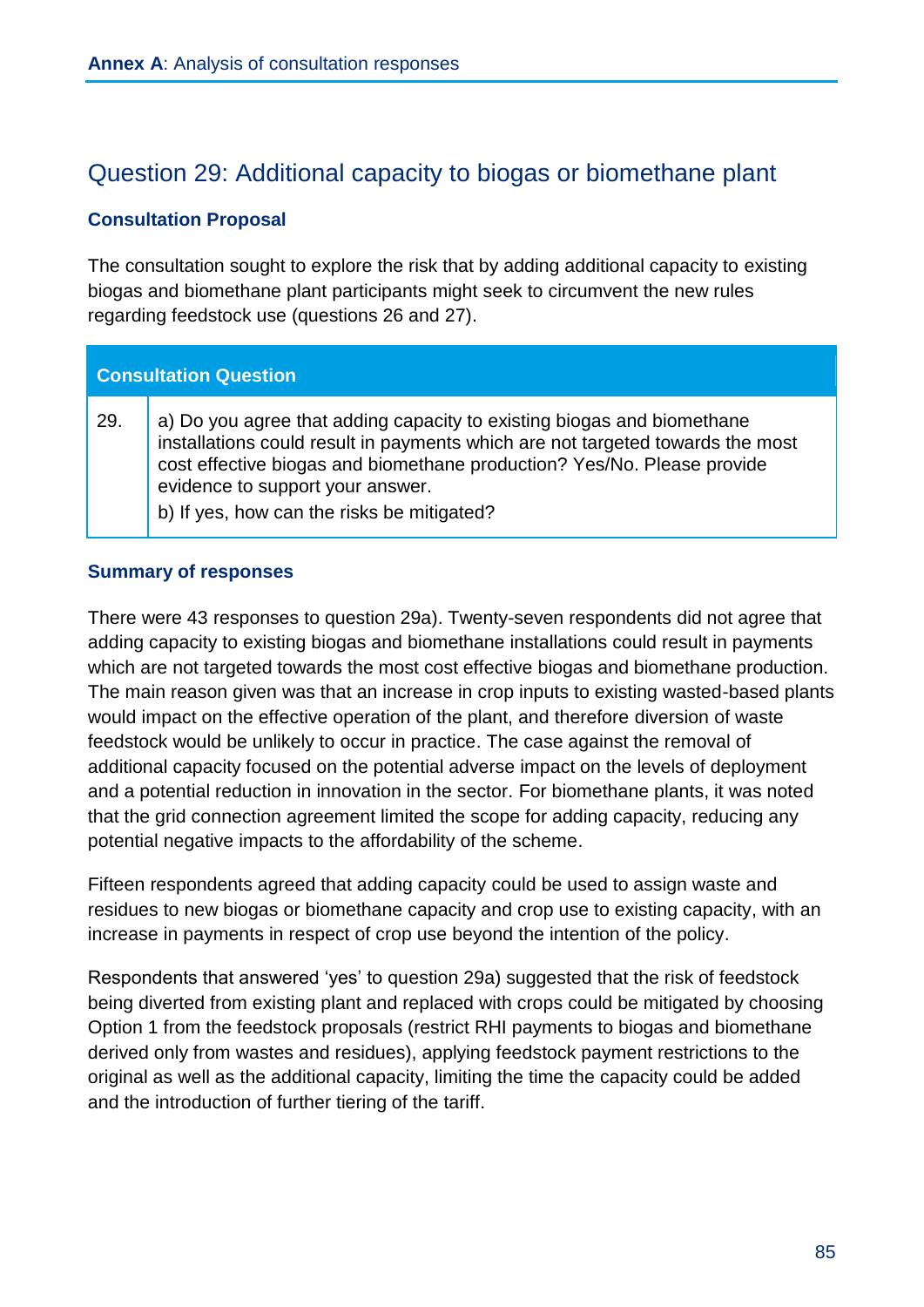## Question 29: Additional capacity to biogas or biomethane plant

### Consultation Proposal

The consultation sought to explore the risk that by adding additional capacity to existing biogas and biomethane plant participants might seek to circumvent the new rules regarding feedstock use (questions 26 and 27).

| Consultation Question | |
|---|---|
| 29. | a) Do you agree that adding capacity to existing biogas and biomethane installations could result in payments which are not targeted towards the most cost effective biogas and biomethane production? Yes/No. Please provide evidence to support your answer.<br>b) If yes, how can the risks be mitigated? |

### Summary of responses

There were 43 responses to question 29a). Twenty-seven respondents did not agree that adding capacity to existing biogas and biomethane installations could result in payments which are not targeted towards the most cost effective biogas and biomethane production. The main reason given was that an increase in crop inputs to existing wasted-based plants would impact on the effective operation of the plant, and therefore diversion of waste feedstock would be unlikely to occur in practice. The case against the removal of additional capacity focused on the potential adverse impact on the levels of deployment and a potential reduction in innovation in the sector. For biomethane plants, it was noted that the grid connection agreement limited the scope for adding capacity, reducing any potential negative impacts to the affordability of the scheme.

Fifteen respondents agreed that adding capacity could be used to assign waste and residues to new biogas or biomethane capacity and crop use to existing capacity, with an increase in payments in respect of crop use beyond the intention of the policy.

Respondents that answered 'yes' to question 29a) suggested that the risk of feedstock being diverted from existing plant and replaced with crops could be mitigated by choosing Option 1 from the feedstock proposals (restrict RHI payments to biogas and biomethane derived only from wastes and residues), applying feedstock payment restrictions to the original as well as the additional capacity, limiting the time the capacity could be added and the introduction of further tiering of the tariff.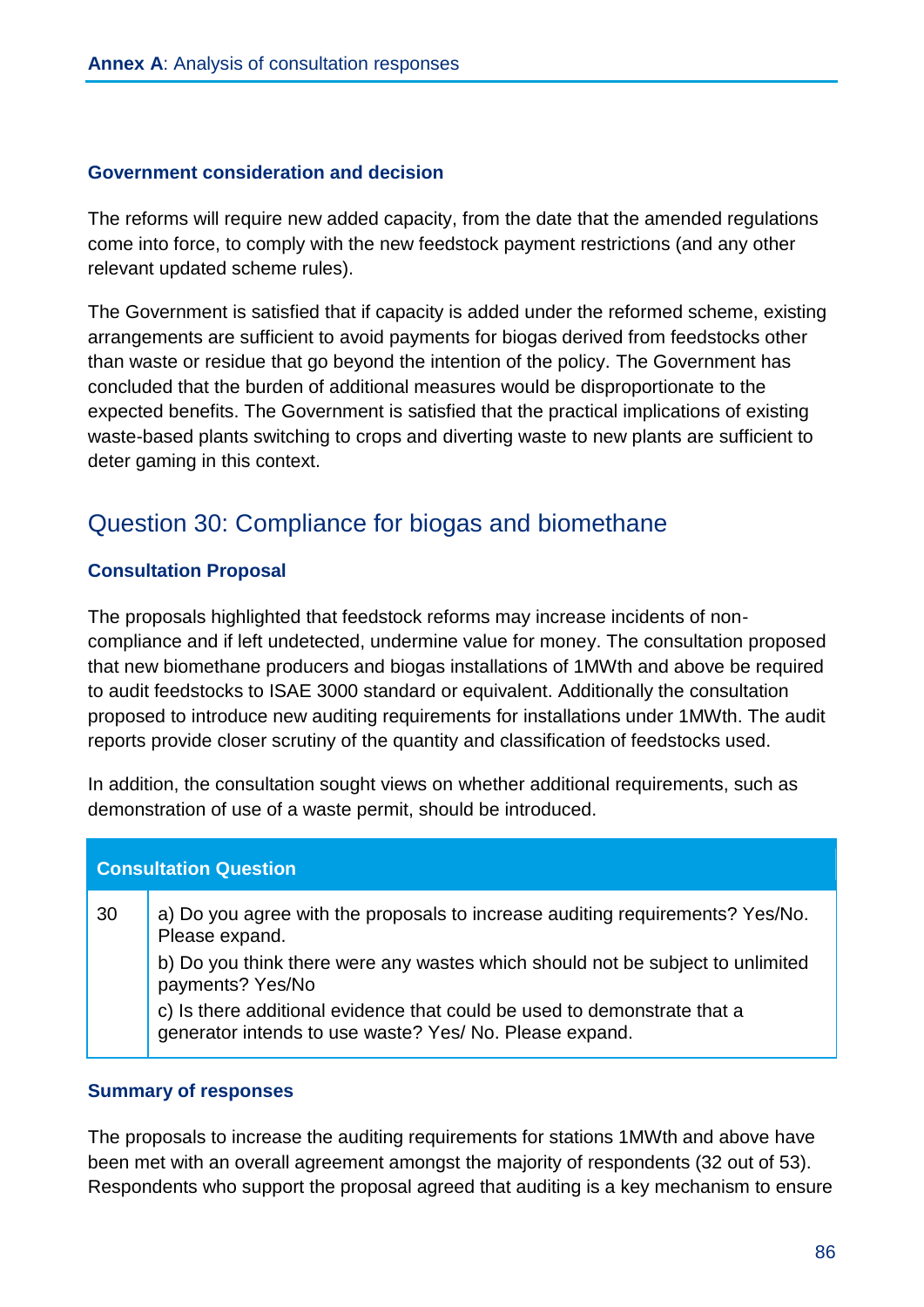#### Government consideration and decision

The reforms will require new added capacity, from the date that the amended regulations come into force, to comply with the new feedstock payment restrictions (and any other relevant updated scheme rules).

The Government is satisfied that if capacity is added under the reformed scheme, existing arrangements are sufficient to avoid payments for biogas derived from feedstocks other than waste or residue that go beyond the intention of the policy. The Government has concluded that the burden of additional measures would be disproportionate to the expected benefits. The Government is satisfied that the practical implications of existing waste-based plants switching to crops and diverting waste to new plants are sufficient to deter gaming in this context.

## Question 30: Compliance for biogas and biomethane

#### Consultation Proposal

The proposals highlighted that feedstock reforms may increase incidents of non-compliance and if left undetected, undermine value for money. The consultation proposed that new biomethane producers and biogas installations of 1MWth and above be required to audit feedstocks to ISAE 3000 standard or equivalent. Additionally the consultation proposed to introduce new auditing requirements for installations under 1MWth. The audit reports provide closer scrutiny of the quantity and classification of feedstocks used.

In addition, the consultation sought views on whether additional requirements, such as demonstration of use of a waste permit, should be introduced.

| Consultation Question | |
|---|---|
| 30 | a) Do you agree with the proposals to increase auditing requirements? Yes/No. Please expand.<br>b) Do you think there were any wastes which should not be subject to unlimited payments? Yes/No<br>c) Is there additional evidence that could be used to demonstrate that a generator intends to use waste? Yes/ No. Please expand. |

#### Summary of responses

The proposals to increase the auditing requirements for stations 1MWth and above have been met with an overall agreement amongst the majority of respondents (32 out of 53). Respondents who support the proposal agreed that auditing is a key mechanism to ensure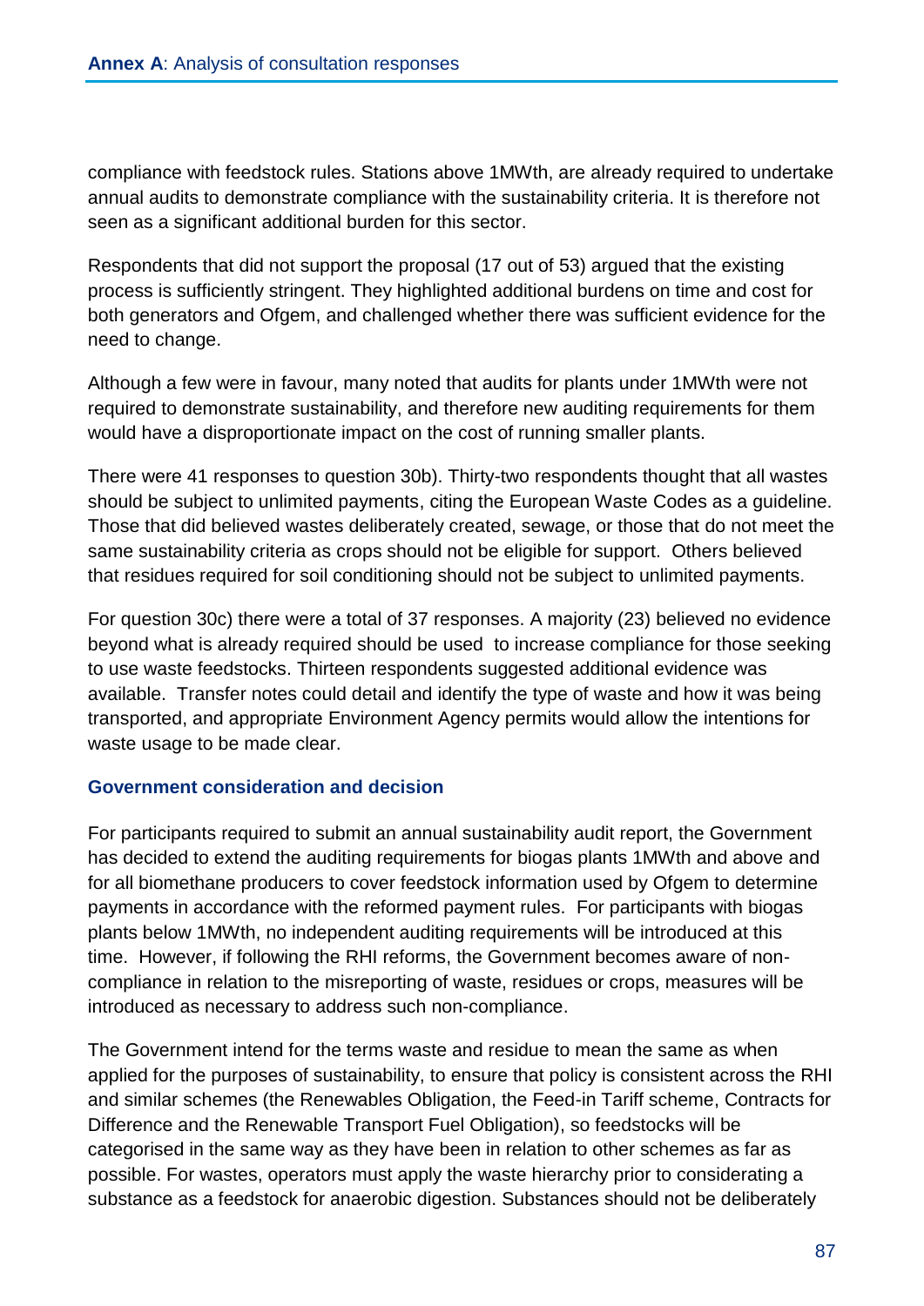compliance with feedstock rules. Stations above 1MWth, are already required to undertake annual audits to demonstrate compliance with the sustainability criteria. It is therefore not seen as a significant additional burden for this sector.

Respondents that did not support the proposal (17 out of 53) argued that the existing process is sufficiently stringent. They highlighted additional burdens on time and cost for both generators and Ofgem, and challenged whether there was sufficient evidence for the need to change.

Although a few were in favour, many noted that audits for plants under 1MWth were not required to demonstrate sustainability, and therefore new auditing requirements for them would have a disproportionate impact on the cost of running smaller plants.

There were 41 responses to question 30b). Thirty-two respondents thought that all wastes should be subject to unlimited payments, citing the European Waste Codes as a guideline. Those that did believed wastes deliberately created, sewage, or those that do not meet the same sustainability criteria as crops should not be eligible for support. Others believed that residues required for soil conditioning should not be subject to unlimited payments.

For question 30c) there were a total of 37 responses. A majority (23) believed no evidence beyond what is already required should be used to increase compliance for those seeking to use waste feedstocks. Thirteen respondents suggested additional evidence was available. Transfer notes could detail and identify the type of waste and how it was being transported, and appropriate Environment Agency permits would allow the intentions for waste usage to be made clear.

### Government consideration and decision

For participants required to submit an annual sustainability audit report, the Government has decided to extend the auditing requirements for biogas plants 1MWth and above and for all biomethane producers to cover feedstock information used by Ofgem to determine payments in accordance with the reformed payment rules. For participants with biogas plants below 1MWth, no independent auditing requirements will be introduced at this time. However, if following the RHI reforms, the Government becomes aware of non-compliance in relation to the misreporting of waste, residues or crops, measures will be introduced as necessary to address such non-compliance.

The Government intend for the terms waste and residue to mean the same as when applied for the purposes of sustainability, to ensure that policy is consistent across the RHI and similar schemes (the Renewables Obligation, the Feed-in Tariff scheme, Contracts for Difference and the Renewable Transport Fuel Obligation), so feedstocks will be categorised in the same way as they have been in relation to other schemes as far as possible. For wastes, operators must apply the waste hierarchy prior to considerating a substance as a feedstock for anaerobic digestion. Substances should not be deliberately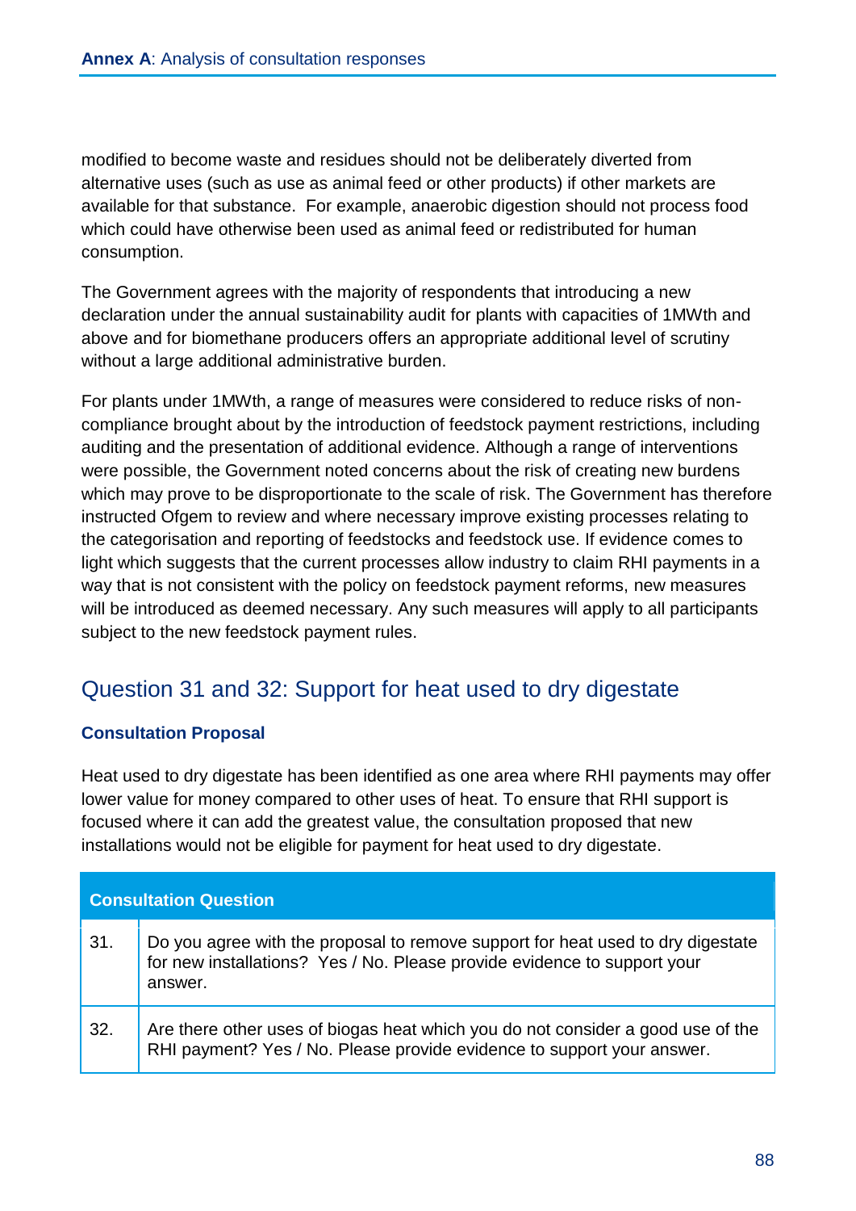modified to become waste and residues should not be deliberately diverted from alternative uses (such as use as animal feed or other products) if other markets are available for that substance. For example, anaerobic digestion should not process food which could have otherwise been used as animal feed or redistributed for human consumption.

The Government agrees with the majority of respondents that introducing a new declaration under the annual sustainability audit for plants with capacities of 1MWth and above and for biomethane producers offers an appropriate additional level of scrutiny without a large additional administrative burden.

For plants under 1MWth, a range of measures were considered to reduce risks of non-compliance brought about by the introduction of feedstock payment restrictions, including auditing and the presentation of additional evidence. Although a range of interventions were possible, the Government noted concerns about the risk of creating new burdens which may prove to be disproportionate to the scale of risk. The Government has therefore instructed Ofgem to review and where necessary improve existing processes relating to the categorisation and reporting of feedstocks and feedstock use. If evidence comes to light which suggests that the current processes allow industry to claim RHI payments in a way that is not consistent with the policy on feedstock payment reforms, new measures will be introduced as deemed necessary. Any such measures will apply to all participants subject to the new feedstock payment rules.

## Question 31 and 32: Support for heat used to dry digestate

### Consultation Proposal

Heat used to dry digestate has been identified as one area where RHI payments may offer lower value for money compared to other uses of heat. To ensure that RHI support is focused where it can add the greatest value, the consultation proposed that new installations would not be eligible for payment for heat used to dry digestate.

| **Consultation Question** | |
|---|---|
| 31. | Do you agree with the proposal to remove support for heat used to dry digestate for new installations? Yes / No. Please provide evidence to support your answer. |
| 32. | Are there other uses of biogas heat which you do not consider a good use of the RHI payment? Yes / No. Please provide evidence to support your answer. |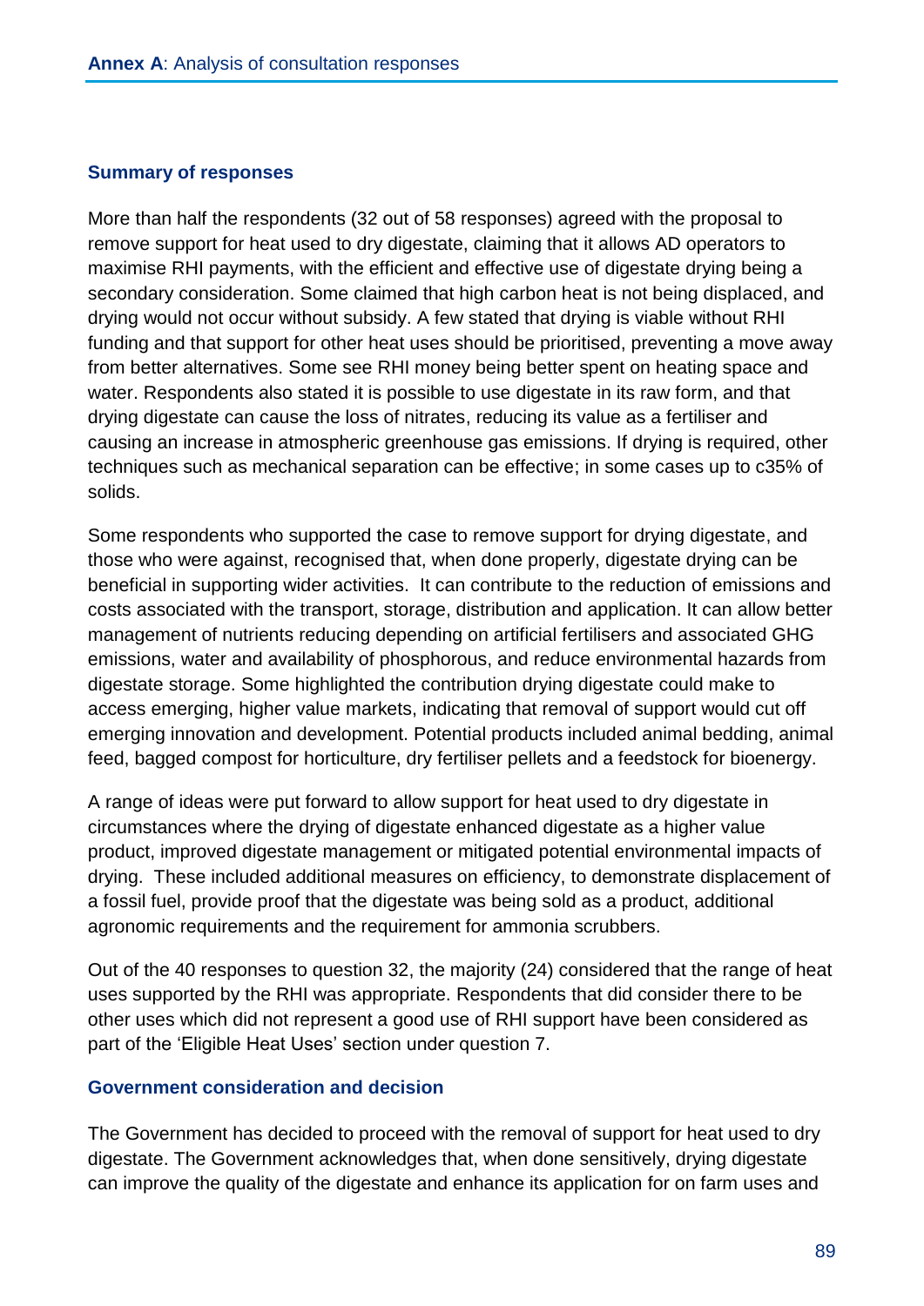### Summary of responses

More than half the respondents (32 out of 58 responses) agreed with the proposal to remove support for heat used to dry digestate, claiming that it allows AD operators to maximise RHI payments, with the efficient and effective use of digestate drying being a secondary consideration. Some claimed that high carbon heat is not being displaced, and drying would not occur without subsidy. A few stated that drying is viable without RHI funding and that support for other heat uses should be prioritised, preventing a move away from better alternatives. Some see RHI money being better spent on heating space and water. Respondents also stated it is possible to use digestate in its raw form, and that drying digestate can cause the loss of nitrates, reducing its value as a fertiliser and causing an increase in atmospheric greenhouse gas emissions. If drying is required, other techniques such as mechanical separation can be effective; in some cases up to c35% of solids.

Some respondents who supported the case to remove support for drying digestate, and those who were against, recognised that, when done properly, digestate drying can be beneficial in supporting wider activities. It can contribute to the reduction of emissions and costs associated with the transport, storage, distribution and application. It can allow better management of nutrients reducing depending on artificial fertilisers and associated GHG emissions, water and availability of phosphorous, and reduce environmental hazards from digestate storage. Some highlighted the contribution drying digestate could make to access emerging, higher value markets, indicating that removal of support would cut off emerging innovation and development. Potential products included animal bedding, animal feed, bagged compost for horticulture, dry fertiliser pellets and a feedstock for bioenergy.

A range of ideas were put forward to allow support for heat used to dry digestate in circumstances where the drying of digestate enhanced digestate as a higher value product, improved digestate management or mitigated potential environmental impacts of drying. These included additional measures on efficiency, to demonstrate displacement of a fossil fuel, provide proof that the digestate was being sold as a product, additional agronomic requirements and the requirement for ammonia scrubbers.

Out of the 40 responses to question 32, the majority (24) considered that the range of heat uses supported by the RHI was appropriate. Respondents that did consider there to be other uses which did not represent a good use of RHI support have been considered as part of the 'Eligible Heat Uses' section under question 7.

### Government consideration and decision

The Government has decided to proceed with the removal of support for heat used to dry digestate. The Government acknowledges that, when done sensitively, drying digestate can improve the quality of the digestate and enhance its application for on farm uses and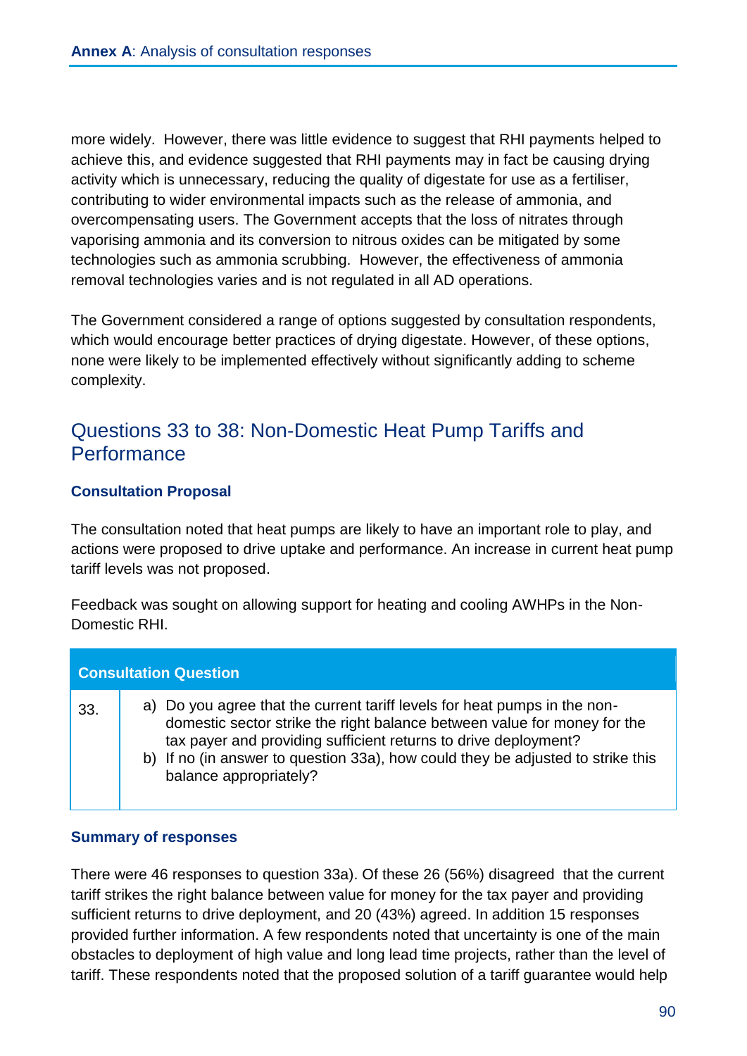more widely. However, there was little evidence to suggest that RHI payments helped to achieve this, and evidence suggested that RHI payments may in fact be causing drying activity which is unnecessary, reducing the quality of digestate for use as a fertiliser, contributing to wider environmental impacts such as the release of ammonia, and overcompensating users. The Government accepts that the loss of nitrates through vaporising ammonia and its conversion to nitrous oxides can be mitigated by some technologies such as ammonia scrubbing. However, the effectiveness of ammonia removal technologies varies and is not regulated in all AD operations.

The Government considered a range of options suggested by consultation respondents, which would encourage better practices of drying digestate. However, of these options, none were likely to be implemented effectively without significantly adding to scheme complexity.

## Questions 33 to 38: Non-Domestic Heat Pump Tariffs and Performance

### Consultation Proposal

The consultation noted that heat pumps are likely to have an important role to play, and actions were proposed to drive uptake and performance. An increase in current heat pump tariff levels was not proposed.

Feedback was sought on allowing support for heating and cooling AWHPs in the Non-Domestic RHI.

| Consultation Question | |
|---|---|
| 33. | a) Do you agree that the current tariff levels for heat pumps in the non-domestic sector strike the right balance between value for money for the tax payer and providing sufficient returns to drive deployment?<br>b) If no (in answer to question 33a), how could they be adjusted to strike this balance appropriately? |

### Summary of responses

There were 46 responses to question 33a). Of these 26 (56%) disagreed that the current tariff strikes the right balance between value for money for the tax payer and providing sufficient returns to drive deployment, and 20 (43%) agreed. In addition 15 responses provided further information. A few respondents noted that uncertainty is one of the main obstacles to deployment of high value and long lead time projects, rather than the level of tariff. These respondents noted that the proposed solution of a tariff guarantee would help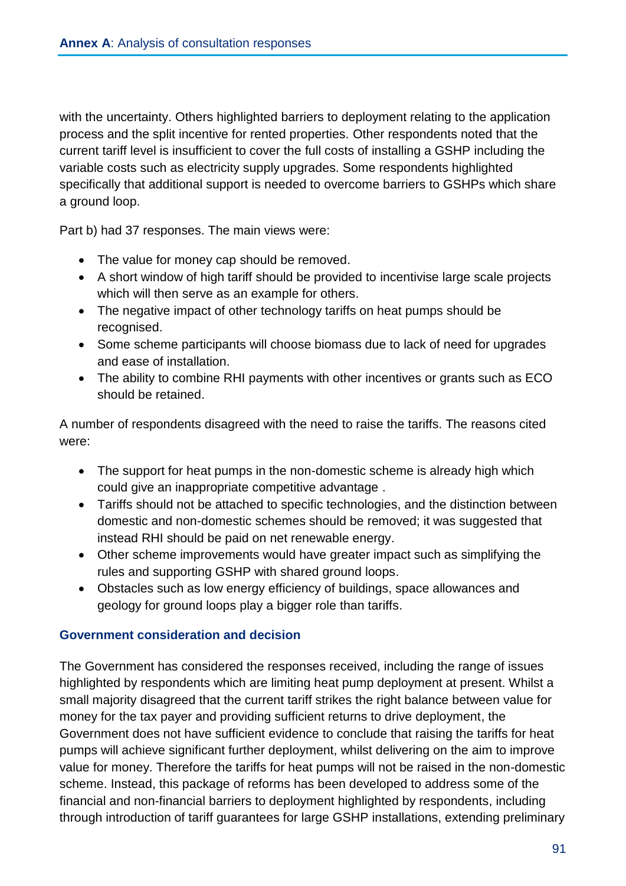with the uncertainty. Others highlighted barriers to deployment relating to the application process and the split incentive for rented properties. Other respondents noted that the current tariff level is insufficient to cover the full costs of installing a GSHP including the variable costs such as electricity supply upgrades. Some respondents highlighted specifically that additional support is needed to overcome barriers to GSHPs which share a ground loop.

Part b) had 37 responses. The main views were:

- The value for money cap should be removed.
- A short window of high tariff should be provided to incentivise large scale projects which will then serve as an example for others.
- The negative impact of other technology tariffs on heat pumps should be recognised.
- Some scheme participants will choose biomass due to lack of need for upgrades and ease of installation.
- The ability to combine RHI payments with other incentives or grants such as ECO should be retained.

A number of respondents disagreed with the need to raise the tariffs. The reasons cited were:

- The support for heat pumps in the non-domestic scheme is already high which could give an inappropriate competitive advantage .
- Tariffs should not be attached to specific technologies, and the distinction between domestic and non-domestic schemes should be removed; it was suggested that instead RHI should be paid on net renewable energy.
- Other scheme improvements would have greater impact such as simplifying the rules and supporting GSHP with shared ground loops.
- Obstacles such as low energy efficiency of buildings, space allowances and geology for ground loops play a bigger role than tariffs.

### Government consideration and decision

The Government has considered the responses received, including the range of issues highlighted by respondents which are limiting heat pump deployment at present. Whilst a small majority disagreed that the current tariff strikes the right balance between value for money for the tax payer and providing sufficient returns to drive deployment, the Government does not have sufficient evidence to conclude that raising the tariffs for heat pumps will achieve significant further deployment, whilst delivering on the aim to improve value for money. Therefore the tariffs for heat pumps will not be raised in the non-domestic scheme. Instead, this package of reforms has been developed to address some of the financial and non-financial barriers to deployment highlighted by respondents, including through introduction of tariff guarantees for large GSHP installations, extending preliminary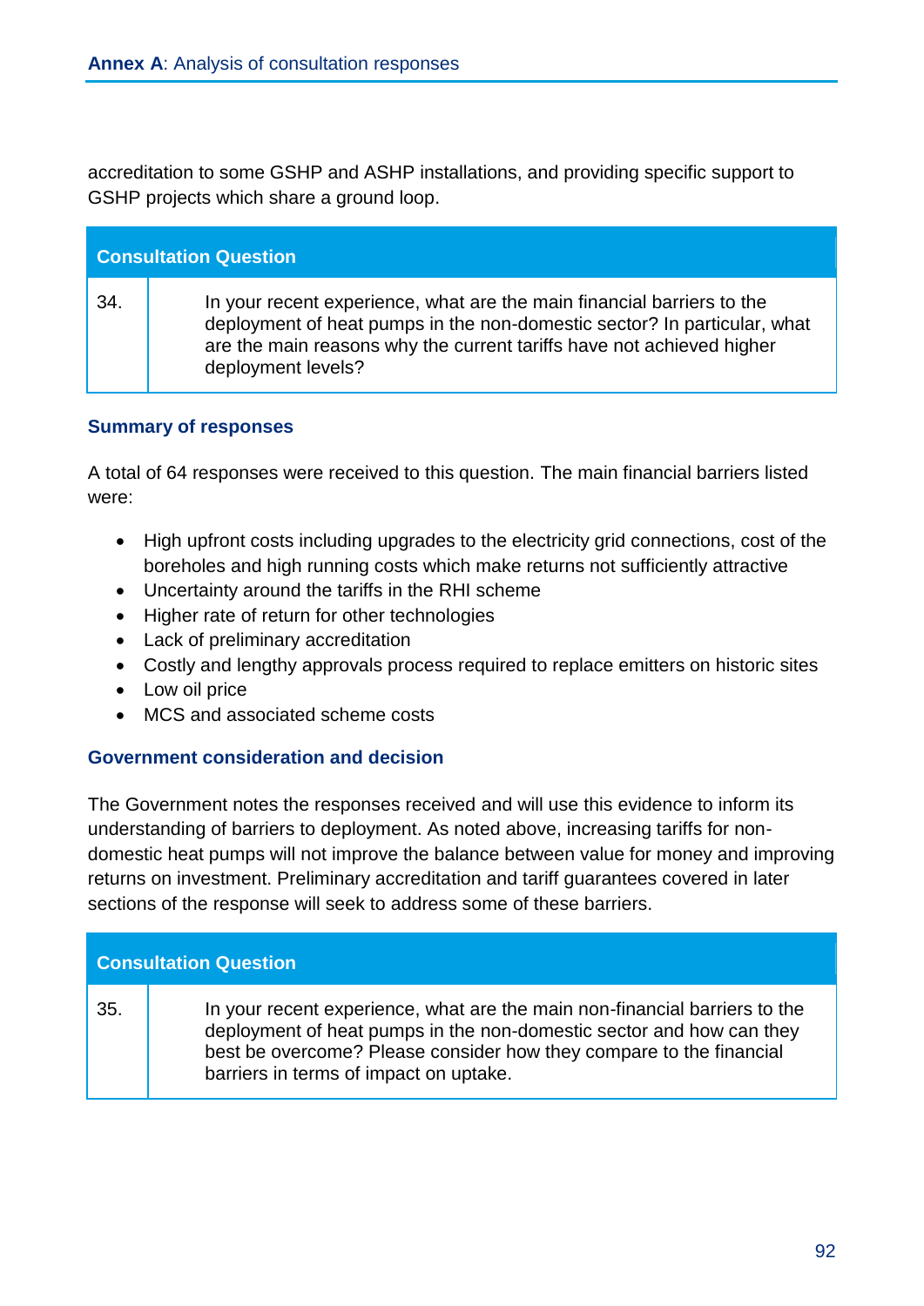accreditation to some GSHP and ASHP installations, and providing specific support to GSHP projects which share a ground loop.

| Consultation Question | |
|---|---|
| 34. | In your recent experience, what are the main financial barriers to the deployment of heat pumps in the non-domestic sector? In particular, what are the main reasons why the current tariffs have not achieved higher deployment levels? |

### Summary of responses

A total of 64 responses were received to this question. The main financial barriers listed were:

- High upfront costs including upgrades to the electricity grid connections, cost of the boreholes and high running costs which make returns not sufficiently attractive
- Uncertainty around the tariffs in the RHI scheme
- Higher rate of return for other technologies
- Lack of preliminary accreditation
- Costly and lengthy approvals process required to replace emitters on historic sites
- Low oil price
- MCS and associated scheme costs

### Government consideration and decision

The Government notes the responses received and will use this evidence to inform its understanding of barriers to deployment. As noted above, increasing tariffs for non-domestic heat pumps will not improve the balance between value for money and improving returns on investment. Preliminary accreditation and tariff guarantees covered in later sections of the response will seek to address some of these barriers.

| Consultation Question | |
|---|---|
| 35. | In your recent experience, what are the main non-financial barriers to the deployment of heat pumps in the non-domestic sector and how can they best be overcome? Please consider how they compare to the financial barriers in terms of impact on uptake. |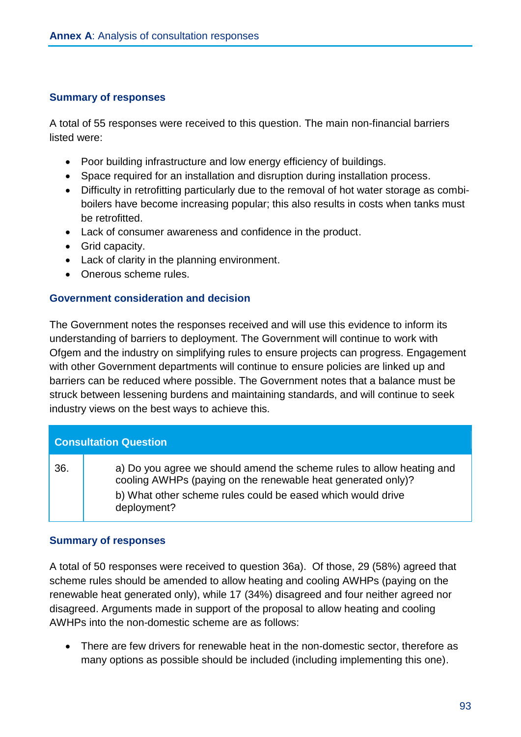### Summary of responses

A total of 55 responses were received to this question. The main non-financial barriers listed were:

- Poor building infrastructure and low energy efficiency of buildings.
- Space required for an installation and disruption during installation process.
- Difficulty in retrofitting particularly due to the removal of hot water storage as combi-boilers have become increasing popular; this also results in costs when tanks must be retrofitted.
- Lack of consumer awareness and confidence in the product.
- Grid capacity.
- Lack of clarity in the planning environment.
- Onerous scheme rules.

### Government consideration and decision

The Government notes the responses received and will use this evidence to inform its understanding of barriers to deployment. The Government will continue to work with Ofgem and the industry on simplifying rules to ensure projects can progress. Engagement with other Government departments will continue to ensure policies are linked up and barriers can be reduced where possible. The Government notes that a balance must be struck between lessening burdens and maintaining standards, and will continue to seek industry views on the best ways to achieve this.

| Consultation Question | |
|---|---|
| 36. | a) Do you agree we should amend the scheme rules to allow heating and cooling AWHPs (paying on the renewable heat generated only)?<br>b) What other scheme rules could be eased which would drive deployment? |

### Summary of responses

A total of 50 responses were received to question 36a). Of those, 29 (58%) agreed that scheme rules should be amended to allow heating and cooling AWHPs (paying on the renewable heat generated only), while 17 (34%) disagreed and four neither agreed nor disagreed. Arguments made in support of the proposal to allow heating and cooling AWHPs into the non-domestic scheme are as follows:

- There are few drivers for renewable heat in the non-domestic sector, therefore as many options as possible should be included (including implementing this one).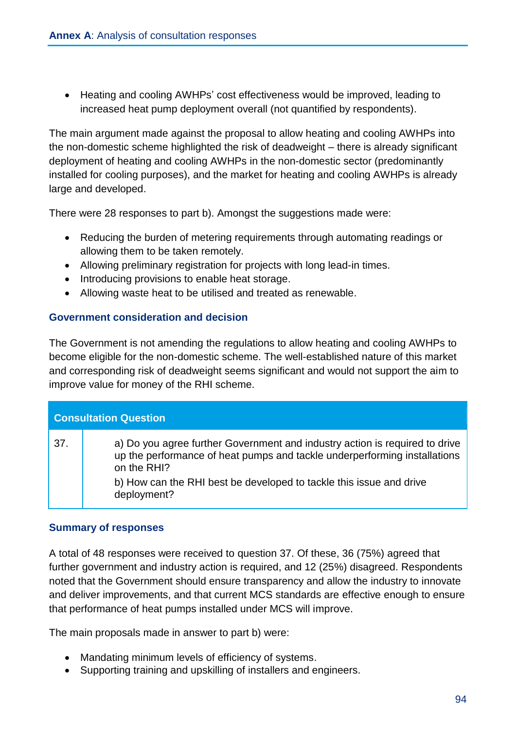- Heating and cooling AWHPs' cost effectiveness would be improved, leading to increased heat pump deployment overall (not quantified by respondents).

The main argument made against the proposal to allow heating and cooling AWHPs into the non-domestic scheme highlighted the risk of deadweight – there is already significant deployment of heating and cooling AWHPs in the non-domestic sector (predominantly installed for cooling purposes), and the market for heating and cooling AWHPs is already large and developed.

There were 28 responses to part b). Amongst the suggestions made were:

- Reducing the burden of metering requirements through automating readings or allowing them to be taken remotely.
- Allowing preliminary registration for projects with long lead-in times.
- Introducing provisions to enable heat storage.
- Allowing waste heat to be utilised and treated as renewable.

### Government consideration and decision

The Government is not amending the regulations to allow heating and cooling AWHPs to become eligible for the non-domestic scheme. The well-established nature of this market and corresponding risk of deadweight seems significant and would not support the aim to improve value for money of the RHI scheme.

| Consultation Question | |
|---|---|
| 37. | a) Do you agree further Government and industry action is required to drive up the performance of heat pumps and tackle underperforming installations on the RHI?<br>b) How can the RHI best be developed to tackle this issue and drive deployment? |

### Summary of responses

A total of 48 responses were received to question 37. Of these, 36 (75%) agreed that further government and industry action is required, and 12 (25%) disagreed. Respondents noted that the Government should ensure transparency and allow the industry to innovate and deliver improvements, and that current MCS standards are effective enough to ensure that performance of heat pumps installed under MCS will improve.

The main proposals made in answer to part b) were:

- Mandating minimum levels of efficiency of systems.
- Supporting training and upskilling of installers and engineers.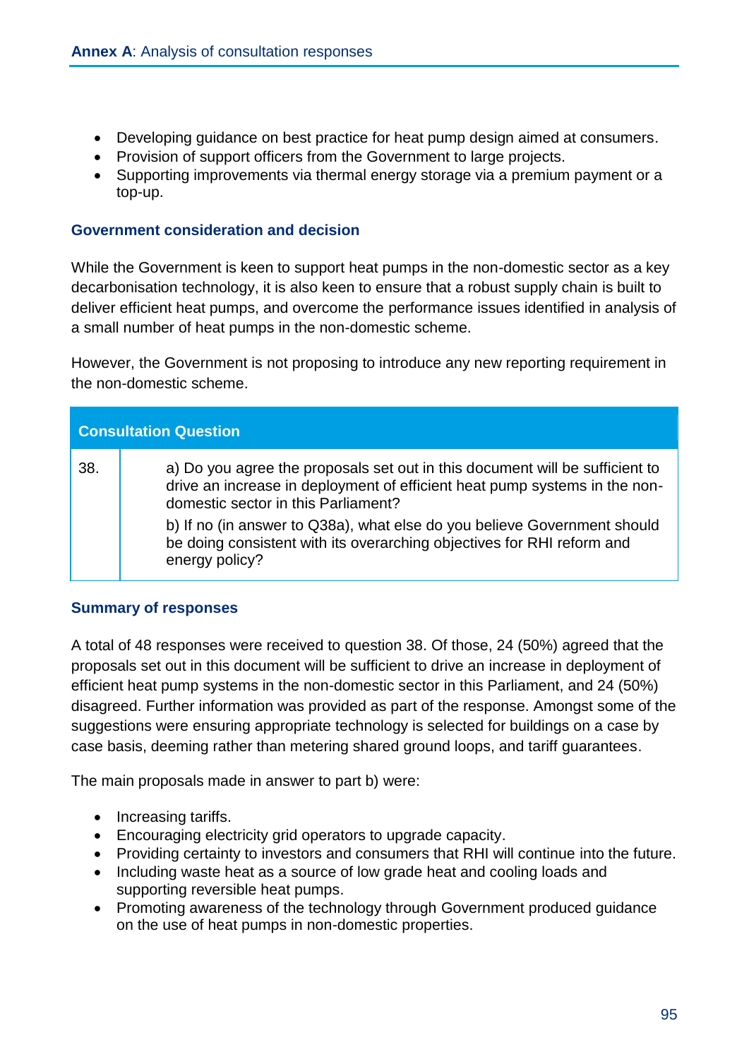- Developing guidance on best practice for heat pump design aimed at consumers.
- Provision of support officers from the Government to large projects.
- Supporting improvements via thermal energy storage via a premium payment or a top-up.

### Government consideration and decision

While the Government is keen to support heat pumps in the non-domestic sector as a key decarbonisation technology, it is also keen to ensure that a robust supply chain is built to deliver efficient heat pumps, and overcome the performance issues identified in analysis of a small number of heat pumps in the non-domestic scheme.

However, the Government is not proposing to introduce any new reporting requirement in the non-domestic scheme.

| Consultation Question | |
|---|---|
| 38. | a) Do you agree the proposals set out in this document will be sufficient to drive an increase in deployment of efficient heat pump systems in the non-domestic sector in this Parliament?<br><br>b) If no (in answer to Q38a), what else do you believe Government should be doing consistent with its overarching objectives for RHI reform and energy policy? |

### Summary of responses

A total of 48 responses were received to question 38. Of those, 24 (50%) agreed that the proposals set out in this document will be sufficient to drive an increase in deployment of efficient heat pump systems in the non-domestic sector in this Parliament, and 24 (50%) disagreed. Further information was provided as part of the response. Amongst some of the suggestions were ensuring appropriate technology is selected for buildings on a case by case basis, deeming rather than metering shared ground loops, and tariff guarantees.

The main proposals made in answer to part b) were:

- Increasing tariffs.
- Encouraging electricity grid operators to upgrade capacity.
- Providing certainty to investors and consumers that RHI will continue into the future.
- Including waste heat as a source of low grade heat and cooling loads and supporting reversible heat pumps.
- Promoting awareness of the technology through Government produced guidance on the use of heat pumps in non-domestic properties.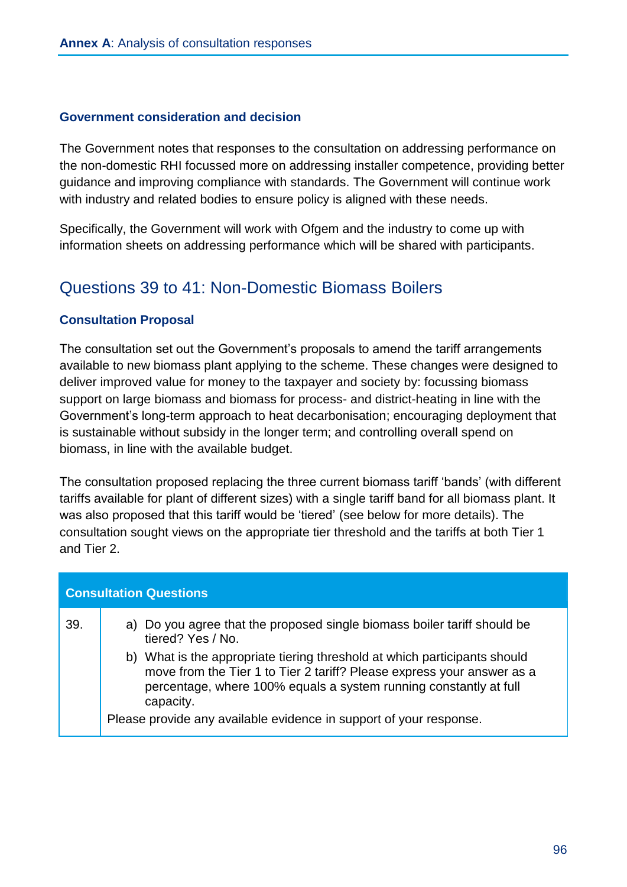#### Government consideration and decision

The Government notes that responses to the consultation on addressing performance on the non-domestic RHI focussed more on addressing installer competence, providing better guidance and improving compliance with standards. The Government will continue work with industry and related bodies to ensure policy is aligned with these needs.

Specifically, the Government will work with Ofgem and the industry to come up with information sheets on addressing performance which will be shared with participants.

## Questions 39 to 41: Non-Domestic Biomass Boilers

#### Consultation Proposal

The consultation set out the Government's proposals to amend the tariff arrangements available to new biomass plant applying to the scheme. These changes were designed to deliver improved value for money to the taxpayer and society by: focussing biomass support on large biomass and biomass for process- and district-heating in line with the Government's long-term approach to heat decarbonisation; encouraging deployment that is sustainable without subsidy in the longer term; and controlling overall spend on biomass, in line with the available budget.

The consultation proposed replacing the three current biomass tariff 'bands' (with different tariffs available for plant of different sizes) with a single tariff band for all biomass plant. It was also proposed that this tariff would be 'tiered' (see below for more details). The consultation sought views on the appropriate tier threshold and the tariffs at both Tier 1 and Tier 2.

| Consultation Questions | |
|---|---|
| 39. | a) Do you agree that the proposed single biomass boiler tariff should be tiered? Yes / No.<br>b) What is the appropriate tiering threshold at which participants should move from the Tier 1 to Tier 2 tariff? Please express your answer as a percentage, where 100% equals a system running constantly at full capacity.<br>Please provide any available evidence in support of your response. |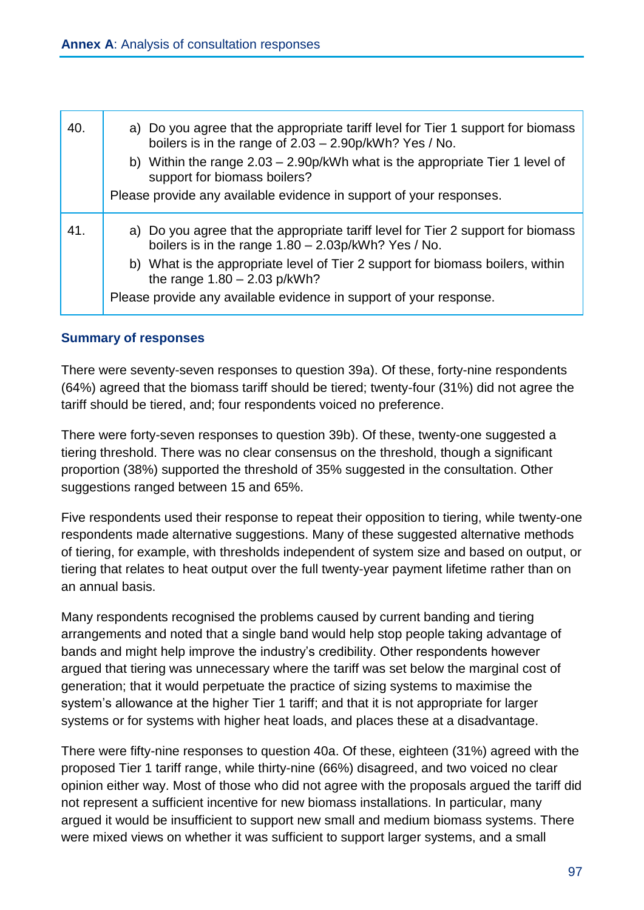| | |
|---|---|
| 40. | a) Do you agree that the appropriate tariff level for Tier 1 support for biomass boilers is in the range of 2.03 – 2.90p/kWh? Yes / No.<br>b) Within the range 2.03 – 2.90p/kWh what is the appropriate Tier 1 level of support for biomass boilers?<br>Please provide any available evidence in support of your responses. |
| 41. | a) Do you agree that the appropriate tariff level for Tier 2 support for biomass boilers is in the range 1.80 – 2.03p/kWh? Yes / No.<br>b) What is the appropriate level of Tier 2 support for biomass boilers, within the range 1.80 – 2.03 p/kWh?<br>Please provide any available evidence in support of your response. |

### Summary of responses

There were seventy-seven responses to question 39a). Of these, forty-nine respondents (64%) agreed that the biomass tariff should be tiered; twenty-four (31%) did not agree the tariff should be tiered, and; four respondents voiced no preference.

There were forty-seven responses to question 39b). Of these, twenty-one suggested a tiering threshold. There was no clear consensus on the threshold, though a significant proportion (38%) supported the threshold of 35% suggested in the consultation. Other suggestions ranged between 15 and 65%.

Five respondents used their response to repeat their opposition to tiering, while twenty-one respondents made alternative suggestions. Many of these suggested alternative methods of tiering, for example, with thresholds independent of system size and based on output, or tiering that relates to heat output over the full twenty-year payment lifetime rather than on an annual basis.

Many respondents recognised the problems caused by current banding and tiering arrangements and noted that a single band would help stop people taking advantage of bands and might help improve the industry's credibility. Other respondents however argued that tiering was unnecessary where the tariff was set below the marginal cost of generation; that it would perpetuate the practice of sizing systems to maximise the system's allowance at the higher Tier 1 tariff; and that it is not appropriate for larger systems or for systems with higher heat loads, and places these at a disadvantage.

There were fifty-nine responses to question 40a. Of these, eighteen (31%) agreed with the proposed Tier 1 tariff range, while thirty-nine (66%) disagreed, and two voiced no clear opinion either way. Most of those who did not agree with the proposals argued the tariff did not represent a sufficient incentive for new biomass installations. In particular, many argued it would be insufficient to support new small and medium biomass systems. There were mixed views on whether it was sufficient to support larger systems, and a small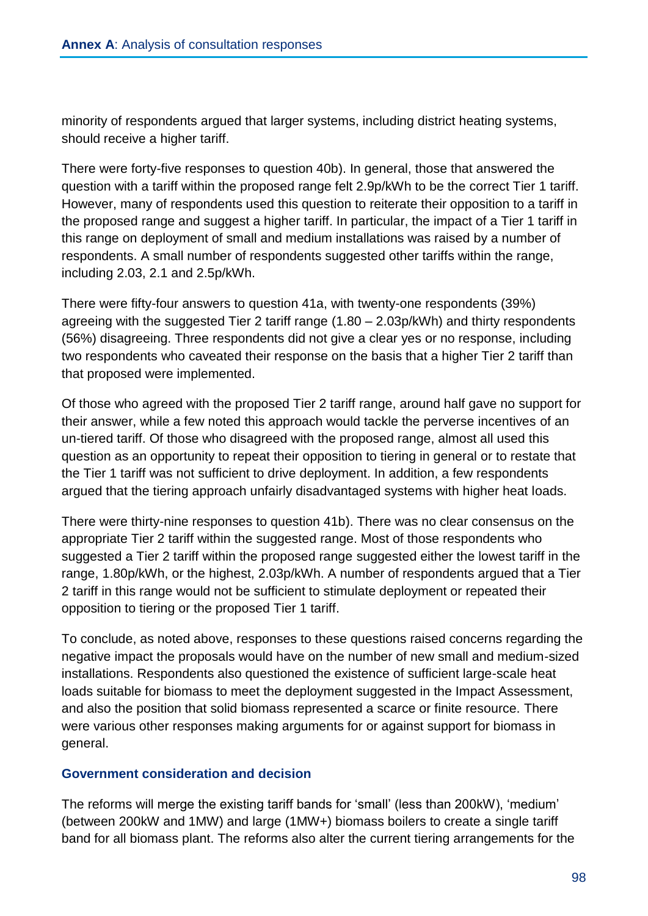minority of respondents argued that larger systems, including district heating systems, should receive a higher tariff.

There were forty-five responses to question 40b). In general, those that answered the question with a tariff within the proposed range felt 2.9p/kWh to be the correct Tier 1 tariff. However, many of respondents used this question to reiterate their opposition to a tariff in the proposed range and suggest a higher tariff. In particular, the impact of a Tier 1 tariff in this range on deployment of small and medium installations was raised by a number of respondents. A small number of respondents suggested other tariffs within the range, including 2.03, 2.1 and 2.5p/kWh.

There were fifty-four answers to question 41a, with twenty-one respondents (39%) agreeing with the suggested Tier 2 tariff range (1.80 – 2.03p/kWh) and thirty respondents (56%) disagreeing. Three respondents did not give a clear yes or no response, including two respondents who caveated their response on the basis that a higher Tier 2 tariff than that proposed were implemented.

Of those who agreed with the proposed Tier 2 tariff range, around half gave no support for their answer, while a few noted this approach would tackle the perverse incentives of an un-tiered tariff. Of those who disagreed with the proposed range, almost all used this question as an opportunity to repeat their opposition to tiering in general or to restate that the Tier 1 tariff was not sufficient to drive deployment. In addition, a few respondents argued that the tiering approach unfairly disadvantaged systems with higher heat loads.

There were thirty-nine responses to question 41b). There was no clear consensus on the appropriate Tier 2 tariff within the suggested range. Most of those respondents who suggested a Tier 2 tariff within the proposed range suggested either the lowest tariff in the range, 1.80p/kWh, or the highest, 2.03p/kWh. A number of respondents argued that a Tier 2 tariff in this range would not be sufficient to stimulate deployment or repeated their opposition to tiering or the proposed Tier 1 tariff.

To conclude, as noted above, responses to these questions raised concerns regarding the negative impact the proposals would have on the number of new small and medium-sized installations. Respondents also questioned the existence of sufficient large-scale heat loads suitable for biomass to meet the deployment suggested in the Impact Assessment, and also the position that solid biomass represented a scarce or finite resource. There were various other responses making arguments for or against support for biomass in general.

### Government consideration and decision

The reforms will merge the existing tariff bands for 'small' (less than 200kW), 'medium' (between 200kW and 1MW) and large (1MW+) biomass boilers to create a single tariff band for all biomass plant. The reforms also alter the current tiering arrangements for the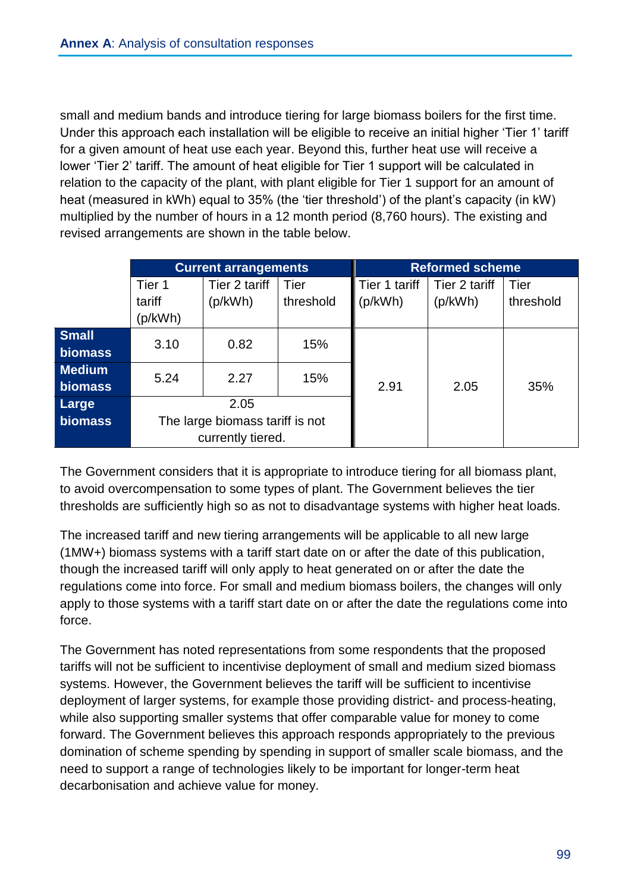small and medium bands and introduce tiering for large biomass boilers for the first time. Under this approach each installation will be eligible to receive an initial higher 'Tier 1' tariff for a given amount of heat use each year. Beyond this, further heat use will receive a lower 'Tier 2' tariff. The amount of heat eligible for Tier 1 support will be calculated in relation to the capacity of the plant, with plant eligible for Tier 1 support for an amount of heat (measured in kWh) equal to 35% (the 'tier threshold') of the plant's capacity (in kW) multiplied by the number of hours in a 12 month period (8,760 hours). The existing and revised arrangements are shown in the table below.

| | Current arrangements | | | Reformed scheme | | |
|---|---|---|---|---|---|---|
| | Tier 1 tariff (p/kWh) | Tier 2 tariff (p/kWh) | Tier threshold | Tier 1 tariff (p/kWh) | Tier 2 tariff (p/kWh) | Tier threshold |
| **Small biomass** | 3.10 | 0.82 | 15% | 2.91 | 2.05 | 35% |
| **Medium biomass** | 5.24 | 2.27 | 15% | | | |
| **Large biomass** | 2.05 The large biomass tariff is not currently tiered. | | | | | |

The Government considers that it is appropriate to introduce tiering for all biomass plant, to avoid overcompensation to some types of plant. The Government believes the tier thresholds are sufficiently high so as not to disadvantage systems with higher heat loads.

The increased tariff and new tiering arrangements will be applicable to all new large (1MW+) biomass systems with a tariff start date on or after the date of this publication, though the increased tariff will only apply to heat generated on or after the date the regulations come into force. For small and medium biomass boilers, the changes will only apply to those systems with a tariff start date on or after the date the regulations come into force.

The Government has noted representations from some respondents that the proposed tariffs will not be sufficient to incentivise deployment of small and medium sized biomass systems. However, the Government believes the tariff will be sufficient to incentivise deployment of larger systems, for example those providing district- and process-heating, while also supporting smaller systems that offer comparable value for money to come forward. The Government believes this approach responds appropriately to the previous domination of scheme spending by spending in support of smaller scale biomass, and the need to support a range of technologies likely to be important for longer-term heat decarbonisation and achieve value for money.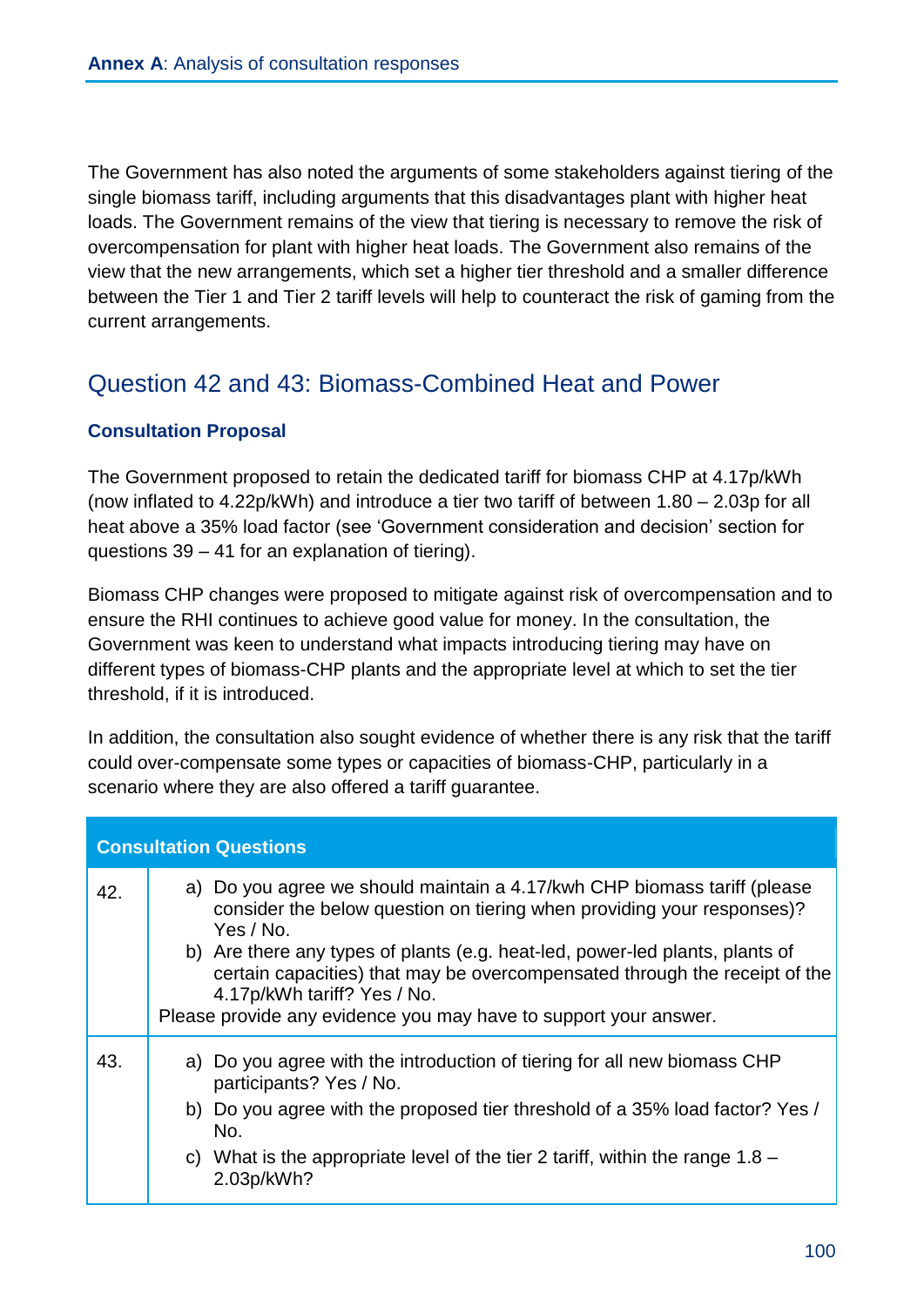The Government has also noted the arguments of some stakeholders against tiering of the single biomass tariff, including arguments that this disadvantages plant with higher heat loads. The Government remains of the view that tiering is necessary to remove the risk of overcompensation for plant with higher heat loads. The Government also remains of the view that the new arrangements, which set a higher tier threshold and a smaller difference between the Tier 1 and Tier 2 tariff levels will help to counteract the risk of gaming from the current arrangements.

## Question 42 and 43: Biomass-Combined Heat and Power

### Consultation Proposal

The Government proposed to retain the dedicated tariff for biomass CHP at 4.17p/kWh (now inflated to 4.22p/kWh) and introduce a tier two tariff of between 1.80 – 2.03p for all heat above a 35% load factor (see 'Government consideration and decision' section for questions 39 – 41 for an explanation of tiering).

Biomass CHP changes were proposed to mitigate against risk of overcompensation and to ensure the RHI continues to achieve good value for money. In the consultation, the Government was keen to understand what impacts introducing tiering may have on different types of biomass-CHP plants and the appropriate level at which to set the tier threshold, if it is introduced.

In addition, the consultation also sought evidence of whether there is any risk that the tariff could over-compensate some types or capacities of biomass-CHP, particularly in a scenario where they are also offered a tariff guarantee.

| Consultation Questions | |
|---|---|
| 42. | a) Do you agree we should maintain a 4.17/kwh CHP biomass tariff (please consider the below question on tiering when providing your responses)? Yes / No.<br>b) Are there any types of plants (e.g. heat-led, power-led plants, plants of certain capacities) that may be overcompensated through the receipt of the 4.17p/kWh tariff? Yes / No.<br>Please provide any evidence you may have to support your answer. |
| 43. | a) Do you agree with the introduction of tiering for all new biomass CHP participants? Yes / No.<br>b) Do you agree with the proposed tier threshold of a 35% load factor? Yes / No.<br>c) What is the appropriate level of the tier 2 tariff, within the range 1.8 – 2.03p/kWh? |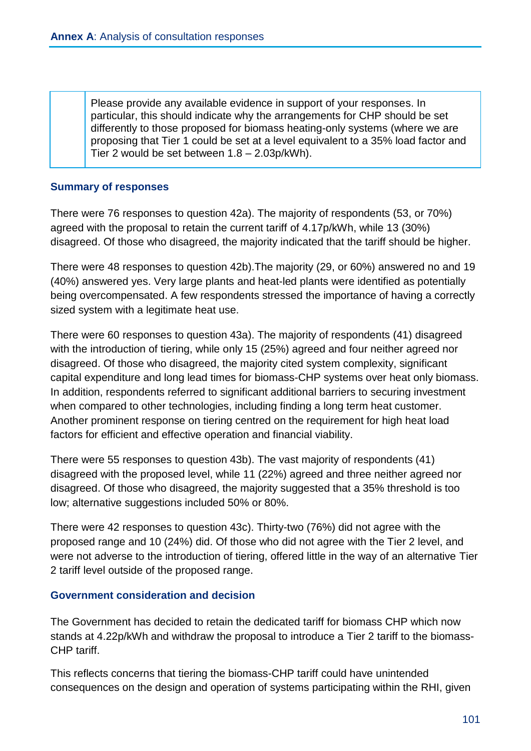| | |
|---|---|
| | Please provide any available evidence in support of your responses. In particular, this should indicate why the arrangements for CHP should be set differently to those proposed for biomass heating-only systems (where we are proposing that Tier 1 could be set at a level equivalent to a 35% load factor and Tier 2 would be set between 1.8 – 2.03p/kWh). |

### Summary of responses

There were 76 responses to question 42a). The majority of respondents (53, or 70%) agreed with the proposal to retain the current tariff of 4.17p/kWh, while 13 (30%) disagreed. Of those who disagreed, the majority indicated that the tariff should be higher.

There were 48 responses to question 42b).The majority (29, or 60%) answered no and 19 (40%) answered yes. Very large plants and heat-led plants were identified as potentially being overcompensated. A few respondents stressed the importance of having a correctly sized system with a legitimate heat use.

There were 60 responses to question 43a). The majority of respondents (41) disagreed with the introduction of tiering, while only 15 (25%) agreed and four neither agreed nor disagreed. Of those who disagreed, the majority cited system complexity, significant capital expenditure and long lead times for biomass-CHP systems over heat only biomass. In addition, respondents referred to significant additional barriers to securing investment when compared to other technologies, including finding a long term heat customer. Another prominent response on tiering centred on the requirement for high heat load factors for efficient and effective operation and financial viability.

There were 55 responses to question 43b). The vast majority of respondents (41) disagreed with the proposed level, while 11 (22%) agreed and three neither agreed nor disagreed. Of those who disagreed, the majority suggested that a 35% threshold is too low; alternative suggestions included 50% or 80%.

There were 42 responses to question 43c). Thirty-two (76%) did not agree with the proposed range and 10 (24%) did. Of those who did not agree with the Tier 2 level, and were not adverse to the introduction of tiering, offered little in the way of an alternative Tier 2 tariff level outside of the proposed range.

### Government consideration and decision

The Government has decided to retain the dedicated tariff for biomass CHP which now stands at 4.22p/kWh and withdraw the proposal to introduce a Tier 2 tariff to the biomass-CHP tariff.

This reflects concerns that tiering the biomass-CHP tariff could have unintended consequences on the design and operation of systems participating within the RHI, given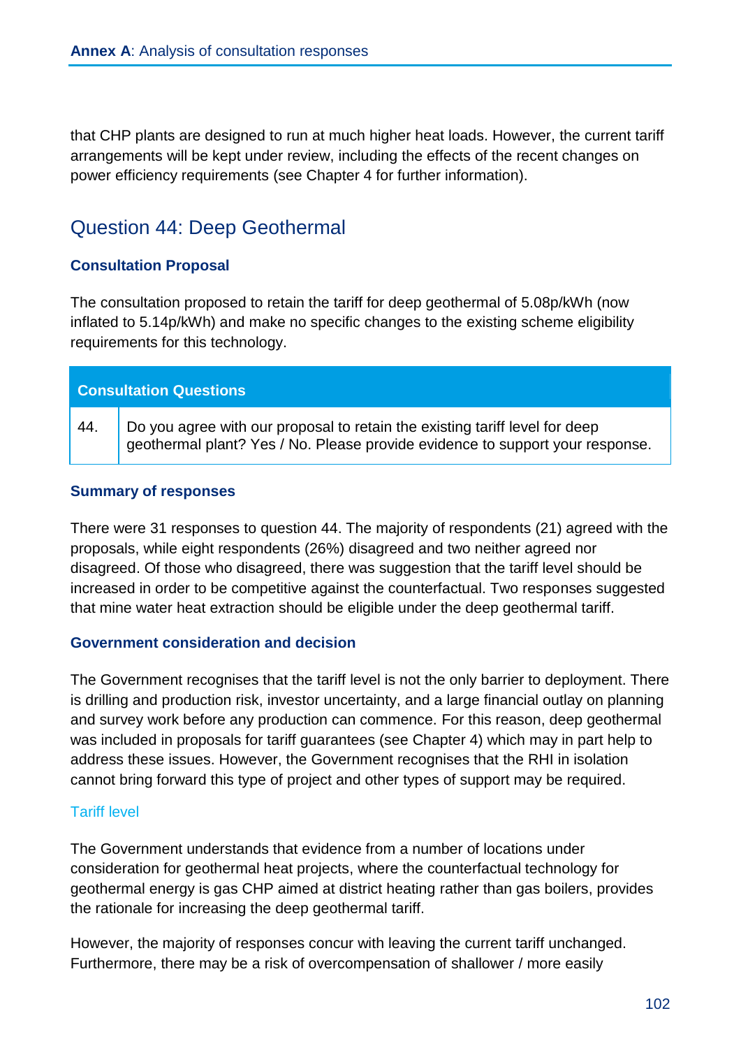that CHP plants are designed to run at much higher heat loads. However, the current tariff arrangements will be kept under review, including the effects of the recent changes on power efficiency requirements (see Chapter 4 for further information).

## Question 44: Deep Geothermal

### Consultation Proposal

The consultation proposed to retain the tariff for deep geothermal of 5.08p/kWh (now inflated to 5.14p/kWh) and make no specific changes to the existing scheme eligibility requirements for this technology.

| Consultation Questions | |
|---|---|
| 44. | Do you agree with our proposal to retain the existing tariff level for deep geothermal plant? Yes / No. Please provide evidence to support your response. |

### Summary of responses

There were 31 responses to question 44. The majority of respondents (21) agreed with the proposals, while eight respondents (26%) disagreed and two neither agreed nor disagreed. Of those who disagreed, there was suggestion that the tariff level should be increased in order to be competitive against the counterfactual. Two responses suggested that mine water heat extraction should be eligible under the deep geothermal tariff.

### Government consideration and decision

The Government recognises that the tariff level is not the only barrier to deployment. There is drilling and production risk, investor uncertainty, and a large financial outlay on planning and survey work before any production can commence. For this reason, deep geothermal was included in proposals for tariff guarantees (see Chapter 4) which may in part help to address these issues. However, the Government recognises that the RHI in isolation cannot bring forward this type of project and other types of support may be required.

#### Tariff level

The Government understands that evidence from a number of locations under consideration for geothermal heat projects, where the counterfactual technology for geothermal energy is gas CHP aimed at district heating rather than gas boilers, provides the rationale for increasing the deep geothermal tariff.

However, the majority of responses concur with leaving the current tariff unchanged. Furthermore, there may be a risk of overcompensation of shallower / more easily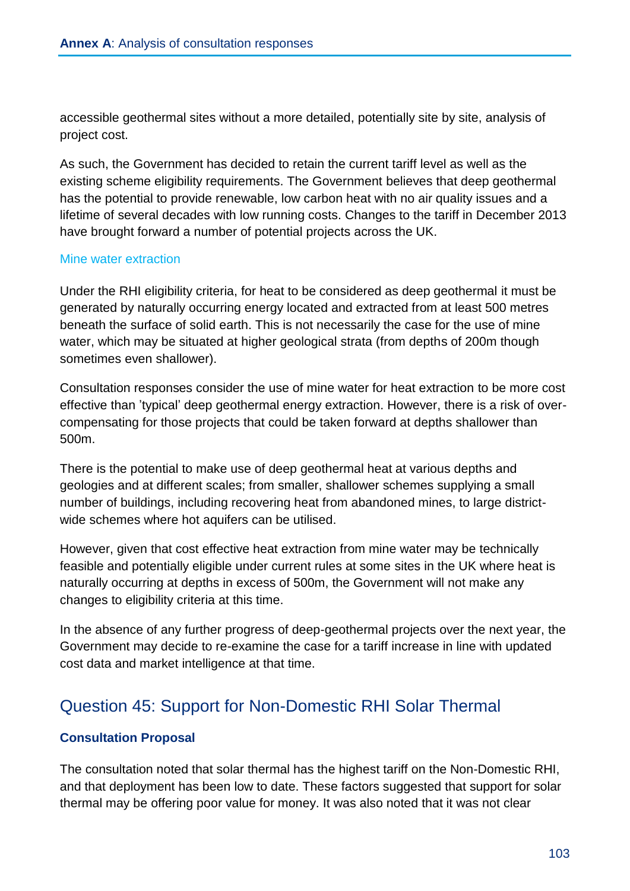accessible geothermal sites without a more detailed, potentially site by site, analysis of project cost.

As such, the Government has decided to retain the current tariff level as well as the existing scheme eligibility requirements. The Government believes that deep geothermal has the potential to provide renewable, low carbon heat with no air quality issues and a lifetime of several decades with low running costs. Changes to the tariff in December 2013 have brought forward a number of potential projects across the UK.

### Mine water extraction

Under the RHI eligibility criteria, for heat to be considered as deep geothermal it must be generated by naturally occurring energy located and extracted from at least 500 metres beneath the surface of solid earth. This is not necessarily the case for the use of mine water, which may be situated at higher geological strata (from depths of 200m though sometimes even shallower).

Consultation responses consider the use of mine water for heat extraction to be more cost effective than 'typical' deep geothermal energy extraction. However, there is a risk of over-compensating for those projects that could be taken forward at depths shallower than 500m.

There is the potential to make use of deep geothermal heat at various depths and geologies and at different scales; from smaller, shallower schemes supplying a small number of buildings, including recovering heat from abandoned mines, to large district-wide schemes where hot aquifers can be utilised.

However, given that cost effective heat extraction from mine water may be technically feasible and potentially eligible under current rules at some sites in the UK where heat is naturally occurring at depths in excess of 500m, the Government will not make any changes to eligibility criteria at this time.

In the absence of any further progress of deep-geothermal projects over the next year, the Government may decide to re-examine the case for a tariff increase in line with updated cost data and market intelligence at that time.

## Question 45: Support for Non-Domestic RHI Solar Thermal

**Consultation Proposal**

The consultation noted that solar thermal has the highest tariff on the Non-Domestic RHI, and that deployment has been low to date. These factors suggested that support for solar thermal may be offering poor value for money. It was also noted that it was not clear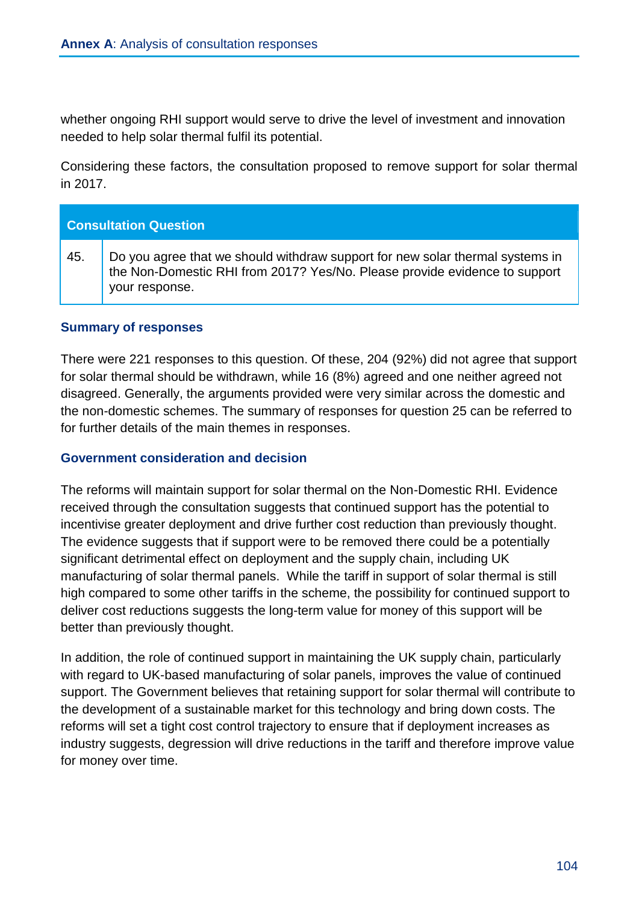whether ongoing RHI support would serve to drive the level of investment and innovation needed to help solar thermal fulfil its potential.

Considering these factors, the consultation proposed to remove support for solar thermal in 2017.

| Consultation Question | |
|---|---|
| 45. | Do you agree that we should withdraw support for new solar thermal systems in the Non-Domestic RHI from 2017? Yes/No. Please provide evidence to support your response. |

### Summary of responses

There were 221 responses to this question. Of these, 204 (92%) did not agree that support for solar thermal should be withdrawn, while 16 (8%) agreed and one neither agreed not disagreed. Generally, the arguments provided were very similar across the domestic and the non-domestic schemes. The summary of responses for question 25 can be referred to for further details of the main themes in responses.

### Government consideration and decision

The reforms will maintain support for solar thermal on the Non-Domestic RHI. Evidence received through the consultation suggests that continued support has the potential to incentivise greater deployment and drive further cost reduction than previously thought. The evidence suggests that if support were to be removed there could be a potentially significant detrimental effect on deployment and the supply chain, including UK manufacturing of solar thermal panels. While the tariff in support of solar thermal is still high compared to some other tariffs in the scheme, the possibility for continued support to deliver cost reductions suggests the long-term value for money of this support will be better than previously thought.

In addition, the role of continued support in maintaining the UK supply chain, particularly with regard to UK-based manufacturing of solar panels, improves the value of continued support. The Government believes that retaining support for solar thermal will contribute to the development of a sustainable market for this technology and bring down costs. The reforms will set a tight cost control trajectory to ensure that if deployment increases as industry suggests, degression will drive reductions in the tariff and therefore improve value for money over time.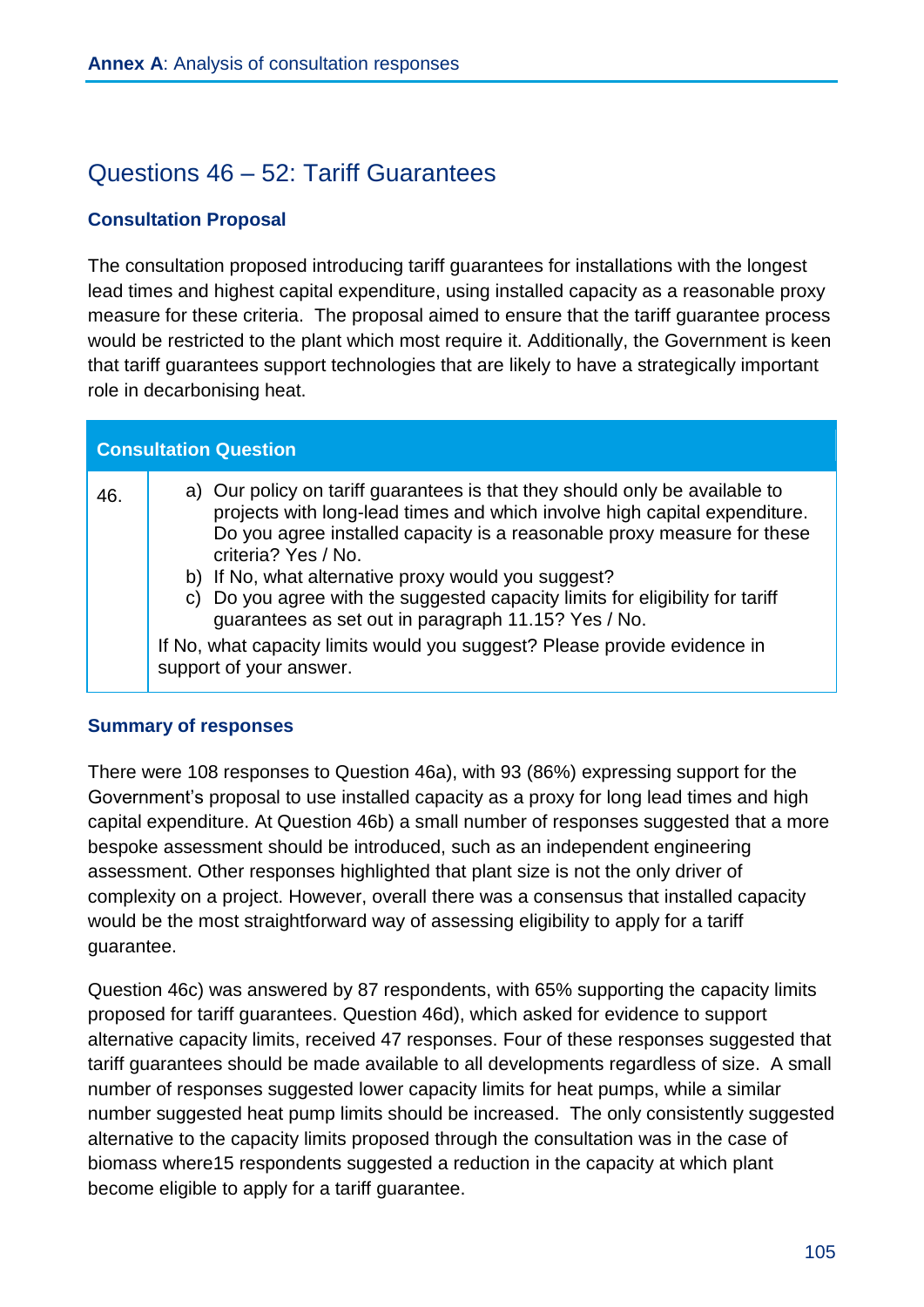## Questions 46 – 52: Tariff Guarantees

### Consultation Proposal

The consultation proposed introducing tariff guarantees for installations with the longest lead times and highest capital expenditure, using installed capacity as a reasonable proxy measure for these criteria. The proposal aimed to ensure that the tariff guarantee process would be restricted to the plant which most require it. Additionally, the Government is keen that tariff guarantees support technologies that are likely to have a strategically important role in decarbonising heat.

| Consultation Question | |
|---|---|
| 46. | a) Our policy on tariff guarantees is that they should only be available to projects with long-lead times and which involve high capital expenditure. Do you agree installed capacity is a reasonable proxy measure for these criteria? Yes / No.<br>b) If No, what alternative proxy would you suggest?<br>c) Do you agree with the suggested capacity limits for eligibility for tariff guarantees as set out in paragraph 11.15? Yes / No.<br>If No, what capacity limits would you suggest? Please provide evidence in support of your answer. |

### Summary of responses

There were 108 responses to Question 46a), with 93 (86%) expressing support for the Government's proposal to use installed capacity as a proxy for long lead times and high capital expenditure. At Question 46b) a small number of responses suggested that a more bespoke assessment should be introduced, such as an independent engineering assessment. Other responses highlighted that plant size is not the only driver of complexity on a project. However, overall there was a consensus that installed capacity would be the most straightforward way of assessing eligibility to apply for a tariff guarantee.

Question 46c) was answered by 87 respondents, with 65% supporting the capacity limits proposed for tariff guarantees. Question 46d), which asked for evidence to support alternative capacity limits, received 47 responses. Four of these responses suggested that tariff guarantees should be made available to all developments regardless of size. A small number of responses suggested lower capacity limits for heat pumps, while a similar number suggested heat pump limits should be increased. The only consistently suggested alternative to the capacity limits proposed through the consultation was in the case of biomass where15 respondents suggested a reduction in the capacity at which plant become eligible to apply for a tariff guarantee.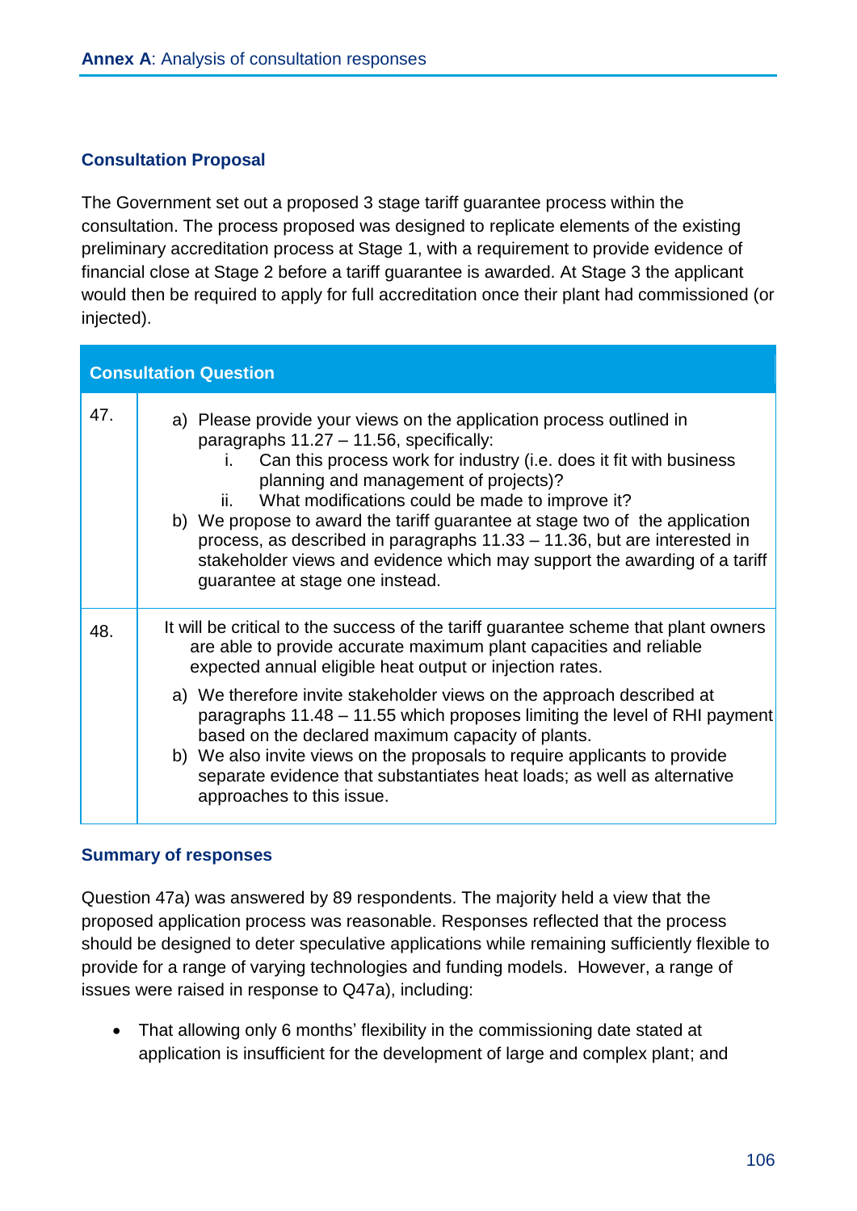### Consultation Proposal

The Government set out a proposed 3 stage tariff guarantee process within the consultation. The process proposed was designed to replicate elements of the existing preliminary accreditation process at Stage 1, with a requirement to provide evidence of financial close at Stage 2 before a tariff guarantee is awarded. At Stage 3 the applicant would then be required to apply for full accreditation once their plant had commissioned (or injected).

| Consultation Question | |
|---|---|
| 47. | a) Please provide your views on the application process outlined in paragraphs 11.27 – 11.56, specifically:<br>i. Can this process work for industry (i.e. does it fit with business planning and management of projects)?<br>ii. What modifications could be made to improve it?<br>b) We propose to award the tariff guarantee at stage two of the application process, as described in paragraphs 11.33 – 11.36, but are interested in stakeholder views and evidence which may support the awarding of a tariff guarantee at stage one instead. |
| 48. | It will be critical to the success of the tariff guarantee scheme that plant owners are able to provide accurate maximum plant capacities and reliable expected annual eligible heat output or injection rates.<br>a) We therefore invite stakeholder views on the approach described at paragraphs 11.48 – 11.55 which proposes limiting the level of RHI payment based on the declared maximum capacity of plants.<br>b) We also invite views on the proposals to require applicants to provide separate evidence that substantiates heat loads; as well as alternative approaches to this issue. |

### Summary of responses

Question 47a) was answered by 89 respondents. The majority held a view that the proposed application process was reasonable. Responses reflected that the process should be designed to deter speculative applications while remaining sufficiently flexible to provide for a range of varying technologies and funding models. However, a range of issues were raised in response to Q47a), including:

- That allowing only 6 months' flexibility in the commissioning date stated at application is insufficient for the development of large and complex plant; and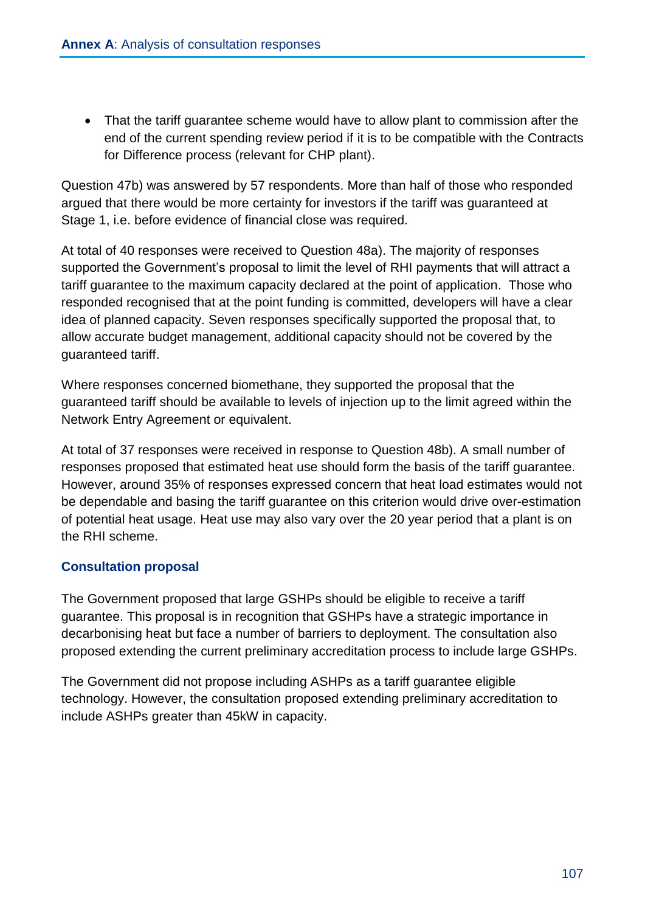- That the tariff guarantee scheme would have to allow plant to commission after the end of the current spending review period if it is to be compatible with the Contracts for Difference process (relevant for CHP plant).

Question 47b) was answered by 57 respondents. More than half of those who responded argued that there would be more certainty for investors if the tariff was guaranteed at Stage 1, i.e. before evidence of financial close was required.

At total of 40 responses were received to Question 48a). The majority of responses supported the Government's proposal to limit the level of RHI payments that will attract a tariff guarantee to the maximum capacity declared at the point of application. Those who responded recognised that at the point funding is committed, developers will have a clear idea of planned capacity. Seven responses specifically supported the proposal that, to allow accurate budget management, additional capacity should not be covered by the guaranteed tariff.

Where responses concerned biomethane, they supported the proposal that the guaranteed tariff should be available to levels of injection up to the limit agreed within the Network Entry Agreement or equivalent.

At total of 37 responses were received in response to Question 48b). A small number of responses proposed that estimated heat use should form the basis of the tariff guarantee. However, around 35% of responses expressed concern that heat load estimates would not be dependable and basing the tariff guarantee on this criterion would drive over-estimation of potential heat usage. Heat use may also vary over the 20 year period that a plant is on the RHI scheme.

### Consultation proposal

The Government proposed that large GSHPs should be eligible to receive a tariff guarantee. This proposal is in recognition that GSHPs have a strategic importance in decarbonising heat but face a number of barriers to deployment. The consultation also proposed extending the current preliminary accreditation process to include large GSHPs.

The Government did not propose including ASHPs as a tariff guarantee eligible technology. However, the consultation proposed extending preliminary accreditation to include ASHPs greater than 45kW in capacity.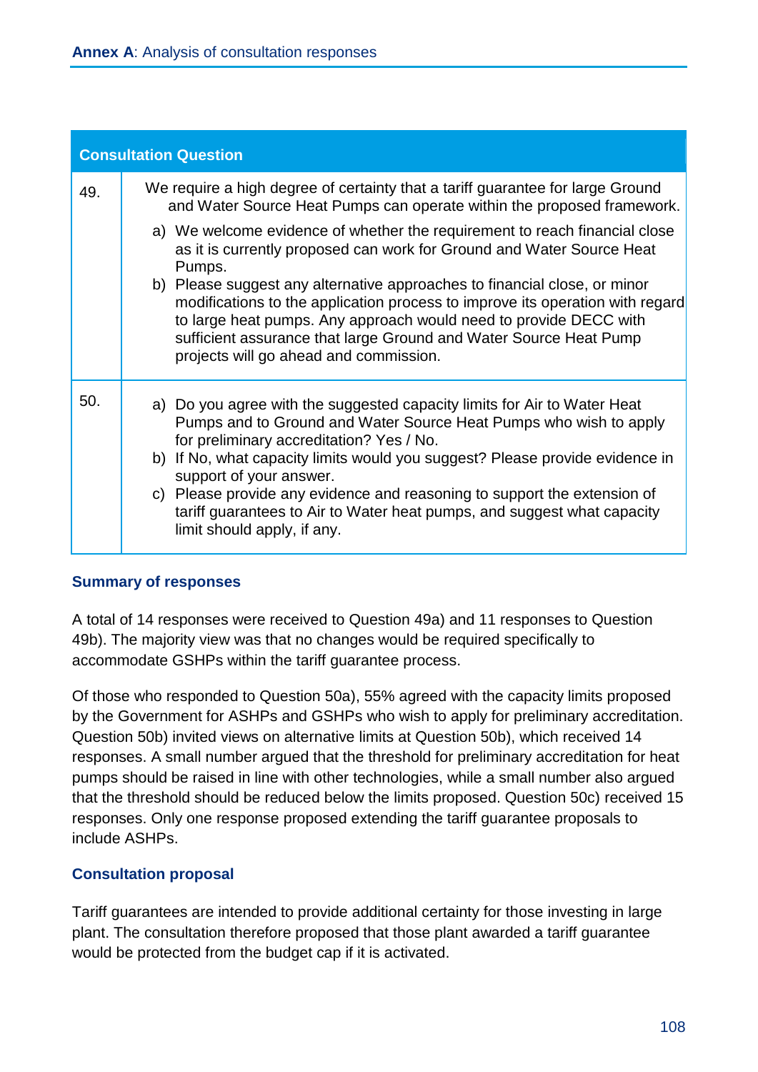| Consultation Question | |
|---|---|
| 49. | We require a high degree of certainty that a tariff guarantee for large Ground and Water Source Heat Pumps can operate within the proposed framework.<br>a) We welcome evidence of whether the requirement to reach financial close as it is currently proposed can work for Ground and Water Source Heat Pumps.<br>b) Please suggest any alternative approaches to financial close, or minor modifications to the application process to improve its operation with regard to large heat pumps. Any approach would need to provide DECC with sufficient assurance that large Ground and Water Source Heat Pump projects will go ahead and commission. |
| 50. | a) Do you agree with the suggested capacity limits for Air to Water Heat Pumps and to Ground and Water Source Heat Pumps who wish to apply for preliminary accreditation? Yes / No.<br>b) If No, what capacity limits would you suggest? Please provide evidence in support of your answer.<br>c) Please provide any evidence and reasoning to support the extension of tariff guarantees to Air to Water heat pumps, and suggest what capacity limit should apply, if any. |

### Summary of responses

A total of 14 responses were received to Question 49a) and 11 responses to Question 49b). The majority view was that no changes would be required specifically to accommodate GSHPs within the tariff guarantee process.

Of those who responded to Question 50a), 55% agreed with the capacity limits proposed by the Government for ASHPs and GSHPs who wish to apply for preliminary accreditation. Question 50b) invited views on alternative limits at Question 50b), which received 14 responses. A small number argued that the threshold for preliminary accreditation for heat pumps should be raised in line with other technologies, while a small number also argued that the threshold should be reduced below the limits proposed. Question 50c) received 15 responses. Only one response proposed extending the tariff guarantee proposals to include ASHPs.

### Consultation proposal

Tariff guarantees are intended to provide additional certainty for those investing in large plant. The consultation therefore proposed that those plant awarded a tariff guarantee would be protected from the budget cap if it is activated.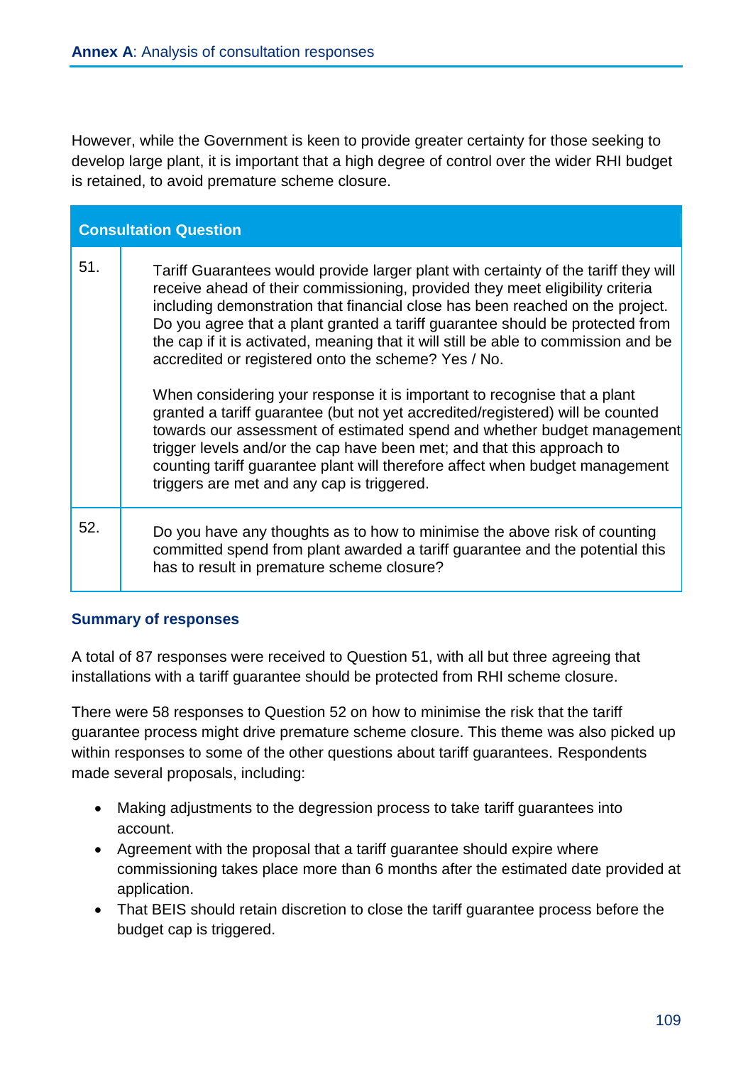However, while the Government is keen to provide greater certainty for those seeking to develop large plant, it is important that a high degree of control over the wider RHI budget is retained, to avoid premature scheme closure.

| Consultation Question | |
|---|---|
| 51. | Tariff Guarantees would provide larger plant with certainty of the tariff they will receive ahead of their commissioning, provided they meet eligibility criteria including demonstration that financial close has been reached on the project. Do you agree that a plant granted a tariff guarantee should be protected from the cap if it is activated, meaning that it will still be able to commission and be accredited or registered onto the scheme? Yes / No.<br><br>When considering your response it is important to recognise that a plant granted a tariff guarantee (but not yet accredited/registered) will be counted towards our assessment of estimated spend and whether budget management trigger levels and/or the cap have been met; and that this approach to counting tariff guarantee plant will therefore affect when budget management triggers are met and any cap is triggered. |
| 52. | Do you have any thoughts as to how to minimise the above risk of counting committed spend from plant awarded a tariff guarantee and the potential this has to result in premature scheme closure? |

### Summary of responses

A total of 87 responses were received to Question 51, with all but three agreeing that installations with a tariff guarantee should be protected from RHI scheme closure.

There were 58 responses to Question 52 on how to minimise the risk that the tariff guarantee process might drive premature scheme closure. This theme was also picked up within responses to some of the other questions about tariff guarantees. Respondents made several proposals, including:

- Making adjustments to the degression process to take tariff guarantees into account.
- Agreement with the proposal that a tariff guarantee should expire where commissioning takes place more than 6 months after the estimated date provided at application.
- That BEIS should retain discretion to close the tariff guarantee process before the budget cap is triggered.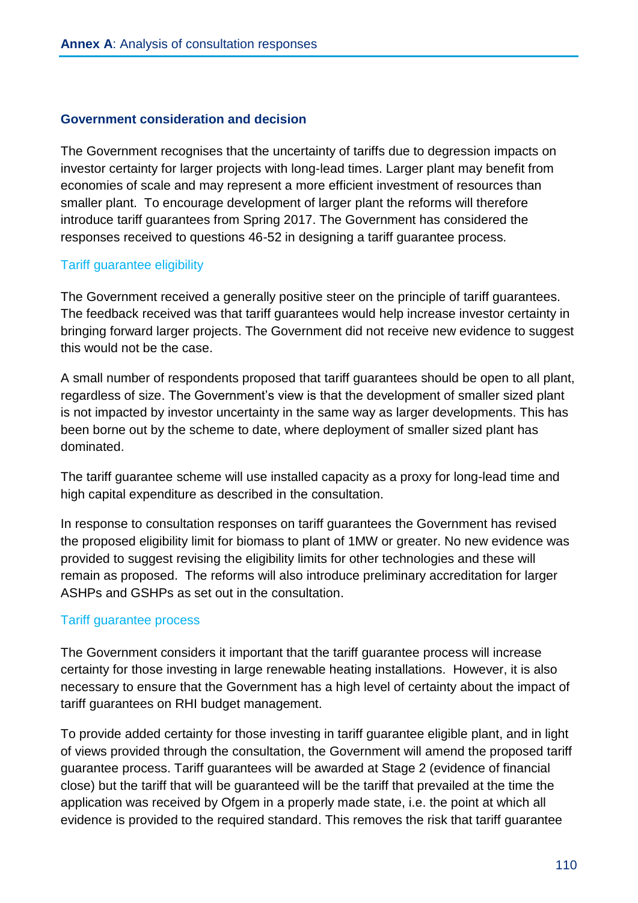### Government consideration and decision

The Government recognises that the uncertainty of tariffs due to degression impacts on investor certainty for larger projects with long-lead times. Larger plant may benefit from economies of scale and may represent a more efficient investment of resources than smaller plant. To encourage development of larger plant the reforms will therefore introduce tariff guarantees from Spring 2017. The Government has considered the responses received to questions 46-52 in designing a tariff guarantee process.

#### Tariff guarantee eligibility

The Government received a generally positive steer on the principle of tariff guarantees. The feedback received was that tariff guarantees would help increase investor certainty in bringing forward larger projects. The Government did not receive new evidence to suggest this would not be the case.

A small number of respondents proposed that tariff guarantees should be open to all plant, regardless of size. The Government's view is that the development of smaller sized plant is not impacted by investor uncertainty in the same way as larger developments. This has been borne out by the scheme to date, where deployment of smaller sized plant has dominated.

The tariff guarantee scheme will use installed capacity as a proxy for long-lead time and high capital expenditure as described in the consultation.

In response to consultation responses on tariff guarantees the Government has revised the proposed eligibility limit for biomass to plant of 1MW or greater. No new evidence was provided to suggest revising the eligibility limits for other technologies and these will remain as proposed. The reforms will also introduce preliminary accreditation for larger ASHPs and GSHPs as set out in the consultation.

#### Tariff guarantee process

The Government considers it important that the tariff guarantee process will increase certainty for those investing in large renewable heating installations. However, it is also necessary to ensure that the Government has a high level of certainty about the impact of tariff guarantees on RHI budget management.

To provide added certainty for those investing in tariff guarantee eligible plant, and in light of views provided through the consultation, the Government will amend the proposed tariff guarantee process. Tariff guarantees will be awarded at Stage 2 (evidence of financial close) but the tariff that will be guaranteed will be the tariff that prevailed at the time the application was received by Ofgem in a properly made state, i.e. the point at which all evidence is provided to the required standard. This removes the risk that tariff guarantee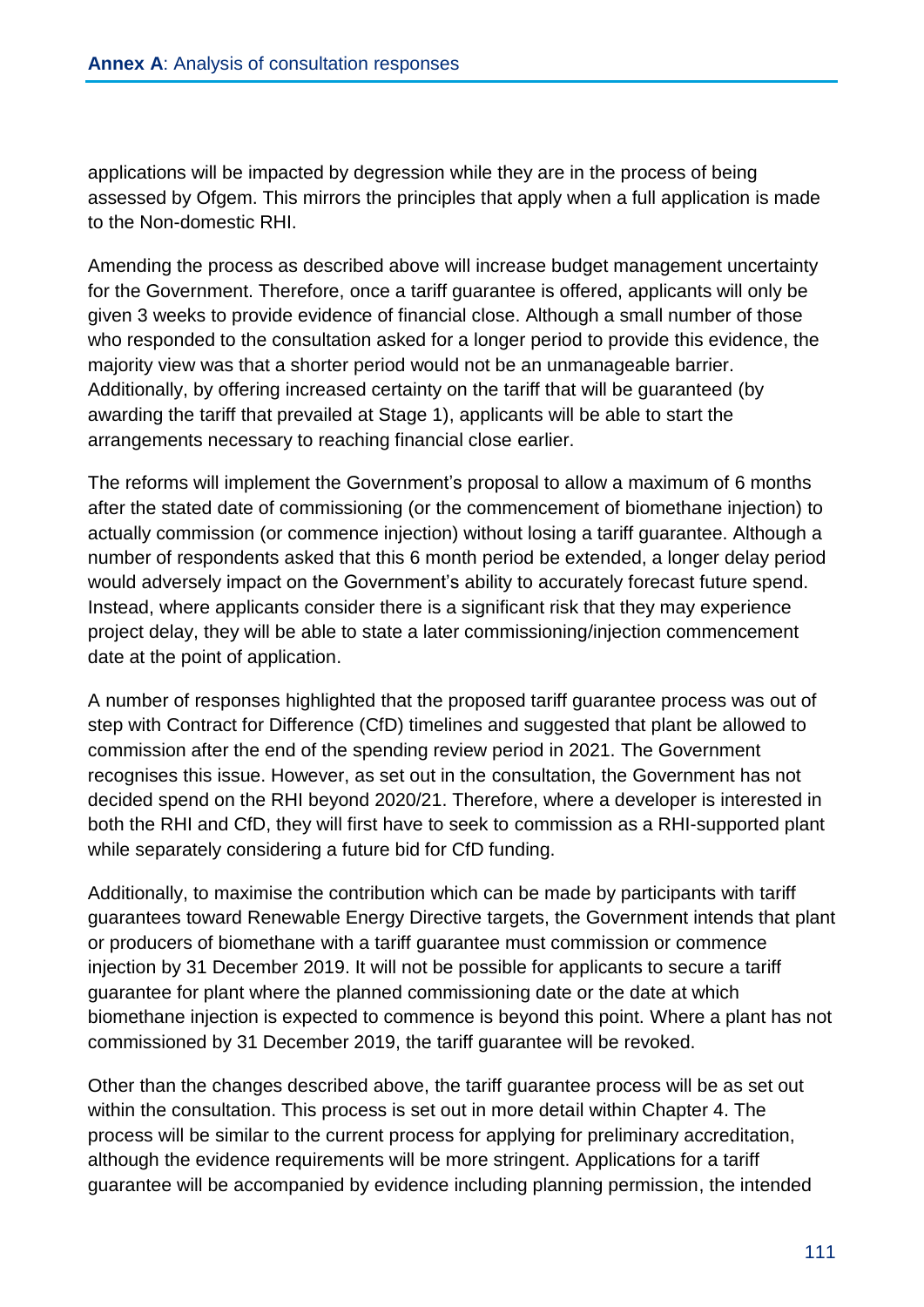applications will be impacted by degression while they are in the process of being assessed by Ofgem. This mirrors the principles that apply when a full application is made to the Non-domestic RHI.

Amending the process as described above will increase budget management uncertainty for the Government. Therefore, once a tariff guarantee is offered, applicants will only be given 3 weeks to provide evidence of financial close. Although a small number of those who responded to the consultation asked for a longer period to provide this evidence, the majority view was that a shorter period would not be an unmanageable barrier. Additionally, by offering increased certainty on the tariff that will be guaranteed (by awarding the tariff that prevailed at Stage 1), applicants will be able to start the arrangements necessary to reaching financial close earlier.

The reforms will implement the Government's proposal to allow a maximum of 6 months after the stated date of commissioning (or the commencement of biomethane injection) to actually commission (or commence injection) without losing a tariff guarantee. Although a number of respondents asked that this 6 month period be extended, a longer delay period would adversely impact on the Government's ability to accurately forecast future spend. Instead, where applicants consider there is a significant risk that they may experience project delay, they will be able to state a later commissioning/injection commencement date at the point of application.

A number of responses highlighted that the proposed tariff guarantee process was out of step with Contract for Difference (CfD) timelines and suggested that plant be allowed to commission after the end of the spending review period in 2021. The Government recognises this issue. However, as set out in the consultation, the Government has not decided spend on the RHI beyond 2020/21. Therefore, where a developer is interested in both the RHI and CfD, they will first have to seek to commission as a RHI-supported plant while separately considering a future bid for CfD funding.

Additionally, to maximise the contribution which can be made by participants with tariff guarantees toward Renewable Energy Directive targets, the Government intends that plant or producers of biomethane with a tariff guarantee must commission or commence injection by 31 December 2019. It will not be possible for applicants to secure a tariff guarantee for plant where the planned commissioning date or the date at which biomethane injection is expected to commence is beyond this point. Where a plant has not commissioned by 31 December 2019, the tariff guarantee will be revoked.

Other than the changes described above, the tariff guarantee process will be as set out within the consultation. This process is set out in more detail within Chapter 4. The process will be similar to the current process for applying for preliminary accreditation, although the evidence requirements will be more stringent. Applications for a tariff guarantee will be accompanied by evidence including planning permission, the intended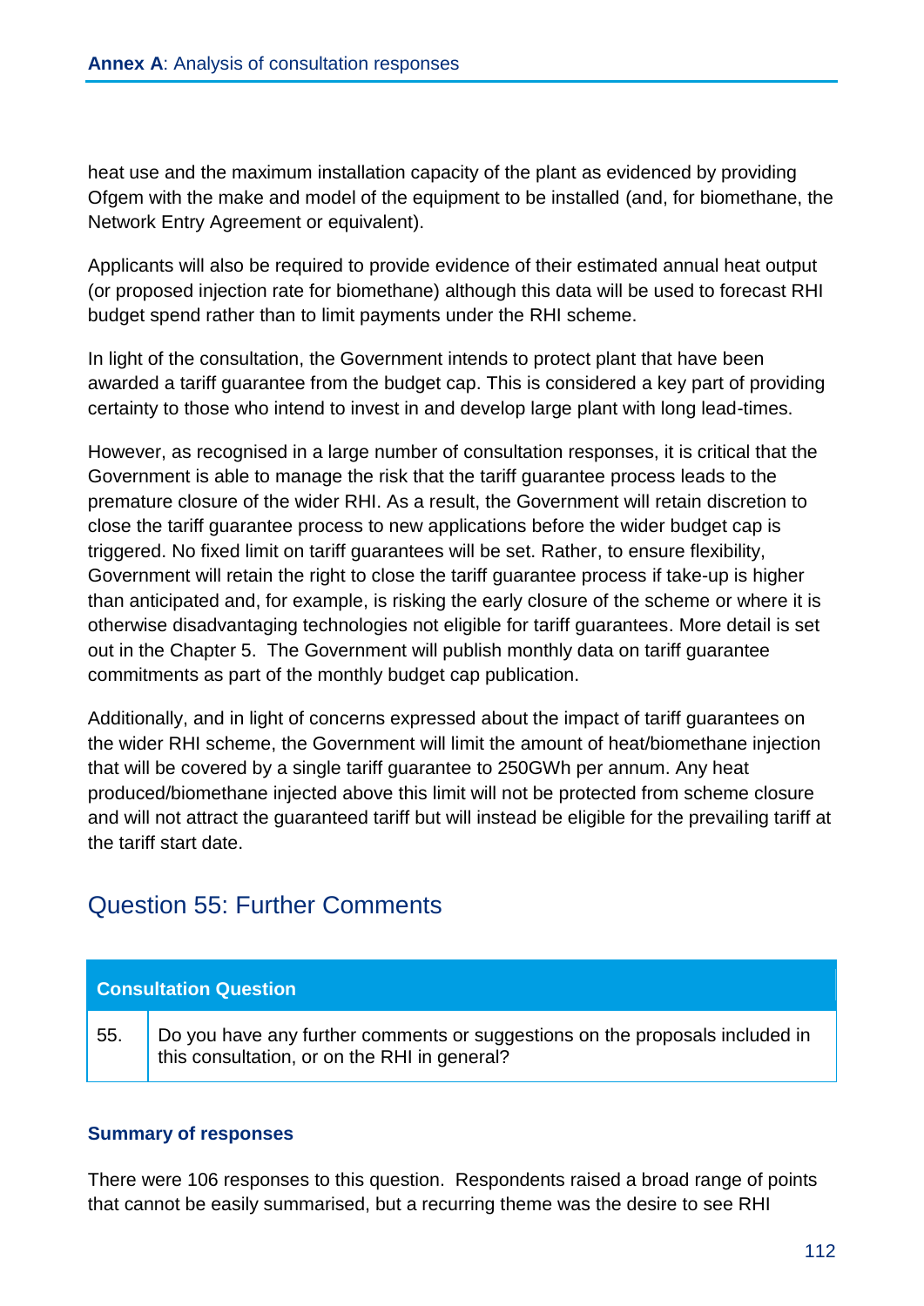heat use and the maximum installation capacity of the plant as evidenced by providing Ofgem with the make and model of the equipment to be installed (and, for biomethane, the Network Entry Agreement or equivalent).

Applicants will also be required to provide evidence of their estimated annual heat output (or proposed injection rate for biomethane) although this data will be used to forecast RHI budget spend rather than to limit payments under the RHI scheme.

In light of the consultation, the Government intends to protect plant that have been awarded a tariff guarantee from the budget cap. This is considered a key part of providing certainty to those who intend to invest in and develop large plant with long lead-times.

However, as recognised in a large number of consultation responses, it is critical that the Government is able to manage the risk that the tariff guarantee process leads to the premature closure of the wider RHI. As a result, the Government will retain discretion to close the tariff guarantee process to new applications before the wider budget cap is triggered. No fixed limit on tariff guarantees will be set. Rather, to ensure flexibility, Government will retain the right to close the tariff guarantee process if take-up is higher than anticipated and, for example, is risking the early closure of the scheme or where it is otherwise disadvantaging technologies not eligible for tariff guarantees. More detail is set out in the Chapter 5. The Government will publish monthly data on tariff guarantee commitments as part of the monthly budget cap publication.

Additionally, and in light of concerns expressed about the impact of tariff guarantees on the wider RHI scheme, the Government will limit the amount of heat/biomethane injection that will be covered by a single tariff guarantee to 250GWh per annum. Any heat produced/biomethane injected above this limit will not be protected from scheme closure and will not attract the guaranteed tariff but will instead be eligible for the prevailing tariff at the tariff start date.

## Question 55: Further Comments

| Consultation Question | |
|---|---|
| 55. | Do you have any further comments or suggestions on the proposals included in this consultation, or on the RHI in general? |

### Summary of responses

There were 106 responses to this question. Respondents raised a broad range of points that cannot be easily summarised, but a recurring theme was the desire to see RHI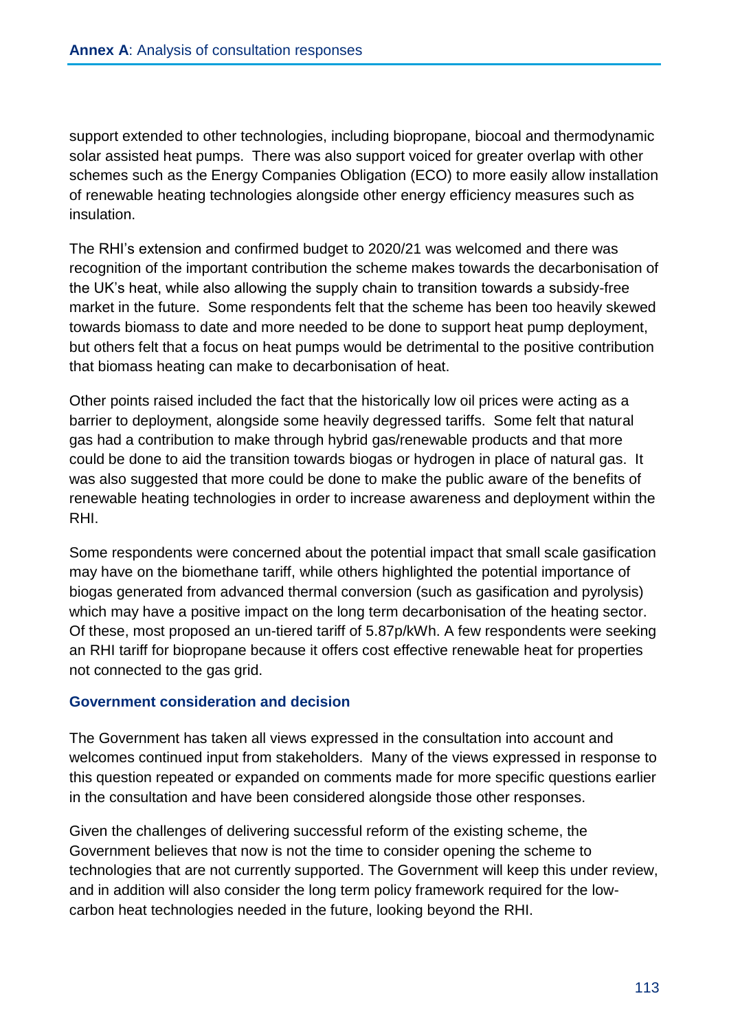support extended to other technologies, including biopropane, biocoal and thermodynamic solar assisted heat pumps. There was also support voiced for greater overlap with other schemes such as the Energy Companies Obligation (ECO) to more easily allow installation of renewable heating technologies alongside other energy efficiency measures such as insulation.

The RHI's extension and confirmed budget to 2020/21 was welcomed and there was recognition of the important contribution the scheme makes towards the decarbonisation of the UK's heat, while also allowing the supply chain to transition towards a subsidy-free market in the future. Some respondents felt that the scheme has been too heavily skewed towards biomass to date and more needed to be done to support heat pump deployment, but others felt that a focus on heat pumps would be detrimental to the positive contribution that biomass heating can make to decarbonisation of heat.

Other points raised included the fact that the historically low oil prices were acting as a barrier to deployment, alongside some heavily degressed tariffs. Some felt that natural gas had a contribution to make through hybrid gas/renewable products and that more could be done to aid the transition towards biogas or hydrogen in place of natural gas. It was also suggested that more could be done to make the public aware of the benefits of renewable heating technologies in order to increase awareness and deployment within the RHI.

Some respondents were concerned about the potential impact that small scale gasification may have on the biomethane tariff, while others highlighted the potential importance of biogas generated from advanced thermal conversion (such as gasification and pyrolysis) which may have a positive impact on the long term decarbonisation of the heating sector. Of these, most proposed an un-tiered tariff of 5.87p/kWh. A few respondents were seeking an RHI tariff for biopropane because it offers cost effective renewable heat for properties not connected to the gas grid.

### Government consideration and decision

The Government has taken all views expressed in the consultation into account and welcomes continued input from stakeholders. Many of the views expressed in response to this question repeated or expanded on comments made for more specific questions earlier in the consultation and have been considered alongside those other responses.

Given the challenges of delivering successful reform of the existing scheme, the Government believes that now is not the time to consider opening the scheme to technologies that are not currently supported. The Government will keep this under review, and in addition will also consider the long term policy framework required for the low-carbon heat technologies needed in the future, looking beyond the RHI.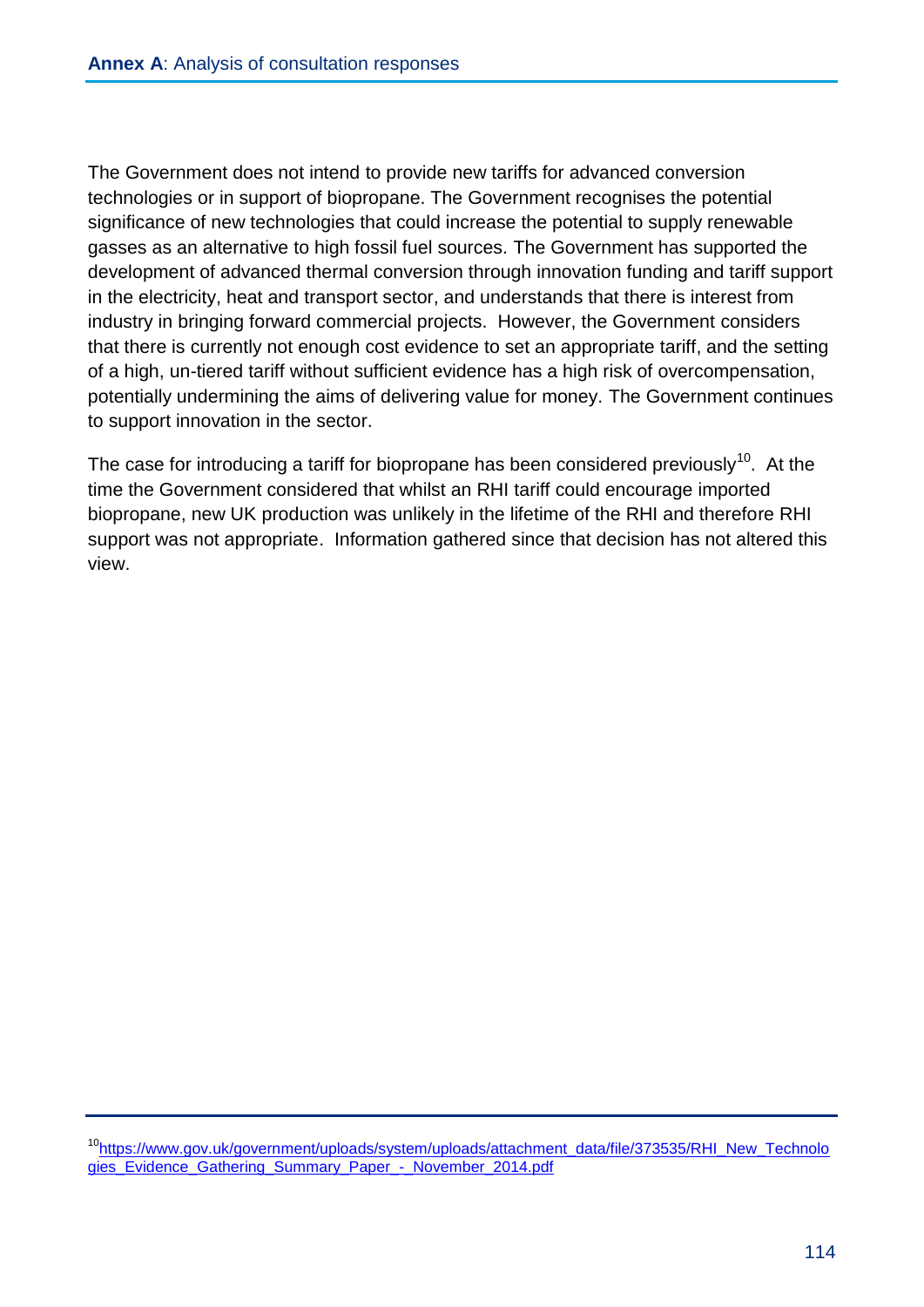The Government does not intend to provide new tariffs for advanced conversion technologies or in support of biopropane. The Government recognises the potential significance of new technologies that could increase the potential to supply renewable gasses as an alternative to high fossil fuel sources. The Government has supported the development of advanced thermal conversion through innovation funding and tariff support in the electricity, heat and transport sector, and understands that there is interest from industry in bringing forward commercial projects. However, the Government considers that there is currently not enough cost evidence to set an appropriate tariff, and the setting of a high, un-tiered tariff without sufficient evidence has a high risk of overcompensation, potentially undermining the aims of delivering value for money. The Government continues to support innovation in the sector.

The case for introducing a tariff for biopropane has been considered previously[10]. At the time the Government considered that whilst an RHI tariff could encourage imported biopropane, new UK production was unlikely in the lifetime of the RHI and therefore RHI support was not appropriate. Information gathered since that decision has not altered this view.

[10] https://www.gov.uk/government/uploads/system/uploads/attachment_data/file/373535/RHI_New_Technologies_Evidence_Gathering_Summary_Paper_-_November_2014.pdf